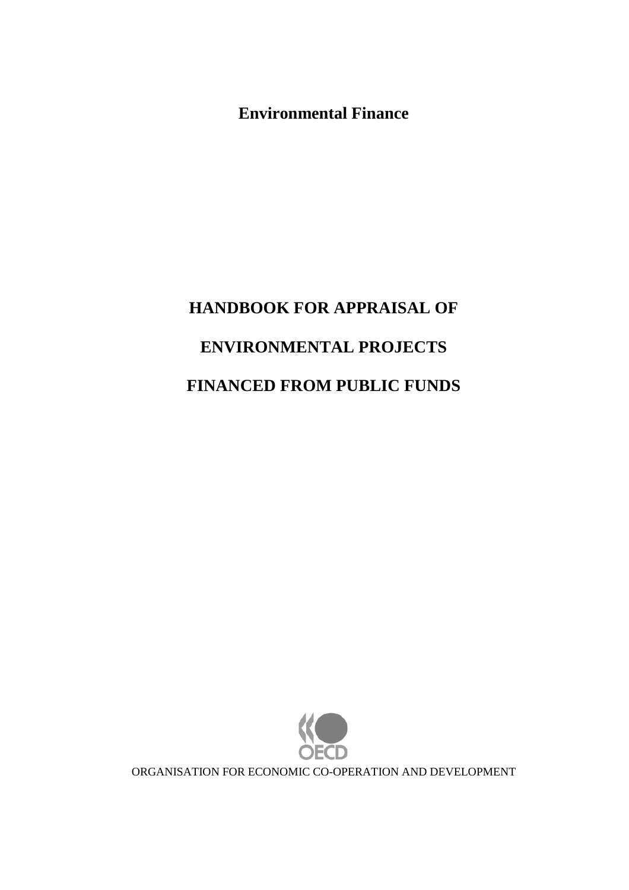**Environmental Finance**

# HANDBOOK FOR APPRAISAL OF

# ENVIRONMENTAL PROJECTS

# FINANCED FROM PUBLIC FUNDS

OECD

ORGANISATION FOR ECONOMIC CO-OPERATION AND DEVELOPMENT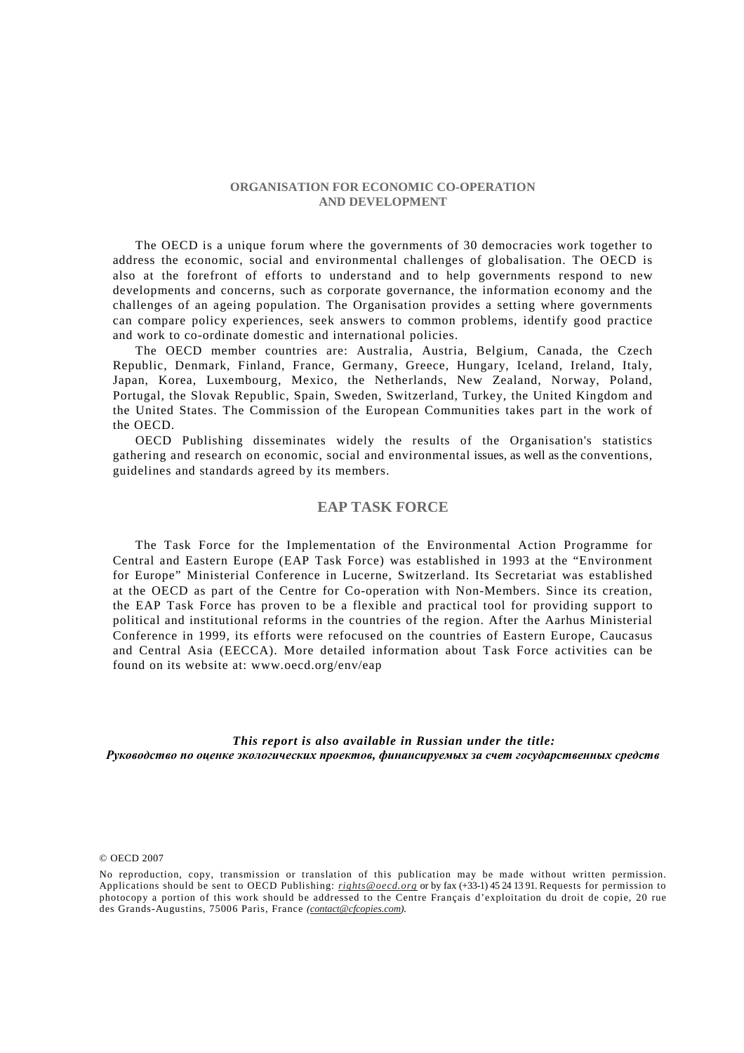**ORGANISATION FOR ECONOMIC CO-OPERATION AND DEVELOPMENT**

The OECD is a unique forum where the governments of 30 democracies work together to address the economic, social and environmental challenges of globalisation. The OECD is also at the forefront of efforts to understand and to help governments respond to new developments and concerns, such as corporate governance, the information economy and the challenges of an ageing population. The Organisation provides a setting where governments can compare policy experiences, seek answers to common problems, identify good practice and work to co-ordinate domestic and international policies.

The OECD member countries are: Australia, Austria, Belgium, Canada, the Czech Republic, Denmark, Finland, France, Germany, Greece, Hungary, Iceland, Ireland, Italy, Japan, Korea, Luxembourg, Mexico, the Netherlands, New Zealand, Norway, Poland, Portugal, the Slovak Republic, Spain, Sweden, Switzerland, Turkey, the United Kingdom and the United States. The Commission of the European Communities takes part in the work of the OECD.

OECD Publishing disseminates widely the results of the Organisation's statistics gathering and research on economic, social and environmental issues, as well as the conventions, guidelines and standards agreed by its members.

## EAP TASK FORCE

The Task Force for the Implementation of the Environmental Action Programme for Central and Eastern Europe (EAP Task Force) was established in 1993 at the “Environment for Europe” Ministerial Conference in Lucerne, Switzerland. Its Secretariat was established at the OECD as part of the Centre for Co-operation with Non-Members. Since its creation, the EAP Task Force has proven to be a flexible and practical tool for providing support to political and institutional reforms in the countries of the region. After the Aarhus Ministerial Conference in 1999, its efforts were refocused on the countries of Eastern Europe, Caucasus and Central Asia (EECCA). More detailed information about Task Force activities can be found on its website at: www.oecd.org/env/eap

***This report is also available in Russian under the title:***
***Руководство по оценке экологических проектов, финансируемых за счет государственных средств***

© OECD 2007

No reproduction, copy, transmission or translation of this publication may be made without written permission. Applications should be sent to OECD Publishing: *rights@oecd.org* or by fax (+33-1) 45 24 13 91. Requests for permission to photocopy a portion of this work should be addressed to the Centre Français d’exploitation du droit de copie, 20 rue des Grands-Augustins, 75006 Paris, France *(contact@cfcopies.com)*.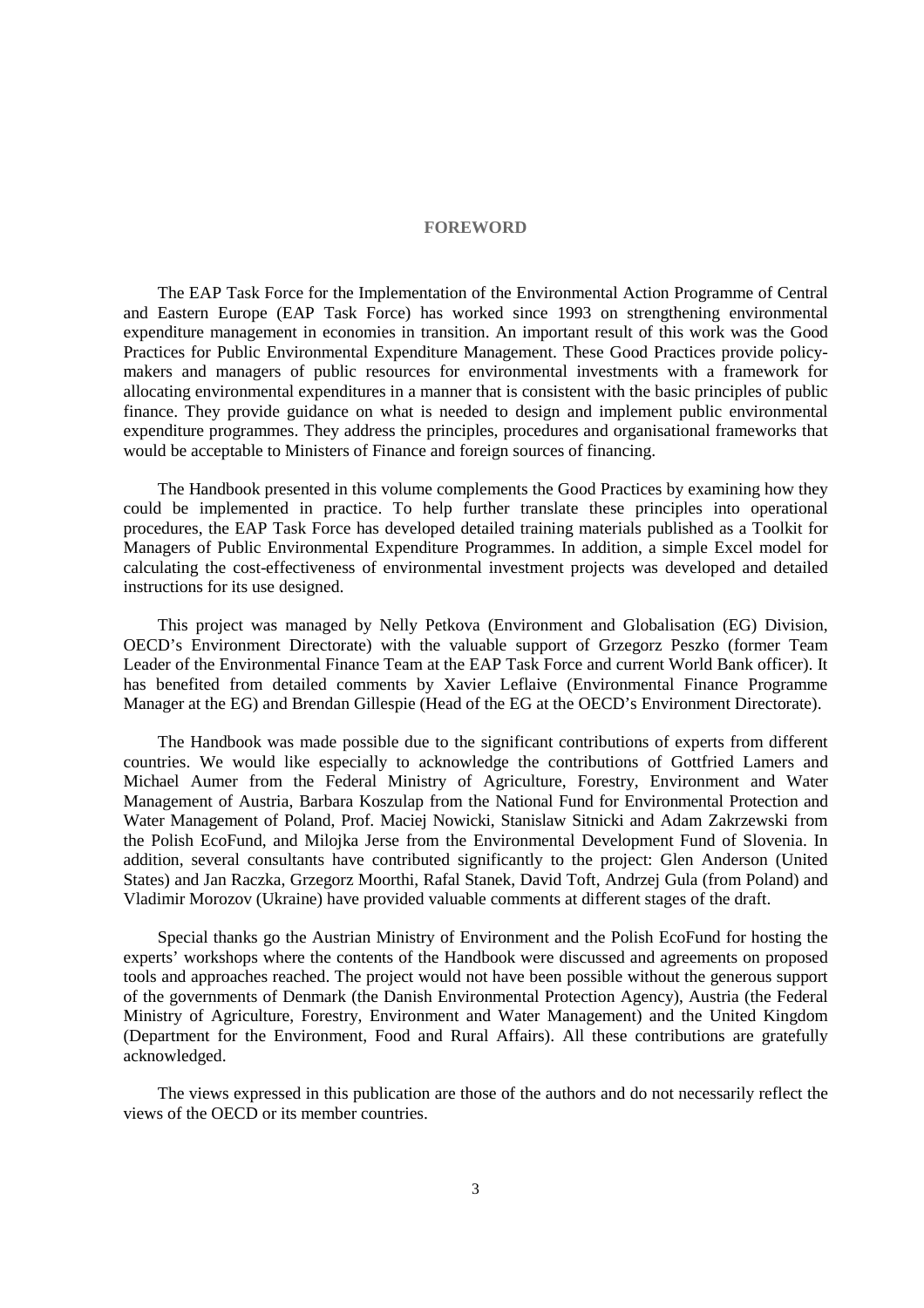# FOREWORD

The EAP Task Force for the Implementation of the Environmental Action Programme of Central and Eastern Europe (EAP Task Force) has worked since 1993 on strengthening environmental expenditure management in economies in transition. An important result of this work was the Good Practices for Public Environmental Expenditure Management. These Good Practices provide policy-makers and managers of public resources for environmental investments with a framework for allocating environmental expenditures in a manner that is consistent with the basic principles of public finance. They provide guidance on what is needed to design and implement public environmental expenditure programmes. They address the principles, procedures and organisational frameworks that would be acceptable to Ministers of Finance and foreign sources of financing.

The Handbook presented in this volume complements the Good Practices by examining how they could be implemented in practice. To help further translate these principles into operational procedures, the EAP Task Force has developed detailed training materials published as a Toolkit for Managers of Public Environmental Expenditure Programmes. In addition, a simple Excel model for calculating the cost-effectiveness of environmental investment projects was developed and detailed instructions for its use designed.

This project was managed by Nelly Petkova (Environment and Globalisation (EG) Division, OECD's Environment Directorate) with the valuable support of Grzegorz Peszko (former Team Leader of the Environmental Finance Team at the EAP Task Force and current World Bank officer). It has benefited from detailed comments by Xavier Leflaive (Environmental Finance Programme Manager at the EG) and Brendan Gillespie (Head of the EG at the OECD's Environment Directorate).

The Handbook was made possible due to the significant contributions of experts from different countries. We would like especially to acknowledge the contributions of Gottfried Lamers and Michael Aumer from the Federal Ministry of Agriculture, Forestry, Environment and Water Management of Austria, Barbara Koszulap from the National Fund for Environmental Protection and Water Management of Poland, Prof. Maciej Nowicki, Stanislaw Sitnicki and Adam Zakrzewski from the Polish EcoFund, and Milojka Jerse from the Environmental Development Fund of Slovenia. In addition, several consultants have contributed significantly to the project: Glen Anderson (United States) and Jan Raczka, Grzegorz Moorthi, Rafal Stanek, David Toft, Andrzej Gula (from Poland) and Vladimir Morozov (Ukraine) have provided valuable comments at different stages of the draft.

Special thanks go the Austrian Ministry of Environment and the Polish EcoFund for hosting the experts' workshops where the contents of the Handbook were discussed and agreements on proposed tools and approaches reached. The project would not have been possible without the generous support of the governments of Denmark (the Danish Environmental Protection Agency), Austria (the Federal Ministry of Agriculture, Forestry, Environment and Water Management) and the United Kingdom (Department for the Environment, Food and Rural Affairs). All these contributions are gratefully acknowledged.

The views expressed in this publication are those of the authors and do not necessarily reflect the views of the OECD or its member countries.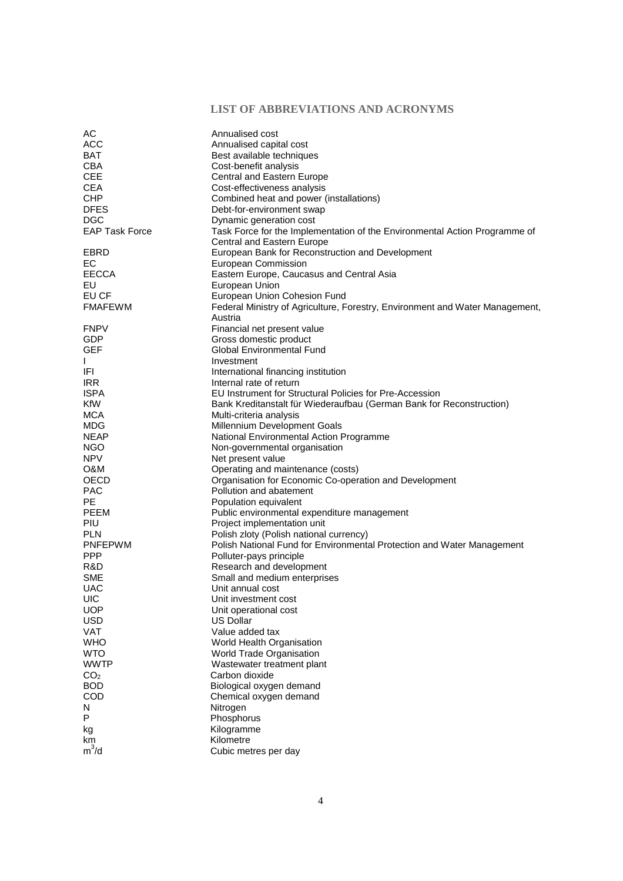## LIST OF ABBREVIATIONS AND ACRONYMS

| | |
|---|---|
| AC | Annualised cost |
| ACC | Annualised capital cost |
| BAT | Best available techniques |
| CBA | Cost-benefit analysis |
| CEE | Central and Eastern Europe |
| CEA | Cost-effectiveness analysis |
| CHP | Combined heat and power (installations) |
| DFES | Debt-for-environment swap |
| DGC | Dynamic generation cost |
| EAP Task Force | Task Force for the Implementation of the Environmental Action Programme of Central and Eastern Europe |
| EBRD | European Bank for Reconstruction and Development |
| EC | European Commission |
| EECCA | Eastern Europe, Caucasus and Central Asia |
| EU | European Union |
| EU CF | European Union Cohesion Fund |
| FMAFEWM | Federal Ministry of Agriculture, Forestry, Environment and Water Management, Austria |
| FNPV | Financial net present value |
| GDP | Gross domestic product |
| GEF | Global Environmental Fund |
| I | Investment |
| IFI | International financing institution |
| IRR | Internal rate of return |
| ISPA | EU Instrument for Structural Policies for Pre-Accession |
| KfW | Bank Kreditanstalt für Wiederaufbau (German Bank for Reconstruction) |
| MCA | Multi-criteria analysis |
| MDG | Millennium Development Goals |
| NEAP | National Environmental Action Programme |
| NGO | Non-governmental organisation |
| NPV | Net present value |
| O&M | Operating and maintenance (costs) |
| OECD | Organisation for Economic Co-operation and Development |
| PAC | Pollution and abatement |
| PE | Population equivalent |
| PEEM | Public environmental expenditure management |
| PIU | Project implementation unit |
| PLN | Polish zloty (Polish national currency) |
| PNFEPWM | Polish National Fund for Environmental Protection and Water Management |
| PPP | Polluter-pays principle |
| R&D | Research and development |
| SME | Small and medium enterprises |
| UAC | Unit annual cost |
| UIC | Unit investment cost |
| UOP | Unit operational cost |
| USD | US Dollar |
| VAT | Value added tax |
| WHO | World Health Organisation |
| WTO | World Trade Organisation |
| WWTP | Wastewater treatment plant |
| $CO_2$ | Carbon dioxide |
| BOD | Biological oxygen demand |
| COD | Chemical oxygen demand |
| N | Nitrogen |
| P | Phosphorus |
| kg | Kilogramme |
| km | Kilometre |
| $m^3/d$ | Cubic metres per day |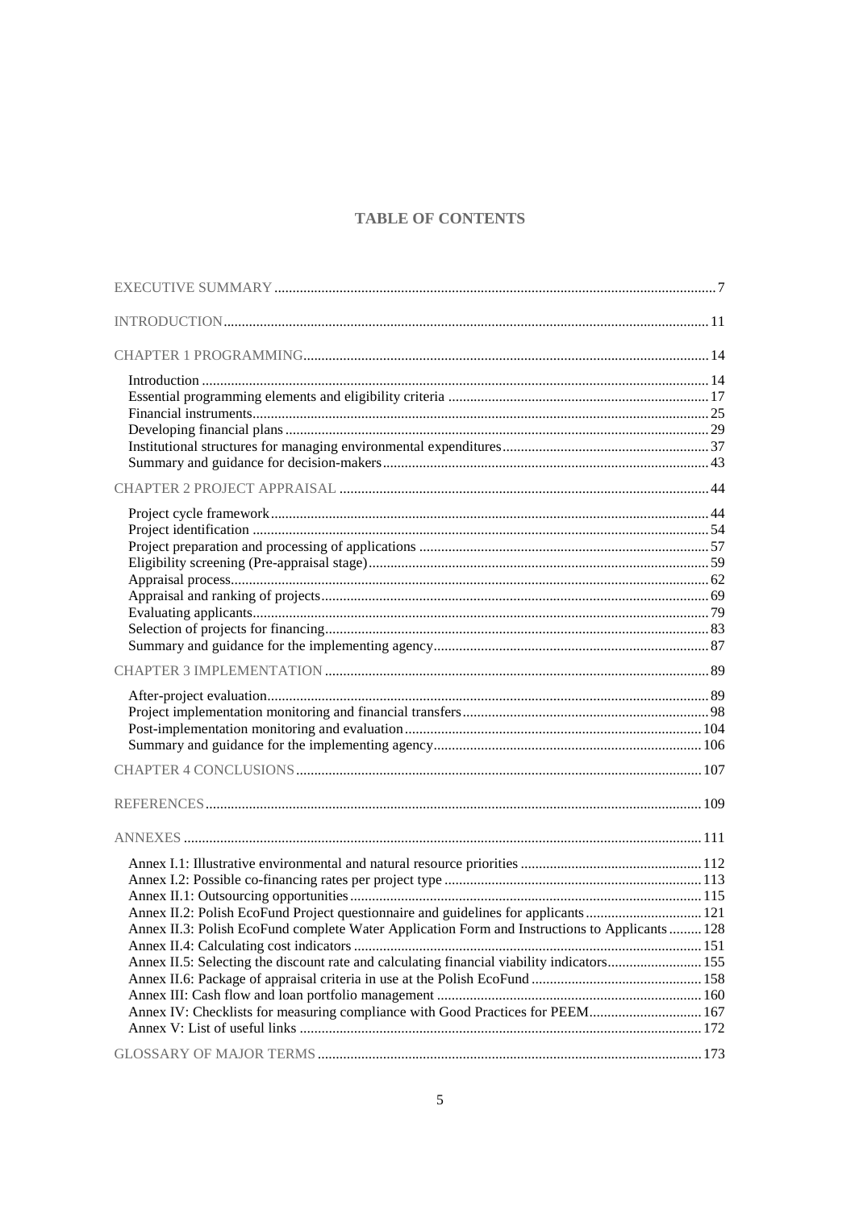# TABLE OF CONTENTS

EXECUTIVE SUMMARY ........ 7

INTRODUCTION ........ 11

CHAPTER 1 PROGRAMMING ........ 14

- Introduction ........ 14
- Essential programming elements and eligibility criteria ........ 17
- Financial instruments ........ 25
- Developing financial plans ........ 29
- Institutional structures for managing environmental expenditures ........ 37
- Summary and guidance for decision-makers ........ 43

CHAPTER 2 PROJECT APPRAISAL ........ 44

- Project cycle framework ........ 44
- Project identification ........ 54
- Project preparation and processing of applications ........ 57
- Eligibility screening (Pre-appraisal stage) ........ 59
- Appraisal process ........ 62
- Appraisal and ranking of projects ........ 69
- Evaluating applicants ........ 79
- Selection of projects for financing ........ 83
- Summary and guidance for the implementing agency ........ 87

CHAPTER 3 IMPLEMENTATION ........ 89

- After-project evaluation ........ 89
- Project implementation monitoring and financial transfers ........ 98
- Post-implementation monitoring and evaluation ........ 104
- Summary and guidance for the implementing agency ........ 106

CHAPTER 4 CONCLUSIONS ........ 107

REFERENCES ........ 109

ANNEXES ........ 111

- Annex I.1: Illustrative environmental and natural resource priorities ........ 112
- Annex I.2: Possible co-financing rates per project type ........ 113
- Annex II.1: Outsourcing opportunities ........ 115
- Annex II.2: Polish EcoFund Project questionnaire and guidelines for applicants ........ 121
- Annex II.3: Polish EcoFund complete Water Application Form and Instructions to Applicants ........ 128
- Annex II.4: Calculating cost indicators ........ 151
- Annex II.5: Selecting the discount rate and calculating financial viability indicators ........ 155
- Annex II.6: Package of appraisal criteria in use at the Polish EcoFund ........ 158
- Annex III: Cash flow and loan portfolio management ........ 160
- Annex IV: Checklists for measuring compliance with Good Practices for PEEM ........ 167
- Annex V: List of useful links ........ 172

GLOSSARY OF MAJOR TERMS ........ 173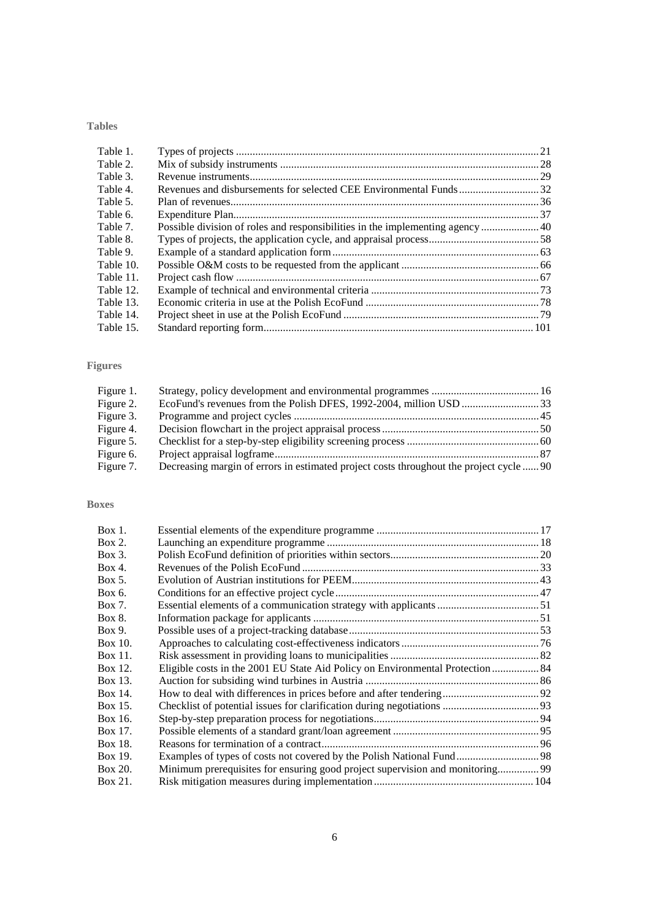**Tables**

| | | |
|---|---|---|
| Table 1. | Types of projects | 21 |
| Table 2. | Mix of subsidy instruments | 28 |
| Table 3. | Revenue instruments | 29 |
| Table 4. | Revenues and disbursements for selected CEE Environmental Funds | 32 |
| Table 5. | Plan of revenues | 36 |
| Table 6. | Expenditure Plan | 37 |
| Table 7. | Possible division of roles and responsibilities in the implementing agency | 40 |
| Table 8. | Types of projects, the application cycle, and appraisal process | 58 |
| Table 9. | Example of a standard application form | 63 |
| Table 10. | Possible O&M costs to be requested from the applicant | 66 |
| Table 11. | Project cash flow | 67 |
| Table 12. | Example of technical and environmental criteria | 73 |
| Table 13. | Economic criteria in use at the Polish EcoFund | 78 |
| Table 14. | Project sheet in use at the Polish EcoFund | 79 |
| Table 15. | Standard reporting form | 101 |

**Figures**

| | | |
|---|---|---|
| Figure 1. | Strategy, policy development and environmental programmes | 16 |
| Figure 2. | EcoFund's revenues from the Polish DFES, 1992-2004, million USD | 33 |
| Figure 3. | Programme and project cycles | 45 |
| Figure 4. | Decision flowchart in the project appraisal process | 50 |
| Figure 5. | Checklist for a step-by-step eligibility screening process | 60 |
| Figure 6. | Project appraisal logframe | 87 |
| Figure 7. | Decreasing margin of errors in estimated project costs throughout the project cycle | 90 |

**Boxes**

| | | |
|---|---|---|
| Box 1. | Essential elements of the expenditure programme | 17 |
| Box 2. | Launching an expenditure programme | 18 |
| Box 3. | Polish EcoFund definition of priorities within sectors | 20 |
| Box 4. | Revenues of the Polish EcoFund | 33 |
| Box 5. | Evolution of Austrian institutions for PEEM | 43 |
| Box 6. | Conditions for an effective project cycle | 47 |
| Box 7. | Essential elements of a communication strategy with applicants | 51 |
| Box 8. | Information package for applicants | 51 |
| Box 9. | Possible uses of a project-tracking database | 53 |
| Box 10. | Approaches to calculating cost-effectiveness indicators | 76 |
| Box 11. | Risk assessment in providing loans to municipalities | 82 |
| Box 12. | Eligible costs in the 2001 EU State Aid Policy on Environmental Protection | 84 |
| Box 13. | Auction for subsiding wind turbines in Austria | 86 |
| Box 14. | How to deal with differences in prices before and after tendering | 92 |
| Box 15. | Checklist of potential issues for clarification during negotiations | 93 |
| Box 16. | Step-by-step preparation process for negotiations | 94 |
| Box 17. | Possible elements of a standard grant/loan agreement | 95 |
| Box 18. | Reasons for termination of a contract | 96 |
| Box 19. | Examples of types of costs not covered by the Polish National Fund | 98 |
| Box 20. | Minimum prerequisites for ensuring good project supervision and monitoring | 99 |
| Box 21. | Risk mitigation measures during implementation | 104 |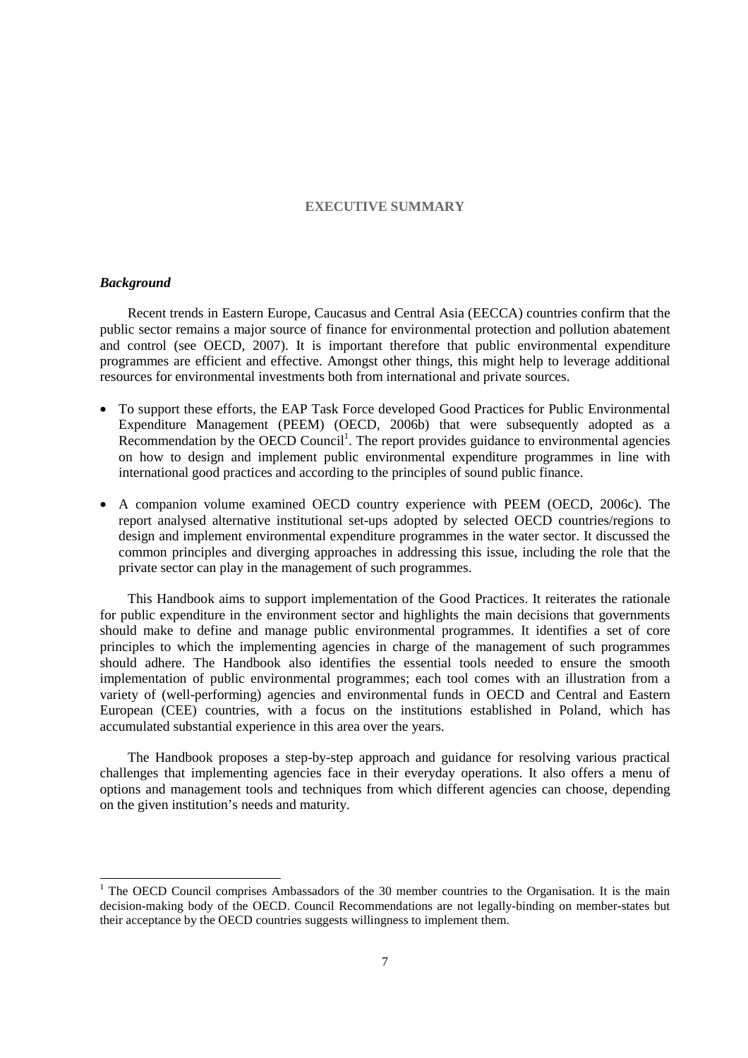# EXECUTIVE SUMMARY

### *Background*

Recent trends in Eastern Europe, Caucasus and Central Asia (EECCA) countries confirm that the public sector remains a major source of finance for environmental protection and pollution abatement and control (see OECD, 2007). It is important therefore that public environmental expenditure programmes are efficient and effective. Amongst other things, this might help to leverage additional resources for environmental investments both from international and private sources.

- To support these efforts, the EAP Task Force developed Good Practices for Public Environmental Expenditure Management (PEEM) (OECD, 2006b) that were subsequently adopted as a Recommendation by the OECD Council[1]. The report provides guidance to environmental agencies on how to design and implement public environmental expenditure programmes in line with international good practices and according to the principles of sound public finance.
- A companion volume examined OECD country experience with PEEM (OECD, 2006c). The report analysed alternative institutional set-ups adopted by selected OECD countries/regions to design and implement environmental expenditure programmes in the water sector. It discussed the common principles and diverging approaches in addressing this issue, including the role that the private sector can play in the management of such programmes.

This Handbook aims to support implementation of the Good Practices. It reiterates the rationale for public expenditure in the environment sector and highlights the main decisions that governments should make to define and manage public environmental programmes. It identifies a set of core principles to which the implementing agencies in charge of the management of such programmes should adhere. The Handbook also identifies the essential tools needed to ensure the smooth implementation of public environmental programmes; each tool comes with an illustration from a variety of (well-performing) agencies and environmental funds in OECD and Central and Eastern European (CEE) countries, with a focus on the institutions established in Poland, which has accumulated substantial experience in this area over the years.

The Handbook proposes a step-by-step approach and guidance for resolving various practical challenges that implementing agencies face in their everyday operations. It also offers a menu of options and management tools and techniques from which different agencies can choose, depending on the given institution's needs and maturity.

---

[1] The OECD Council comprises Ambassadors of the 30 member countries to the Organisation. It is the main decision-making body of the OECD. Council Recommendations are not legally-binding on member-states but their acceptance by the OECD countries suggests willingness to implement them.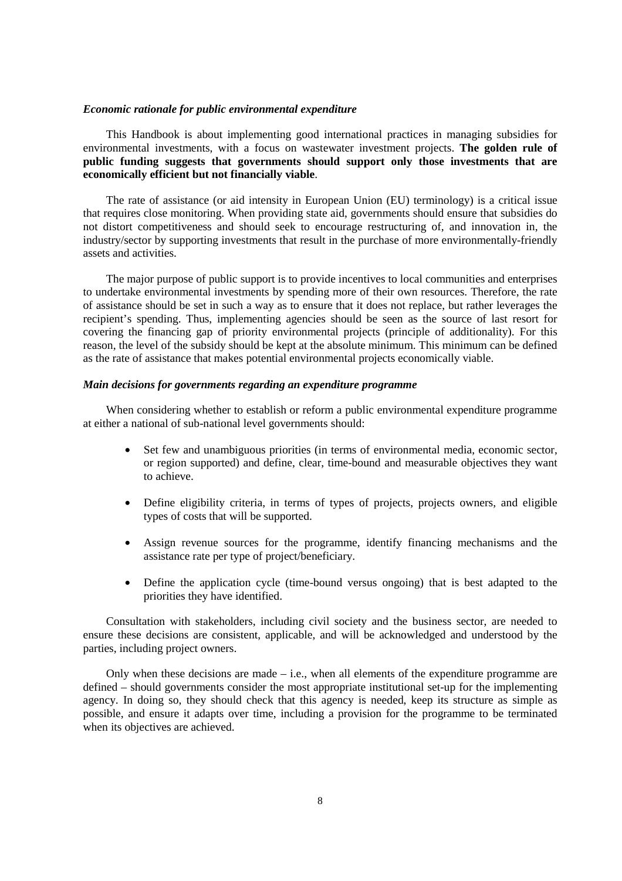### *Economic rationale for public environmental expenditure*

This Handbook is about implementing good international practices in managing subsidies for environmental investments, with a focus on wastewater investment projects. **The golden rule of public funding suggests that governments should support only those investments that are economically efficient but not financially viable**.

The rate of assistance (or aid intensity in European Union (EU) terminology) is a critical issue that requires close monitoring. When providing state aid, governments should ensure that subsidies do not distort competitiveness and should seek to encourage restructuring of, and innovation in, the industry/sector by supporting investments that result in the purchase of more environmentally-friendly assets and activities.

The major purpose of public support is to provide incentives to local communities and enterprises to undertake environmental investments by spending more of their own resources. Therefore, the rate of assistance should be set in such a way as to ensure that it does not replace, but rather leverages the recipient's spending. Thus, implementing agencies should be seen as the source of last resort for covering the financing gap of priority environmental projects (principle of additionality). For this reason, the level of the subsidy should be kept at the absolute minimum. This minimum can be defined as the rate of assistance that makes potential environmental projects economically viable.

### *Main decisions for governments regarding an expenditure programme*

When considering whether to establish or reform a public environmental expenditure programme at either a national of sub-national level governments should:

- Set few and unambiguous priorities (in terms of environmental media, economic sector, or region supported) and define, clear, time-bound and measurable objectives they want to achieve.
- Define eligibility criteria, in terms of types of projects, projects owners, and eligible types of costs that will be supported.
- Assign revenue sources for the programme, identify financing mechanisms and the assistance rate per type of project/beneficiary.
- Define the application cycle (time-bound versus ongoing) that is best adapted to the priorities they have identified.

Consultation with stakeholders, including civil society and the business sector, are needed to ensure these decisions are consistent, applicable, and will be acknowledged and understood by the parties, including project owners.

Only when these decisions are made – i.e., when all elements of the expenditure programme are defined – should governments consider the most appropriate institutional set-up for the implementing agency. In doing so, they should check that this agency is needed, keep its structure as simple as possible, and ensure it adapts over time, including a provision for the programme to be terminated when its objectives are achieved.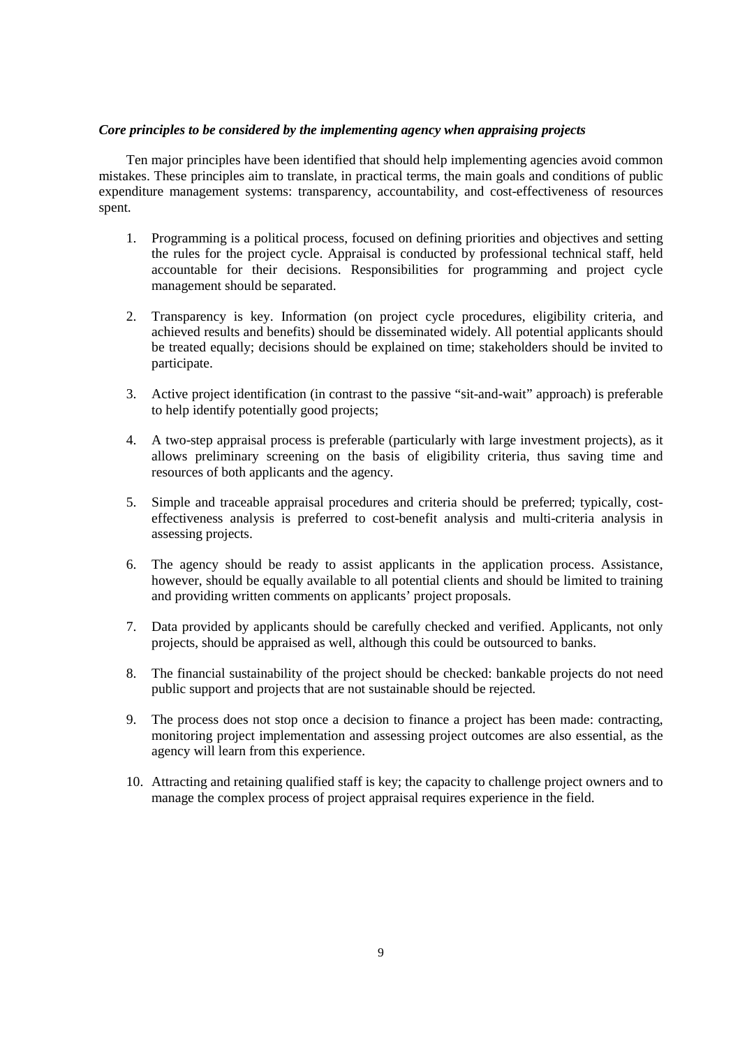***Core principles to be considered by the implementing agency when appraising projects***

Ten major principles have been identified that should help implementing agencies avoid common mistakes. These principles aim to translate, in practical terms, the main goals and conditions of public expenditure management systems: transparency, accountability, and cost-effectiveness of resources spent.

1. Programming is a political process, focused on defining priorities and objectives and setting the rules for the project cycle. Appraisal is conducted by professional technical staff, held accountable for their decisions. Responsibilities for programming and project cycle management should be separated.

2. Transparency is key. Information (on project cycle procedures, eligibility criteria, and achieved results and benefits) should be disseminated widely. All potential applicants should be treated equally; decisions should be explained on time; stakeholders should be invited to participate.

3. Active project identification (in contrast to the passive "sit-and-wait" approach) is preferable to help identify potentially good projects;

4. A two-step appraisal process is preferable (particularly with large investment projects), as it allows preliminary screening on the basis of eligibility criteria, thus saving time and resources of both applicants and the agency.

5. Simple and traceable appraisal procedures and criteria should be preferred; typically, cost-effectiveness analysis is preferred to cost-benefit analysis and multi-criteria analysis in assessing projects.

6. The agency should be ready to assist applicants in the application process. Assistance, however, should be equally available to all potential clients and should be limited to training and providing written comments on applicants' project proposals.

7. Data provided by applicants should be carefully checked and verified. Applicants, not only projects, should be appraised as well, although this could be outsourced to banks.

8. The financial sustainability of the project should be checked: bankable projects do not need public support and projects that are not sustainable should be rejected.

9. The process does not stop once a decision to finance a project has been made: contracting, monitoring project implementation and assessing project outcomes are also essential, as the agency will learn from this experience.

10. Attracting and retaining qualified staff is key; the capacity to challenge project owners and to manage the complex process of project appraisal requires experience in the field.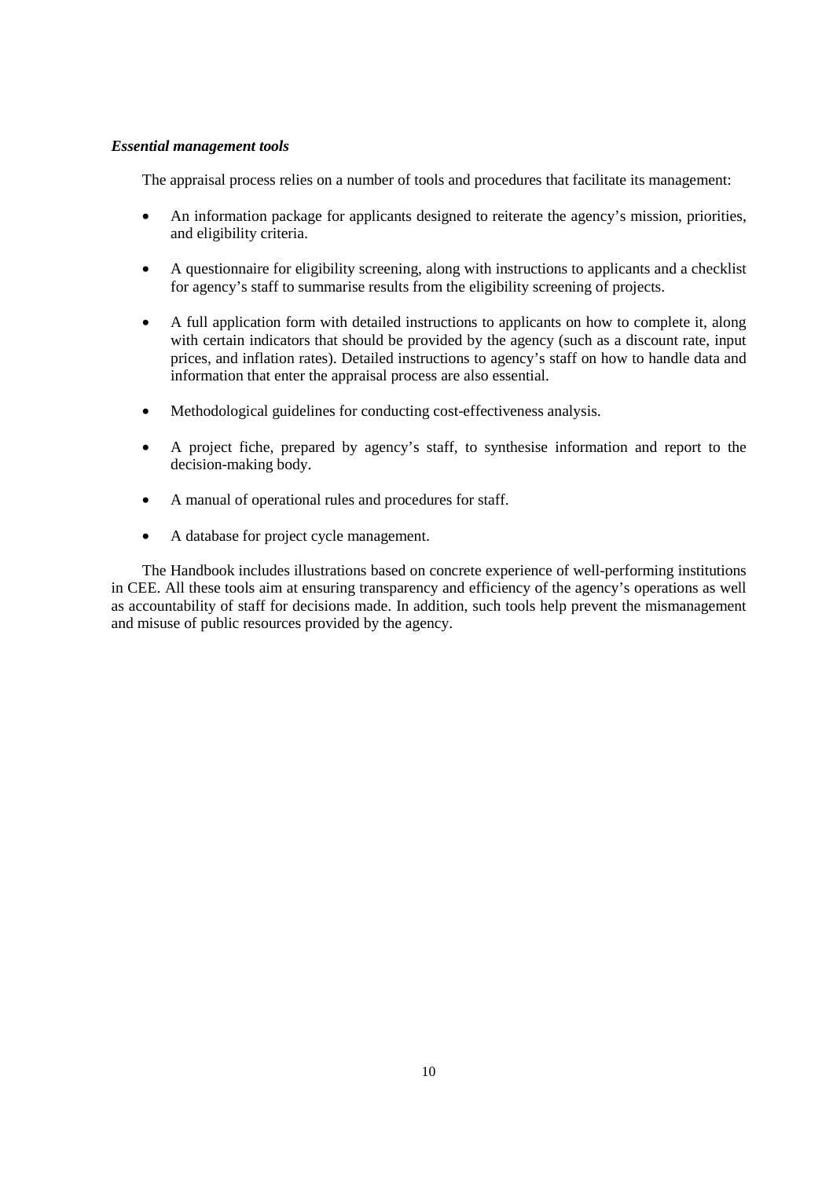***Essential management tools***

The appraisal process relies on a number of tools and procedures that facilitate its management:

- An information package for applicants designed to reiterate the agency's mission, priorities, and eligibility criteria.
- A questionnaire for eligibility screening, along with instructions to applicants and a checklist for agency's staff to summarise results from the eligibility screening of projects.
- A full application form with detailed instructions to applicants on how to complete it, along with certain indicators that should be provided by the agency (such as a discount rate, input prices, and inflation rates). Detailed instructions to agency's staff on how to handle data and information that enter the appraisal process are also essential.
- Methodological guidelines for conducting cost-effectiveness analysis.
- A project fiche, prepared by agency's staff, to synthesise information and report to the decision-making body.
- A manual of operational rules and procedures for staff.
- A database for project cycle management.

The Handbook includes illustrations based on concrete experience of well-performing institutions in CEE. All these tools aim at ensuring transparency and efficiency of the agency's operations as well as accountability of staff for decisions made. In addition, such tools help prevent the mismanagement and misuse of public resources provided by the agency.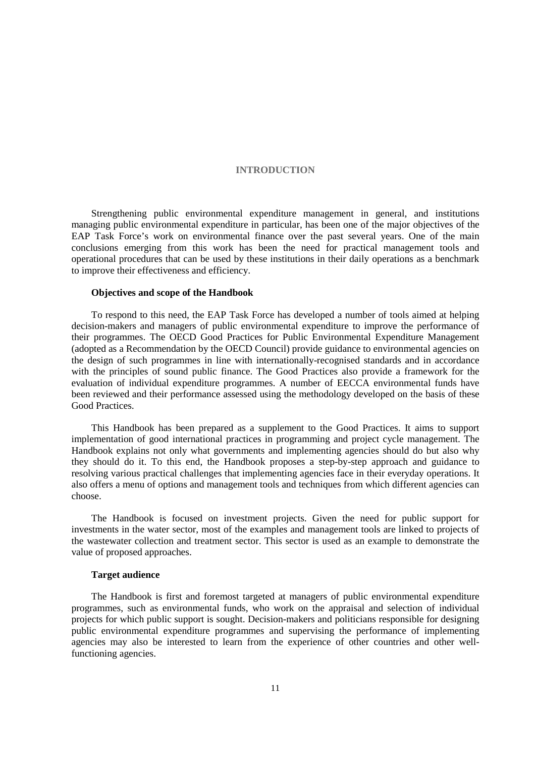# INTRODUCTION

Strengthening public environmental expenditure management in general, and institutions managing public environmental expenditure in particular, has been one of the major objectives of the EAP Task Force's work on environmental finance over the past several years. One of the main conclusions emerging from this work has been the need for practical management tools and operational procedures that can be used by these institutions in their daily operations as a benchmark to improve their effectiveness and efficiency.

### Objectives and scope of the Handbook

To respond to this need, the EAP Task Force has developed a number of tools aimed at helping decision-makers and managers of public environmental expenditure to improve the performance of their programmes. The OECD Good Practices for Public Environmental Expenditure Management (adopted as a Recommendation by the OECD Council) provide guidance to environmental agencies on the design of such programmes in line with internationally-recognised standards and in accordance with the principles of sound public finance. The Good Practices also provide a framework for the evaluation of individual expenditure programmes. A number of EECCA environmental funds have been reviewed and their performance assessed using the methodology developed on the basis of these Good Practices.

This Handbook has been prepared as a supplement to the Good Practices. It aims to support implementation of good international practices in programming and project cycle management. The Handbook explains not only what governments and implementing agencies should do but also why they should do it. To this end, the Handbook proposes a step-by-step approach and guidance to resolving various practical challenges that implementing agencies face in their everyday operations. It also offers a menu of options and management tools and techniques from which different agencies can choose.

The Handbook is focused on investment projects. Given the need for public support for investments in the water sector, most of the examples and management tools are linked to projects of the wastewater collection and treatment sector. This sector is used as an example to demonstrate the value of proposed approaches.

### Target audience

The Handbook is first and foremost targeted at managers of public environmental expenditure programmes, such as environmental funds, who work on the appraisal and selection of individual projects for which public support is sought. Decision-makers and politicians responsible for designing public environmental expenditure programmes and supervising the performance of implementing agencies may also be interested to learn from the experience of other countries and other well-functioning agencies.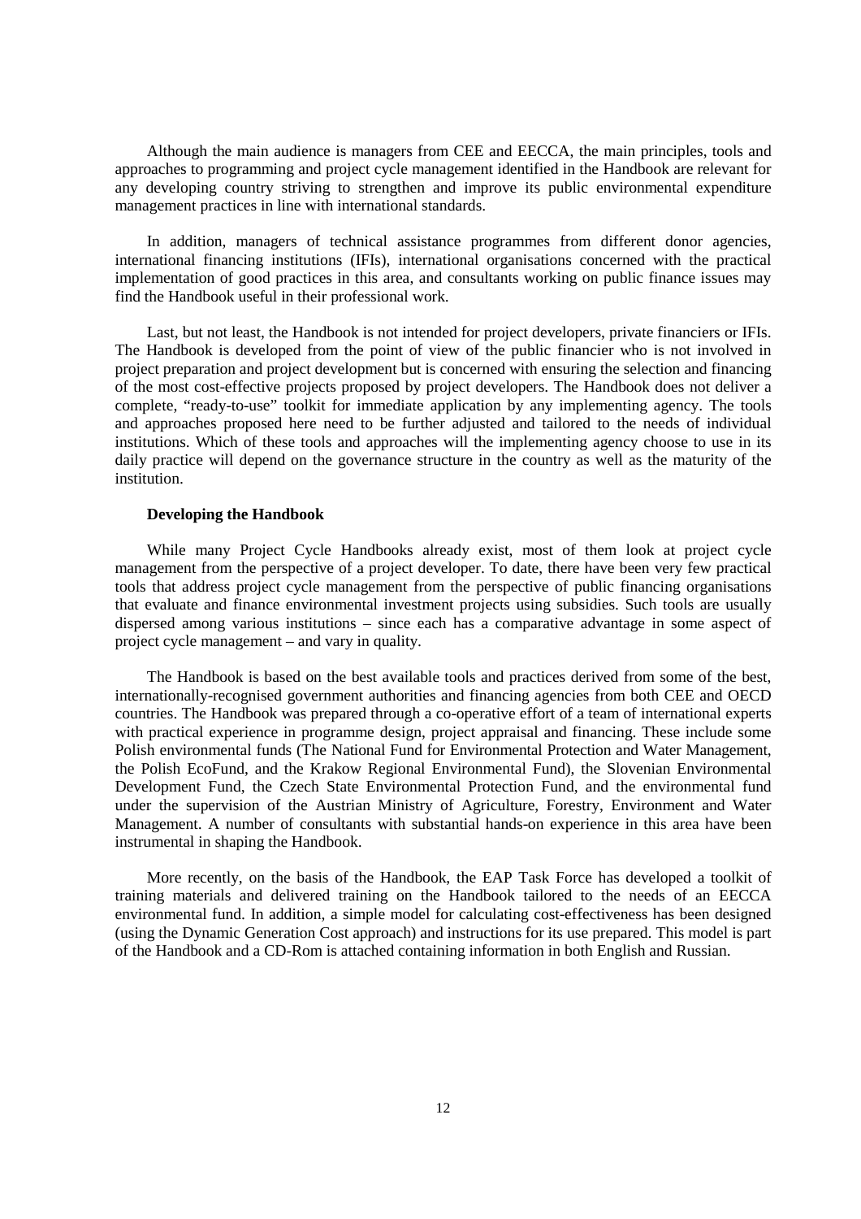Although the main audience is managers from CEE and EECCA, the main principles, tools and approaches to programming and project cycle management identified in the Handbook are relevant for any developing country striving to strengthen and improve its public environmental expenditure management practices in line with international standards.

In addition, managers of technical assistance programmes from different donor agencies, international financing institutions (IFIs), international organisations concerned with the practical implementation of good practices in this area, and consultants working on public finance issues may find the Handbook useful in their professional work.

Last, but not least, the Handbook is not intended for project developers, private financiers or IFIs. The Handbook is developed from the point of view of the public financier who is not involved in project preparation and project development but is concerned with ensuring the selection and financing of the most cost-effective projects proposed by project developers. The Handbook does not deliver a complete, "ready-to-use" toolkit for immediate application by any implementing agency. The tools and approaches proposed here need to be further adjusted and tailored to the needs of individual institutions. Which of these tools and approaches will the implementing agency choose to use in its daily practice will depend on the governance structure in the country as well as the maturity of the institution.

**Developing the Handbook**

While many Project Cycle Handbooks already exist, most of them look at project cycle management from the perspective of a project developer. To date, there have been very few practical tools that address project cycle management from the perspective of public financing organisations that evaluate and finance environmental investment projects using subsidies. Such tools are usually dispersed among various institutions – since each has a comparative advantage in some aspect of project cycle management – and vary in quality.

The Handbook is based on the best available tools and practices derived from some of the best, internationally-recognised government authorities and financing agencies from both CEE and OECD countries. The Handbook was prepared through a co-operative effort of a team of international experts with practical experience in programme design, project appraisal and financing. These include some Polish environmental funds (The National Fund for Environmental Protection and Water Management, the Polish EcoFund, and the Krakow Regional Environmental Fund), the Slovenian Environmental Development Fund, the Czech State Environmental Protection Fund, and the environmental fund under the supervision of the Austrian Ministry of Agriculture, Forestry, Environment and Water Management. A number of consultants with substantial hands-on experience in this area have been instrumental in shaping the Handbook.

More recently, on the basis of the Handbook, the EAP Task Force has developed a toolkit of training materials and delivered training on the Handbook tailored to the needs of an EECCA environmental fund. In addition, a simple model for calculating cost-effectiveness has been designed (using the Dynamic Generation Cost approach) and instructions for its use prepared. This model is part of the Handbook and a CD-Rom is attached containing information in both English and Russian.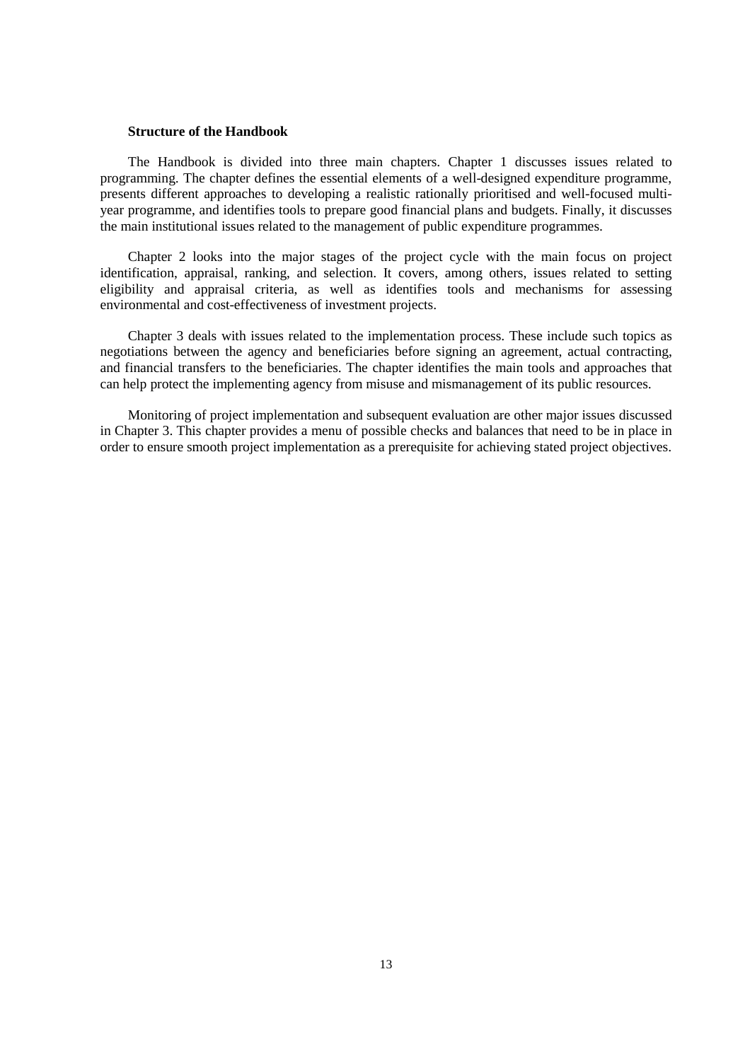**Structure of the Handbook**

The Handbook is divided into three main chapters. Chapter 1 discusses issues related to programming. The chapter defines the essential elements of a well-designed expenditure programme, presents different approaches to developing a realistic rationally prioritised and well-focused multi-year programme, and identifies tools to prepare good financial plans and budgets. Finally, it discusses the main institutional issues related to the management of public expenditure programmes.

Chapter 2 looks into the major stages of the project cycle with the main focus on project identification, appraisal, ranking, and selection. It covers, among others, issues related to setting eligibility and appraisal criteria, as well as identifies tools and mechanisms for assessing environmental and cost-effectiveness of investment projects.

Chapter 3 deals with issues related to the implementation process. These include such topics as negotiations between the agency and beneficiaries before signing an agreement, actual contracting, and financial transfers to the beneficiaries. The chapter identifies the main tools and approaches that can help protect the implementing agency from misuse and mismanagement of its public resources.

Monitoring of project implementation and subsequent evaluation are other major issues discussed in Chapter 3. This chapter provides a menu of possible checks and balances that need to be in place in order to ensure smooth project implementation as a prerequisite for achieving stated project objectives.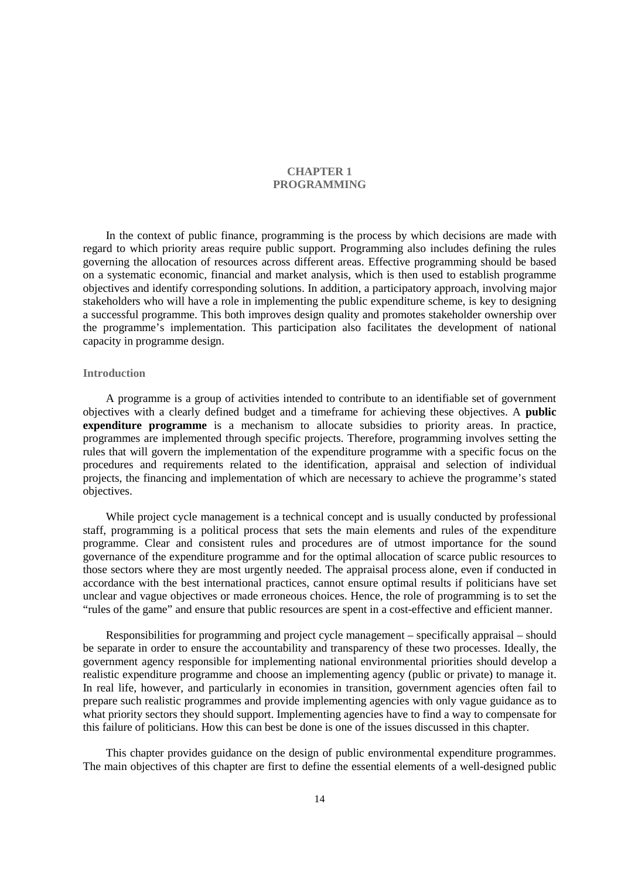# CHAPTER 1
# PROGRAMMING

In the context of public finance, programming is the process by which decisions are made with regard to which priority areas require public support. Programming also includes defining the rules governing the allocation of resources across different areas. Effective programming should be based on a systematic economic, financial and market analysis, which is then used to establish programme objectives and identify corresponding solutions. In addition, a participatory approach, involving major stakeholders who will have a role in implementing the public expenditure scheme, is key to designing a successful programme. This both improves design quality and promotes stakeholder ownership over the programme's implementation. This participation also facilitates the development of national capacity in programme design.

## Introduction

A programme is a group of activities intended to contribute to an identifiable set of government objectives with a clearly defined budget and a timeframe for achieving these objectives. A **public expenditure programme** is a mechanism to allocate subsidies to priority areas. In practice, programmes are implemented through specific projects. Therefore, programming involves setting the rules that will govern the implementation of the expenditure programme with a specific focus on the procedures and requirements related to the identification, appraisal and selection of individual projects, the financing and implementation of which are necessary to achieve the programme's stated objectives.

While project cycle management is a technical concept and is usually conducted by professional staff, programming is a political process that sets the main elements and rules of the expenditure programme. Clear and consistent rules and procedures are of utmost importance for the sound governance of the expenditure programme and for the optimal allocation of scarce public resources to those sectors where they are most urgently needed. The appraisal process alone, even if conducted in accordance with the best international practices, cannot ensure optimal results if politicians have set unclear and vague objectives or made erroneous choices. Hence, the role of programming is to set the "rules of the game" and ensure that public resources are spent in a cost-effective and efficient manner.

Responsibilities for programming and project cycle management – specifically appraisal – should be separate in order to ensure the accountability and transparency of these two processes. Ideally, the government agency responsible for implementing national environmental priorities should develop a realistic expenditure programme and choose an implementing agency (public or private) to manage it. In real life, however, and particularly in economies in transition, government agencies often fail to prepare such realistic programmes and provide implementing agencies with only vague guidance as to what priority sectors they should support. Implementing agencies have to find a way to compensate for this failure of politicians. How this can best be done is one of the issues discussed in this chapter.

This chapter provides guidance on the design of public environmental expenditure programmes. The main objectives of this chapter are first to define the essential elements of a well-designed public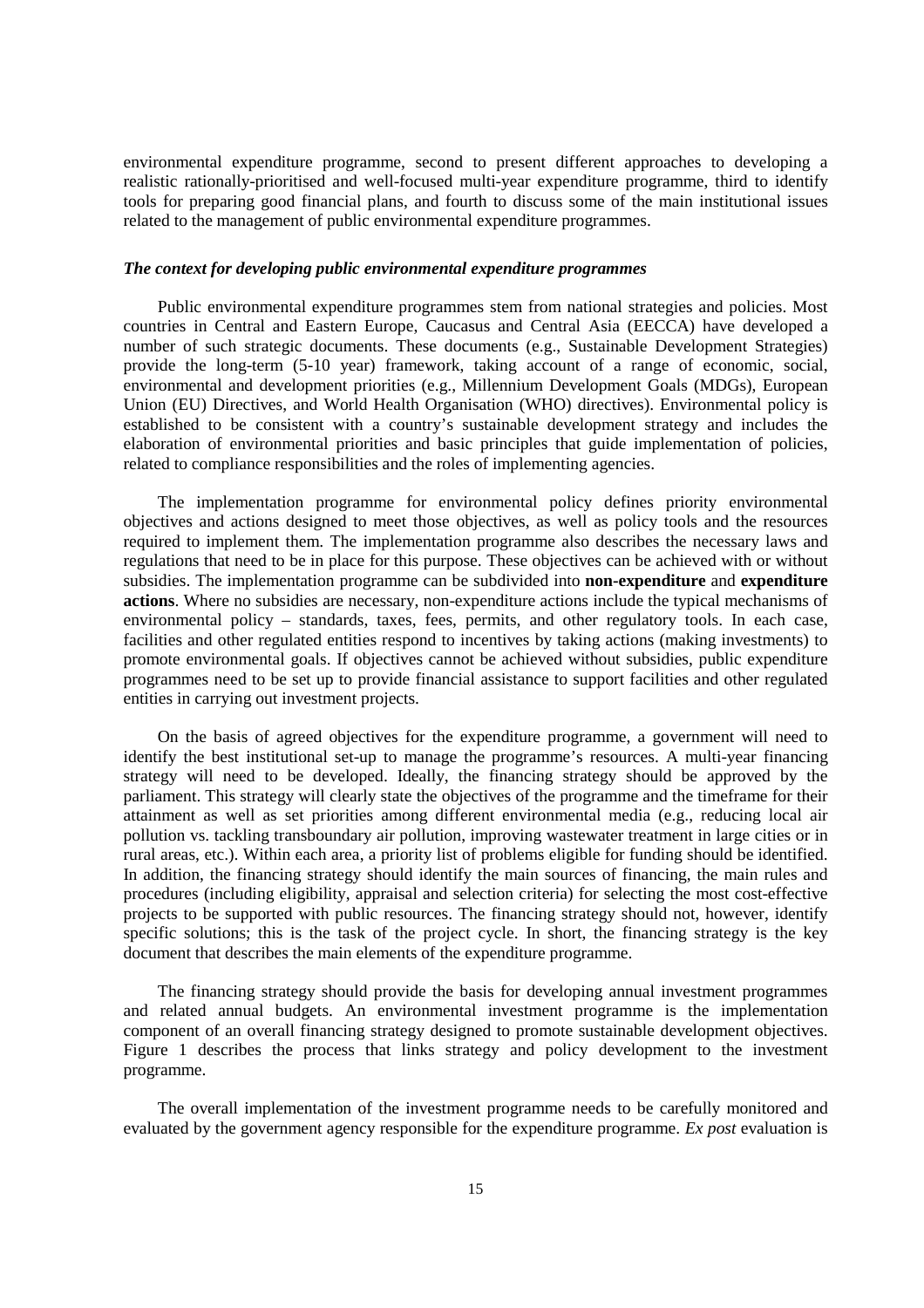environmental expenditure programme, second to present different approaches to developing a realistic rationally-prioritised and well-focused multi-year expenditure programme, third to identify tools for preparing good financial plans, and fourth to discuss some of the main institutional issues related to the management of public environmental expenditure programmes.

### *The context for developing public environmental expenditure programmes*

Public environmental expenditure programmes stem from national strategies and policies. Most countries in Central and Eastern Europe, Caucasus and Central Asia (EECCA) have developed a number of such strategic documents. These documents (e.g., Sustainable Development Strategies) provide the long-term (5-10 year) framework, taking account of a range of economic, social, environmental and development priorities (e.g., Millennium Development Goals (MDGs), European Union (EU) Directives, and World Health Organisation (WHO) directives). Environmental policy is established to be consistent with a country's sustainable development strategy and includes the elaboration of environmental priorities and basic principles that guide implementation of policies, related to compliance responsibilities and the roles of implementing agencies.

The implementation programme for environmental policy defines priority environmental objectives and actions designed to meet those objectives, as well as policy tools and the resources required to implement them. The implementation programme also describes the necessary laws and regulations that need to be in place for this purpose. These objectives can be achieved with or without subsidies. The implementation programme can be subdivided into **non-expenditure** and **expenditure actions**. Where no subsidies are necessary, non-expenditure actions include the typical mechanisms of environmental policy – standards, taxes, fees, permits, and other regulatory tools. In each case, facilities and other regulated entities respond to incentives by taking actions (making investments) to promote environmental goals. If objectives cannot be achieved without subsidies, public expenditure programmes need to be set up to provide financial assistance to support facilities and other regulated entities in carrying out investment projects.

On the basis of agreed objectives for the expenditure programme, a government will need to identify the best institutional set-up to manage the programme's resources. A multi-year financing strategy will need to be developed. Ideally, the financing strategy should be approved by the parliament. This strategy will clearly state the objectives of the programme and the timeframe for their attainment as well as set priorities among different environmental media (e.g., reducing local air pollution vs. tackling transboundary air pollution, improving wastewater treatment in large cities or in rural areas, etc.). Within each area, a priority list of problems eligible for funding should be identified. In addition, the financing strategy should identify the main sources of financing, the main rules and procedures (including eligibility, appraisal and selection criteria) for selecting the most cost-effective projects to be supported with public resources. The financing strategy should not, however, identify specific solutions; this is the task of the project cycle. In short, the financing strategy is the key document that describes the main elements of the expenditure programme.

The financing strategy should provide the basis for developing annual investment programmes and related annual budgets. An environmental investment programme is the implementation component of an overall financing strategy designed to promote sustainable development objectives. Figure 1 describes the process that links strategy and policy development to the investment programme.

The overall implementation of the investment programme needs to be carefully monitored and evaluated by the government agency responsible for the expenditure programme. *Ex post* evaluation is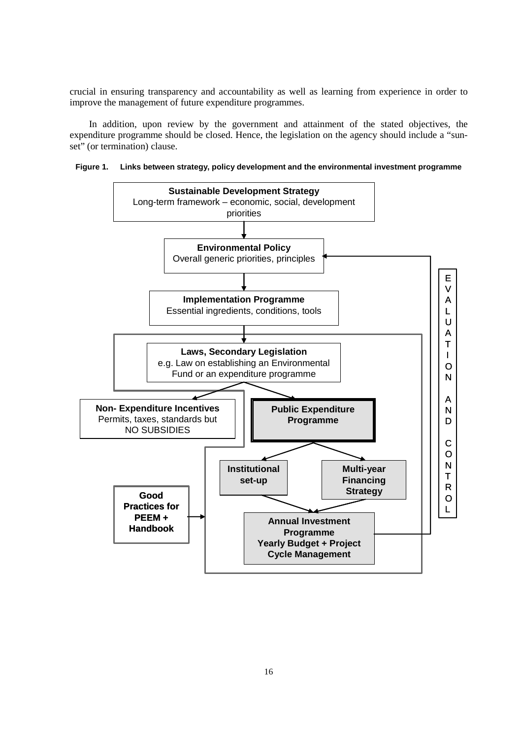crucial in ensuring transparency and accountability as well as learning from experience in order to improve the management of future expenditure programmes.

In addition, upon review by the government and attainment of the stated objectives, the expenditure programme should be closed. Hence, the legislation on the agency should include a "sun-set" (or termination) clause.

**Figure 1. Links between strategy, policy development and the environmental investment programme**

**Sustainable Development Strategy**
Long-term framework – economic, social, development priorities

**Environmental Policy**
Overall generic priorities, principles

**Implementation Programme**
Essential ingredients, conditions, tools

**Laws, Secondary Legislation**
e.g. Law on establishing an Environmental Fund or an expenditure programme

**Non- Expenditure Incentives**
Permits, taxes, standards but NO SUBSIDIES

**Public Expenditure Programme**

**Institutional set-up**

**Multi-year Financing Strategy**

**Good Practices for PEEM + Handbook**

**Annual Investment Programme Yearly Budget + Project Cycle Management**

EVALUATION AND CONTROL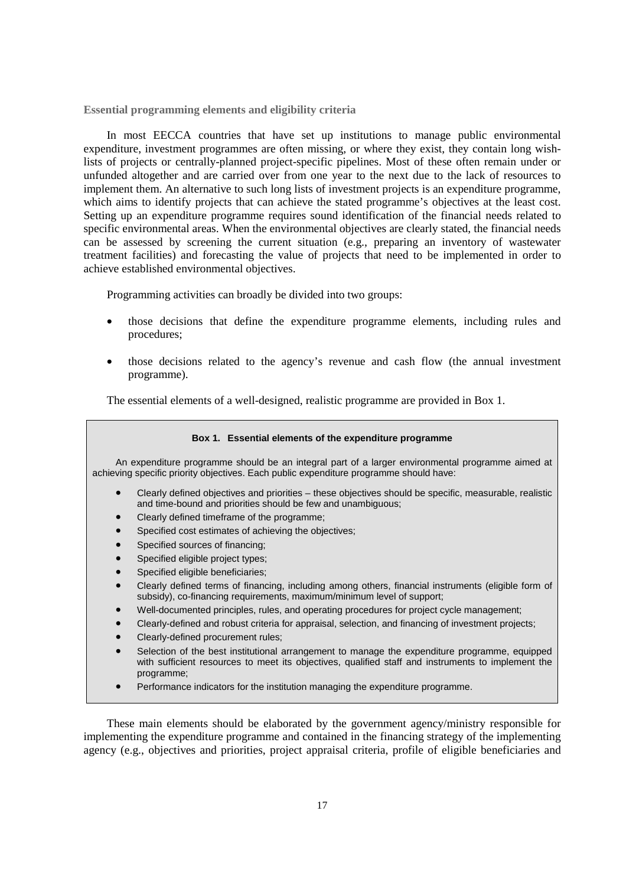### Essential programming elements and eligibility criteria

In most EECCA countries that have set up institutions to manage public environmental expenditure, investment programmes are often missing, or where they exist, they contain long wish-lists of projects or centrally-planned project-specific pipelines. Most of these often remain under or unfunded altogether and are carried over from one year to the next due to the lack of resources to implement them. An alternative to such long lists of investment projects is an expenditure programme, which aims to identify projects that can achieve the stated programme's objectives at the least cost. Setting up an expenditure programme requires sound identification of the financial needs related to specific environmental areas. When the environmental objectives are clearly stated, the financial needs can be assessed by screening the current situation (e.g., preparing an inventory of wastewater treatment facilities) and forecasting the value of projects that need to be implemented in order to achieve established environmental objectives.

Programming activities can broadly be divided into two groups:

- those decisions that define the expenditure programme elements, including rules and procedures;
- those decisions related to the agency's revenue and cash flow (the annual investment programme).

The essential elements of a well-designed, realistic programme are provided in Box 1.

> **Box 1. Essential elements of the expenditure programme**
>
> An expenditure programme should be an integral part of a larger environmental programme aimed at achieving specific priority objectives. Each public expenditure programme should have:
>
> - Clearly defined objectives and priorities – these objectives should be specific, measurable, realistic and time-bound and priorities should be few and unambiguous;
> - Clearly defined timeframe of the programme;
> - Specified cost estimates of achieving the objectives;
> - Specified sources of financing;
> - Specified eligible project types;
> - Specified eligible beneficiaries;
> - Clearly defined terms of financing, including among others, financial instruments (eligible form of subsidy), co-financing requirements, maximum/minimum level of support;
> - Well-documented principles, rules, and operating procedures for project cycle management;
> - Clearly-defined and robust criteria for appraisal, selection, and financing of investment projects;
> - Clearly-defined procurement rules;
> - Selection of the best institutional arrangement to manage the expenditure programme, equipped with sufficient resources to meet its objectives, qualified staff and instruments to implement the programme;
> - Performance indicators for the institution managing the expenditure programme.

These main elements should be elaborated by the government agency/ministry responsible for implementing the expenditure programme and contained in the financing strategy of the implementing agency (e.g., objectives and priorities, project appraisal criteria, profile of eligible beneficiaries and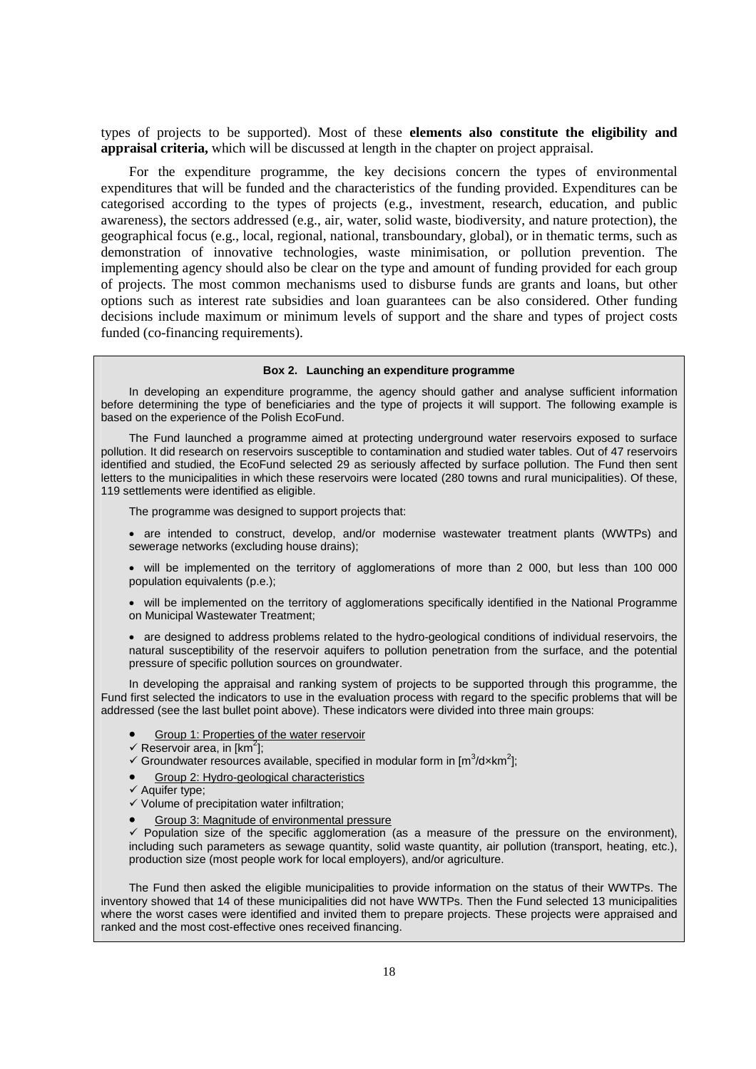types of projects to be supported). Most of these **elements also constitute the eligibility and appraisal criteria,** which will be discussed at length in the chapter on project appraisal.

For the expenditure programme, the key decisions concern the types of environmental expenditures that will be funded and the characteristics of the funding provided. Expenditures can be categorised according to the types of projects (e.g., investment, research, education, and public awareness), the sectors addressed (e.g., air, water, solid waste, biodiversity, and nature protection), the geographical focus (e.g., local, regional, national, transboundary, global), or in thematic terms, such as demonstration of innovative technologies, waste minimisation, or pollution prevention. The implementing agency should also be clear on the type and amount of funding provided for each group of projects. The most common mechanisms used to disburse funds are grants and loans, but other options such as interest rate subsidies and loan guarantees can be also considered. Other funding decisions include maximum or minimum levels of support and the share and types of project costs funded (co-financing requirements).

**Box 2. Launching an expenditure programme**

In developing an expenditure programme, the agency should gather and analyse sufficient information before determining the type of beneficiaries and the type of projects it will support. The following example is based on the experience of the Polish EcoFund.

The Fund launched a programme aimed at protecting underground water reservoirs exposed to surface pollution. It did research on reservoirs susceptible to contamination and studied water tables. Out of 47 reservoirs identified and studied, the EcoFund selected 29 as seriously affected by surface pollution. The Fund then sent letters to the municipalities in which these reservoirs were located (280 towns and rural municipalities). Of these, 119 settlements were identified as eligible.

The programme was designed to support projects that:

- are intended to construct, develop, and/or modernise wastewater treatment plants (WWTPs) and sewerage networks (excluding house drains);
- will be implemented on the territory of agglomerations of more than 2 000, but less than 100 000 population equivalents (p.e.);
- will be implemented on the territory of agglomerations specifically identified in the National Programme on Municipal Wastewater Treatment;
- are designed to address problems related to the hydro-geological conditions of individual reservoirs, the natural susceptibility of the reservoir aquifers to pollution penetration from the surface, and the potential pressure of specific pollution sources on groundwater.

In developing the appraisal and ranking system of projects to be supported through this programme, the Fund first selected the indicators to use in the evaluation process with regard to the specific problems that will be addressed (see the last bullet point above). These indicators were divided into three main groups:

- Group 1: Properties of the water reservoir
  - ✓ Reservoir area, in [$km^2$];
  - ✓ Groundwater resources available, specified in modular form in [$m^3/d \times km^2$];
- Group 2: Hydro-geological characteristics
  - ✓ Aquifer type;
  - ✓ Volume of precipitation water infiltration;
- Group 3: Magnitude of environmental pressure
  - ✓ Population size of the specific agglomeration (as a measure of the pressure on the environment), including such parameters as sewage quantity, solid waste quantity, air pollution (transport, heating, etc.), production size (most people work for local employers), and/or agriculture.

The Fund then asked the eligible municipalities to provide information on the status of their WWTPs. The inventory showed that 14 of these municipalities did not have WWTPs. Then the Fund selected 13 municipalities where the worst cases were identified and invited them to prepare projects. These projects were appraised and ranked and the most cost-effective ones received financing.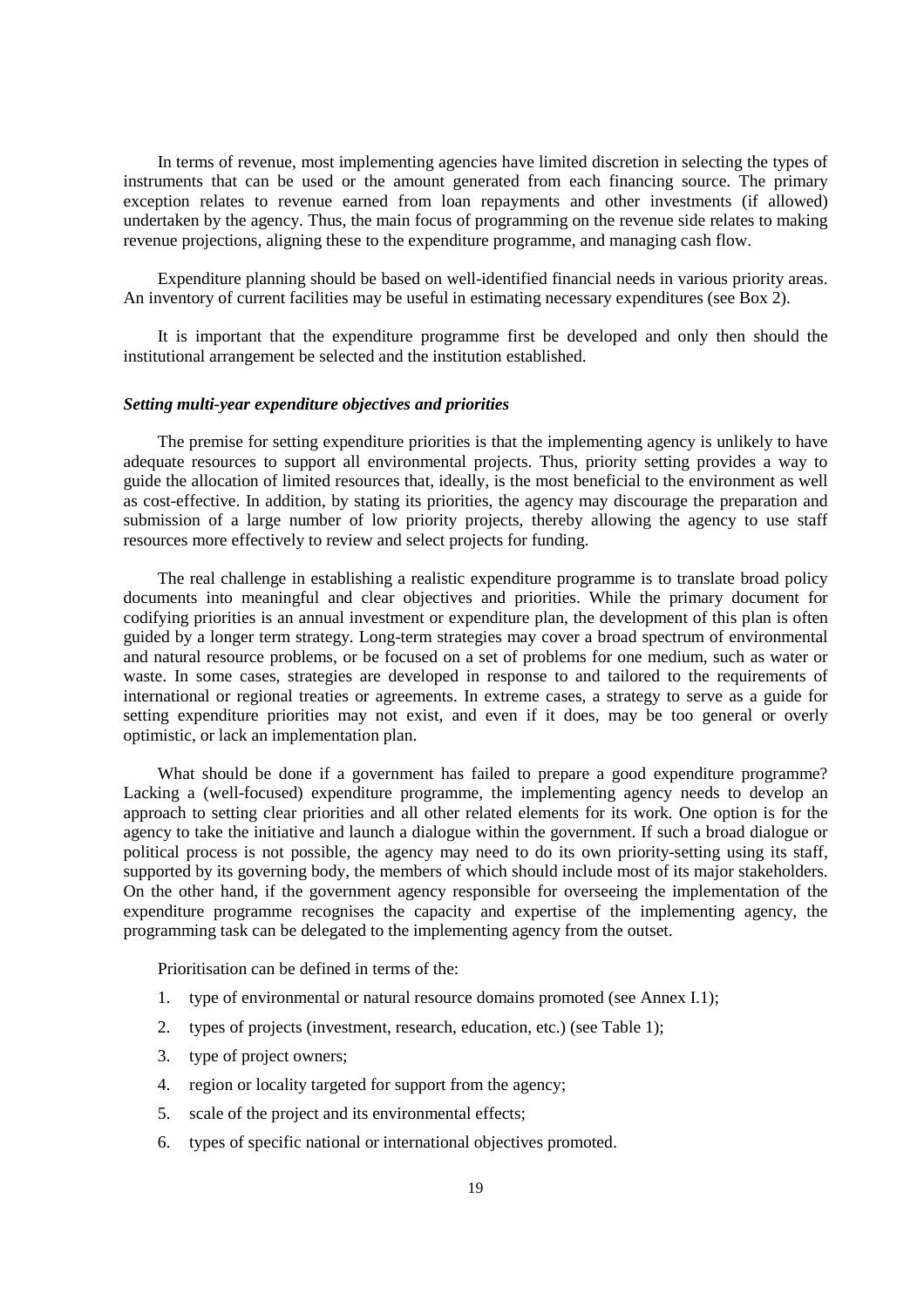In terms of revenue, most implementing agencies have limited discretion in selecting the types of instruments that can be used or the amount generated from each financing source. The primary exception relates to revenue earned from loan repayments and other investments (if allowed) undertaken by the agency. Thus, the main focus of programming on the revenue side relates to making revenue projections, aligning these to the expenditure programme, and managing cash flow.

Expenditure planning should be based on well-identified financial needs in various priority areas. An inventory of current facilities may be useful in estimating necessary expenditures (see Box 2).

It is important that the expenditure programme first be developed and only then should the institutional arrangement be selected and the institution established.

***Setting multi-year expenditure objectives and priorities***

The premise for setting expenditure priorities is that the implementing agency is unlikely to have adequate resources to support all environmental projects. Thus, priority setting provides a way to guide the allocation of limited resources that, ideally, is the most beneficial to the environment as well as cost-effective. In addition, by stating its priorities, the agency may discourage the preparation and submission of a large number of low priority projects, thereby allowing the agency to use staff resources more effectively to review and select projects for funding.

The real challenge in establishing a realistic expenditure programme is to translate broad policy documents into meaningful and clear objectives and priorities. While the primary document for codifying priorities is an annual investment or expenditure plan, the development of this plan is often guided by a longer term strategy. Long-term strategies may cover a broad spectrum of environmental and natural resource problems, or be focused on a set of problems for one medium, such as water or waste. In some cases, strategies are developed in response to and tailored to the requirements of international or regional treaties or agreements. In extreme cases, a strategy to serve as a guide for setting expenditure priorities may not exist, and even if it does, may be too general or overly optimistic, or lack an implementation plan.

What should be done if a government has failed to prepare a good expenditure programme? Lacking a (well-focused) expenditure programme, the implementing agency needs to develop an approach to setting clear priorities and all other related elements for its work. One option is for the agency to take the initiative and launch a dialogue within the government. If such a broad dialogue or political process is not possible, the agency may need to do its own priority-setting using its staff, supported by its governing body, the members of which should include most of its major stakeholders. On the other hand, if the government agency responsible for overseeing the implementation of the expenditure programme recognises the capacity and expertise of the implementing agency, the programming task can be delegated to the implementing agency from the outset.

Prioritisation can be defined in terms of the:

1. type of environmental or natural resource domains promoted (see Annex I.1);
2. types of projects (investment, research, education, etc.) (see Table 1);
3. type of project owners;
4. region or locality targeted for support from the agency;
5. scale of the project and its environmental effects;
6. types of specific national or international objectives promoted.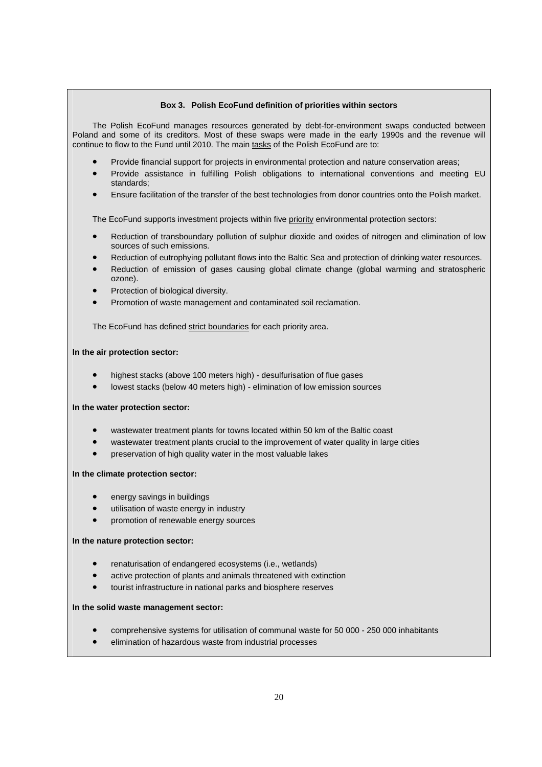**Box 3. Polish EcoFund definition of priorities within sectors**

The Polish EcoFund manages resources generated by debt-for-environment swaps conducted between Poland and some of its creditors. Most of these swaps were made in the early 1990s and the revenue will continue to flow to the Fund until 2010. The main <u>tasks</u> of the Polish EcoFund are to:

- Provide financial support for projects in environmental protection and nature conservation areas;
- Provide assistance in fulfilling Polish obligations to international conventions and meeting EU standards;
- Ensure facilitation of the transfer of the best technologies from donor countries onto the Polish market.

The EcoFund supports investment projects within five <u>priority</u> environmental protection sectors:

- Reduction of transboundary pollution of sulphur dioxide and oxides of nitrogen and elimination of low sources of such emissions.
- Reduction of eutrophying pollutant flows into the Baltic Sea and protection of drinking water resources.
- Reduction of emission of gases causing global climate change (global warming and stratospheric ozone).
- Protection of biological diversity.
- Promotion of waste management and contaminated soil reclamation.

The EcoFund has defined <u>strict boundaries</u> for each priority area.

**In the air protection sector:**

- highest stacks (above 100 meters high) - desulfurisation of flue gases
- lowest stacks (below 40 meters high) - elimination of low emission sources

**In the water protection sector:**

- wastewater treatment plants for towns located within 50 km of the Baltic coast
- wastewater treatment plants crucial to the improvement of water quality in large cities
- preservation of high quality water in the most valuable lakes

**In the climate protection sector:**

- energy savings in buildings
- utilisation of waste energy in industry
- promotion of renewable energy sources

**In the nature protection sector:**

- renaturisation of endangered ecosystems (i.e., wetlands)
- active protection of plants and animals threatened with extinction
- tourist infrastructure in national parks and biosphere reserves

**In the solid waste management sector:**

- comprehensive systems for utilisation of communal waste for 50 000 - 250 000 inhabitants
- elimination of hazardous waste from industrial processes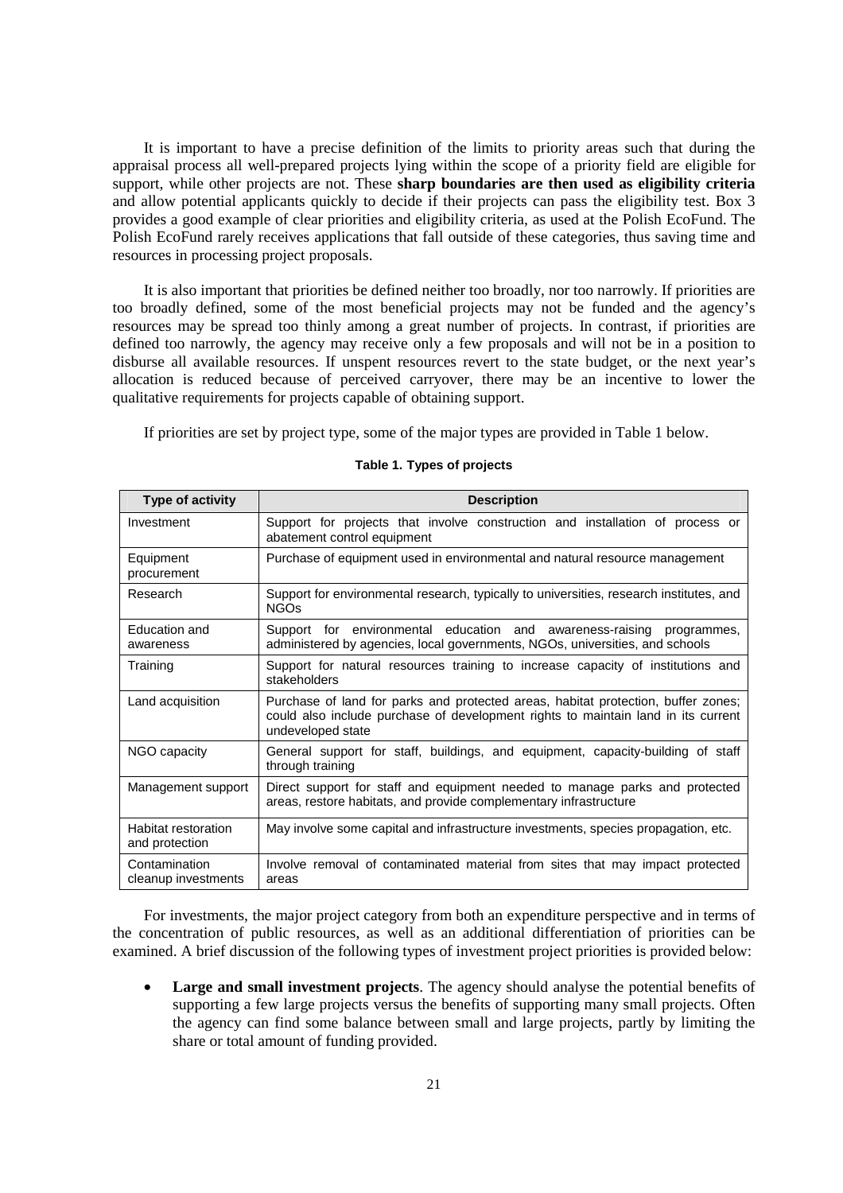It is important to have a precise definition of the limits to priority areas such that during the appraisal process all well-prepared projects lying within the scope of a priority field are eligible for support, while other projects are not. These **sharp boundaries are then used as eligibility criteria** and allow potential applicants quickly to decide if their projects can pass the eligibility test. Box 3 provides a good example of clear priorities and eligibility criteria, as used at the Polish EcoFund. The Polish EcoFund rarely receives applications that fall outside of these categories, thus saving time and resources in processing project proposals.

It is also important that priorities be defined neither too broadly, nor too narrowly. If priorities are too broadly defined, some of the most beneficial projects may not be funded and the agency's resources may be spread too thinly among a great number of projects. In contrast, if priorities are defined too narrowly, the agency may receive only a few proposals and will not be in a position to disburse all available resources. If unspent resources revert to the state budget, or the next year's allocation is reduced because of perceived carryover, there may be an incentive to lower the qualitative requirements for projects capable of obtaining support.

If priorities are set by project type, some of the major types are provided in Table 1 below.

**Table 1. Types of projects**

| Type of activity | Description |
|---|---|
| Investment | Support for projects that involve construction and installation of process or abatement control equipment |
| Equipment procurement | Purchase of equipment used in environmental and natural resource management |
| Research | Support for environmental research, typically to universities, research institutes, and NGOs |
| Education and awareness | Support for environmental education and awareness-raising programmes, administered by agencies, local governments, NGOs, universities, and schools |
| Training | Support for natural resources training to increase capacity of institutions and stakeholders |
| Land acquisition | Purchase of land for parks and protected areas, habitat protection, buffer zones; could also include purchase of development rights to maintain land in its current undeveloped state |
| NGO capacity | General support for staff, buildings, and equipment, capacity-building of staff through training |
| Management support | Direct support for staff and equipment needed to manage parks and protected areas, restore habitats, and provide complementary infrastructure |
| Habitat restoration and protection | May involve some capital and infrastructure investments, species propagation, etc. |
| Contamination cleanup investments | Involve removal of contaminated material from sites that may impact protected areas |

For investments, the major project category from both an expenditure perspective and in terms of the concentration of public resources, as well as an additional differentiation of priorities can be examined. A brief discussion of the following types of investment project priorities is provided below:

- **Large and small investment projects**. The agency should analyse the potential benefits of supporting a few large projects versus the benefits of supporting many small projects. Often the agency can find some balance between small and large projects, partly by limiting the share or total amount of funding provided.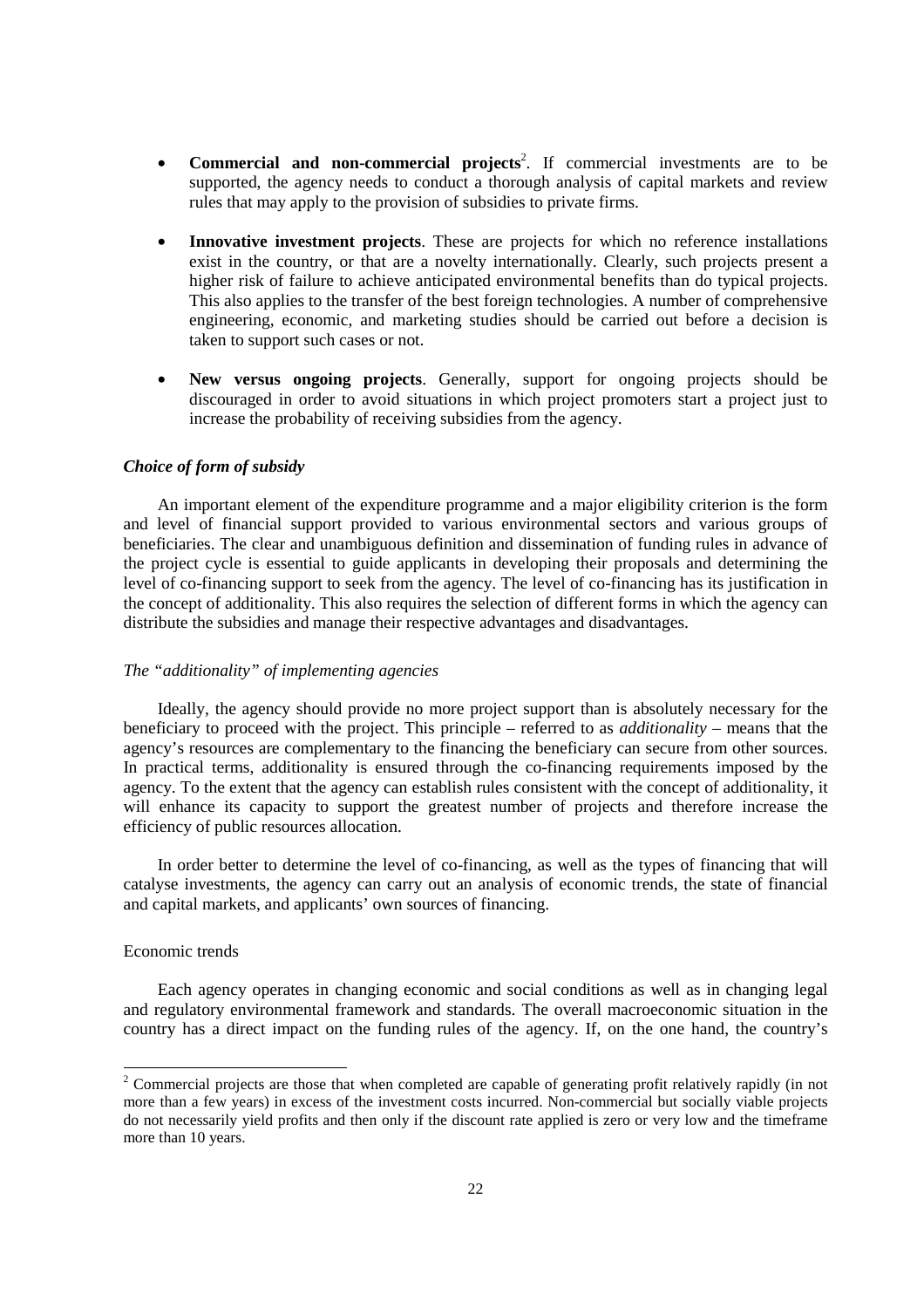- **Commercial and non-commercial projects**[2]. If commercial investments are to be supported, the agency needs to conduct a thorough analysis of capital markets and review rules that may apply to the provision of subsidies to private firms.

- **Innovative investment projects**. These are projects for which no reference installations exist in the country, or that are a novelty internationally. Clearly, such projects present a higher risk of failure to achieve anticipated environmental benefits than do typical projects. This also applies to the transfer of the best foreign technologies. A number of comprehensive engineering, economic, and marketing studies should be carried out before a decision is taken to support such cases or not.

- **New versus ongoing projects**. Generally, support for ongoing projects should be discouraged in order to avoid situations in which project promoters start a project just to increase the probability of receiving subsidies from the agency.

### *Choice of form of subsidy*

An important element of the expenditure programme and a major eligibility criterion is the form and level of financial support provided to various environmental sectors and various groups of beneficiaries. The clear and unambiguous definition and dissemination of funding rules in advance of the project cycle is essential to guide applicants in developing their proposals and determining the level of co-financing support to seek from the agency. The level of co-financing has its justification in the concept of additionality. This also requires the selection of different forms in which the agency can distribute the subsidies and manage their respective advantages and disadvantages.

#### *The "additionality" of implementing agencies*

Ideally, the agency should provide no more project support than is absolutely necessary for the beneficiary to proceed with the project. This principle – referred to as *additionality* – means that the agency's resources are complementary to the financing the beneficiary can secure from other sources. In practical terms, additionality is ensured through the co-financing requirements imposed by the agency. To the extent that the agency can establish rules consistent with the concept of additionality, it will enhance its capacity to support the greatest number of projects and therefore increase the efficiency of public resources allocation.

In order better to determine the level of co-financing, as well as the types of financing that will catalyse investments, the agency can carry out an analysis of economic trends, the state of financial and capital markets, and applicants' own sources of financing.

##### Economic trends

Each agency operates in changing economic and social conditions as well as in changing legal and regulatory environmental framework and standards. The overall macroeconomic situation in the country has a direct impact on the funding rules of the agency. If, on the one hand, the country's

---

[2] Commercial projects are those that when completed are capable of generating profit relatively rapidly (in not more than a few years) in excess of the investment costs incurred. Non-commercial but socially viable projects do not necessarily yield profits and then only if the discount rate applied is zero or very low and the timeframe more than 10 years.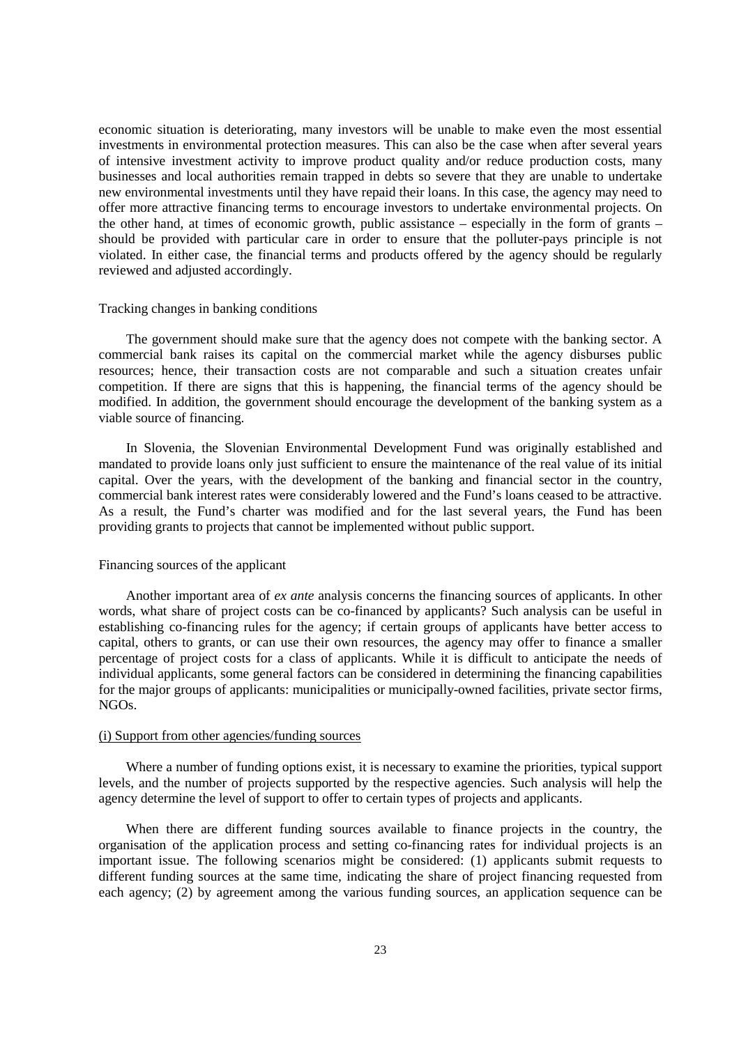economic situation is deteriorating, many investors will be unable to make even the most essential investments in environmental protection measures. This can also be the case when after several years of intensive investment activity to improve product quality and/or reduce production costs, many businesses and local authorities remain trapped in debts so severe that they are unable to undertake new environmental investments until they have repaid their loans. In this case, the agency may need to offer more attractive financing terms to encourage investors to undertake environmental projects. On the other hand, at times of economic growth, public assistance – especially in the form of grants – should be provided with particular care in order to ensure that the polluter-pays principle is not violated. In either case, the financial terms and products offered by the agency should be regularly reviewed and adjusted accordingly.

Tracking changes in banking conditions

The government should make sure that the agency does not compete with the banking sector. A commercial bank raises its capital on the commercial market while the agency disburses public resources; hence, their transaction costs are not comparable and such a situation creates unfair competition. If there are signs that this is happening, the financial terms of the agency should be modified. In addition, the government should encourage the development of the banking system as a viable source of financing.

In Slovenia, the Slovenian Environmental Development Fund was originally established and mandated to provide loans only just sufficient to ensure the maintenance of the real value of its initial capital. Over the years, with the development of the banking and financial sector in the country, commercial bank interest rates were considerably lowered and the Fund's loans ceased to be attractive. As a result, the Fund's charter was modified and for the last several years, the Fund has been providing grants to projects that cannot be implemented without public support.

Financing sources of the applicant

Another important area of *ex ante* analysis concerns the financing sources of applicants. In other words, what share of project costs can be co-financed by applicants? Such analysis can be useful in establishing co-financing rules for the agency; if certain groups of applicants have better access to capital, others to grants, or can use their own resources, the agency may offer to finance a smaller percentage of project costs for a class of applicants. While it is difficult to anticipate the needs of individual applicants, some general factors can be considered in determining the financing capabilities for the major groups of applicants: municipalities or municipally-owned facilities, private sector firms, NGOs.

<u>(i) Support from other agencies/funding sources</u>

Where a number of funding options exist, it is necessary to examine the priorities, typical support levels, and the number of projects supported by the respective agencies. Such analysis will help the agency determine the level of support to offer to certain types of projects and applicants.

When there are different funding sources available to finance projects in the country, the organisation of the application process and setting co-financing rates for individual projects is an important issue. The following scenarios might be considered: (1) applicants submit requests to different funding sources at the same time, indicating the share of project financing requested from each agency; (2) by agreement among the various funding sources, an application sequence can be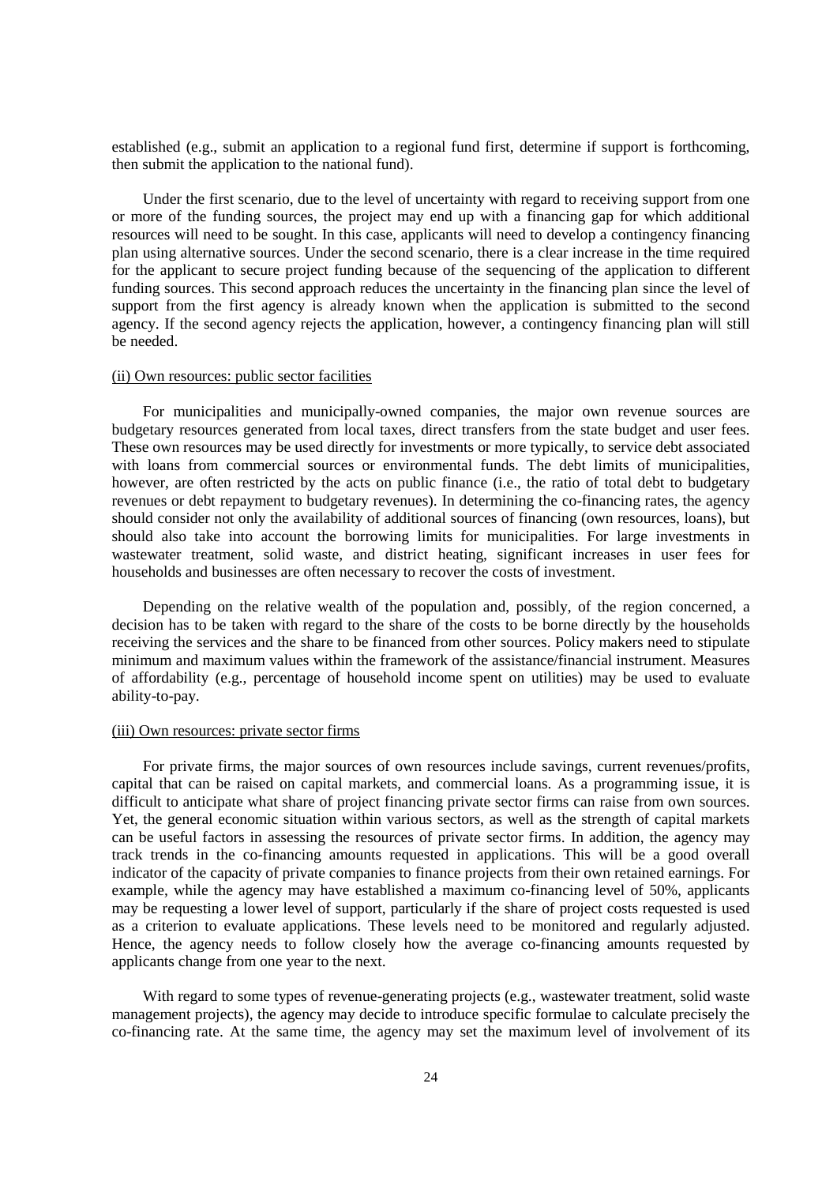established (e.g., submit an application to a regional fund first, determine if support is forthcoming, then submit the application to the national fund).

Under the first scenario, due to the level of uncertainty with regard to receiving support from one or more of the funding sources, the project may end up with a financing gap for which additional resources will need to be sought. In this case, applicants will need to develop a contingency financing plan using alternative sources. Under the second scenario, there is a clear increase in the time required for the applicant to secure project funding because of the sequencing of the application to different funding sources. This second approach reduces the uncertainty in the financing plan since the level of support from the first agency is already known when the application is submitted to the second agency. If the second agency rejects the application, however, a contingency financing plan will still be needed.

(ii) Own resources: public sector facilities

For municipalities and municipally-owned companies, the major own revenue sources are budgetary resources generated from local taxes, direct transfers from the state budget and user fees. These own resources may be used directly for investments or more typically, to service debt associated with loans from commercial sources or environmental funds. The debt limits of municipalities, however, are often restricted by the acts on public finance (i.e., the ratio of total debt to budgetary revenues or debt repayment to budgetary revenues). In determining the co-financing rates, the agency should consider not only the availability of additional sources of financing (own resources, loans), but should also take into account the borrowing limits for municipalities. For large investments in wastewater treatment, solid waste, and district heating, significant increases in user fees for households and businesses are often necessary to recover the costs of investment.

Depending on the relative wealth of the population and, possibly, of the region concerned, a decision has to be taken with regard to the share of the costs to be borne directly by the households receiving the services and the share to be financed from other sources. Policy makers need to stipulate minimum and maximum values within the framework of the assistance/financial instrument. Measures of affordability (e.g., percentage of household income spent on utilities) may be used to evaluate ability-to-pay.

(iii) Own resources: private sector firms

For private firms, the major sources of own resources include savings, current revenues/profits, capital that can be raised on capital markets, and commercial loans. As a programming issue, it is difficult to anticipate what share of project financing private sector firms can raise from own sources. Yet, the general economic situation within various sectors, as well as the strength of capital markets can be useful factors in assessing the resources of private sector firms. In addition, the agency may track trends in the co-financing amounts requested in applications. This will be a good overall indicator of the capacity of private companies to finance projects from their own retained earnings. For example, while the agency may have established a maximum co-financing level of 50%, applicants may be requesting a lower level of support, particularly if the share of project costs requested is used as a criterion to evaluate applications. These levels need to be monitored and regularly adjusted. Hence, the agency needs to follow closely how the average co-financing amounts requested by applicants change from one year to the next.

With regard to some types of revenue-generating projects (e.g., wastewater treatment, solid waste management projects), the agency may decide to introduce specific formulae to calculate precisely the co-financing rate. At the same time, the agency may set the maximum level of involvement of its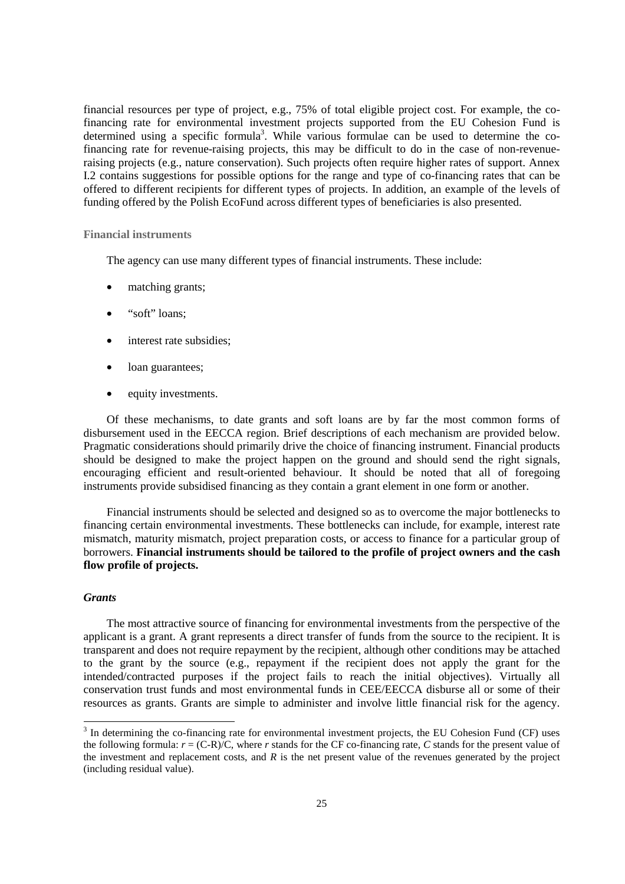financial resources per type of project, e.g., 75% of total eligible project cost. For example, the co-financing rate for environmental investment projects supported from the EU Cohesion Fund is determined using a specific formula[3]. While various formulae can be used to determine the co-financing rate for revenue-raising projects, this may be difficult to do in the case of non-revenue-raising projects (e.g., nature conservation). Such projects often require higher rates of support. Annex I.2 contains suggestions for possible options for the range and type of co-financing rates that can be offered to different recipients for different types of projects. In addition, an example of the levels of funding offered by the Polish EcoFund across different types of beneficiaries is also presented.

#### Financial instruments

The agency can use many different types of financial instruments. These include:

- matching grants;
- "soft" loans;
- interest rate subsidies;
- loan guarantees;
- equity investments.

Of these mechanisms, to date grants and soft loans are by far the most common forms of disbursement used in the EECCA region. Brief descriptions of each mechanism are provided below. Pragmatic considerations should primarily drive the choice of financing instrument. Financial products should be designed to make the project happen on the ground and should send the right signals, encouraging efficient and result-oriented behaviour. It should be noted that all of foregoing instruments provide subsidised financing as they contain a grant element in one form or another.

Financial instruments should be selected and designed so as to overcome the major bottlenecks to financing certain environmental investments. These bottlenecks can include, for example, interest rate mismatch, maturity mismatch, project preparation costs, or access to finance for a particular group of borrowers. **Financial instruments should be tailored to the profile of project owners and the cash flow profile of projects.**

#### *Grants*

The most attractive source of financing for environmental investments from the perspective of the applicant is a grant. A grant represents a direct transfer of funds from the source to the recipient. It is transparent and does not require repayment by the recipient, although other conditions may be attached to the grant by the source (e.g., repayment if the recipient does not apply the grant for the intended/contracted purposes if the project fails to reach the initial objectives). Virtually all conservation trust funds and most environmental funds in CEE/EECCA disburse all or some of their resources as grants. Grants are simple to administer and involve little financial risk for the agency.

---

[3] In determining the co-financing rate for environmental investment projects, the EU Cohesion Fund (CF) uses the following formula: $r = (C-R)/C$, where $r$ stands for the CF co-financing rate, $C$ stands for the present value of the investment and replacement costs, and $R$ is the net present value of the revenues generated by the project (including residual value).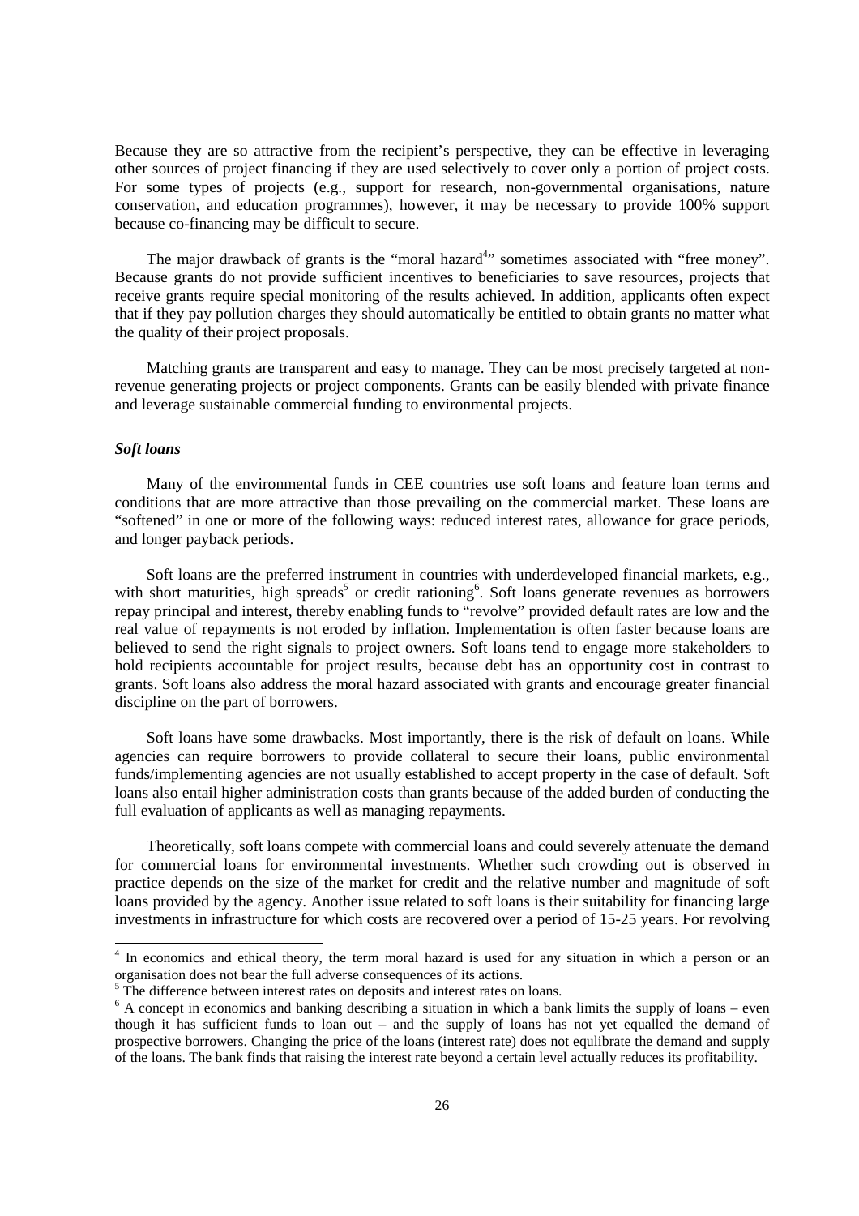Because they are so attractive from the recipient's perspective, they can be effective in leveraging other sources of project financing if they are used selectively to cover only a portion of project costs. For some types of projects (e.g., support for research, non-governmental organisations, nature conservation, and education programmes), however, it may be necessary to provide 100% support because co-financing may be difficult to secure.

The major drawback of grants is the "moral hazard[4]" sometimes associated with "free money". Because grants do not provide sufficient incentives to beneficiaries to save resources, projects that receive grants require special monitoring of the results achieved. In addition, applicants often expect that if they pay pollution charges they should automatically be entitled to obtain grants no matter what the quality of their project proposals.

Matching grants are transparent and easy to manage. They can be most precisely targeted at non-revenue generating projects or project components. Grants can be easily blended with private finance and leverage sustainable commercial funding to environmental projects.

***Soft loans***

Many of the environmental funds in CEE countries use soft loans and feature loan terms and conditions that are more attractive than those prevailing on the commercial market. These loans are "softened" in one or more of the following ways: reduced interest rates, allowance for grace periods, and longer payback periods.

Soft loans are the preferred instrument in countries with underdeveloped financial markets, e.g., with short maturities, high spreads[5] or credit rationing[6]. Soft loans generate revenues as borrowers repay principal and interest, thereby enabling funds to "revolve" provided default rates are low and the real value of repayments is not eroded by inflation. Implementation is often faster because loans are believed to send the right signals to project owners. Soft loans tend to engage more stakeholders to hold recipients accountable for project results, because debt has an opportunity cost in contrast to grants. Soft loans also address the moral hazard associated with grants and encourage greater financial discipline on the part of borrowers.

Soft loans have some drawbacks. Most importantly, there is the risk of default on loans. While agencies can require borrowers to provide collateral to secure their loans, public environmental funds/implementing agencies are not usually established to accept property in the case of default. Soft loans also entail higher administration costs than grants because of the added burden of conducting the full evaluation of applicants as well as managing repayments.

Theoretically, soft loans compete with commercial loans and could severely attenuate the demand for commercial loans for environmental investments. Whether such crowding out is observed in practice depends on the size of the market for credit and the relative number and magnitude of soft loans provided by the agency. Another issue related to soft loans is their suitability for financing large investments in infrastructure for which costs are recovered over a period of 15-25 years. For revolving

---

[4] In economics and ethical theory, the term moral hazard is used for any situation in which a person or an organisation does not bear the full adverse consequences of its actions.

[5] The difference between interest rates on deposits and interest rates on loans.

[6] A concept in economics and banking describing a situation in which a bank limits the supply of loans – even though it has sufficient funds to loan out – and the supply of loans has not yet equalled the demand of prospective borrowers. Changing the price of the loans (interest rate) does not equlibrate the demand and supply of the loans. The bank finds that raising the interest rate beyond a certain level actually reduces its profitability.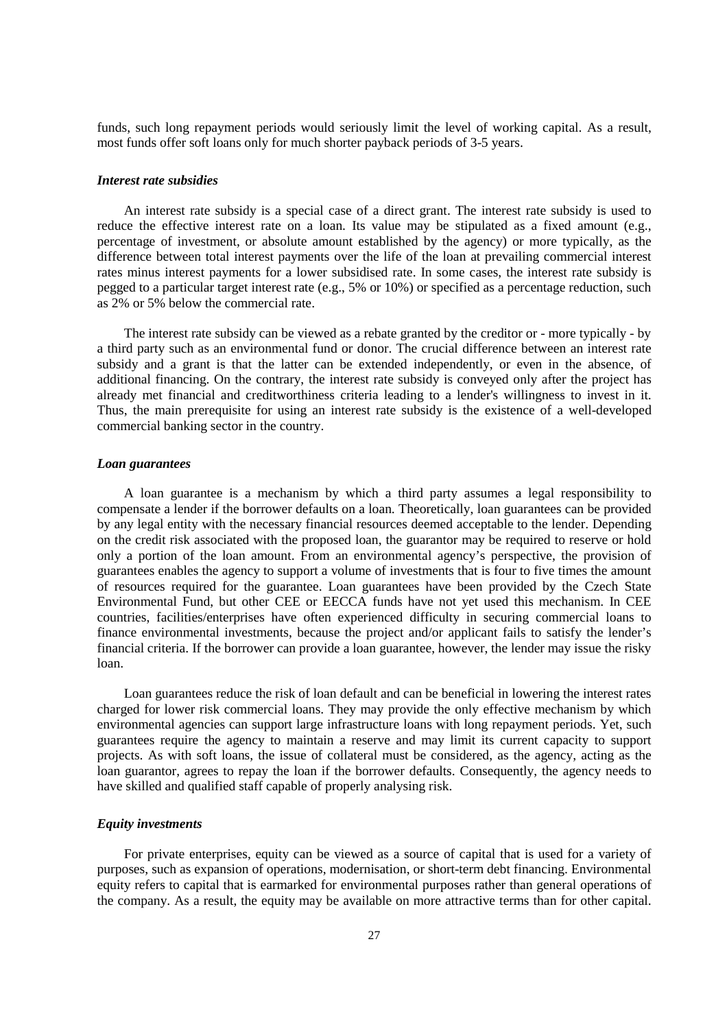funds, such long repayment periods would seriously limit the level of working capital. As a result, most funds offer soft loans only for much shorter payback periods of 3-5 years.

### *Interest rate subsidies*

An interest rate subsidy is a special case of a direct grant. The interest rate subsidy is used to reduce the effective interest rate on a loan. Its value may be stipulated as a fixed amount (e.g., percentage of investment, or absolute amount established by the agency) or more typically, as the difference between total interest payments over the life of the loan at prevailing commercial interest rates minus interest payments for a lower subsidised rate. In some cases, the interest rate subsidy is pegged to a particular target interest rate (e.g., 5% or 10%) or specified as a percentage reduction, such as 2% or 5% below the commercial rate.

The interest rate subsidy can be viewed as a rebate granted by the creditor or - more typically - by a third party such as an environmental fund or donor. The crucial difference between an interest rate subsidy and a grant is that the latter can be extended independently, or even in the absence, of additional financing. On the contrary, the interest rate subsidy is conveyed only after the project has already met financial and creditworthiness criteria leading to a lender's willingness to invest in it. Thus, the main prerequisite for using an interest rate subsidy is the existence of a well-developed commercial banking sector in the country.

### *Loan guarantees*

A loan guarantee is a mechanism by which a third party assumes a legal responsibility to compensate a lender if the borrower defaults on a loan. Theoretically, loan guarantees can be provided by any legal entity with the necessary financial resources deemed acceptable to the lender. Depending on the credit risk associated with the proposed loan, the guarantor may be required to reserve or hold only a portion of the loan amount. From an environmental agency's perspective, the provision of guarantees enables the agency to support a volume of investments that is four to five times the amount of resources required for the guarantee. Loan guarantees have been provided by the Czech State Environmental Fund, but other CEE or EECCA funds have not yet used this mechanism. In CEE countries, facilities/enterprises have often experienced difficulty in securing commercial loans to finance environmental investments, because the project and/or applicant fails to satisfy the lender's financial criteria. If the borrower can provide a loan guarantee, however, the lender may issue the risky loan.

Loan guarantees reduce the risk of loan default and can be beneficial in lowering the interest rates charged for lower risk commercial loans. They may provide the only effective mechanism by which environmental agencies can support large infrastructure loans with long repayment periods. Yet, such guarantees require the agency to maintain a reserve and may limit its current capacity to support projects. As with soft loans, the issue of collateral must be considered, as the agency, acting as the loan guarantor, agrees to repay the loan if the borrower defaults. Consequently, the agency needs to have skilled and qualified staff capable of properly analysing risk.

### *Equity investments*

For private enterprises, equity can be viewed as a source of capital that is used for a variety of purposes, such as expansion of operations, modernisation, or short-term debt financing. Environmental equity refers to capital that is earmarked for environmental purposes rather than general operations of the company. As a result, the equity may be available on more attractive terms than for other capital.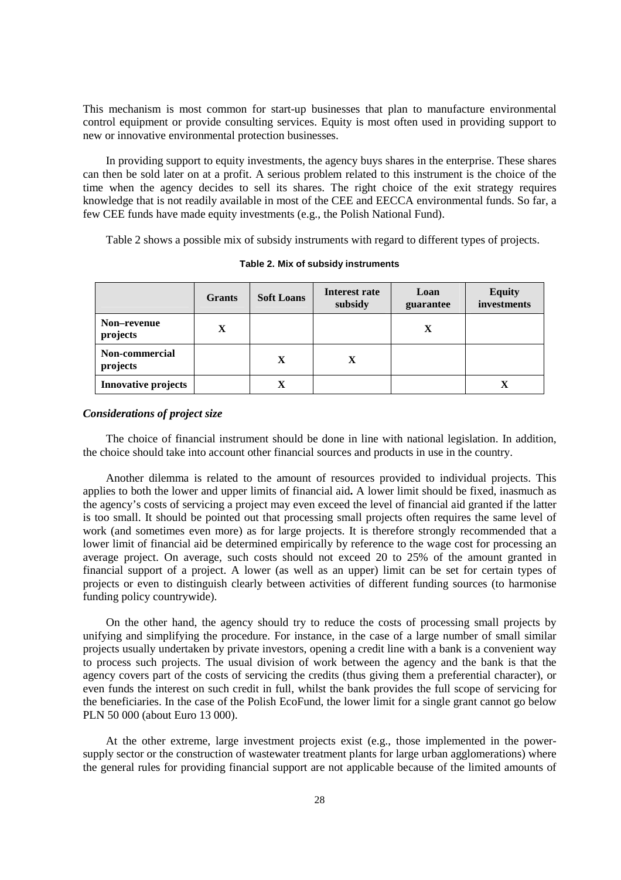This mechanism is most common for start-up businesses that plan to manufacture environmental control equipment or provide consulting services. Equity is most often used in providing support to new or innovative environmental protection businesses.

In providing support to equity investments, the agency buys shares in the enterprise. These shares can then be sold later on at a profit. A serious problem related to this instrument is the choice of the time when the agency decides to sell its shares. The right choice of the exit strategy requires knowledge that is not readily available in most of the CEE and EECCA environmental funds. So far, a few CEE funds have made equity investments (e.g., the Polish National Fund).

Table 2 shows a possible mix of subsidy instruments with regard to different types of projects.

**Table 2. Mix of subsidy instruments**

| | Grants | Soft Loans | Interest rate subsidy | Loan guarantee | Equity investments |
|---|---|---|---|---|---|
| **Non–revenue projects** | X | | | X | |
| **Non-commercial projects** | | X | X | | |
| **Innovative projects** | | X | | | X |

***Considerations of project size***

The choice of financial instrument should be done in line with national legislation. In addition, the choice should take into account other financial sources and products in use in the country.

Another dilemma is related to the amount of resources provided to individual projects. This applies to both the lower and upper limits of financial aid**.** A lower limit should be fixed, inasmuch as the agency's costs of servicing a project may even exceed the level of financial aid granted if the latter is too small. It should be pointed out that processing small projects often requires the same level of work (and sometimes even more) as for large projects. It is therefore strongly recommended that a lower limit of financial aid be determined empirically by reference to the wage cost for processing an average project. On average, such costs should not exceed 20 to 25% of the amount granted in financial support of a project. A lower (as well as an upper) limit can be set for certain types of projects or even to distinguish clearly between activities of different funding sources (to harmonise funding policy countrywide).

On the other hand, the agency should try to reduce the costs of processing small projects by unifying and simplifying the procedure. For instance, in the case of a large number of small similar projects usually undertaken by private investors, opening a credit line with a bank is a convenient way to process such projects. The usual division of work between the agency and the bank is that the agency covers part of the costs of servicing the credits (thus giving them a preferential character), or even funds the interest on such credit in full, whilst the bank provides the full scope of servicing for the beneficiaries. In the case of the Polish EcoFund, the lower limit for a single grant cannot go below PLN 50 000 (about Euro 13 000).

At the other extreme, large investment projects exist (e.g., those implemented in the power-supply sector or the construction of wastewater treatment plants for large urban agglomerations) where the general rules for providing financial support are not applicable because of the limited amounts of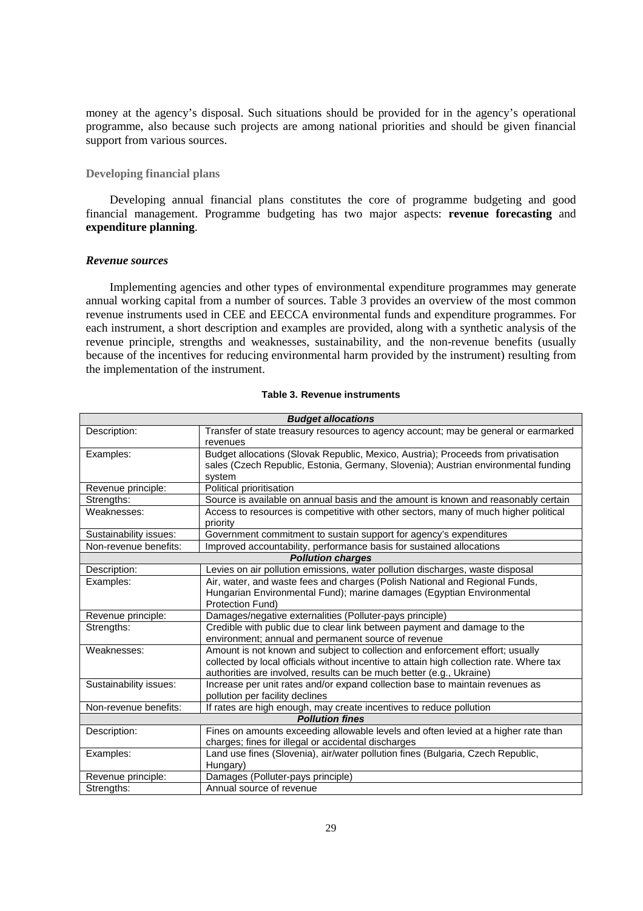money at the agency's disposal. Such situations should be provided for in the agency's operational programme, also because such projects are among national priorities and should be given financial support from various sources.

### Developing financial plans

Developing annual financial plans constitutes the core of programme budgeting and good financial management. Programme budgeting has two major aspects: **revenue forecasting** and **expenditure planning**.

#### *Revenue sources*

Implementing agencies and other types of environmental expenditure programmes may generate annual working capital from a number of sources. Table 3 provides an overview of the most common revenue instruments used in CEE and EECCA environmental funds and expenditure programmes. For each instrument, a short description and examples are provided, along with a synthetic analysis of the revenue principle, strengths and weaknesses, sustainability, and the non-revenue benefits (usually because of the incentives for reducing environmental harm provided by the instrument) resulting from the implementation of the instrument.

**Table 3. Revenue instruments**

| ***Budget allocations*** | |
|---|---|
| Description: | Transfer of state treasury resources to agency account; may be general or earmarked revenues |
| Examples: | Budget allocations (Slovak Republic, Mexico, Austria); Proceeds from privatisation sales (Czech Republic, Estonia, Germany, Slovenia); Austrian environmental funding system |
| Revenue principle: | Political prioritisation |
| Strengths: | Source is available on annual basis and the amount is known and reasonably certain |
| Weaknesses: | Access to resources is competitive with other sectors, many of much higher political priority |
| Sustainability issues: | Government commitment to sustain support for agency's expenditures |
| Non-revenue benefits: | Improved accountability, performance basis for sustained allocations |
| ***Pollution charges*** | |
| Description: | Levies on air pollution emissions, water pollution discharges, waste disposal |
| Examples: | Air, water, and waste fees and charges (Polish National and Regional Funds, Hungarian Environmental Fund); marine damages (Egyptian Environmental Protection Fund) |
| Revenue principle: | Damages/negative externalities (Polluter-pays principle) |
| Strengths: | Credible with public due to clear link between payment and damage to the environment; annual and permanent source of revenue |
| Weaknesses: | Amount is not known and subject to collection and enforcement effort; usually collected by local officials without incentive to attain high collection rate. Where tax authorities are involved, results can be much better (e.g., Ukraine) |
| Sustainability issues: | Increase per unit rates and/or expand collection base to maintain revenues as pollution per facility declines |
| Non-revenue benefits: | If rates are high enough, may create incentives to reduce pollution |
| ***Pollution fines*** | |
| Description: | Fines on amounts exceeding allowable levels and often levied at a higher rate than charges; fines for illegal or accidental discharges |
| Examples: | Land use fines (Slovenia), air/water pollution fines (Bulgaria, Czech Republic, Hungary) |
| Revenue principle: | Damages (Polluter-pays principle) |
| Strengths: | Annual source of revenue |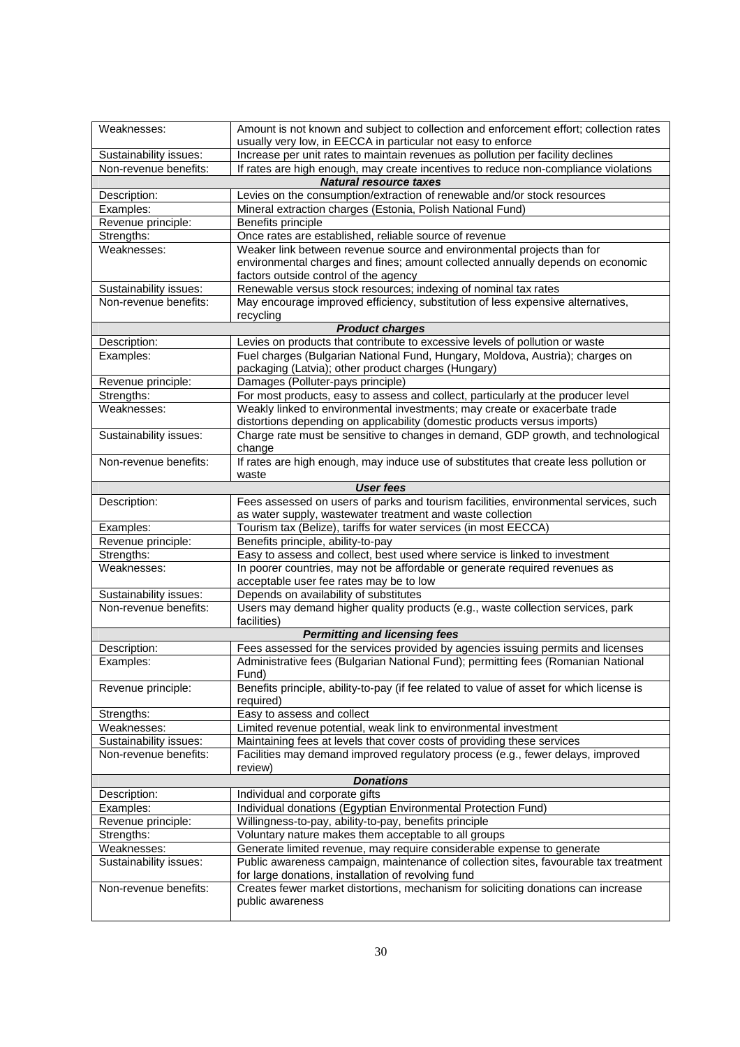| | |
|---|---|
| Weaknesses: | Amount is not known and subject to collection and enforcement effort; collection rates usually very low, in EECCA in particular not easy to enforce |
| Sustainability issues: | Increase per unit rates to maintain revenues as pollution per facility declines |
| Non-revenue benefits: | If rates are high enough, may create incentives to reduce non-compliance violations |
| ***Natural resource taxes*** | |
| Description: | Levies on the consumption/extraction of renewable and/or stock resources |
| Examples: | Mineral extraction charges (Estonia, Polish National Fund) |
| Revenue principle: | Benefits principle |
| Strengths: | Once rates are established, reliable source of revenue |
| Weaknesses: | Weaker link between revenue source and environmental projects than for environmental charges and fines; amount collected annually depends on economic factors outside control of the agency |
| Sustainability issues: | Renewable versus stock resources; indexing of nominal tax rates |
| Non-revenue benefits: | May encourage improved efficiency, substitution of less expensive alternatives, recycling |
| ***Product charges*** | |
| Description: | Levies on products that contribute to excessive levels of pollution or waste |
| Examples: | Fuel charges (Bulgarian National Fund, Hungary, Moldova, Austria); charges on packaging (Latvia); other product charges (Hungary) |
| Revenue principle: | Damages (Polluter-pays principle) |
| Strengths: | For most products, easy to assess and collect, particularly at the producer level |
| Weaknesses: | Weakly linked to environmental investments; may create or exacerbate trade distortions depending on applicability (domestic products versus imports) |
| Sustainability issues: | Charge rate must be sensitive to changes in demand, GDP growth, and technological change |
| Non-revenue benefits: | If rates are high enough, may induce use of substitutes that create less pollution or waste |
| ***User fees*** | |
| Description: | Fees assessed on users of parks and tourism facilities, environmental services, such as water supply, wastewater treatment and waste collection |
| Examples: | Tourism tax (Belize), tariffs for water services (in most EECCA) |
| Revenue principle: | Benefits principle, ability-to-pay |
| Strengths: | Easy to assess and collect, best used where service is linked to investment |
| Weaknesses: | In poorer countries, may not be affordable or generate required revenues as acceptable user fee rates may be to low |
| Sustainability issues: | Depends on availability of substitutes |
| Non-revenue benefits: | Users may demand higher quality products (e.g., waste collection services, park facilities) |
| ***Permitting and licensing fees*** | |
| Description: | Fees assessed for the services provided by agencies issuing permits and licenses |
| Examples: | Administrative fees (Bulgarian National Fund); permitting fees (Romanian National Fund) |
| Revenue principle: | Benefits principle, ability-to-pay (if fee related to value of asset for which license is required) |
| Strengths: | Easy to assess and collect |
| Weaknesses: | Limited revenue potential, weak link to environmental investment |
| Sustainability issues: | Maintaining fees at levels that cover costs of providing these services |
| Non-revenue benefits: | Facilities may demand improved regulatory process (e.g., fewer delays, improved review) |
| ***Donations*** | |
| Description: | Individual and corporate gifts |
| Examples: | Individual donations (Egyptian Environmental Protection Fund) |
| Revenue principle: | Willingness-to-pay, ability-to-pay, benefits principle |
| Strengths: | Voluntary nature makes them acceptable to all groups |
| Weaknesses: | Generate limited revenue, may require considerable expense to generate |
| Sustainability issues: | Public awareness campaign, maintenance of collection sites, favourable tax treatment for large donations, installation of revolving fund |
| Non-revenue benefits: | Creates fewer market distortions, mechanism for soliciting donations can increase public awareness |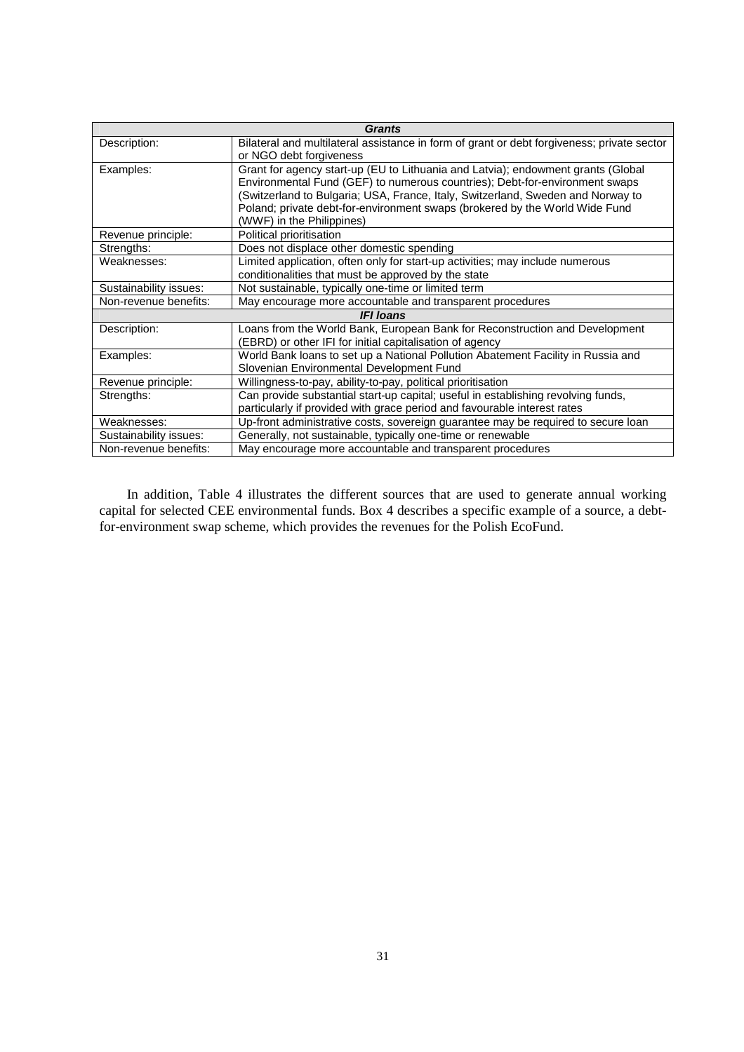| ***Grants*** | |
|---|---|
| Description: | Bilateral and multilateral assistance in form of grant or debt forgiveness; private sector or NGO debt forgiveness |
| Examples: | Grant for agency start-up (EU to Lithuania and Latvia); endowment grants (Global Environmental Fund (GEF) to numerous countries); Debt-for-environment swaps (Switzerland to Bulgaria; USA, France, Italy, Switzerland, Sweden and Norway to Poland; private debt-for-environment swaps (brokered by the World Wide Fund (WWF) in the Philippines) |
| Revenue principle: | Political prioritisation |
| Strengths: | Does not displace other domestic spending |
| Weaknesses: | Limited application, often only for start-up activities; may include numerous conditionalities that must be approved by the state |
| Sustainability issues: | Not sustainable, typically one-time or limited term |
| Non-revenue benefits: | May encourage more accountable and transparent procedures |
| ***IFI loans*** | |
| Description: | Loans from the World Bank, European Bank for Reconstruction and Development (EBRD) or other IFI for initial capitalisation of agency |
| Examples: | World Bank loans to set up a National Pollution Abatement Facility in Russia and Slovenian Environmental Development Fund |
| Revenue principle: | Willingness-to-pay, ability-to-pay, political prioritisation |
| Strengths: | Can provide substantial start-up capital; useful in establishing revolving funds, particularly if provided with grace period and favourable interest rates |
| Weaknesses: | Up-front administrative costs, sovereign guarantee may be required to secure loan |
| Sustainability issues: | Generally, not sustainable, typically one-time or renewable |
| Non-revenue benefits: | May encourage more accountable and transparent procedures |

In addition, Table 4 illustrates the different sources that are used to generate annual working capital for selected CEE environmental funds. Box 4 describes a specific example of a source, a debt-for-environment swap scheme, which provides the revenues for the Polish EcoFund.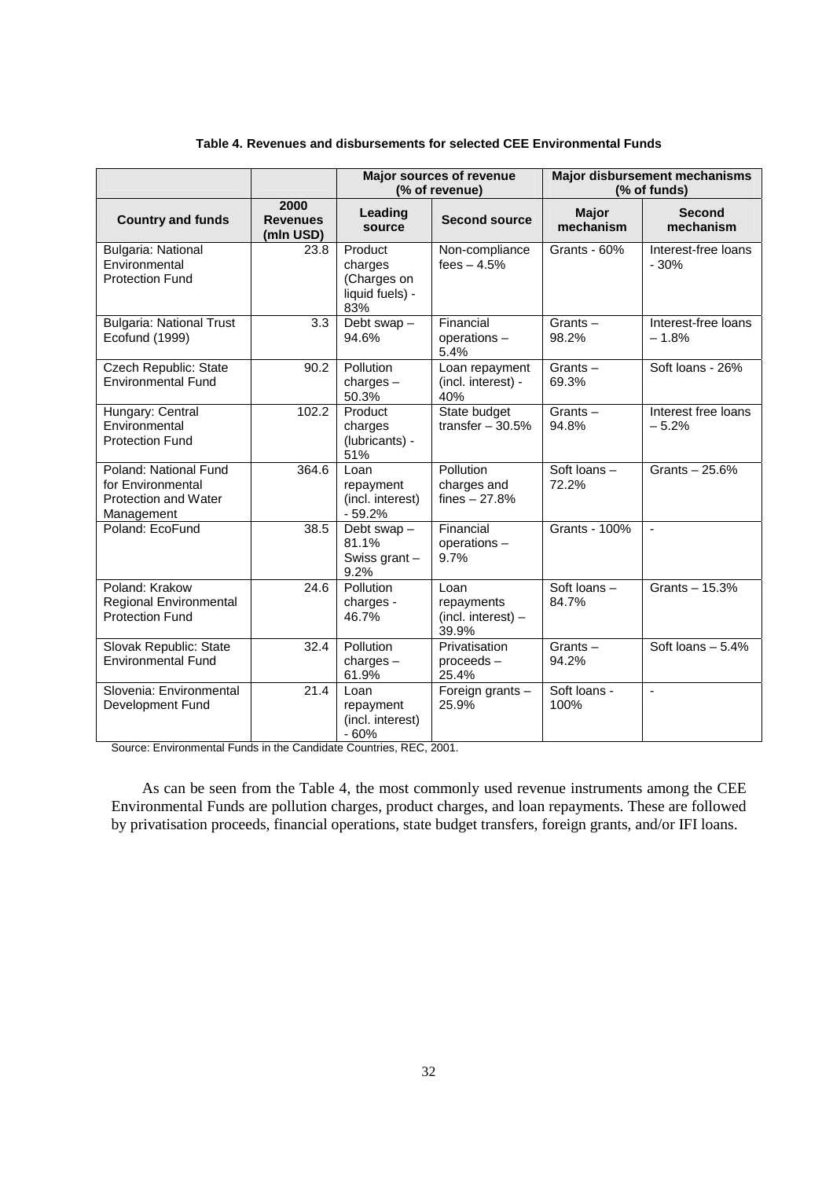**Table 4. Revenues and disbursements for selected CEE Environmental Funds**

| | | Major sources of revenue (% of revenue) | | Major disbursement mechanisms (% of funds) | |
|---|---|---|---|---|---|
| **Country and funds** | **2000 Revenues (mln USD)** | **Leading source** | **Second source** | **Major mechanism** | **Second mechanism** |
| Bulgaria: National Environmental Protection Fund | 23.8 | Product charges (Charges on liquid fuels) - 83% | Non-compliance fees – 4.5% | Grants - 60% | Interest-free loans - 30% |
| Bulgaria: National Trust Ecofund (1999) | 3.3 | Debt swap – 94.6% | Financial operations – 5.4% | Grants – 98.2% | Interest-free loans – 1.8% |
| Czech Republic: State Environmental Fund | 90.2 | Pollution charges – 50.3% | Loan repayment (incl. interest) - 40% | Grants – 69.3% | Soft loans - 26% |
| Hungary: Central Environmental Protection Fund | 102.2 | Product charges (lubricants) - 51% | State budget transfer – 30.5% | Grants – 94.8% | Interest free loans – 5.2% |
| Poland: National Fund for Environmental Protection and Water Management | 364.6 | Loan repayment (incl. interest) - 59.2% | Pollution charges and fines – 27.8% | Soft loans – 72.2% | Grants – 25.6% |
| Poland: EcoFund | 38.5 | Debt swap – 81.1% Swiss grant – 9.2% | Financial operations – 9.7% | Grants - 100% | - |
| Poland: Krakow Regional Environmental Protection Fund | 24.6 | Pollution charges - 46.7% | Loan repayments (incl. interest) – 39.9% | Soft loans – 84.7% | Grants – 15.3% |
| Slovak Republic: State Environmental Fund | 32.4 | Pollution charges – 61.9% | Privatisation proceeds – 25.4% | Grants – 94.2% | Soft loans – 5.4% |
| Slovenia: Environmental Development Fund | 21.4 | Loan repayment (incl. interest) - 60% | Foreign grants – 25.9% | Soft loans - 100% | - |

Source: Environmental Funds in the Candidate Countries, REC, 2001.

As can be seen from the Table 4, the most commonly used revenue instruments among the CEE Environmental Funds are pollution charges, product charges, and loan repayments. These are followed by privatisation proceeds, financial operations, state budget transfers, foreign grants, and/or IFI loans.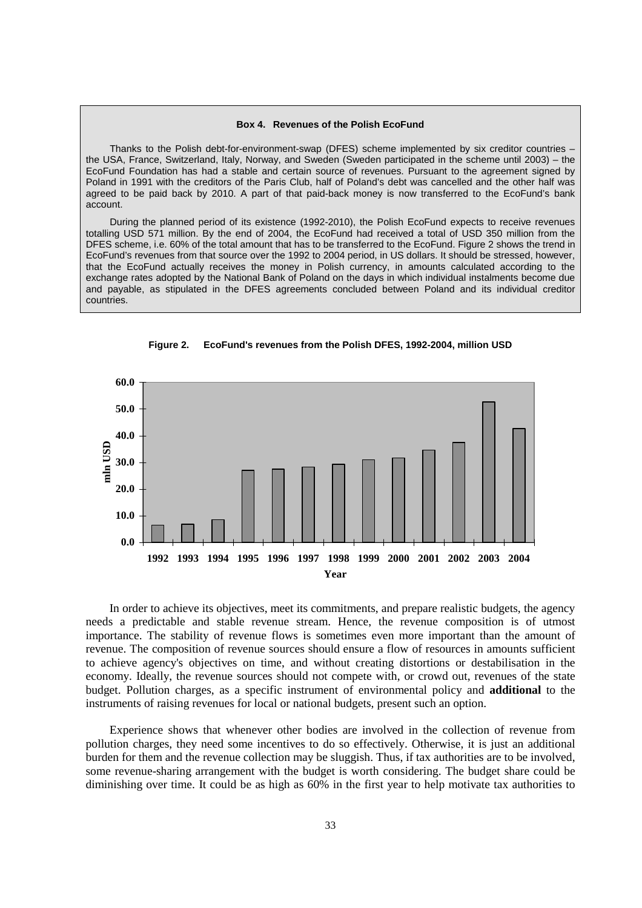**Box 4. Revenues of the Polish EcoFund**

Thanks to the Polish debt-for-environment-swap (DFES) scheme implemented by six creditor countries – the USA, France, Switzerland, Italy, Norway, and Sweden (Sweden participated in the scheme until 2003) – the EcoFund Foundation has had a stable and certain source of revenues. Pursuant to the agreement signed by Poland in 1991 with the creditors of the Paris Club, half of Poland's debt was cancelled and the other half was agreed to be paid back by 2010. A part of that paid-back money is now transferred to the EcoFund's bank account.

During the planned period of its existence (1992-2010), the Polish EcoFund expects to receive revenues totalling USD 571 million. By the end of 2004, the EcoFund had received a total of USD 350 million from the DFES scheme, i.e. 60% of the total amount that has to be transferred to the EcoFund. Figure 2 shows the trend in EcoFund's revenues from that source over the 1992 to 2004 period, in US dollars. It should be stressed, however, that the EcoFund actually receives the money in Polish currency, in amounts calculated according to the exchange rates adopted by the National Bank of Poland on the days in which individual instalments become due and payable, as stipulated in the DFES agreements concluded between Poland and its individual creditor countries.

**Figure 2. EcoFund's revenues from the Polish DFES, 1992-2004, million USD**

In order to achieve its objectives, meet its commitments, and prepare realistic budgets, the agency needs a predictable and stable revenue stream. Hence, the revenue composition is of utmost importance. The stability of revenue flows is sometimes even more important than the amount of revenue. The composition of revenue sources should ensure a flow of resources in amounts sufficient to achieve agency's objectives on time, and without creating distortions or destabilisation in the economy. Ideally, the revenue sources should not compete with, or crowd out, revenues of the state budget. Pollution charges, as a specific instrument of environmental policy and **additional** to the instruments of raising revenues for local or national budgets, present such an option.

Experience shows that whenever other bodies are involved in the collection of revenue from pollution charges, they need some incentives to do so effectively. Otherwise, it is just an additional burden for them and the revenue collection may be sluggish. Thus, if tax authorities are to be involved, some revenue-sharing arrangement with the budget is worth considering. The budget share could be diminishing over time. It could be as high as 60% in the first year to help motivate tax authorities to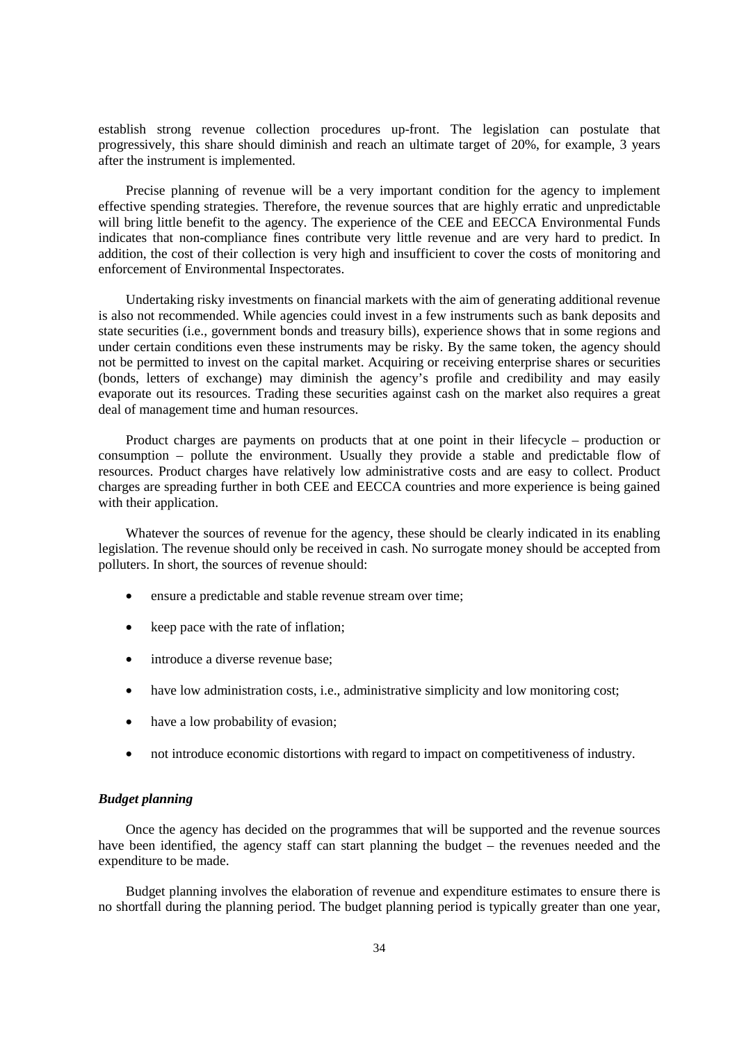establish strong revenue collection procedures up-front. The legislation can postulate that progressively, this share should diminish and reach an ultimate target of 20%, for example, 3 years after the instrument is implemented.

Precise planning of revenue will be a very important condition for the agency to implement effective spending strategies. Therefore, the revenue sources that are highly erratic and unpredictable will bring little benefit to the agency. The experience of the CEE and EECCA Environmental Funds indicates that non-compliance fines contribute very little revenue and are very hard to predict. In addition, the cost of their collection is very high and insufficient to cover the costs of monitoring and enforcement of Environmental Inspectorates.

Undertaking risky investments on financial markets with the aim of generating additional revenue is also not recommended. While agencies could invest in a few instruments such as bank deposits and state securities (i.e., government bonds and treasury bills), experience shows that in some regions and under certain conditions even these instruments may be risky. By the same token, the agency should not be permitted to invest on the capital market. Acquiring or receiving enterprise shares or securities (bonds, letters of exchange) may diminish the agency's profile and credibility and may easily evaporate out its resources. Trading these securities against cash on the market also requires a great deal of management time and human resources.

Product charges are payments on products that at one point in their lifecycle – production or consumption – pollute the environment. Usually they provide a stable and predictable flow of resources. Product charges have relatively low administrative costs and are easy to collect. Product charges are spreading further in both CEE and EECCA countries and more experience is being gained with their application.

Whatever the sources of revenue for the agency, these should be clearly indicated in its enabling legislation. The revenue should only be received in cash. No surrogate money should be accepted from polluters. In short, the sources of revenue should:

- ensure a predictable and stable revenue stream over time;
- keep pace with the rate of inflation;
- introduce a diverse revenue base;
- have low administration costs, i.e., administrative simplicity and low monitoring cost;
- have a low probability of evasion;
- not introduce economic distortions with regard to impact on competitiveness of industry.

***Budget planning***

Once the agency has decided on the programmes that will be supported and the revenue sources have been identified, the agency staff can start planning the budget – the revenues needed and the expenditure to be made.

Budget planning involves the elaboration of revenue and expenditure estimates to ensure there is no shortfall during the planning period. The budget planning period is typically greater than one year,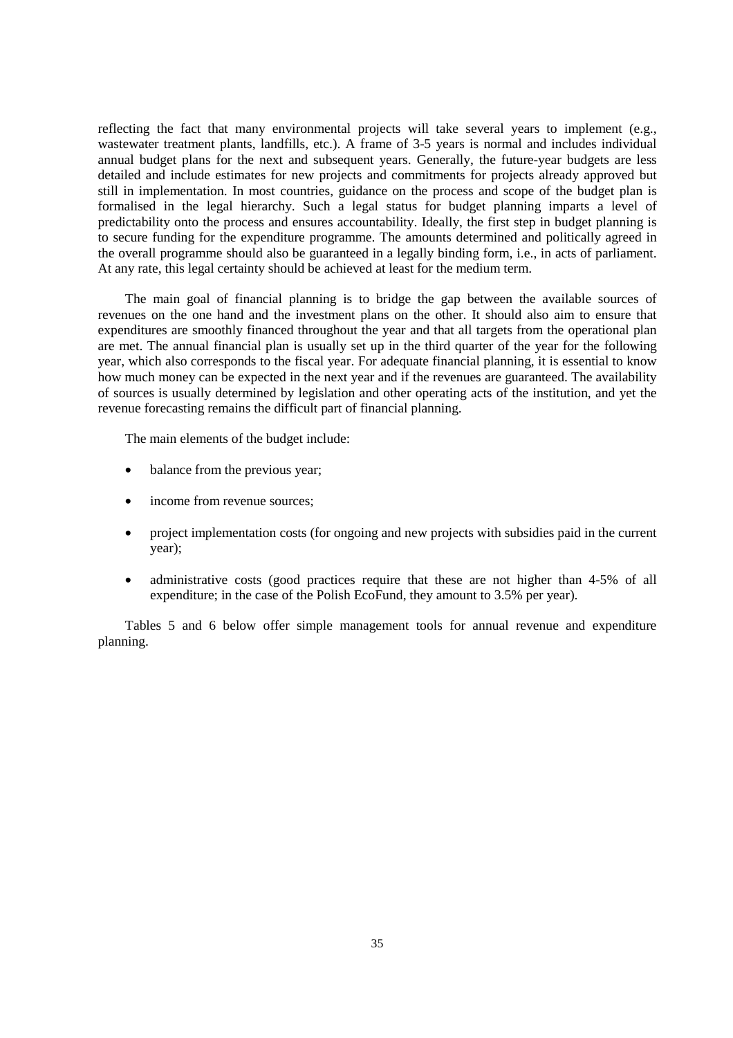reflecting the fact that many environmental projects will take several years to implement (e.g., wastewater treatment plants, landfills, etc.). A frame of 3-5 years is normal and includes individual annual budget plans for the next and subsequent years. Generally, the future-year budgets are less detailed and include estimates for new projects and commitments for projects already approved but still in implementation. In most countries, guidance on the process and scope of the budget plan is formalised in the legal hierarchy. Such a legal status for budget planning imparts a level of predictability onto the process and ensures accountability. Ideally, the first step in budget planning is to secure funding for the expenditure programme. The amounts determined and politically agreed in the overall programme should also be guaranteed in a legally binding form, i.e., in acts of parliament. At any rate, this legal certainty should be achieved at least for the medium term.

The main goal of financial planning is to bridge the gap between the available sources of revenues on the one hand and the investment plans on the other. It should also aim to ensure that expenditures are smoothly financed throughout the year and that all targets from the operational plan are met. The annual financial plan is usually set up in the third quarter of the year for the following year, which also corresponds to the fiscal year. For adequate financial planning, it is essential to know how much money can be expected in the next year and if the revenues are guaranteed. The availability of sources is usually determined by legislation and other operating acts of the institution, and yet the revenue forecasting remains the difficult part of financial planning.

The main elements of the budget include:

- balance from the previous year;
- income from revenue sources;
- project implementation costs (for ongoing and new projects with subsidies paid in the current year);
- administrative costs (good practices require that these are not higher than 4-5% of all expenditure; in the case of the Polish EcoFund, they amount to 3.5% per year).

Tables 5 and 6 below offer simple management tools for annual revenue and expenditure planning.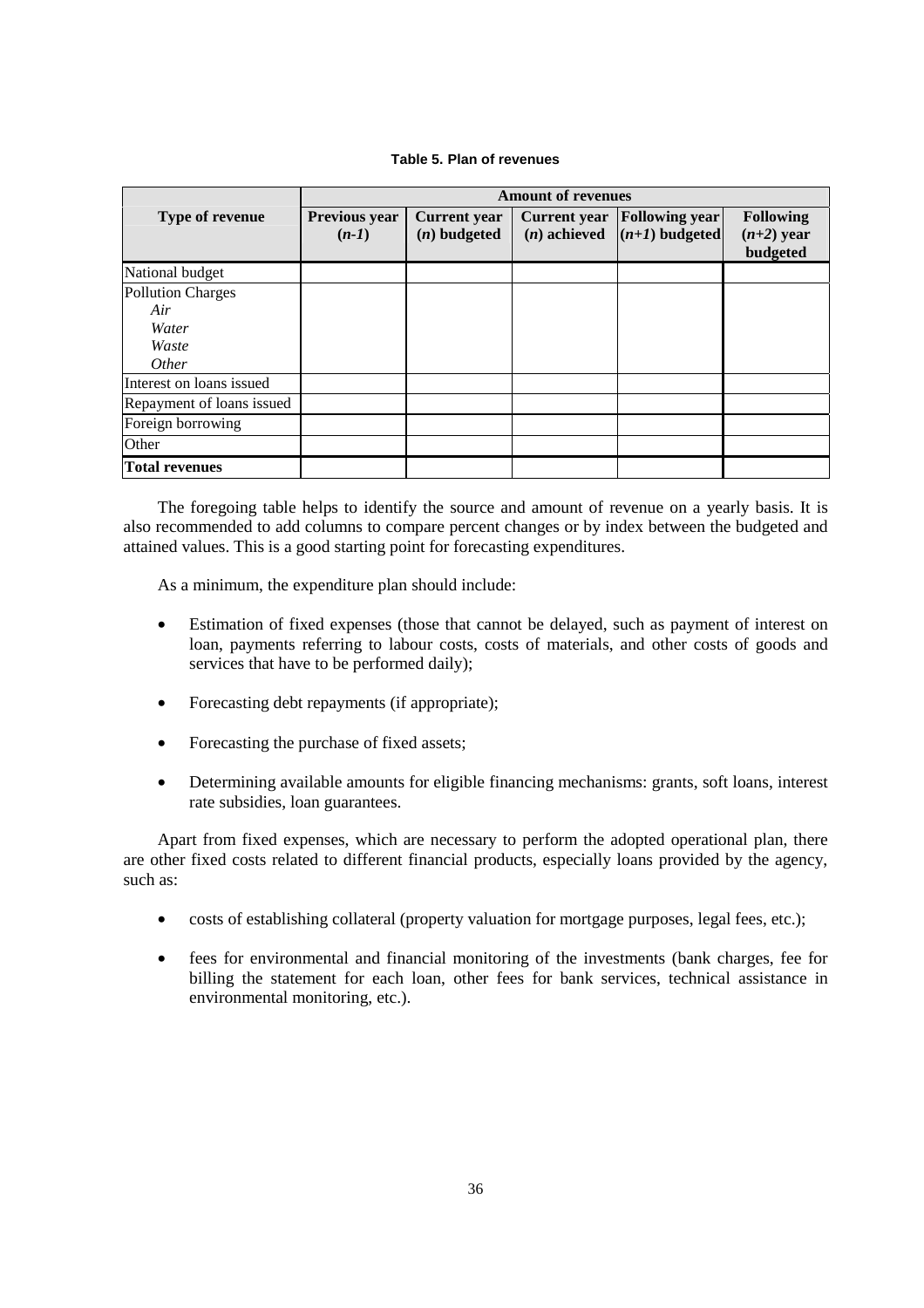**Table 5. Plan of revenues**

| Type of revenue | Amount of revenues | | | | |
|---|---|---|---|---|---|
| | **Previous year (*n-1*)** | **Current year (*n*) budgeted** | **Current year (*n*) achieved** | **Following year (*n+1*) budgeted** | **Following (*n+2*) year budgeted** |
| National budget | | | | | |
| Pollution Charges<br>*Air*<br>*Water*<br>*Waste*<br>*Other* | | | | | |
| Interest on loans issued | | | | | |
| Repayment of loans issued | | | | | |
| Foreign borrowing | | | | | |
| Other | | | | | |
| **Total revenues** | | | | | |

The foregoing table helps to identify the source and amount of revenue on a yearly basis. It is also recommended to add columns to compare percent changes or by index between the budgeted and attained values. This is a good starting point for forecasting expenditures.

As a minimum, the expenditure plan should include:

- Estimation of fixed expenses (those that cannot be delayed, such as payment of interest on loan, payments referring to labour costs, costs of materials, and other costs of goods and services that have to be performed daily);
- Forecasting debt repayments (if appropriate);
- Forecasting the purchase of fixed assets;
- Determining available amounts for eligible financing mechanisms: grants, soft loans, interest rate subsidies, loan guarantees.

Apart from fixed expenses, which are necessary to perform the adopted operational plan, there are other fixed costs related to different financial products, especially loans provided by the agency, such as:

- costs of establishing collateral (property valuation for mortgage purposes, legal fees, etc.);
- fees for environmental and financial monitoring of the investments (bank charges, fee for billing the statement for each loan, other fees for bank services, technical assistance in environmental monitoring, etc.).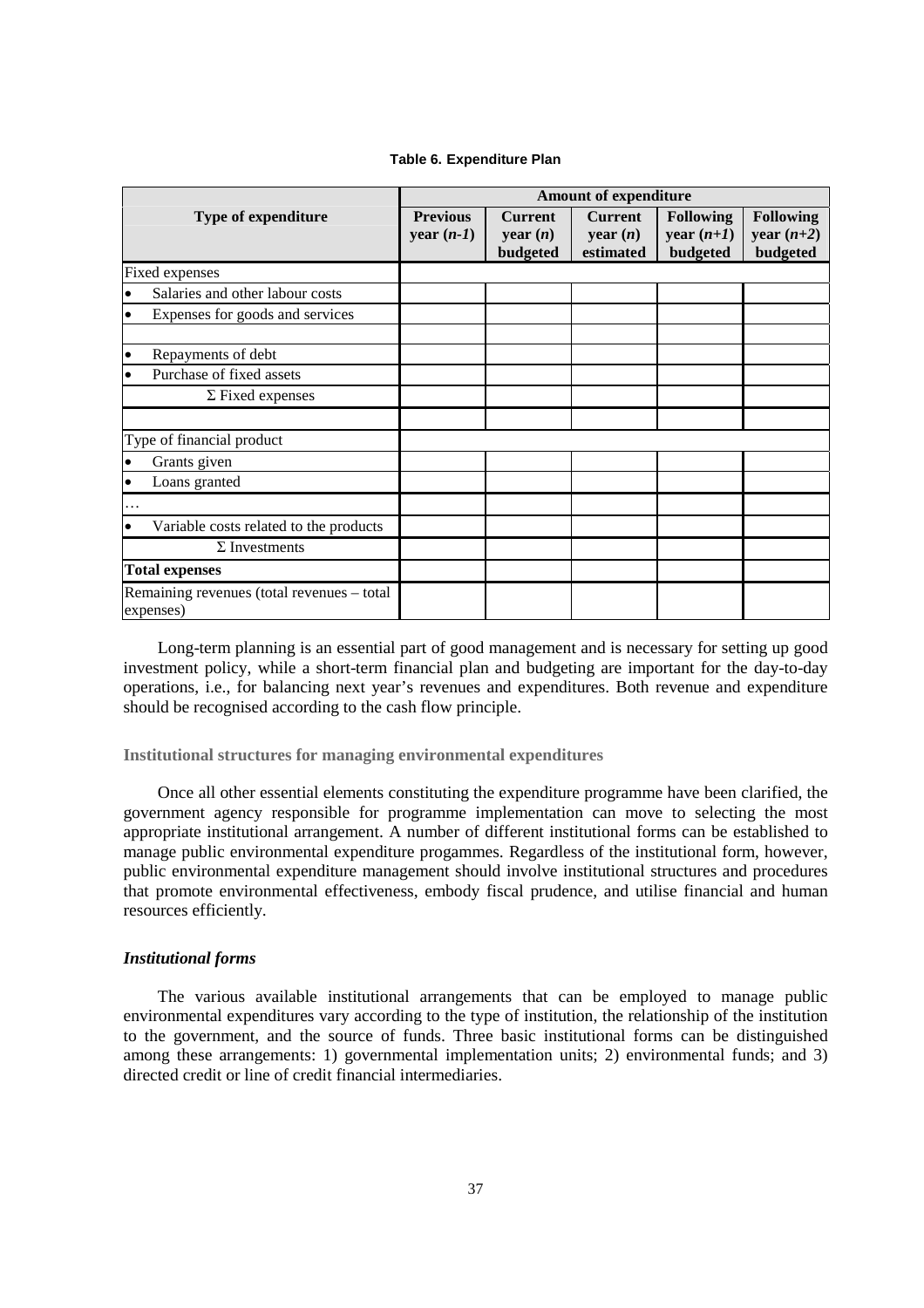**Table 6. Expenditure Plan**

| Type of expenditure | Amount of expenditure | | | | |
|---|---|---|---|---|---|
| | **Previous year (*n-1*)** | **Current year (*n*) budgeted** | **Current year (*n*) estimated** | **Following year (*n+1*) budgeted** | **Following year (*n+2*) budgeted** |
| Fixed expenses | | | | | |
| • Salaries and other labour costs | | | | | |
| • Expenses for goods and services | | | | | |
| | | | | | |
| • Repayments of debt | | | | | |
| • Purchase of fixed assets | | | | | |
| Σ Fixed expenses | | | | | |
| | | | | | |
| Type of financial product | | | | | |
| • Grants given | | | | | |
| • Loans granted | | | | | |
| … | | | | | |
| • Variable costs related to the products | | | | | |
| Σ Investments | | | | | |
| **Total expenses** | | | | | |
| Remaining revenues (total revenues – total expenses) | | | | | |

Long-term planning is an essential part of good management and is necessary for setting up good investment policy, while a short-term financial plan and budgeting are important for the day-to-day operations, i.e., for balancing next year's revenues and expenditures. Both revenue and expenditure should be recognised according to the cash flow principle.

### Institutional structures for managing environmental expenditures

Once all other essential elements constituting the expenditure programme have been clarified, the government agency responsible for programme implementation can move to selecting the most appropriate institutional arrangement. A number of different institutional forms can be established to manage public environmental expenditure progammes. Regardless of the institutional form, however, public environmental expenditure management should involve institutional structures and procedures that promote environmental effectiveness, embody fiscal prudence, and utilise financial and human resources efficiently.

#### *Institutional forms*

The various available institutional arrangements that can be employed to manage public environmental expenditures vary according to the type of institution, the relationship of the institution to the government, and the source of funds. Three basic institutional forms can be distinguished among these arrangements: 1) governmental implementation units; 2) environmental funds; and 3) directed credit or line of credit financial intermediaries.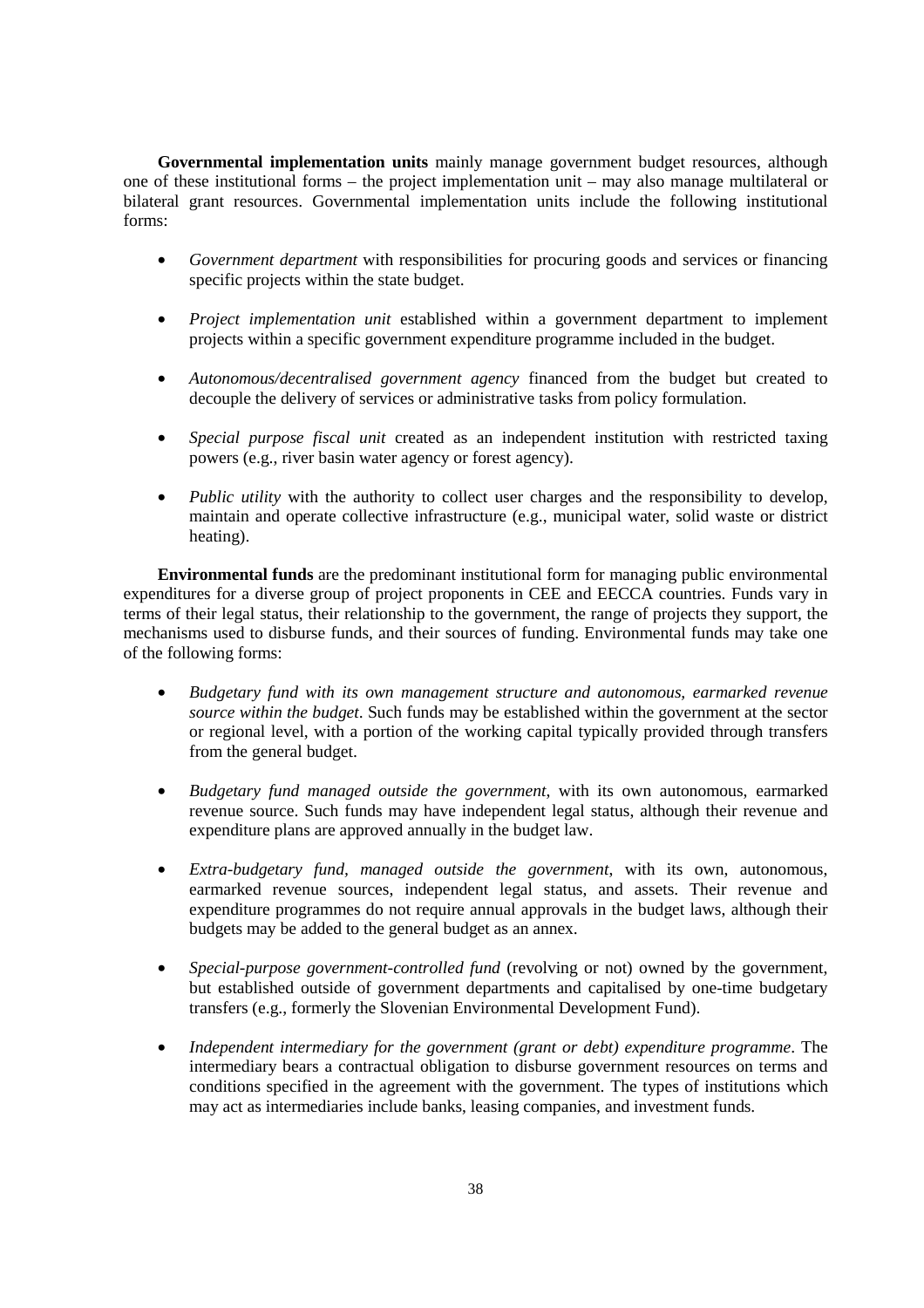**Governmental implementation units** mainly manage government budget resources, although one of these institutional forms – the project implementation unit – may also manage multilateral or bilateral grant resources. Governmental implementation units include the following institutional forms:

- *Government department* with responsibilities for procuring goods and services or financing specific projects within the state budget.

- *Project implementation unit* established within a government department to implement projects within a specific government expenditure programme included in the budget.

- *Autonomous/decentralised government agency* financed from the budget but created to decouple the delivery of services or administrative tasks from policy formulation.

- *Special purpose fiscal unit* created as an independent institution with restricted taxing powers (e.g., river basin water agency or forest agency).

- *Public utility* with the authority to collect user charges and the responsibility to develop, maintain and operate collective infrastructure (e.g., municipal water, solid waste or district heating).

**Environmental funds** are the predominant institutional form for managing public environmental expenditures for a diverse group of project proponents in CEE and EECCA countries. Funds vary in terms of their legal status, their relationship to the government, the range of projects they support, the mechanisms used to disburse funds, and their sources of funding. Environmental funds may take one of the following forms:

- *Budgetary fund with its own management structure and autonomous, earmarked revenue source within the budget*. Such funds may be established within the government at the sector or regional level, with a portion of the working capital typically provided through transfers from the general budget.

- *Budgetary fund managed outside the government*, with its own autonomous, earmarked revenue source. Such funds may have independent legal status, although their revenue and expenditure plans are approved annually in the budget law.

- *Extra-budgetary fund, managed outside the government*, with its own, autonomous, earmarked revenue sources, independent legal status, and assets. Their revenue and expenditure programmes do not require annual approvals in the budget laws, although their budgets may be added to the general budget as an annex.

- *Special-purpose government-controlled fund* (revolving or not) owned by the government, but established outside of government departments and capitalised by one-time budgetary transfers (e.g., formerly the Slovenian Environmental Development Fund).

- *Independent intermediary for the government (grant or debt) expenditure programme*. The intermediary bears a contractual obligation to disburse government resources on terms and conditions specified in the agreement with the government. The types of institutions which may act as intermediaries include banks, leasing companies, and investment funds.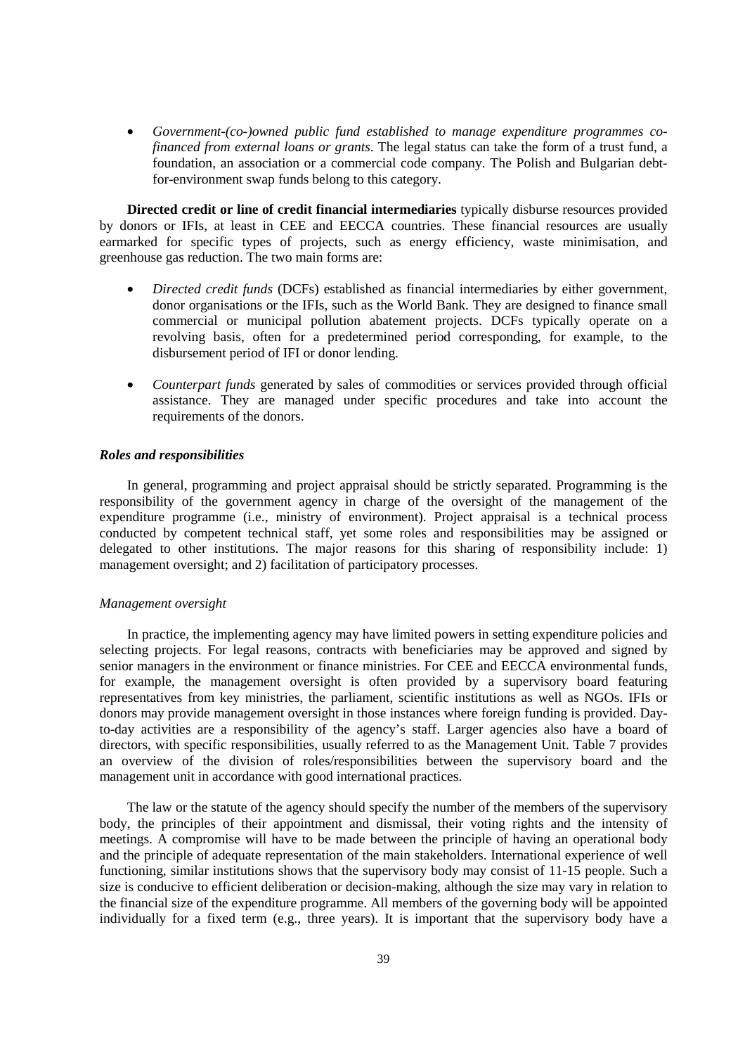- *Government-(co-)owned public fund established to manage expenditure programmes co-financed from external loans or grants*. The legal status can take the form of a trust fund, a foundation, an association or a commercial code company. The Polish and Bulgarian debt-for-environment swap funds belong to this category.

**Directed credit or line of credit financial intermediaries** typically disburse resources provided by donors or IFIs, at least in CEE and EECCA countries. These financial resources are usually earmarked for specific types of projects, such as energy efficiency, waste minimisation, and greenhouse gas reduction. The two main forms are:

- *Directed credit funds* (DCFs) established as financial intermediaries by either government, donor organisations or the IFIs, such as the World Bank. They are designed to finance small commercial or municipal pollution abatement projects. DCFs typically operate on a revolving basis, often for a predetermined period corresponding, for example, to the disbursement period of IFI or donor lending.

- *Counterpart funds* generated by sales of commodities or services provided through official assistance. They are managed under specific procedures and take into account the requirements of the donors.

***Roles and responsibilities***

In general, programming and project appraisal should be strictly separated. Programming is the responsibility of the government agency in charge of the oversight of the management of the expenditure programme (i.e., ministry of environment). Project appraisal is a technical process conducted by competent technical staff, yet some roles and responsibilities may be assigned or delegated to other institutions. The major reasons for this sharing of responsibility include: 1) management oversight; and 2) facilitation of participatory processes.

*Management oversight*

In practice, the implementing agency may have limited powers in setting expenditure policies and selecting projects. For legal reasons, contracts with beneficiaries may be approved and signed by senior managers in the environment or finance ministries. For CEE and EECCA environmental funds, for example, the management oversight is often provided by a supervisory board featuring representatives from key ministries, the parliament, scientific institutions as well as NGOs. IFIs or donors may provide management oversight in those instances where foreign funding is provided. Day-to-day activities are a responsibility of the agency's staff. Larger agencies also have a board of directors, with specific responsibilities, usually referred to as the Management Unit. Table 7 provides an overview of the division of roles/responsibilities between the supervisory board and the management unit in accordance with good international practices.

The law or the statute of the agency should specify the number of the members of the supervisory body, the principles of their appointment and dismissal, their voting rights and the intensity of meetings. A compromise will have to be made between the principle of having an operational body and the principle of adequate representation of the main stakeholders. International experience of well functioning, similar institutions shows that the supervisory body may consist of 11-15 people. Such a size is conducive to efficient deliberation or decision-making, although the size may vary in relation to the financial size of the expenditure programme. All members of the governing body will be appointed individually for a fixed term (e.g., three years). It is important that the supervisory body have a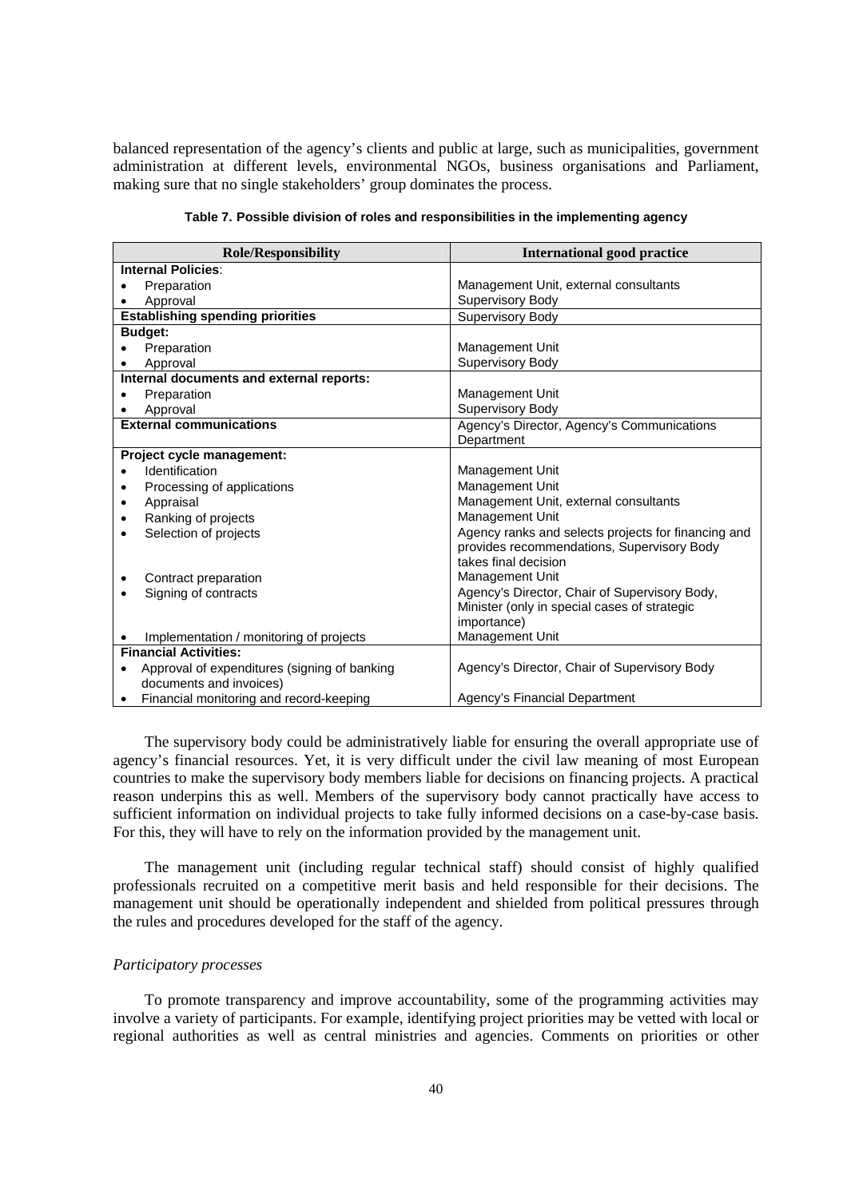balanced representation of the agency's clients and public at large, such as municipalities, government administration at different levels, environmental NGOs, business organisations and Parliament, making sure that no single stakeholders' group dominates the process.

**Table 7. Possible division of roles and responsibilities in the implementing agency**

| Role/Responsibility | International good practice |
|---|---|
| **Internal Policies**: | |
| • Preparation | Management Unit, external consultants |
| • Approval | Supervisory Body |
| **Establishing spending priorities** | Supervisory Body |
| **Budget:** | |
| • Preparation | Management Unit |
| • Approval | Supervisory Body |
| **Internal documents and external reports:** | |
| • Preparation | Management Unit |
| • Approval | Supervisory Body |
| **External communications** | Agency's Director, Agency's Communications Department |
| **Project cycle management:** | |
| • Identification | Management Unit |
| • Processing of applications | Management Unit |
| • Appraisal | Management Unit, external consultants |
| • Ranking of projects | Management Unit |
| • Selection of projects | Agency ranks and selects projects for financing and provides recommendations, Supervisory Body takes final decision |
| • Contract preparation | Management Unit |
| • Signing of contracts | Agency's Director, Chair of Supervisory Body, Minister (only in special cases of strategic importance) |
| • Implementation / monitoring of projects | Management Unit |
| **Financial Activities:** | |
| • Approval of expenditures (signing of banking documents and invoices) | Agency's Director, Chair of Supervisory Body |
| • Financial monitoring and record-keeping | Agency's Financial Department |

The supervisory body could be administratively liable for ensuring the overall appropriate use of agency's financial resources. Yet, it is very difficult under the civil law meaning of most European countries to make the supervisory body members liable for decisions on financing projects. A practical reason underpins this as well. Members of the supervisory body cannot practically have access to sufficient information on individual projects to take fully informed decisions on a case-by-case basis. For this, they will have to rely on the information provided by the management unit.

The management unit (including regular technical staff) should consist of highly qualified professionals recruited on a competitive merit basis and held responsible for their decisions. The management unit should be operationally independent and shielded from political pressures through the rules and procedures developed for the staff of the agency.

*Participatory processes*

To promote transparency and improve accountability, some of the programming activities may involve a variety of participants. For example, identifying project priorities may be vetted with local or regional authorities as well as central ministries and agencies. Comments on priorities or other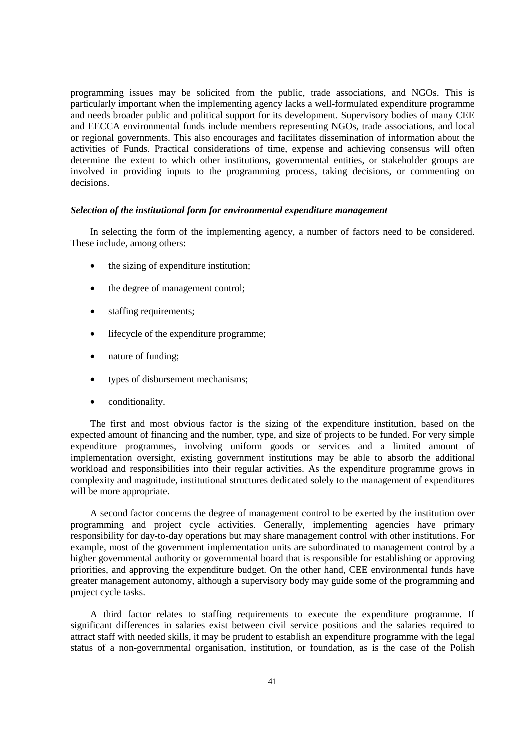programming issues may be solicited from the public, trade associations, and NGOs. This is particularly important when the implementing agency lacks a well-formulated expenditure programme and needs broader public and political support for its development. Supervisory bodies of many CEE and EECCA environmental funds include members representing NGOs, trade associations, and local or regional governments. This also encourages and facilitates dissemination of information about the activities of Funds. Practical considerations of time, expense and achieving consensus will often determine the extent to which other institutions, governmental entities, or stakeholder groups are involved in providing inputs to the programming process, taking decisions, or commenting on decisions.

***Selection of the institutional form for environmental expenditure management***

In selecting the form of the implementing agency, a number of factors need to be considered. These include, among others:

- the sizing of expenditure institution;
- the degree of management control;
- staffing requirements;
- lifecycle of the expenditure programme;
- nature of funding;
- types of disbursement mechanisms;
- conditionality.

The first and most obvious factor is the sizing of the expenditure institution, based on the expected amount of financing and the number, type, and size of projects to be funded. For very simple expenditure programmes, involving uniform goods or services and a limited amount of implementation oversight, existing government institutions may be able to absorb the additional workload and responsibilities into their regular activities. As the expenditure programme grows in complexity and magnitude, institutional structures dedicated solely to the management of expenditures will be more appropriate.

A second factor concerns the degree of management control to be exerted by the institution over programming and project cycle activities. Generally, implementing agencies have primary responsibility for day-to-day operations but may share management control with other institutions. For example, most of the government implementation units are subordinated to management control by a higher governmental authority or governmental board that is responsible for establishing or approving priorities, and approving the expenditure budget. On the other hand, CEE environmental funds have greater management autonomy, although a supervisory body may guide some of the programming and project cycle tasks.

A third factor relates to staffing requirements to execute the expenditure programme. If significant differences in salaries exist between civil service positions and the salaries required to attract staff with needed skills, it may be prudent to establish an expenditure programme with the legal status of a non-governmental organisation, institution, or foundation, as is the case of the Polish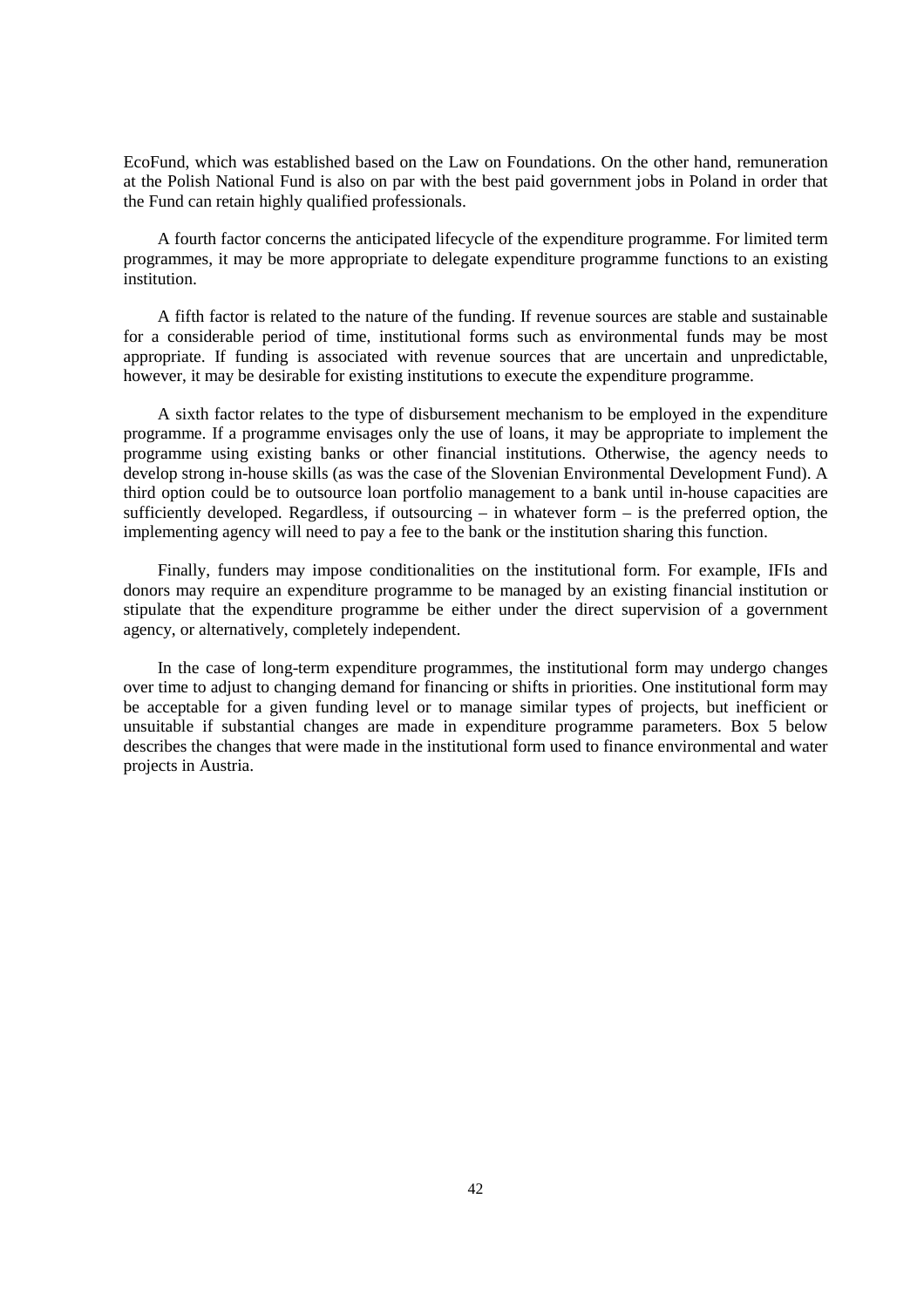EcoFund, which was established based on the Law on Foundations. On the other hand, remuneration at the Polish National Fund is also on par with the best paid government jobs in Poland in order that the Fund can retain highly qualified professionals.

A fourth factor concerns the anticipated lifecycle of the expenditure programme. For limited term programmes, it may be more appropriate to delegate expenditure programme functions to an existing institution.

A fifth factor is related to the nature of the funding. If revenue sources are stable and sustainable for a considerable period of time, institutional forms such as environmental funds may be most appropriate. If funding is associated with revenue sources that are uncertain and unpredictable, however, it may be desirable for existing institutions to execute the expenditure programme.

A sixth factor relates to the type of disbursement mechanism to be employed in the expenditure programme. If a programme envisages only the use of loans, it may be appropriate to implement the programme using existing banks or other financial institutions. Otherwise, the agency needs to develop strong in-house skills (as was the case of the Slovenian Environmental Development Fund). A third option could be to outsource loan portfolio management to a bank until in-house capacities are sufficiently developed. Regardless, if outsourcing – in whatever form – is the preferred option, the implementing agency will need to pay a fee to the bank or the institution sharing this function.

Finally, funders may impose conditionalities on the institutional form. For example, IFIs and donors may require an expenditure programme to be managed by an existing financial institution or stipulate that the expenditure programme be either under the direct supervision of a government agency, or alternatively, completely independent.

In the case of long-term expenditure programmes, the institutional form may undergo changes over time to adjust to changing demand for financing or shifts in priorities. One institutional form may be acceptable for a given funding level or to manage similar types of projects, but inefficient or unsuitable if substantial changes are made in expenditure programme parameters. Box 5 below describes the changes that were made in the institutional form used to finance environmental and water projects in Austria.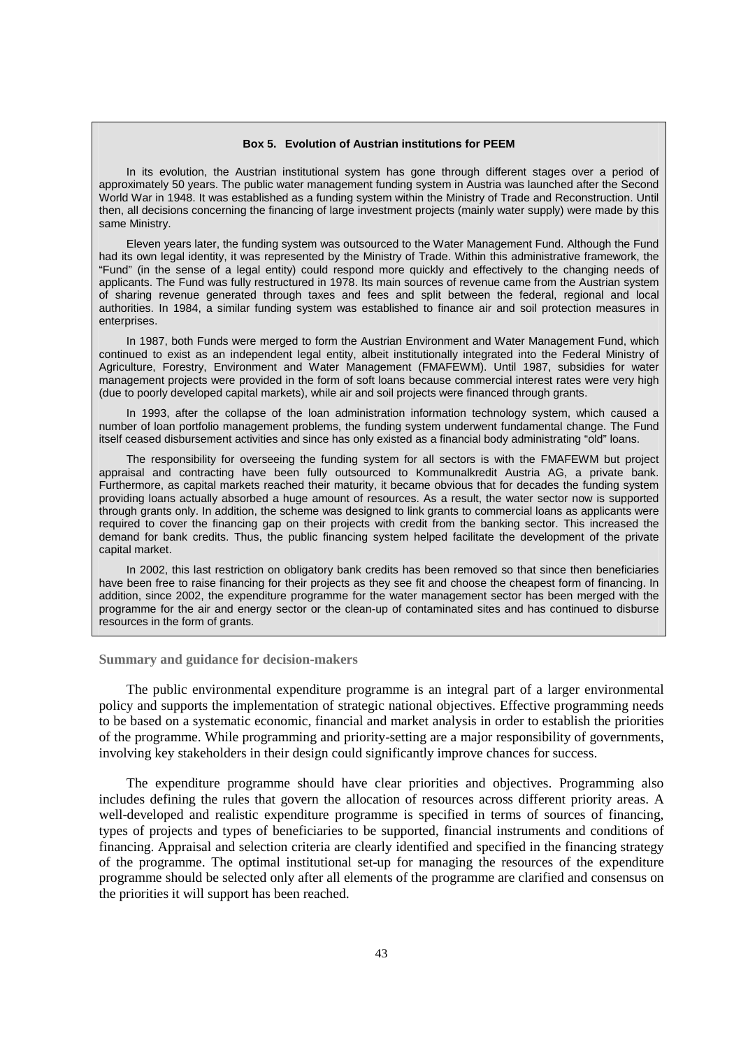**Box 5. Evolution of Austrian institutions for PEEM**

In its evolution, the Austrian institutional system has gone through different stages over a period of approximately 50 years. The public water management funding system in Austria was launched after the Second World War in 1948. It was established as a funding system within the Ministry of Trade and Reconstruction. Until then, all decisions concerning the financing of large investment projects (mainly water supply) were made by this same Ministry.

Eleven years later, the funding system was outsourced to the Water Management Fund. Although the Fund had its own legal identity, it was represented by the Ministry of Trade. Within this administrative framework, the "Fund" (in the sense of a legal entity) could respond more quickly and effectively to the changing needs of applicants. The Fund was fully restructured in 1978. Its main sources of revenue came from the Austrian system of sharing revenue generated through taxes and fees and split between the federal, regional and local authorities. In 1984, a similar funding system was established to finance air and soil protection measures in enterprises.

In 1987, both Funds were merged to form the Austrian Environment and Water Management Fund, which continued to exist as an independent legal entity, albeit institutionally integrated into the Federal Ministry of Agriculture, Forestry, Environment and Water Management (FMAFEWM). Until 1987, subsidies for water management projects were provided in the form of soft loans because commercial interest rates were very high (due to poorly developed capital markets), while air and soil projects were financed through grants.

In 1993, after the collapse of the loan administration information technology system, which caused a number of loan portfolio management problems, the funding system underwent fundamental change. The Fund itself ceased disbursement activities and since has only existed as a financial body administrating "old" loans.

The responsibility for overseeing the funding system for all sectors is with the FMAFEWM but project appraisal and contracting have been fully outsourced to Kommunalkredit Austria AG, a private bank. Furthermore, as capital markets reached their maturity, it became obvious that for decades the funding system providing loans actually absorbed a huge amount of resources. As a result, the water sector now is supported through grants only. In addition, the scheme was designed to link grants to commercial loans as applicants were required to cover the financing gap on their projects with credit from the banking sector. This increased the demand for bank credits. Thus, the public financing system helped facilitate the development of the private capital market.

In 2002, this last restriction on obligatory bank credits has been removed so that since then beneficiaries have been free to raise financing for their projects as they see fit and choose the cheapest form of financing. In addition, since 2002, the expenditure programme for the water management sector has been merged with the programme for the air and energy sector or the clean-up of contaminated sites and has continued to disburse resources in the form of grants.

### Summary and guidance for decision-makers

The public environmental expenditure programme is an integral part of a larger environmental policy and supports the implementation of strategic national objectives. Effective programming needs to be based on a systematic economic, financial and market analysis in order to establish the priorities of the programme. While programming and priority-setting are a major responsibility of governments, involving key stakeholders in their design could significantly improve chances for success.

The expenditure programme should have clear priorities and objectives. Programming also includes defining the rules that govern the allocation of resources across different priority areas. A well-developed and realistic expenditure programme is specified in terms of sources of financing, types of projects and types of beneficiaries to be supported, financial instruments and conditions of financing. Appraisal and selection criteria are clearly identified and specified in the financing strategy of the programme. The optimal institutional set-up for managing the resources of the expenditure programme should be selected only after all elements of the programme are clarified and consensus on the priorities it will support has been reached.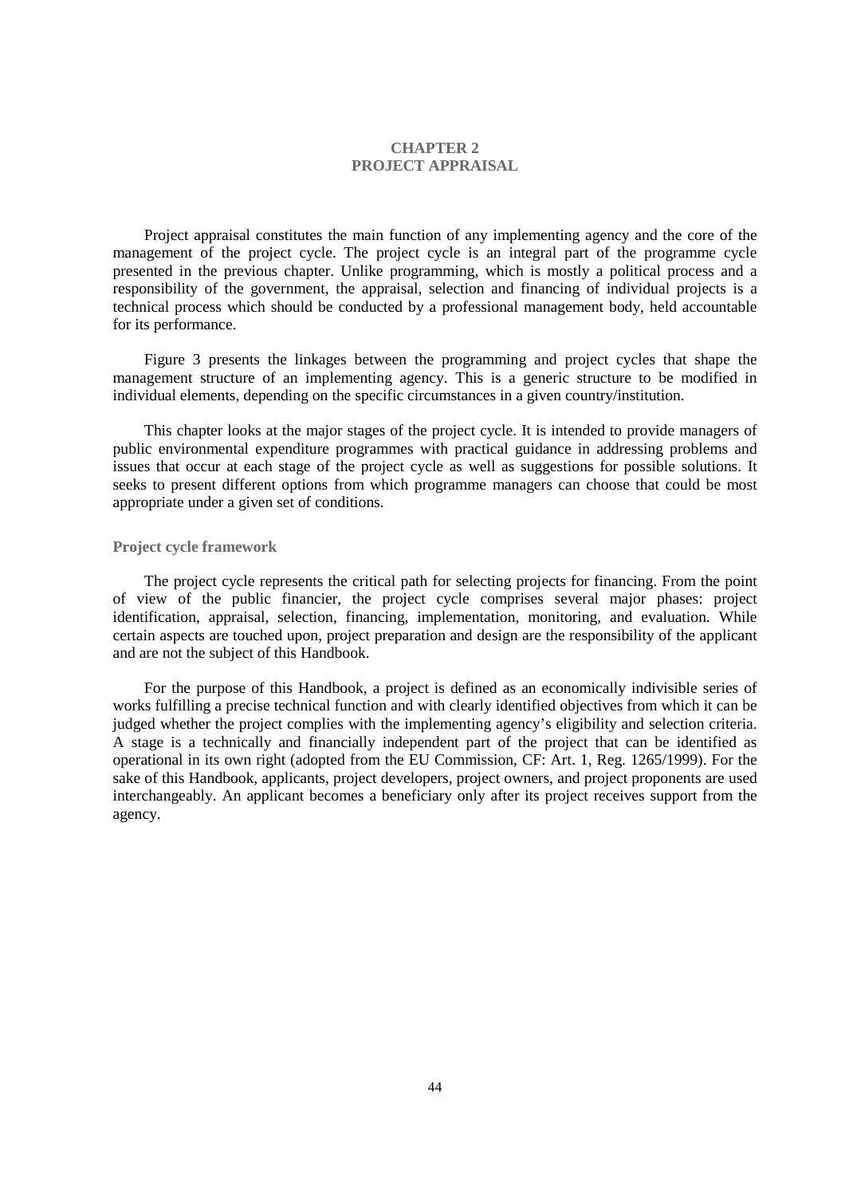# CHAPTER 2
# PROJECT APPRAISAL

Project appraisal constitutes the main function of any implementing agency and the core of the management of the project cycle. The project cycle is an integral part of the programme cycle presented in the previous chapter. Unlike programming, which is mostly a political process and a responsibility of the government, the appraisal, selection and financing of individual projects is a technical process which should be conducted by a professional management body, held accountable for its performance.

Figure 3 presents the linkages between the programming and project cycles that shape the management structure of an implementing agency. This is a generic structure to be modified in individual elements, depending on the specific circumstances in a given country/institution.

This chapter looks at the major stages of the project cycle. It is intended to provide managers of public environmental expenditure programmes with practical guidance in addressing problems and issues that occur at each stage of the project cycle as well as suggestions for possible solutions. It seeks to present different options from which programme managers can choose that could be most appropriate under a given set of conditions.

## Project cycle framework

The project cycle represents the critical path for selecting projects for financing. From the point of view of the public financier, the project cycle comprises several major phases: project identification, appraisal, selection, financing, implementation, monitoring, and evaluation. While certain aspects are touched upon, project preparation and design are the responsibility of the applicant and are not the subject of this Handbook.

For the purpose of this Handbook, a project is defined as an economically indivisible series of works fulfilling a precise technical function and with clearly identified objectives from which it can be judged whether the project complies with the implementing agency's eligibility and selection criteria. A stage is a technically and financially independent part of the project that can be identified as operational in its own right (adopted from the EU Commission, CF: Art. 1, Reg. 1265/1999). For the sake of this Handbook, applicants, project developers, project owners, and project proponents are used interchangeably. An applicant becomes a beneficiary only after its project receives support from the agency.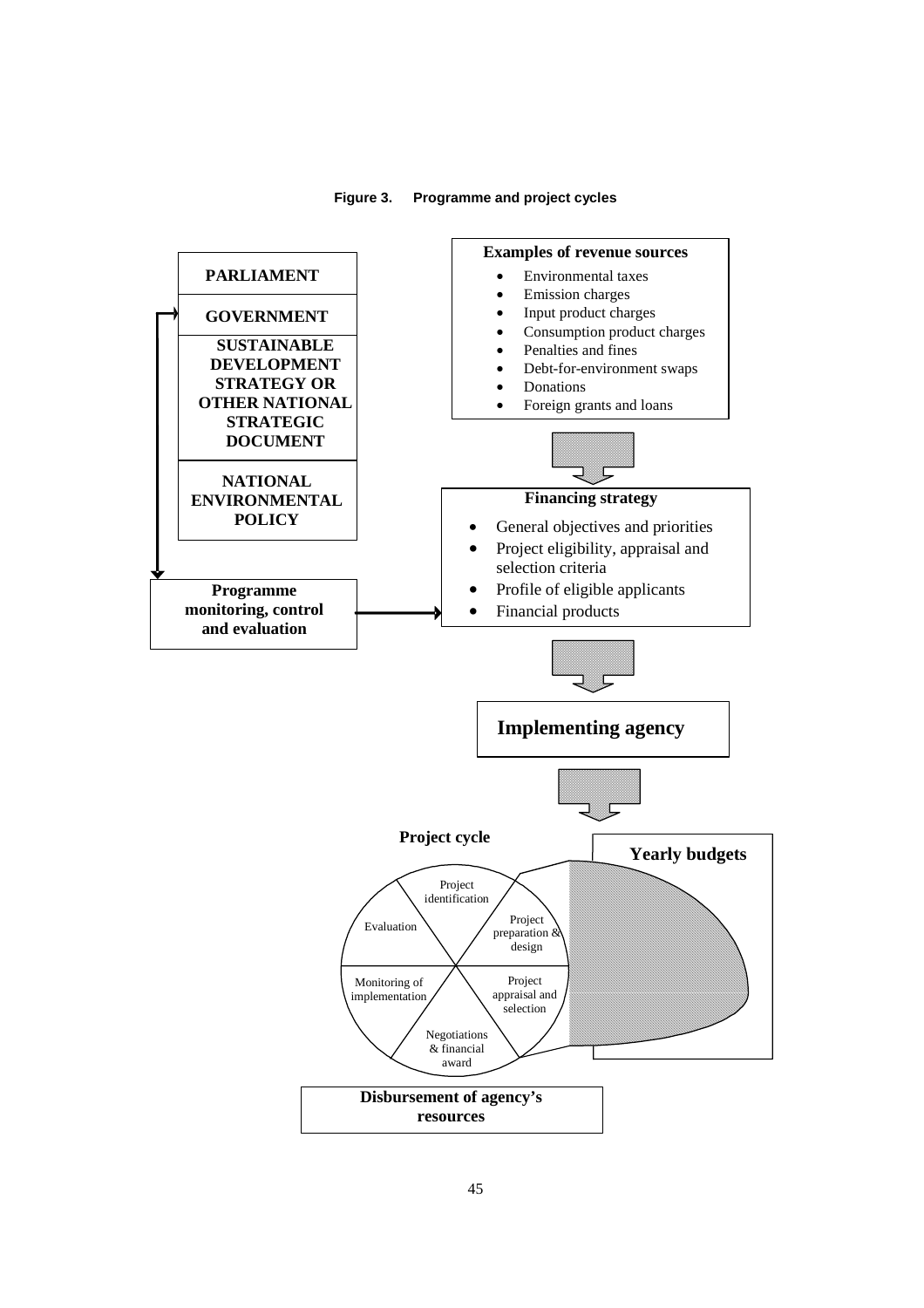**Figure 3. Programme and project cycles**

**PARLIAMENT**

**GOVERNMENT**

**SUSTAINABLE DEVELOPMENT STRATEGY OR OTHER NATIONAL STRATEGIC DOCUMENT**

**NATIONAL ENVIRONMENTAL POLICY**

**Programme monitoring, control and evaluation**

**Examples of revenue sources**

- Environmental taxes
- Emission charges
- Input product charges
- Consumption product charges
- Penalties and fines
- Debt-for-environment swaps
- Donations
- Foreign grants and loans

**Financing strategy**

- General objectives and priorities
- Project eligibility, appraisal and selection criteria
- Profile of eligible applicants
- Financial products

**Implementing agency**

**Project cycle**

- Project identification
- Project preparation & design
- Project appraisal and selection
- Negotiations & financial award
- Monitoring of implementation
- Evaluation

**Yearly budgets**

**Disbursement of agency's resources**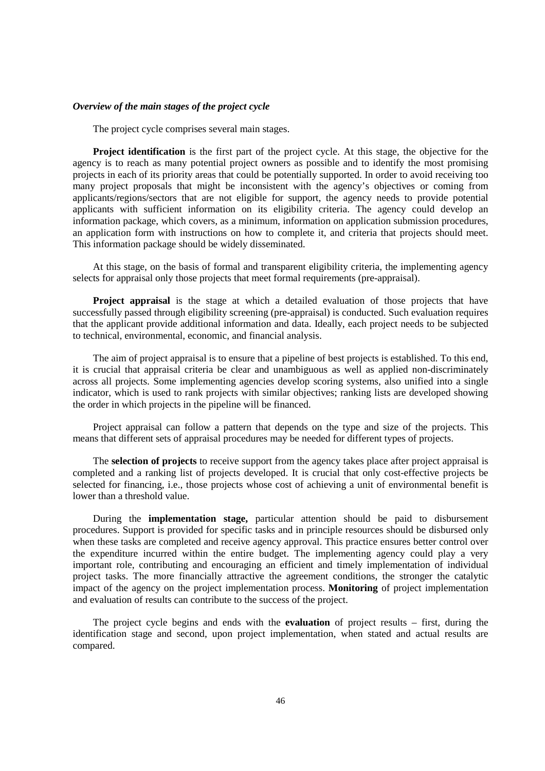*Overview of the main stages of the project cycle*

The project cycle comprises several main stages.

**Project identification** is the first part of the project cycle. At this stage, the objective for the agency is to reach as many potential project owners as possible and to identify the most promising projects in each of its priority areas that could be potentially supported. In order to avoid receiving too many project proposals that might be inconsistent with the agency's objectives or coming from applicants/regions/sectors that are not eligible for support, the agency needs to provide potential applicants with sufficient information on its eligibility criteria. The agency could develop an information package, which covers, as a minimum, information on application submission procedures, an application form with instructions on how to complete it, and criteria that projects should meet. This information package should be widely disseminated.

At this stage, on the basis of formal and transparent eligibility criteria, the implementing agency selects for appraisal only those projects that meet formal requirements (pre-appraisal).

**Project appraisal** is the stage at which a detailed evaluation of those projects that have successfully passed through eligibility screening (pre-appraisal) is conducted. Such evaluation requires that the applicant provide additional information and data. Ideally, each project needs to be subjected to technical, environmental, economic, and financial analysis.

The aim of project appraisal is to ensure that a pipeline of best projects is established. To this end, it is crucial that appraisal criteria be clear and unambiguous as well as applied non-discriminately across all projects. Some implementing agencies develop scoring systems, also unified into a single indicator, which is used to rank projects with similar objectives; ranking lists are developed showing the order in which projects in the pipeline will be financed.

Project appraisal can follow a pattern that depends on the type and size of the projects. This means that different sets of appraisal procedures may be needed for different types of projects.

The **selection of projects** to receive support from the agency takes place after project appraisal is completed and a ranking list of projects developed. It is crucial that only cost-effective projects be selected for financing, i.e., those projects whose cost of achieving a unit of environmental benefit is lower than a threshold value.

During the **implementation stage,** particular attention should be paid to disbursement procedures. Support is provided for specific tasks and in principle resources should be disbursed only when these tasks are completed and receive agency approval. This practice ensures better control over the expenditure incurred within the entire budget. The implementing agency could play a very important role, contributing and encouraging an efficient and timely implementation of individual project tasks. The more financially attractive the agreement conditions, the stronger the catalytic impact of the agency on the project implementation process. **Monitoring** of project implementation and evaluation of results can contribute to the success of the project.

The project cycle begins and ends with the **evaluation** of project results – first, during the identification stage and second, upon project implementation, when stated and actual results are compared.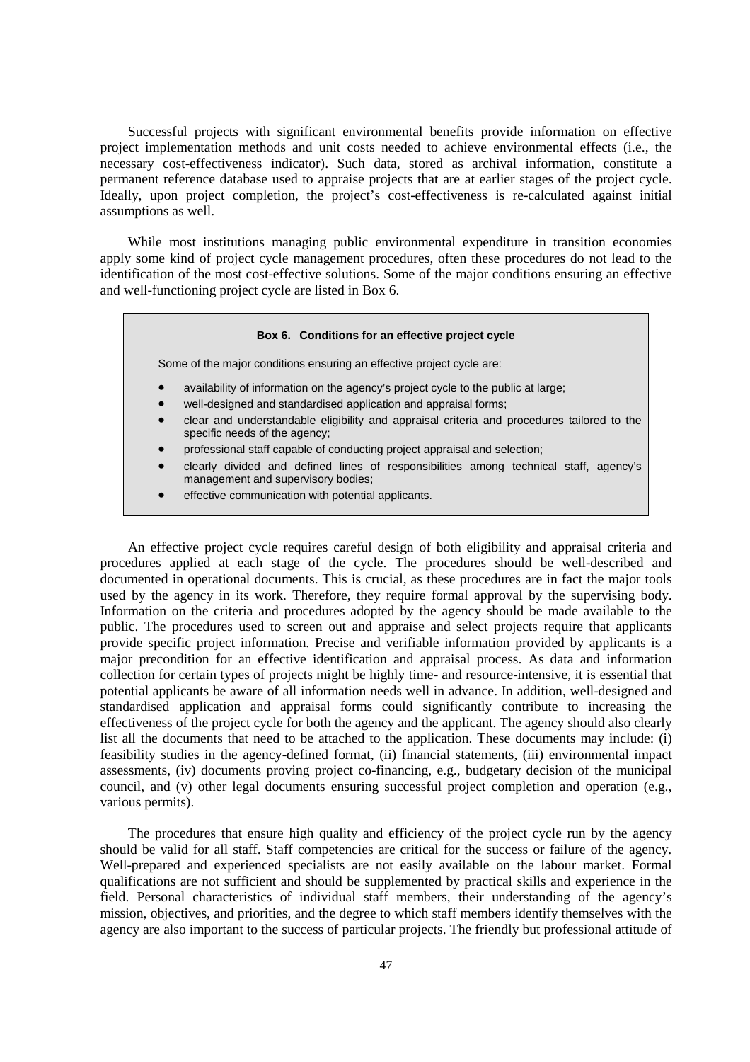Successful projects with significant environmental benefits provide information on effective project implementation methods and unit costs needed to achieve environmental effects (i.e., the necessary cost-effectiveness indicator). Such data, stored as archival information, constitute a permanent reference database used to appraise projects that are at earlier stages of the project cycle. Ideally, upon project completion, the project's cost-effectiveness is re-calculated against initial assumptions as well.

While most institutions managing public environmental expenditure in transition economies apply some kind of project cycle management procedures, often these procedures do not lead to the identification of the most cost-effective solutions. Some of the major conditions ensuring an effective and well-functioning project cycle are listed in Box 6.

> **Box 6. Conditions for an effective project cycle**
>
> Some of the major conditions ensuring an effective project cycle are:
>
> - availability of information on the agency's project cycle to the public at large;
> - well-designed and standardised application and appraisal forms;
> - clear and understandable eligibility and appraisal criteria and procedures tailored to the specific needs of the agency;
> - professional staff capable of conducting project appraisal and selection;
> - clearly divided and defined lines of responsibilities among technical staff, agency's management and supervisory bodies;
> - effective communication with potential applicants.

An effective project cycle requires careful design of both eligibility and appraisal criteria and procedures applied at each stage of the cycle. The procedures should be well-described and documented in operational documents. This is crucial, as these procedures are in fact the major tools used by the agency in its work. Therefore, they require formal approval by the supervising body. Information on the criteria and procedures adopted by the agency should be made available to the public. The procedures used to screen out and appraise and select projects require that applicants provide specific project information. Precise and verifiable information provided by applicants is a major precondition for an effective identification and appraisal process. As data and information collection for certain types of projects might be highly time- and resource-intensive, it is essential that potential applicants be aware of all information needs well in advance. In addition, well-designed and standardised application and appraisal forms could significantly contribute to increasing the effectiveness of the project cycle for both the agency and the applicant. The agency should also clearly list all the documents that need to be attached to the application. These documents may include: (i) feasibility studies in the agency-defined format, (ii) financial statements, (iii) environmental impact assessments, (iv) documents proving project co-financing, e.g., budgetary decision of the municipal council, and (v) other legal documents ensuring successful project completion and operation (e.g., various permits).

The procedures that ensure high quality and efficiency of the project cycle run by the agency should be valid for all staff. Staff competencies are critical for the success or failure of the agency. Well-prepared and experienced specialists are not easily available on the labour market. Formal qualifications are not sufficient and should be supplemented by practical skills and experience in the field. Personal characteristics of individual staff members, their understanding of the agency's mission, objectives, and priorities, and the degree to which staff members identify themselves with the agency are also important to the success of particular projects. The friendly but professional attitude of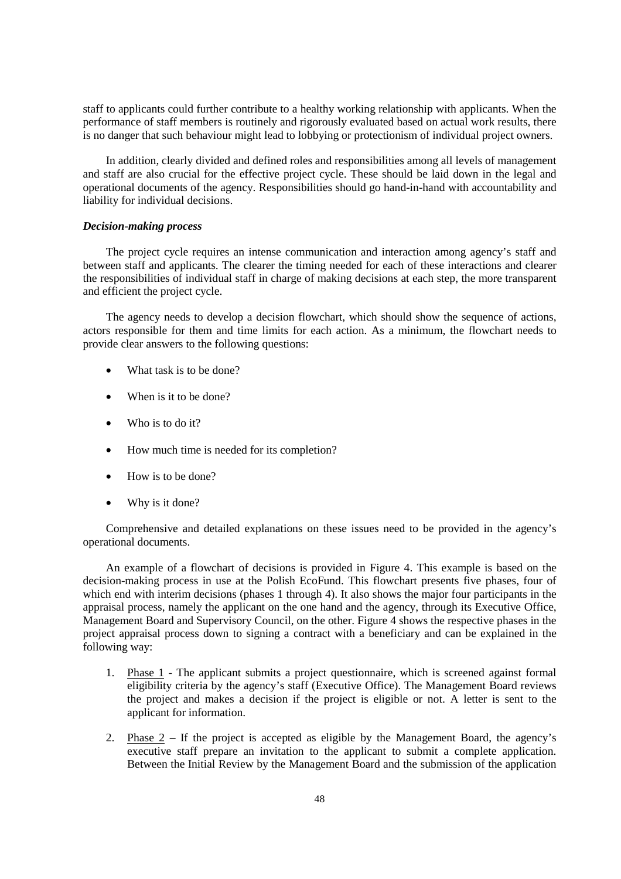staff to applicants could further contribute to a healthy working relationship with applicants. When the performance of staff members is routinely and rigorously evaluated based on actual work results, there is no danger that such behaviour might lead to lobbying or protectionism of individual project owners.

In addition, clearly divided and defined roles and responsibilities among all levels of management and staff are also crucial for the effective project cycle. These should be laid down in the legal and operational documents of the agency. Responsibilities should go hand-in-hand with accountability and liability for individual decisions.

***Decision-making process***

The project cycle requires an intense communication and interaction among agency's staff and between staff and applicants. The clearer the timing needed for each of these interactions and clearer the responsibilities of individual staff in charge of making decisions at each step, the more transparent and efficient the project cycle.

The agency needs to develop a decision flowchart, which should show the sequence of actions, actors responsible for them and time limits for each action. As a minimum, the flowchart needs to provide clear answers to the following questions:

- What task is to be done?
- When is it to be done?
- Who is to do it?
- How much time is needed for its completion?
- How is to be done?
- Why is it done?

Comprehensive and detailed explanations on these issues need to be provided in the agency's operational documents.

An example of a flowchart of decisions is provided in Figure 4. This example is based on the decision-making process in use at the Polish EcoFund. This flowchart presents five phases, four of which end with interim decisions (phases 1 through 4). It also shows the major four participants in the appraisal process, namely the applicant on the one hand and the agency, through its Executive Office, Management Board and Supervisory Council, on the other. Figure 4 shows the respective phases in the project appraisal process down to signing a contract with a beneficiary and can be explained in the following way:

1. Phase 1 - The applicant submits a project questionnaire, which is screened against formal eligibility criteria by the agency's staff (Executive Office). The Management Board reviews the project and makes a decision if the project is eligible or not. A letter is sent to the applicant for information.
2. Phase 2 – If the project is accepted as eligible by the Management Board, the agency's executive staff prepare an invitation to the applicant to submit a complete application. Between the Initial Review by the Management Board and the submission of the application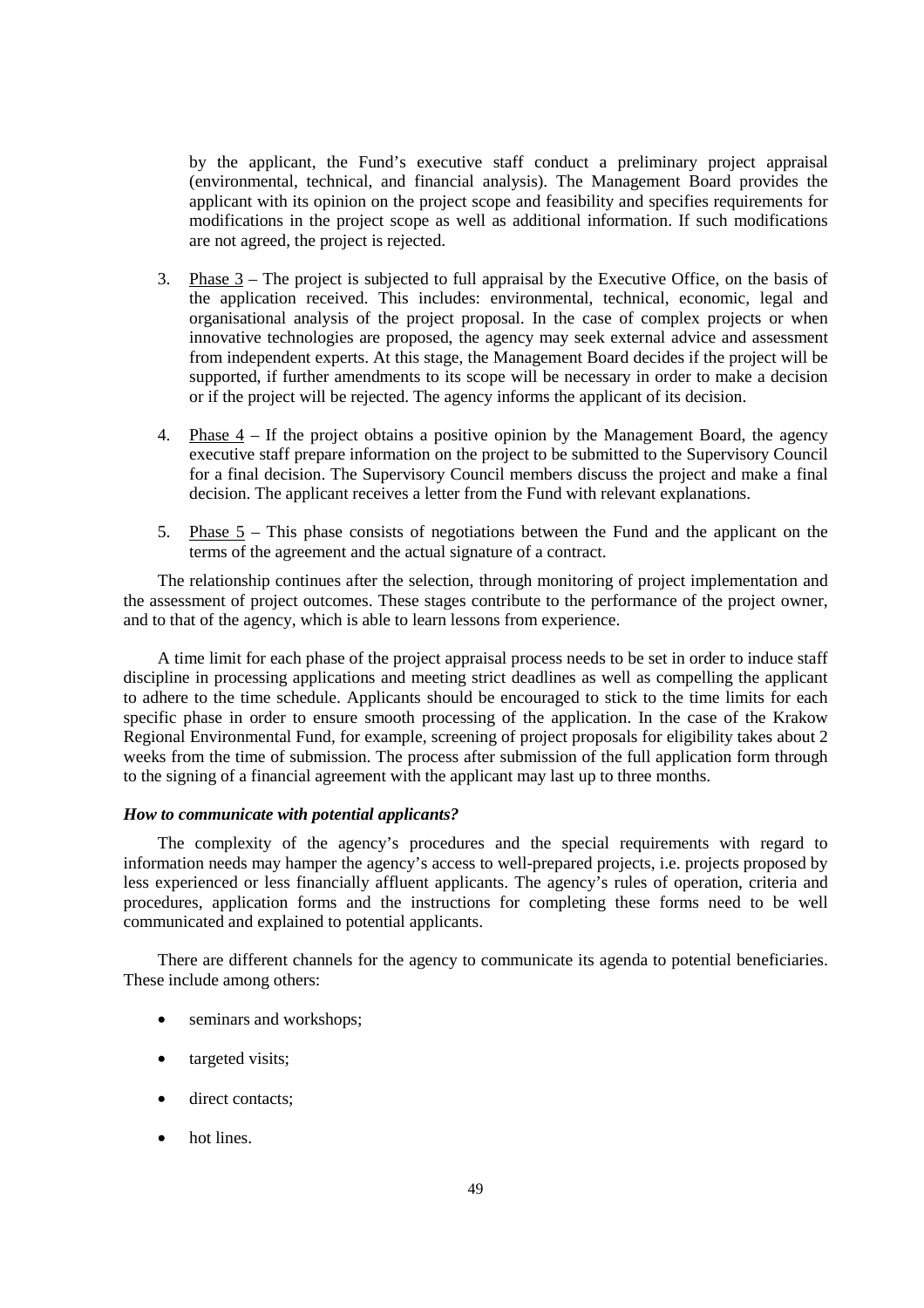by the applicant, the Fund's executive staff conduct a preliminary project appraisal (environmental, technical, and financial analysis). The Management Board provides the applicant with its opinion on the project scope and feasibility and specifies requirements for modifications in the project scope as well as additional information. If such modifications are not agreed, the project is rejected.

3. Phase 3 – The project is subjected to full appraisal by the Executive Office, on the basis of the application received. This includes: environmental, technical, economic, legal and organisational analysis of the project proposal. In the case of complex projects or when innovative technologies are proposed, the agency may seek external advice and assessment from independent experts. At this stage, the Management Board decides if the project will be supported, if further amendments to its scope will be necessary in order to make a decision or if the project will be rejected. The agency informs the applicant of its decision.

4. Phase 4 – If the project obtains a positive opinion by the Management Board, the agency executive staff prepare information on the project to be submitted to the Supervisory Council for a final decision. The Supervisory Council members discuss the project and make a final decision. The applicant receives a letter from the Fund with relevant explanations.

5. Phase 5 – This phase consists of negotiations between the Fund and the applicant on the terms of the agreement and the actual signature of a contract.

The relationship continues after the selection, through monitoring of project implementation and the assessment of project outcomes. These stages contribute to the performance of the project owner, and to that of the agency, which is able to learn lessons from experience.

A time limit for each phase of the project appraisal process needs to be set in order to induce staff discipline in processing applications and meeting strict deadlines as well as compelling the applicant to adhere to the time schedule. Applicants should be encouraged to stick to the time limits for each specific phase in order to ensure smooth processing of the application. In the case of the Krakow Regional Environmental Fund, for example, screening of project proposals for eligibility takes about 2 weeks from the time of submission. The process after submission of the full application form through to the signing of a financial agreement with the applicant may last up to three months.

***How to communicate with potential applicants?***

The complexity of the agency's procedures and the special requirements with regard to information needs may hamper the agency's access to well-prepared projects, i.e. projects proposed by less experienced or less financially affluent applicants. The agency's rules of operation, criteria and procedures, application forms and the instructions for completing these forms need to be well communicated and explained to potential applicants.

There are different channels for the agency to communicate its agenda to potential beneficiaries. These include among others:

- seminars and workshops;
- targeted visits;
- direct contacts;
- hot lines.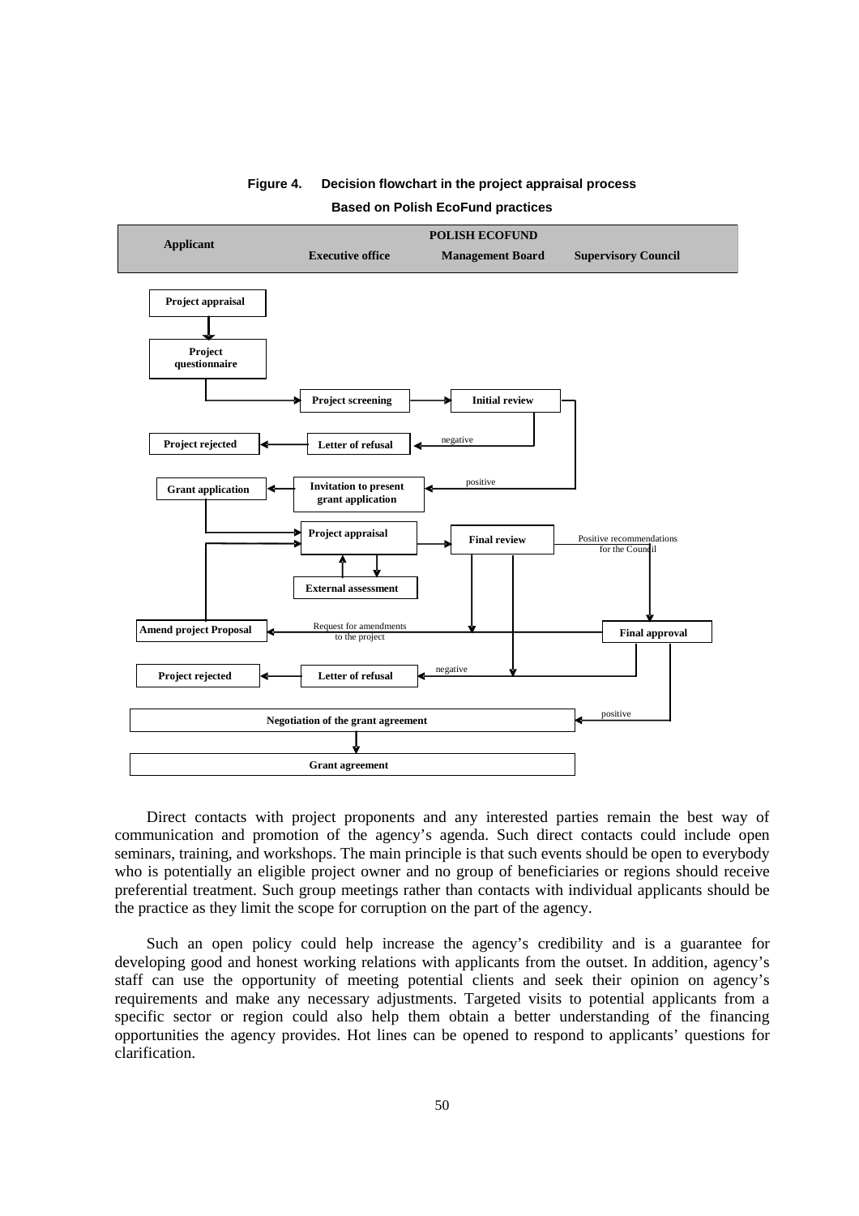**Figure 4. Decision flowchart in the project appraisal process**

**Based on Polish EcoFund practices**

| Applicant | POLISH ECOFUND | | |
|---|---|---|---|
| | Executive office | Management Board | Supervisory Council |
| Project appraisal | | | |
| Project questionnaire | Project screening | Initial review | |
| Project rejected | Letter of refusal | negative | |
| Grant application | Invitation to present grant application | positive | |
| | Project appraisal | Final review | Positive recommendations for the Council |
| | External assessment | | |
| Amend project Proposal | Request for amendments to the project | | Final approval |
| Project rejected | Letter of refusal | negative | |
| Negotiation of the grant agreement | | | positive |
| Grant agreement | | | |

Direct contacts with project proponents and any interested parties remain the best way of communication and promotion of the agency's agenda. Such direct contacts could include open seminars, training, and workshops. The main principle is that such events should be open to everybody who is potentially an eligible project owner and no group of beneficiaries or regions should receive preferential treatment. Such group meetings rather than contacts with individual applicants should be the practice as they limit the scope for corruption on the part of the agency.

Such an open policy could help increase the agency's credibility and is a guarantee for developing good and honest working relations with applicants from the outset. In addition, agency's staff can use the opportunity of meeting potential clients and seek their opinion on agency's requirements and make any necessary adjustments. Targeted visits to potential applicants from a specific sector or region could also help them obtain a better understanding of the financing opportunities the agency provides. Hot lines can be opened to respond to applicants' questions for clarification.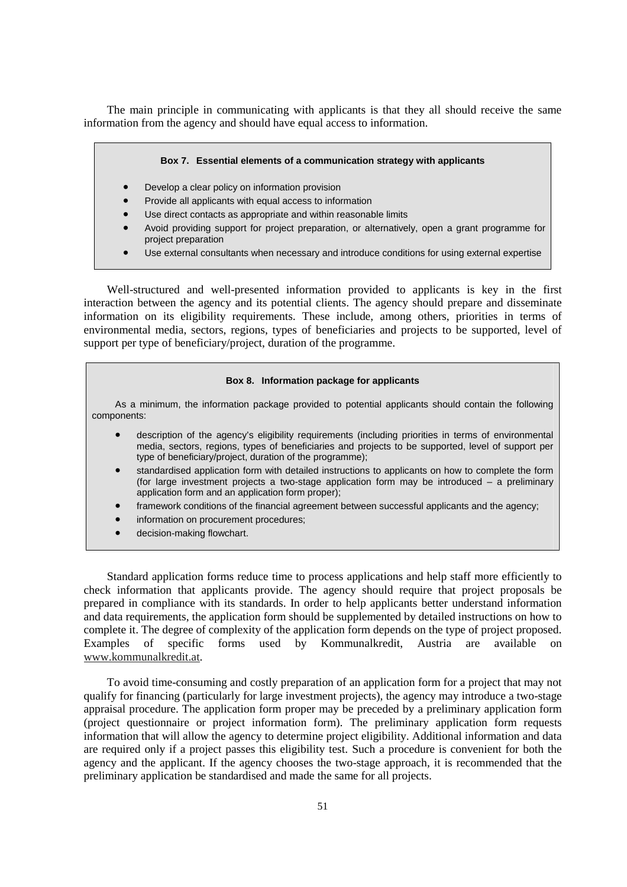The main principle in communicating with applicants is that they all should receive the same information from the agency and should have equal access to information.

> **Box 7. Essential elements of a communication strategy with applicants**
>
> - Develop a clear policy on information provision
> - Provide all applicants with equal access to information
> - Use direct contacts as appropriate and within reasonable limits
> - Avoid providing support for project preparation, or alternatively, open a grant programme for project preparation
> - Use external consultants when necessary and introduce conditions for using external expertise

Well-structured and well-presented information provided to applicants is key in the first interaction between the agency and its potential clients. The agency should prepare and disseminate information on its eligibility requirements. These include, among others, priorities in terms of environmental media, sectors, regions, types of beneficiaries and projects to be supported, level of support per type of beneficiary/project, duration of the programme.

> **Box 8. Information package for applicants**
>
> As a minimum, the information package provided to potential applicants should contain the following components:
>
> - description of the agency's eligibility requirements (including priorities in terms of environmental media, sectors, regions, types of beneficiaries and projects to be supported, level of support per type of beneficiary/project, duration of the programme);
> - standardised application form with detailed instructions to applicants on how to complete the form (for large investment projects a two-stage application form may be introduced – a preliminary application form and an application form proper);
> - framework conditions of the financial agreement between successful applicants and the agency;
> - information on procurement procedures;
> - decision-making flowchart.

Standard application forms reduce time to process applications and help staff more efficiently to check information that applicants provide. The agency should require that project proposals be prepared in compliance with its standards. In order to help applicants better understand information and data requirements, the application form should be supplemented by detailed instructions on how to complete it. The degree of complexity of the application form depends on the type of project proposed. Examples of specific forms used by Kommunalkredit, Austria are available on www.kommunalkredit.at.

To avoid time-consuming and costly preparation of an application form for a project that may not qualify for financing (particularly for large investment projects), the agency may introduce a two-stage appraisal procedure. The application form proper may be preceded by a preliminary application form (project questionnaire or project information form). The preliminary application form requests information that will allow the agency to determine project eligibility. Additional information and data are required only if a project passes this eligibility test. Such a procedure is convenient for both the agency and the applicant. If the agency chooses the two-stage approach, it is recommended that the preliminary application be standardised and made the same for all projects.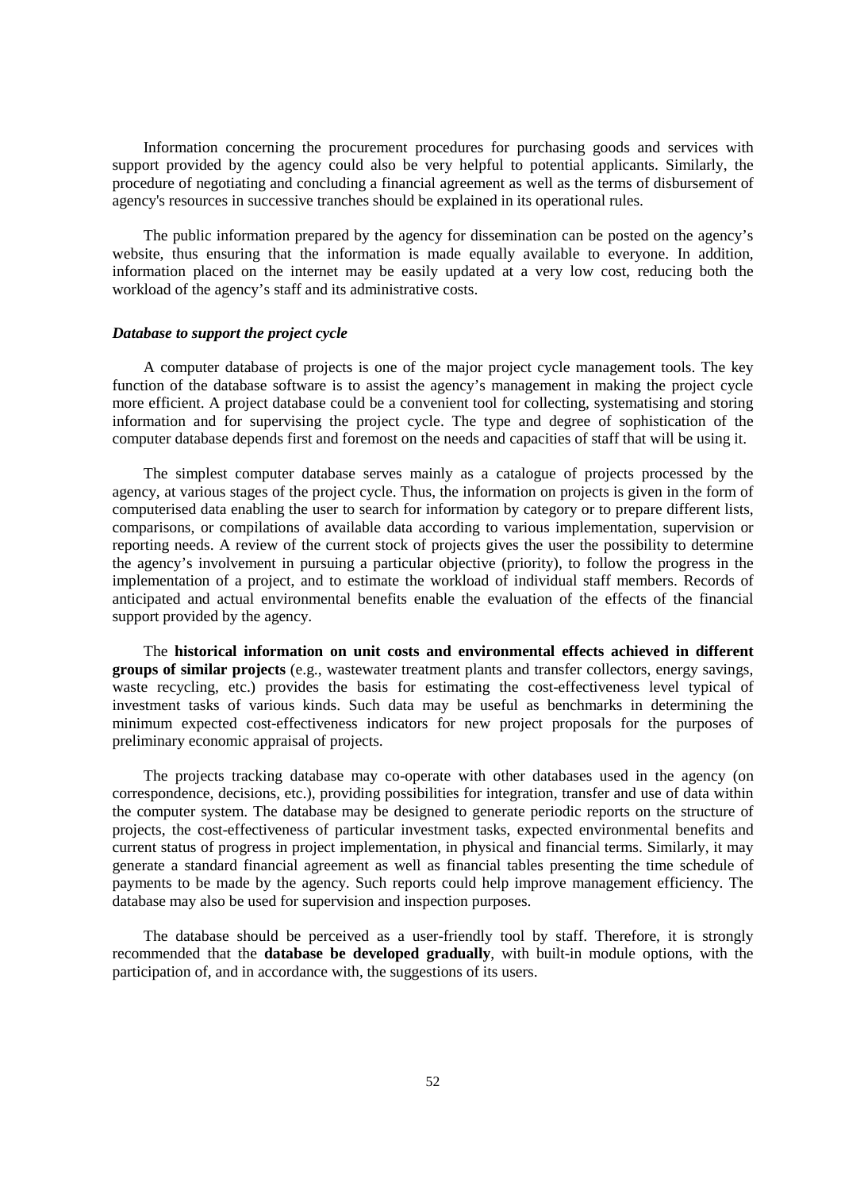Information concerning the procurement procedures for purchasing goods and services with support provided by the agency could also be very helpful to potential applicants. Similarly, the procedure of negotiating and concluding a financial agreement as well as the terms of disbursement of agency's resources in successive tranches should be explained in its operational rules.

The public information prepared by the agency for dissemination can be posted on the agency's website, thus ensuring that the information is made equally available to everyone. In addition, information placed on the internet may be easily updated at a very low cost, reducing both the workload of the agency's staff and its administrative costs.

***Database to support the project cycle***

A computer database of projects is one of the major project cycle management tools. The key function of the database software is to assist the agency's management in making the project cycle more efficient. A project database could be a convenient tool for collecting, systematising and storing information and for supervising the project cycle. The type and degree of sophistication of the computer database depends first and foremost on the needs and capacities of staff that will be using it.

The simplest computer database serves mainly as a catalogue of projects processed by the agency, at various stages of the project cycle. Thus, the information on projects is given in the form of computerised data enabling the user to search for information by category or to prepare different lists, comparisons, or compilations of available data according to various implementation, supervision or reporting needs. A review of the current stock of projects gives the user the possibility to determine the agency's involvement in pursuing a particular objective (priority), to follow the progress in the implementation of a project, and to estimate the workload of individual staff members. Records of anticipated and actual environmental benefits enable the evaluation of the effects of the financial support provided by the agency.

The **historical information on unit costs and environmental effects achieved in different groups of similar projects** (e.g., wastewater treatment plants and transfer collectors, energy savings, waste recycling, etc.) provides the basis for estimating the cost-effectiveness level typical of investment tasks of various kinds. Such data may be useful as benchmarks in determining the minimum expected cost-effectiveness indicators for new project proposals for the purposes of preliminary economic appraisal of projects.

The projects tracking database may co-operate with other databases used in the agency (on correspondence, decisions, etc.), providing possibilities for integration, transfer and use of data within the computer system. The database may be designed to generate periodic reports on the structure of projects, the cost-effectiveness of particular investment tasks, expected environmental benefits and current status of progress in project implementation, in physical and financial terms. Similarly, it may generate a standard financial agreement as well as financial tables presenting the time schedule of payments to be made by the agency. Such reports could help improve management efficiency. The database may also be used for supervision and inspection purposes.

The database should be perceived as a user-friendly tool by staff. Therefore, it is strongly recommended that the **database be developed gradually**, with built-in module options, with the participation of, and in accordance with, the suggestions of its users.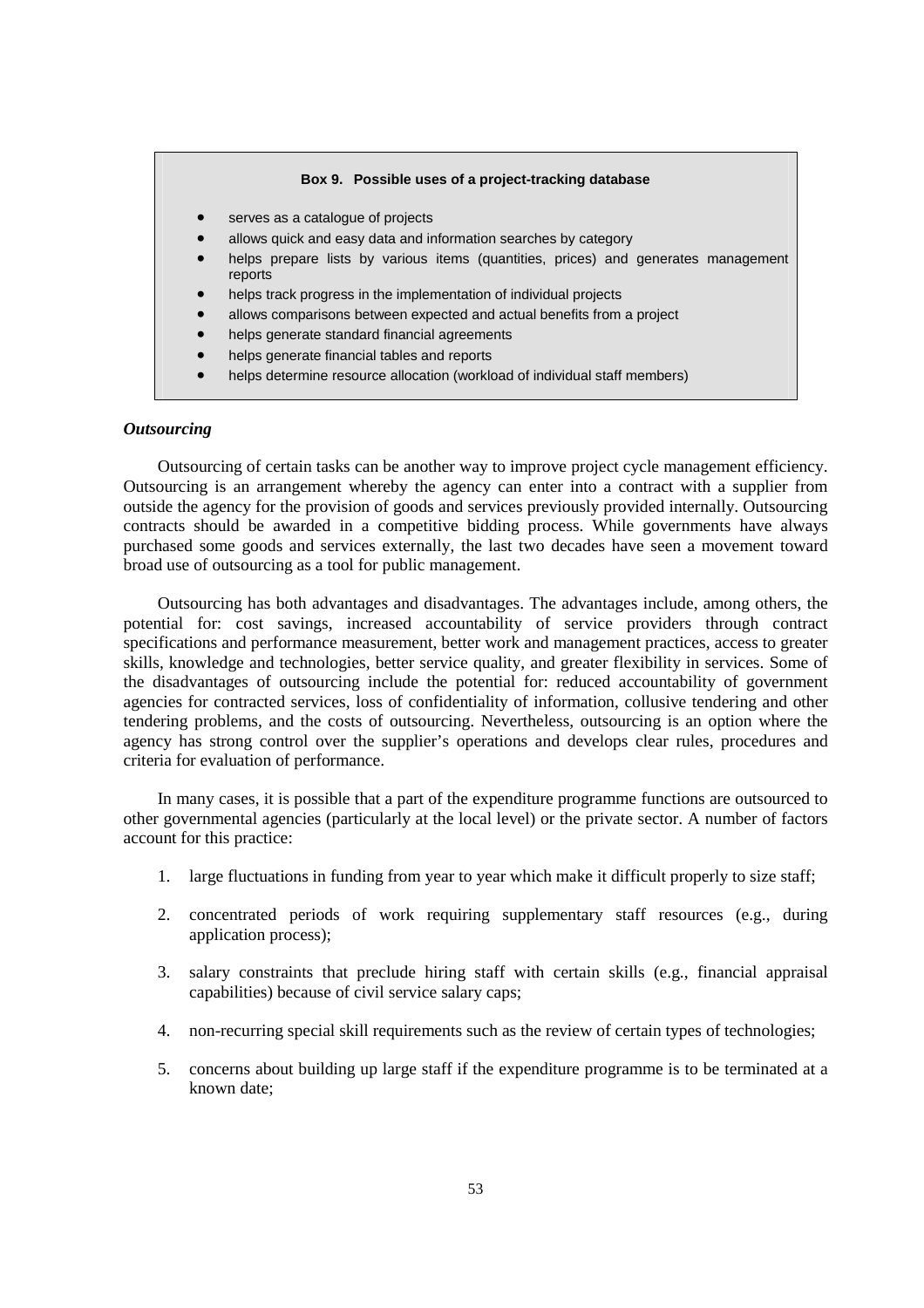**Box 9. Possible uses of a project-tracking database**

- serves as a catalogue of projects
- allows quick and easy data and information searches by category
- helps prepare lists by various items (quantities, prices) and generates management reports
- helps track progress in the implementation of individual projects
- allows comparisons between expected and actual benefits from a project
- helps generate standard financial agreements
- helps generate financial tables and reports
- helps determine resource allocation (workload of individual staff members)

***Outsourcing***

Outsourcing of certain tasks can be another way to improve project cycle management efficiency. Outsourcing is an arrangement whereby the agency can enter into a contract with a supplier from outside the agency for the provision of goods and services previously provided internally. Outsourcing contracts should be awarded in a competitive bidding process. While governments have always purchased some goods and services externally, the last two decades have seen a movement toward broad use of outsourcing as a tool for public management.

Outsourcing has both advantages and disadvantages. The advantages include, among others, the potential for: cost savings, increased accountability of service providers through contract specifications and performance measurement, better work and management practices, access to greater skills, knowledge and technologies, better service quality, and greater flexibility in services. Some of the disadvantages of outsourcing include the potential for: reduced accountability of government agencies for contracted services, loss of confidentiality of information, collusive tendering and other tendering problems, and the costs of outsourcing. Nevertheless, outsourcing is an option where the agency has strong control over the supplier's operations and develops clear rules, procedures and criteria for evaluation of performance.

In many cases, it is possible that a part of the expenditure programme functions are outsourced to other governmental agencies (particularly at the local level) or the private sector. A number of factors account for this practice:

1. large fluctuations in funding from year to year which make it difficult properly to size staff;
2. concentrated periods of work requiring supplementary staff resources (e.g., during application process);
3. salary constraints that preclude hiring staff with certain skills (e.g., financial appraisal capabilities) because of civil service salary caps;
4. non-recurring special skill requirements such as the review of certain types of technologies;
5. concerns about building up large staff if the expenditure programme is to be terminated at a known date;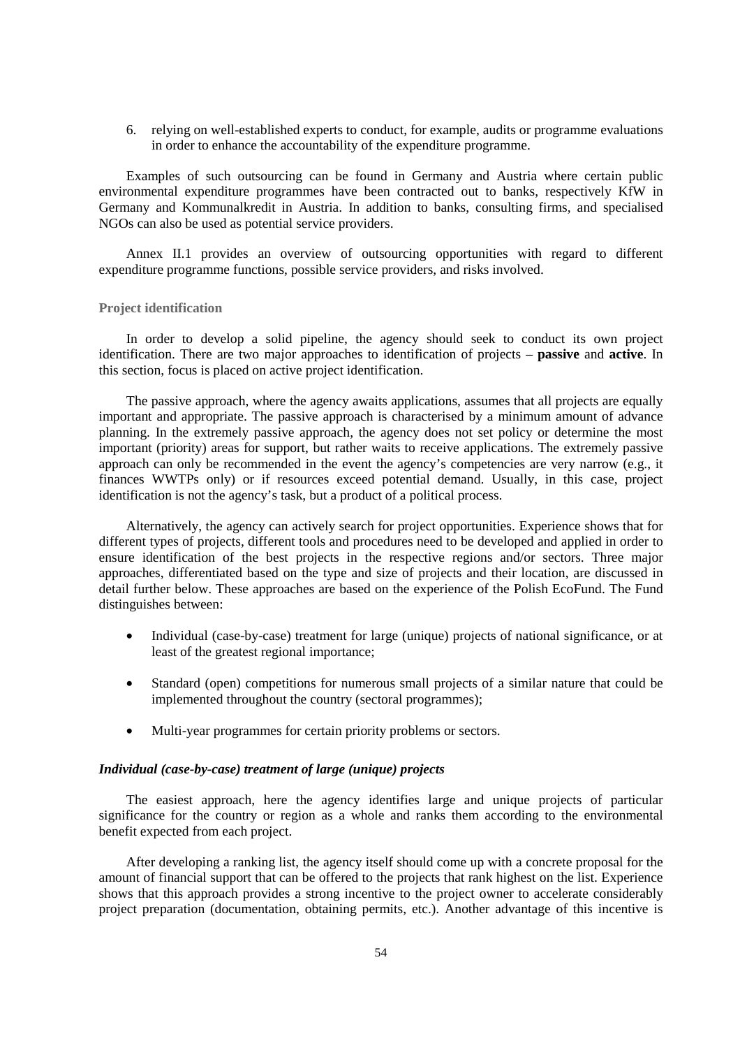6. relying on well-established experts to conduct, for example, audits or programme evaluations in order to enhance the accountability of the expenditure programme.

Examples of such outsourcing can be found in Germany and Austria where certain public environmental expenditure programmes have been contracted out to banks, respectively KfW in Germany and Kommunalkredit in Austria. In addition to banks, consulting firms, and specialised NGOs can also be used as potential service providers.

Annex II.1 provides an overview of outsourcing opportunities with regard to different expenditure programme functions, possible service providers, and risks involved.

### Project identification

In order to develop a solid pipeline, the agency should seek to conduct its own project identification. There are two major approaches to identification of projects – **passive** and **active**. In this section, focus is placed on active project identification.

The passive approach, where the agency awaits applications, assumes that all projects are equally important and appropriate. The passive approach is characterised by a minimum amount of advance planning. In the extremely passive approach, the agency does not set policy or determine the most important (priority) areas for support, but rather waits to receive applications. The extremely passive approach can only be recommended in the event the agency's competencies are very narrow (e.g., it finances WWTPs only) or if resources exceed potential demand. Usually, in this case, project identification is not the agency's task, but a product of a political process.

Alternatively, the agency can actively search for project opportunities. Experience shows that for different types of projects, different tools and procedures need to be developed and applied in order to ensure identification of the best projects in the respective regions and/or sectors. Three major approaches, differentiated based on the type and size of projects and their location, are discussed in detail further below. These approaches are based on the experience of the Polish EcoFund. The Fund distinguishes between:

- Individual (case-by-case) treatment for large (unique) projects of national significance, or at least of the greatest regional importance;
- Standard (open) competitions for numerous small projects of a similar nature that could be implemented throughout the country (sectoral programmes);
- Multi-year programmes for certain priority problems or sectors.

#### *Individual (case-by-case) treatment of large (unique) projects*

The easiest approach, here the agency identifies large and unique projects of particular significance for the country or region as a whole and ranks them according to the environmental benefit expected from each project.

After developing a ranking list, the agency itself should come up with a concrete proposal for the amount of financial support that can be offered to the projects that rank highest on the list. Experience shows that this approach provides a strong incentive to the project owner to accelerate considerably project preparation (documentation, obtaining permits, etc.). Another advantage of this incentive is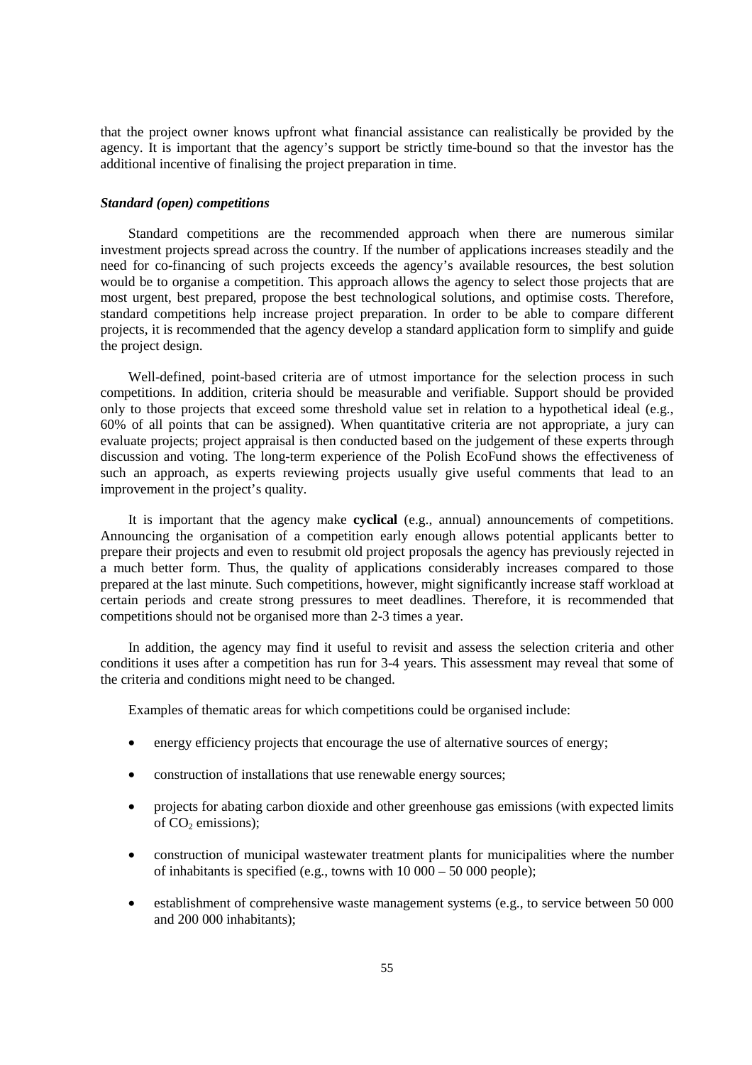that the project owner knows upfront what financial assistance can realistically be provided by the agency. It is important that the agency's support be strictly time-bound so that the investor has the additional incentive of finalising the project preparation in time.

***Standard (open) competitions***

Standard competitions are the recommended approach when there are numerous similar investment projects spread across the country. If the number of applications increases steadily and the need for co-financing of such projects exceeds the agency's available resources, the best solution would be to organise a competition. This approach allows the agency to select those projects that are most urgent, best prepared, propose the best technological solutions, and optimise costs. Therefore, standard competitions help increase project preparation. In order to be able to compare different projects, it is recommended that the agency develop a standard application form to simplify and guide the project design.

Well-defined, point-based criteria are of utmost importance for the selection process in such competitions. In addition, criteria should be measurable and verifiable. Support should be provided only to those projects that exceed some threshold value set in relation to a hypothetical ideal (e.g., 60% of all points that can be assigned). When quantitative criteria are not appropriate, a jury can evaluate projects; project appraisal is then conducted based on the judgement of these experts through discussion and voting. The long-term experience of the Polish EcoFund shows the effectiveness of such an approach, as experts reviewing projects usually give useful comments that lead to an improvement in the project's quality.

It is important that the agency make **cyclical** (e.g., annual) announcements of competitions. Announcing the organisation of a competition early enough allows potential applicants better to prepare their projects and even to resubmit old project proposals the agency has previously rejected in a much better form. Thus, the quality of applications considerably increases compared to those prepared at the last minute. Such competitions, however, might significantly increase staff workload at certain periods and create strong pressures to meet deadlines. Therefore, it is recommended that competitions should not be organised more than 2-3 times a year.

In addition, the agency may find it useful to revisit and assess the selection criteria and other conditions it uses after a competition has run for 3-4 years. This assessment may reveal that some of the criteria and conditions might need to be changed.

Examples of thematic areas for which competitions could be organised include:

- energy efficiency projects that encourage the use of alternative sources of energy;
- construction of installations that use renewable energy sources;
- projects for abating carbon dioxide and other greenhouse gas emissions (with expected limits of $CO_2$ emissions);
- construction of municipal wastewater treatment plants for municipalities where the number of inhabitants is specified (e.g., towns with 10 000 – 50 000 people);
- establishment of comprehensive waste management systems (e.g., to service between 50 000 and 200 000 inhabitants);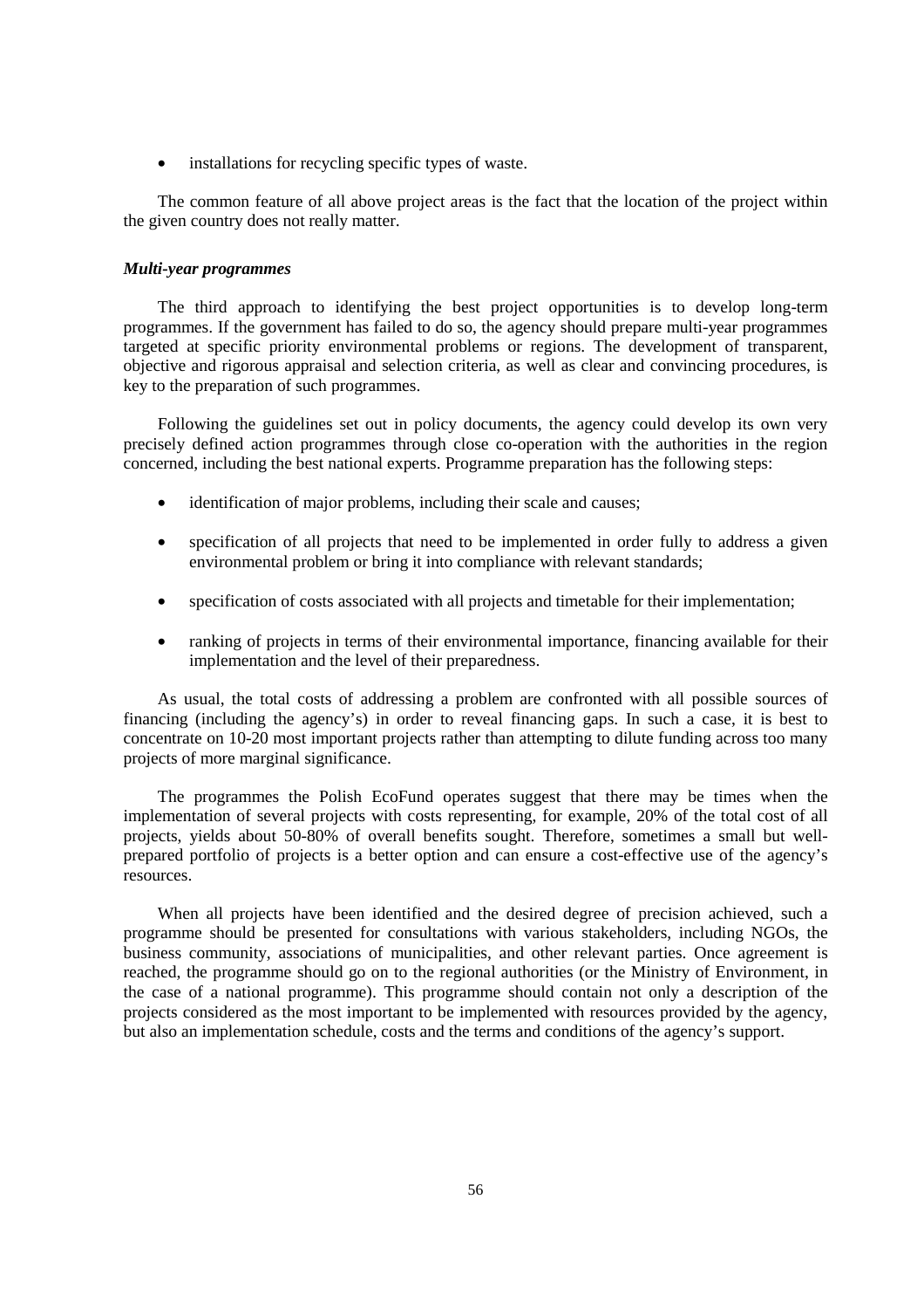- installations for recycling specific types of waste.

The common feature of all above project areas is the fact that the location of the project within the given country does not really matter.

### *Multi-year programmes*

The third approach to identifying the best project opportunities is to develop long-term programmes. If the government has failed to do so, the agency should prepare multi-year programmes targeted at specific priority environmental problems or regions. The development of transparent, objective and rigorous appraisal and selection criteria, as well as clear and convincing procedures, is key to the preparation of such programmes.

Following the guidelines set out in policy documents, the agency could develop its own very precisely defined action programmes through close co-operation with the authorities in the region concerned, including the best national experts. Programme preparation has the following steps:

- identification of major problems, including their scale and causes;
- specification of all projects that need to be implemented in order fully to address a given environmental problem or bring it into compliance with relevant standards;
- specification of costs associated with all projects and timetable for their implementation;
- ranking of projects in terms of their environmental importance, financing available for their implementation and the level of their preparedness.

As usual, the total costs of addressing a problem are confronted with all possible sources of financing (including the agency's) in order to reveal financing gaps. In such a case, it is best to concentrate on 10-20 most important projects rather than attempting to dilute funding across too many projects of more marginal significance.

The programmes the Polish EcoFund operates suggest that there may be times when the implementation of several projects with costs representing, for example, 20% of the total cost of all projects, yields about 50-80% of overall benefits sought. Therefore, sometimes a small but well-prepared portfolio of projects is a better option and can ensure a cost-effective use of the agency's resources.

When all projects have been identified and the desired degree of precision achieved, such a programme should be presented for consultations with various stakeholders, including NGOs, the business community, associations of municipalities, and other relevant parties. Once agreement is reached, the programme should go on to the regional authorities (or the Ministry of Environment, in the case of a national programme). This programme should contain not only a description of the projects considered as the most important to be implemented with resources provided by the agency, but also an implementation schedule, costs and the terms and conditions of the agency's support.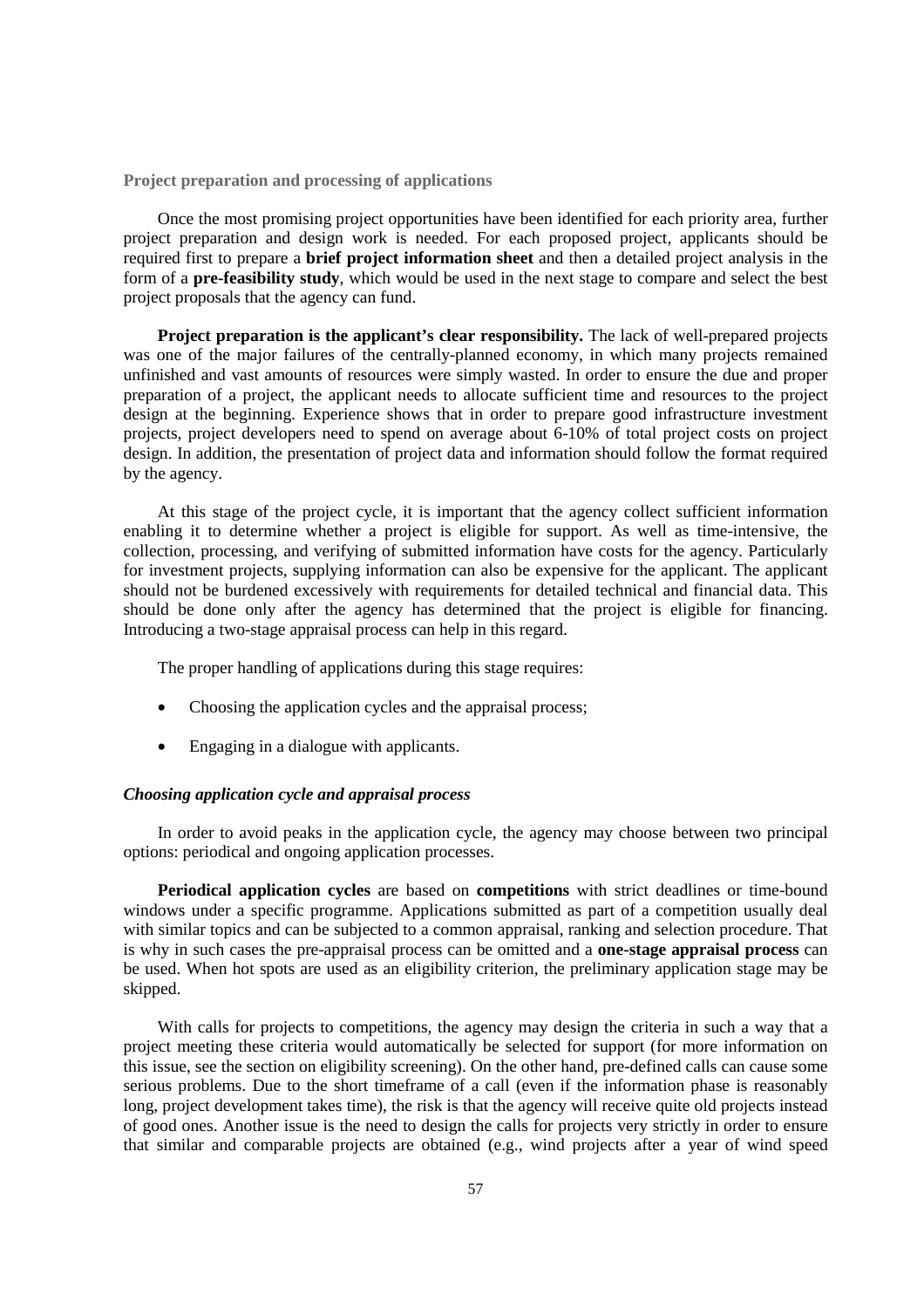### Project preparation and processing of applications

Once the most promising project opportunities have been identified for each priority area, further project preparation and design work is needed. For each proposed project, applicants should be required first to prepare a **brief project information sheet** and then a detailed project analysis in the form of a **pre-feasibility study**, which would be used in the next stage to compare and select the best project proposals that the agency can fund.

**Project preparation is the applicant's clear responsibility.** The lack of well-prepared projects was one of the major failures of the centrally-planned economy, in which many projects remained unfinished and vast amounts of resources were simply wasted. In order to ensure the due and proper preparation of a project, the applicant needs to allocate sufficient time and resources to the project design at the beginning. Experience shows that in order to prepare good infrastructure investment projects, project developers need to spend on average about 6-10% of total project costs on project design. In addition, the presentation of project data and information should follow the format required by the agency.

At this stage of the project cycle, it is important that the agency collect sufficient information enabling it to determine whether a project is eligible for support. As well as time-intensive, the collection, processing, and verifying of submitted information have costs for the agency. Particularly for investment projects, supplying information can also be expensive for the applicant. The applicant should not be burdened excessively with requirements for detailed technical and financial data. This should be done only after the agency has determined that the project is eligible for financing. Introducing a two-stage appraisal process can help in this regard.

The proper handling of applications during this stage requires:

- Choosing the application cycles and the appraisal process;
- Engaging in a dialogue with applicants.

#### *Choosing application cycle and appraisal process*

In order to avoid peaks in the application cycle, the agency may choose between two principal options: periodical and ongoing application processes.

**Periodical application cycles** are based on **competitions** with strict deadlines or time-bound windows under a specific programme. Applications submitted as part of a competition usually deal with similar topics and can be subjected to a common appraisal, ranking and selection procedure. That is why in such cases the pre-appraisal process can be omitted and a **one-stage appraisal process** can be used. When hot spots are used as an eligibility criterion, the preliminary application stage may be skipped.

With calls for projects to competitions, the agency may design the criteria in such a way that a project meeting these criteria would automatically be selected for support (for more information on this issue, see the section on eligibility screening). On the other hand, pre-defined calls can cause some serious problems. Due to the short timeframe of a call (even if the information phase is reasonably long, project development takes time), the risk is that the agency will receive quite old projects instead of good ones. Another issue is the need to design the calls for projects very strictly in order to ensure that similar and comparable projects are obtained (e.g., wind projects after a year of wind speed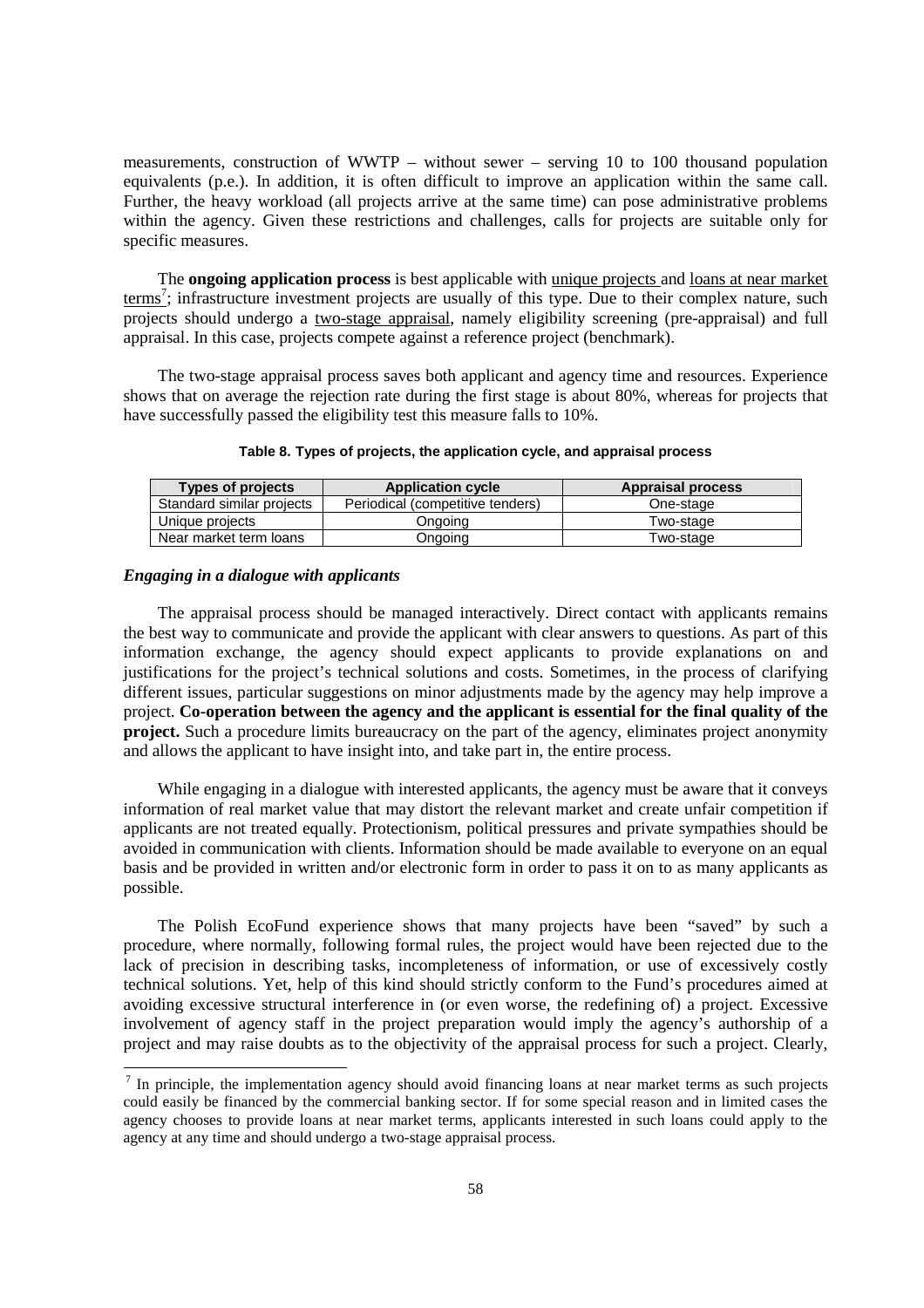measurements, construction of WWTP – without sewer – serving 10 to 100 thousand population equivalents (p.e.). In addition, it is often difficult to improve an application within the same call. Further, the heavy workload (all projects arrive at the same time) can pose administrative problems within the agency. Given these restrictions and challenges, calls for projects are suitable only for specific measures.

The **ongoing application process** is best applicable with unique projects and loans at near market terms[7]; infrastructure investment projects are usually of this type. Due to their complex nature, such projects should undergo a two-stage appraisal, namely eligibility screening (pre-appraisal) and full appraisal. In this case, projects compete against a reference project (benchmark).

The two-stage appraisal process saves both applicant and agency time and resources. Experience shows that on average the rejection rate during the first stage is about 80%, whereas for projects that have successfully passed the eligibility test this measure falls to 10%.

**Table 8. Types of projects, the application cycle, and appraisal process**

| Types of projects | Application cycle | Appraisal process |
|---|---|---|
| Standard similar projects | Periodical (competitive tenders) | One-stage |
| Unique projects | Ongoing | Two-stage |
| Near market term loans | Ongoing | Two-stage |

### *Engaging in a dialogue with applicants*

The appraisal process should be managed interactively. Direct contact with applicants remains the best way to communicate and provide the applicant with clear answers to questions. As part of this information exchange, the agency should expect applicants to provide explanations on and justifications for the project's technical solutions and costs. Sometimes, in the process of clarifying different issues, particular suggestions on minor adjustments made by the agency may help improve a project. **Co-operation between the agency and the applicant is essential for the final quality of the project.** Such a procedure limits bureaucracy on the part of the agency, eliminates project anonymity and allows the applicant to have insight into, and take part in, the entire process.

While engaging in a dialogue with interested applicants, the agency must be aware that it conveys information of real market value that may distort the relevant market and create unfair competition if applicants are not treated equally. Protectionism, political pressures and private sympathies should be avoided in communication with clients. Information should be made available to everyone on an equal basis and be provided in written and/or electronic form in order to pass it on to as many applicants as possible.

The Polish EcoFund experience shows that many projects have been "saved" by such a procedure, where normally, following formal rules, the project would have been rejected due to the lack of precision in describing tasks, incompleteness of information, or use of excessively costly technical solutions. Yet, help of this kind should strictly conform to the Fund's procedures aimed at avoiding excessive structural interference in (or even worse, the redefining of) a project. Excessive involvement of agency staff in the project preparation would imply the agency's authorship of a project and may raise doubts as to the objectivity of the appraisal process for such a project. Clearly,

---

[7] In principle, the implementation agency should avoid financing loans at near market terms as such projects could easily be financed by the commercial banking sector. If for some special reason and in limited cases the agency chooses to provide loans at near market terms, applicants interested in such loans could apply to the agency at any time and should undergo a two-stage appraisal process.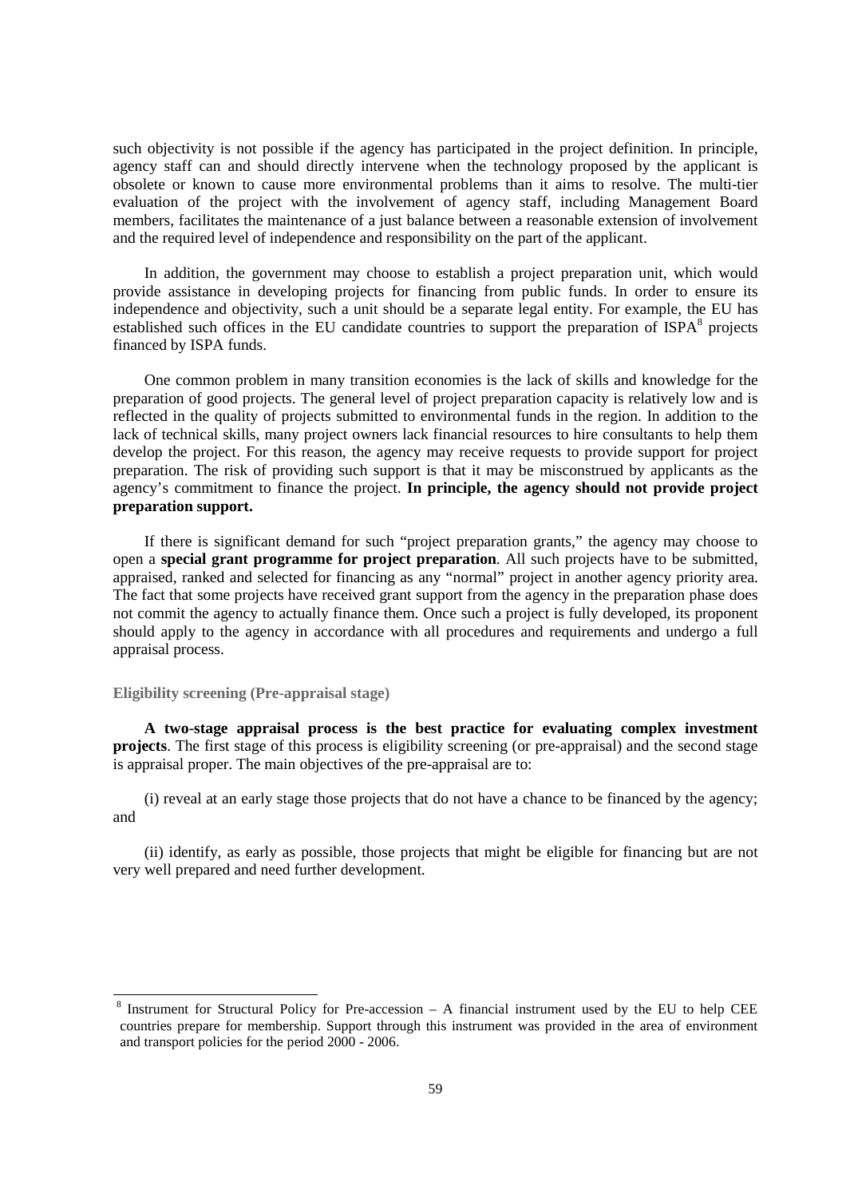such objectivity is not possible if the agency has participated in the project definition. In principle, agency staff can and should directly intervene when the technology proposed by the applicant is obsolete or known to cause more environmental problems than it aims to resolve. The multi-tier evaluation of the project with the involvement of agency staff, including Management Board members, facilitates the maintenance of a just balance between a reasonable extension of involvement and the required level of independence and responsibility on the part of the applicant.

In addition, the government may choose to establish a project preparation unit, which would provide assistance in developing projects for financing from public funds. In order to ensure its independence and objectivity, such a unit should be a separate legal entity. For example, the EU has established such offices in the EU candidate countries to support the preparation of ISPA[8] projects financed by ISPA funds.

One common problem in many transition economies is the lack of skills and knowledge for the preparation of good projects. The general level of project preparation capacity is relatively low and is reflected in the quality of projects submitted to environmental funds in the region. In addition to the lack of technical skills, many project owners lack financial resources to hire consultants to help them develop the project. For this reason, the agency may receive requests to provide support for project preparation. The risk of providing such support is that it may be misconstrued by applicants as the agency's commitment to finance the project. **In principle, the agency should not provide project preparation support.**

If there is significant demand for such "project preparation grants," the agency may choose to open a **special grant programme for project preparation**. All such projects have to be submitted, appraised, ranked and selected for financing as any "normal" project in another agency priority area. The fact that some projects have received grant support from the agency in the preparation phase does not commit the agency to actually finance them. Once such a project is fully developed, its proponent should apply to the agency in accordance with all procedures and requirements and undergo a full appraisal process.

#### Eligibility screening (Pre-appraisal stage)

**A two-stage appraisal process is the best practice for evaluating complex investment projects**. The first stage of this process is eligibility screening (or pre-appraisal) and the second stage is appraisal proper. The main objectives of the pre-appraisal are to:

(i) reveal at an early stage those projects that do not have a chance to be financed by the agency; and

(ii) identify, as early as possible, those projects that might be eligible for financing but are not very well prepared and need further development.

---

[8] Instrument for Structural Policy for Pre-accession – A financial instrument used by the EU to help CEE countries prepare for membership. Support through this instrument was provided in the area of environment and transport policies for the period 2000 - 2006.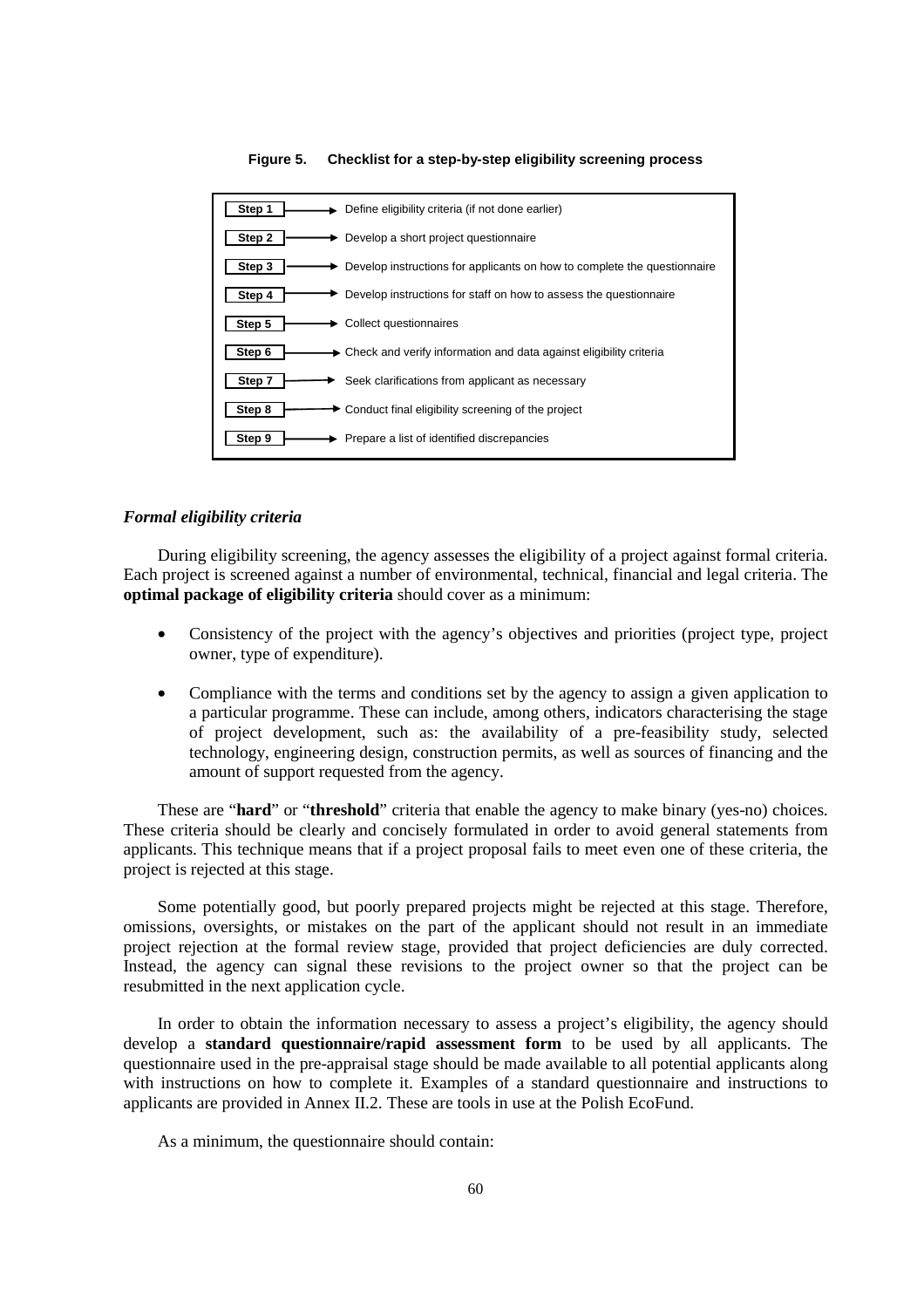**Figure 5. Checklist for a step-by-step eligibility screening process**

| Step | Action |
|---|---|
| Step 1 | Define eligibility criteria (if not done earlier) |
| Step 2 | Develop a short project questionnaire |
| Step 3 | Develop instructions for applicants on how to complete the questionnaire |
| Step 4 | Develop instructions for staff on how to assess the questionnaire |
| Step 5 | Collect questionnaires |
| Step 6 | Check and verify information and data against eligibility criteria |
| Step 7 | Seek clarifications from applicant as necessary |
| Step 8 | Conduct final eligibility screening of the project |
| Step 9 | Prepare a list of identified discrepancies |

### *Formal eligibility criteria*

During eligibility screening, the agency assesses the eligibility of a project against formal criteria. Each project is screened against a number of environmental, technical, financial and legal criteria. The **optimal package of eligibility criteria** should cover as a minimum:

- Consistency of the project with the agency's objectives and priorities (project type, project owner, type of expenditure).
- Compliance with the terms and conditions set by the agency to assign a given application to a particular programme. These can include, among others, indicators characterising the stage of project development, such as: the availability of a pre-feasibility study, selected technology, engineering design, construction permits, as well as sources of financing and the amount of support requested from the agency.

These are "**hard**" or "**threshold**" criteria that enable the agency to make binary (yes-no) choices. These criteria should be clearly and concisely formulated in order to avoid general statements from applicants. This technique means that if a project proposal fails to meet even one of these criteria, the project is rejected at this stage.

Some potentially good, but poorly prepared projects might be rejected at this stage. Therefore, omissions, oversights, or mistakes on the part of the applicant should not result in an immediate project rejection at the formal review stage, provided that project deficiencies are duly corrected. Instead, the agency can signal these revisions to the project owner so that the project can be resubmitted in the next application cycle.

In order to obtain the information necessary to assess a project's eligibility, the agency should develop a **standard questionnaire/rapid assessment form** to be used by all applicants. The questionnaire used in the pre-appraisal stage should be made available to all potential applicants along with instructions on how to complete it. Examples of a standard questionnaire and instructions to applicants are provided in Annex II.2. These are tools in use at the Polish EcoFund.

As a minimum, the questionnaire should contain: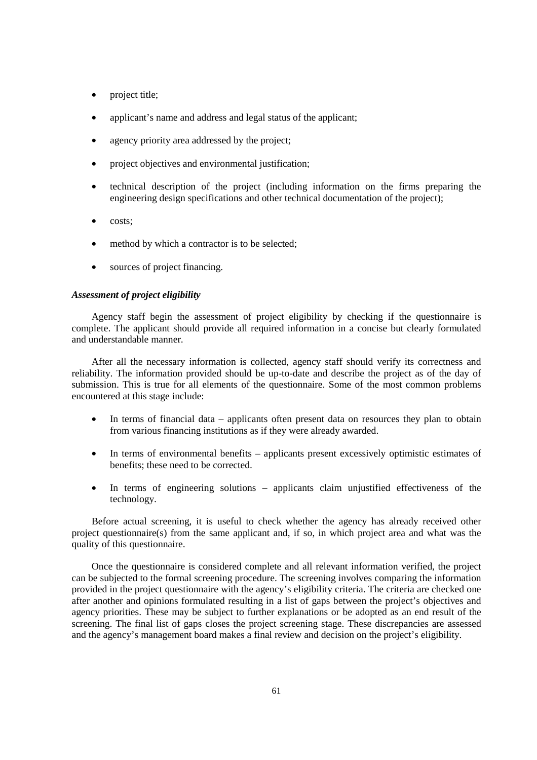- project title;
- applicant's name and address and legal status of the applicant;
- agency priority area addressed by the project;
- project objectives and environmental justification;
- technical description of the project (including information on the firms preparing the engineering design specifications and other technical documentation of the project);
- costs;
- method by which a contractor is to be selected;
- sources of project financing.

***Assessment of project eligibility***

Agency staff begin the assessment of project eligibility by checking if the questionnaire is complete. The applicant should provide all required information in a concise but clearly formulated and understandable manner.

After all the necessary information is collected, agency staff should verify its correctness and reliability. The information provided should be up-to-date and describe the project as of the day of submission. This is true for all elements of the questionnaire. Some of the most common problems encountered at this stage include:

- In terms of financial data – applicants often present data on resources they plan to obtain from various financing institutions as if they were already awarded.
- In terms of environmental benefits – applicants present excessively optimistic estimates of benefits; these need to be corrected.
- In terms of engineering solutions – applicants claim unjustified effectiveness of the technology.

Before actual screening, it is useful to check whether the agency has already received other project questionnaire(s) from the same applicant and, if so, in which project area and what was the quality of this questionnaire.

Once the questionnaire is considered complete and all relevant information verified, the project can be subjected to the formal screening procedure. The screening involves comparing the information provided in the project questionnaire with the agency's eligibility criteria. The criteria are checked one after another and opinions formulated resulting in a list of gaps between the project's objectives and agency priorities. These may be subject to further explanations or be adopted as an end result of the screening. The final list of gaps closes the project screening stage. These discrepancies are assessed and the agency's management board makes a final review and decision on the project's eligibility.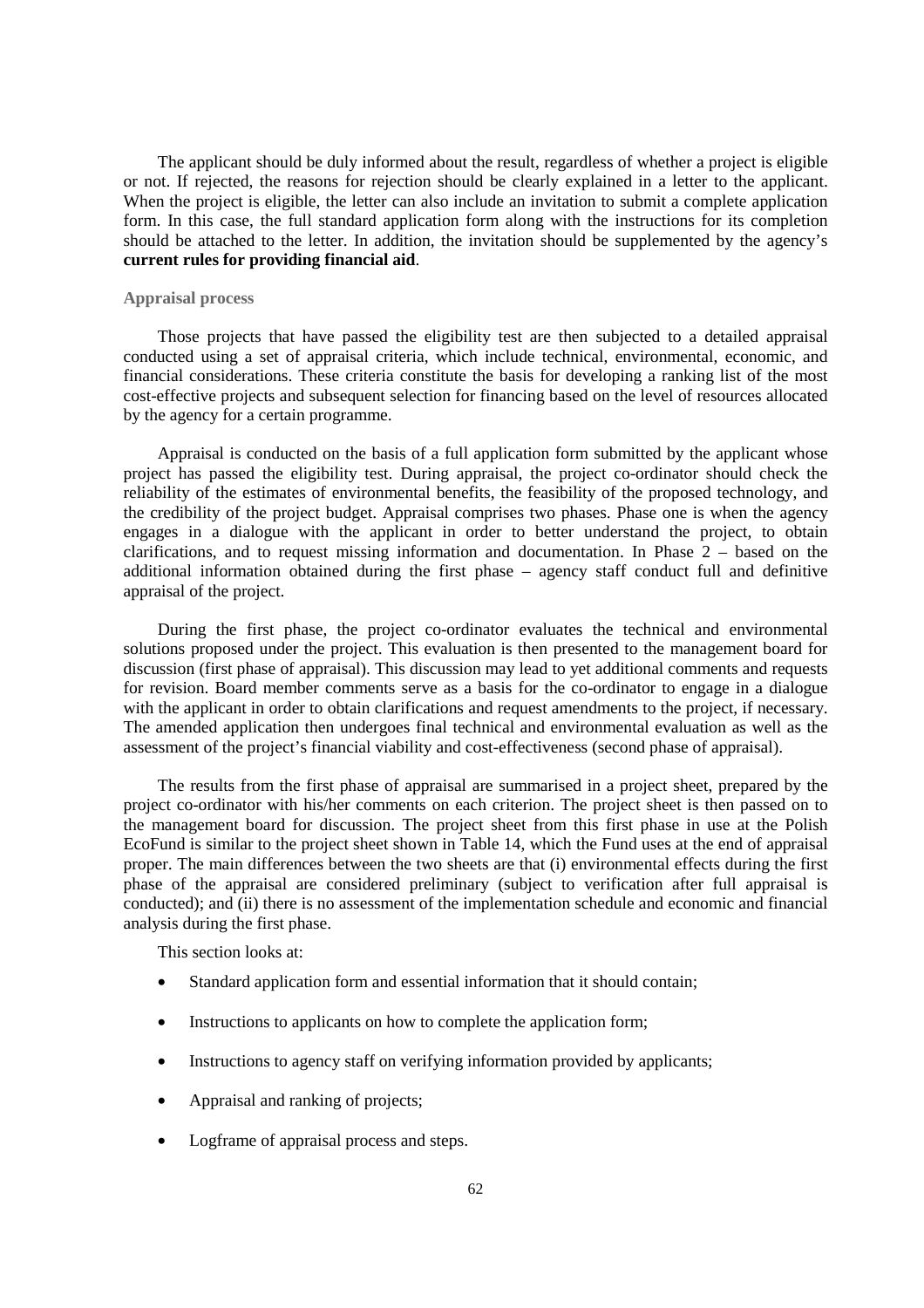The applicant should be duly informed about the result, regardless of whether a project is eligible or not. If rejected, the reasons for rejection should be clearly explained in a letter to the applicant. When the project is eligible, the letter can also include an invitation to submit a complete application form. In this case, the full standard application form along with the instructions for its completion should be attached to the letter. In addition, the invitation should be supplemented by the agency's **current rules for providing financial aid**.

### Appraisal process

Those projects that have passed the eligibility test are then subjected to a detailed appraisal conducted using a set of appraisal criteria, which include technical, environmental, economic, and financial considerations. These criteria constitute the basis for developing a ranking list of the most cost-effective projects and subsequent selection for financing based on the level of resources allocated by the agency for a certain programme.

Appraisal is conducted on the basis of a full application form submitted by the applicant whose project has passed the eligibility test. During appraisal, the project co-ordinator should check the reliability of the estimates of environmental benefits, the feasibility of the proposed technology, and the credibility of the project budget. Appraisal comprises two phases. Phase one is when the agency engages in a dialogue with the applicant in order to better understand the project, to obtain clarifications, and to request missing information and documentation. In Phase 2 – based on the additional information obtained during the first phase – agency staff conduct full and definitive appraisal of the project.

During the first phase, the project co-ordinator evaluates the technical and environmental solutions proposed under the project. This evaluation is then presented to the management board for discussion (first phase of appraisal). This discussion may lead to yet additional comments and requests for revision. Board member comments serve as a basis for the co-ordinator to engage in a dialogue with the applicant in order to obtain clarifications and request amendments to the project, if necessary. The amended application then undergoes final technical and environmental evaluation as well as the assessment of the project's financial viability and cost-effectiveness (second phase of appraisal).

The results from the first phase of appraisal are summarised in a project sheet, prepared by the project co-ordinator with his/her comments on each criterion. The project sheet is then passed on to the management board for discussion. The project sheet from this first phase in use at the Polish EcoFund is similar to the project sheet shown in Table 14, which the Fund uses at the end of appraisal proper. The main differences between the two sheets are that (i) environmental effects during the first phase of the appraisal are considered preliminary (subject to verification after full appraisal is conducted); and (ii) there is no assessment of the implementation schedule and economic and financial analysis during the first phase.

This section looks at:

- Standard application form and essential information that it should contain;
- Instructions to applicants on how to complete the application form;
- Instructions to agency staff on verifying information provided by applicants;
- Appraisal and ranking of projects;
- Logframe of appraisal process and steps.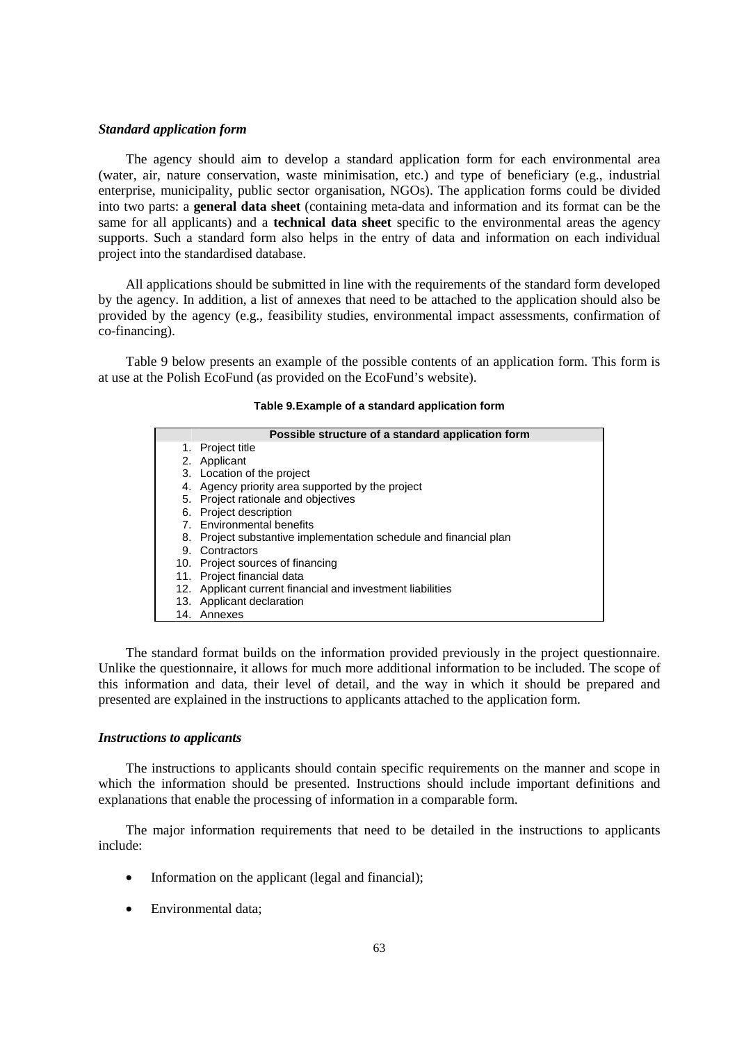*Standard application form*

The agency should aim to develop a standard application form for each environmental area (water, air, nature conservation, waste minimisation, etc.) and type of beneficiary (e.g., industrial enterprise, municipality, public sector organisation, NGOs). The application forms could be divided into two parts: a **general data sheet** (containing meta-data and information and its format can be the same for all applicants) and a **technical data sheet** specific to the environmental areas the agency supports. Such a standard form also helps in the entry of data and information on each individual project into the standardised database.

All applications should be submitted in line with the requirements of the standard form developed by the agency. In addition, a list of annexes that need to be attached to the application should also be provided by the agency (e.g., feasibility studies, environmental impact assessments, confirmation of co-financing).

Table 9 below presents an example of the possible contents of an application form. This form is at use at the Polish EcoFund (as provided on the EcoFund's website).

**Table 9.Example of a standard application form**

| | Possible structure of a standard application form |
|---|---|
| 1. | Project title |
| 2. | Applicant |
| 3. | Location of the project |
| 4. | Agency priority area supported by the project |
| 5. | Project rationale and objectives |
| 6. | Project description |
| 7. | Environmental benefits |
| 8. | Project substantive implementation schedule and financial plan |
| 9. | Contractors |
| 10. | Project sources of financing |
| 11. | Project financial data |
| 12. | Applicant current financial and investment liabilities |
| 13. | Applicant declaration |
| 14. | Annexes |

The standard format builds on the information provided previously in the project questionnaire. Unlike the questionnaire, it allows for much more additional information to be included. The scope of this information and data, their level of detail, and the way in which it should be prepared and presented are explained in the instructions to applicants attached to the application form.

*Instructions to applicants*

The instructions to applicants should contain specific requirements on the manner and scope in which the information should be presented. Instructions should include important definitions and explanations that enable the processing of information in a comparable form.

The major information requirements that need to be detailed in the instructions to applicants include:

- Information on the applicant (legal and financial);
- Environmental data;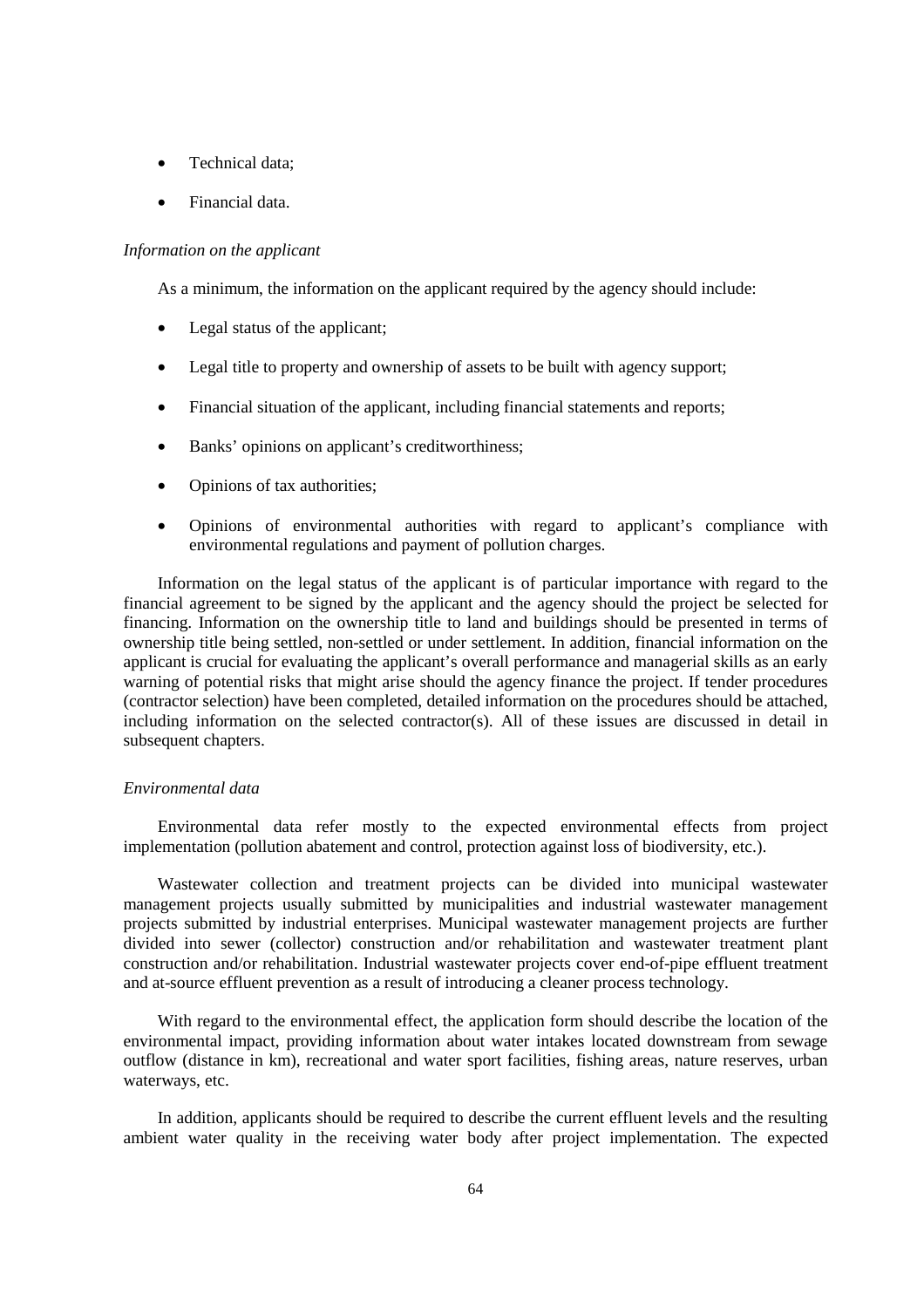- Technical data;
- Financial data.

*Information on the applicant*

As a minimum, the information on the applicant required by the agency should include:

- Legal status of the applicant;
- Legal title to property and ownership of assets to be built with agency support;
- Financial situation of the applicant, including financial statements and reports;
- Banks' opinions on applicant's creditworthiness;
- Opinions of tax authorities;
- Opinions of environmental authorities with regard to applicant's compliance with environmental regulations and payment of pollution charges.

Information on the legal status of the applicant is of particular importance with regard to the financial agreement to be signed by the applicant and the agency should the project be selected for financing. Information on the ownership title to land and buildings should be presented in terms of ownership title being settled, non-settled or under settlement. In addition, financial information on the applicant is crucial for evaluating the applicant's overall performance and managerial skills as an early warning of potential risks that might arise should the agency finance the project. If tender procedures (contractor selection) have been completed, detailed information on the procedures should be attached, including information on the selected contractor(s). All of these issues are discussed in detail in subsequent chapters.

*Environmental data*

Environmental data refer mostly to the expected environmental effects from project implementation (pollution abatement and control, protection against loss of biodiversity, etc.).

Wastewater collection and treatment projects can be divided into municipal wastewater management projects usually submitted by municipalities and industrial wastewater management projects submitted by industrial enterprises. Municipal wastewater management projects are further divided into sewer (collector) construction and/or rehabilitation and wastewater treatment plant construction and/or rehabilitation. Industrial wastewater projects cover end-of-pipe effluent treatment and at-source effluent prevention as a result of introducing a cleaner process technology.

With regard to the environmental effect, the application form should describe the location of the environmental impact, providing information about water intakes located downstream from sewage outflow (distance in km), recreational and water sport facilities, fishing areas, nature reserves, urban waterways, etc.

In addition, applicants should be required to describe the current effluent levels and the resulting ambient water quality in the receiving water body after project implementation. The expected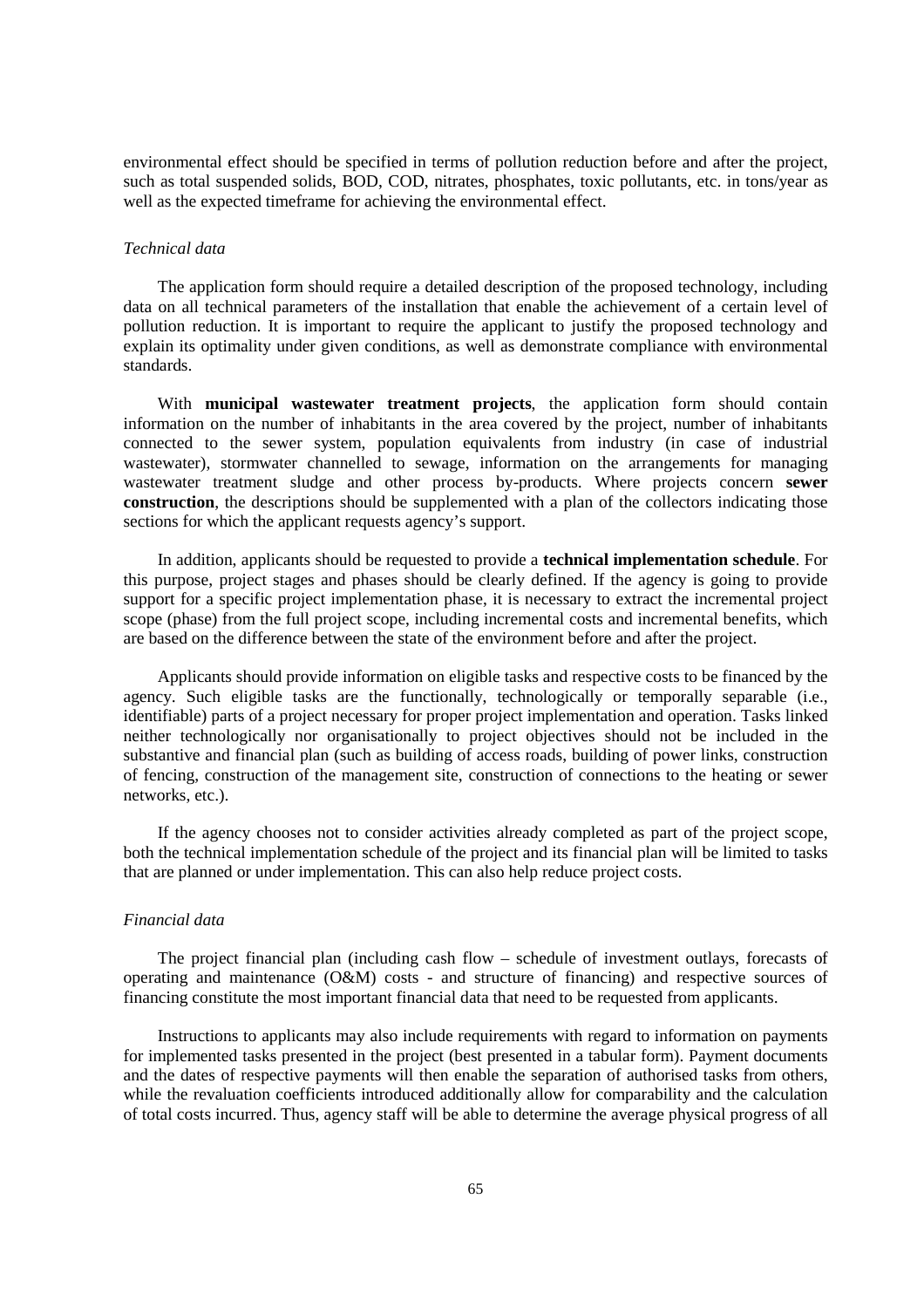environmental effect should be specified in terms of pollution reduction before and after the project, such as total suspended solids, BOD, COD, nitrates, phosphates, toxic pollutants, etc. in tons/year as well as the expected timeframe for achieving the environmental effect.

*Technical data*

The application form should require a detailed description of the proposed technology, including data on all technical parameters of the installation that enable the achievement of a certain level of pollution reduction. It is important to require the applicant to justify the proposed technology and explain its optimality under given conditions, as well as demonstrate compliance with environmental standards.

With **municipal wastewater treatment projects**, the application form should contain information on the number of inhabitants in the area covered by the project, number of inhabitants connected to the sewer system, population equivalents from industry (in case of industrial wastewater), stormwater channelled to sewage, information on the arrangements for managing wastewater treatment sludge and other process by-products. Where projects concern **sewer construction**, the descriptions should be supplemented with a plan of the collectors indicating those sections for which the applicant requests agency's support.

In addition, applicants should be requested to provide a **technical implementation schedule**. For this purpose, project stages and phases should be clearly defined. If the agency is going to provide support for a specific project implementation phase, it is necessary to extract the incremental project scope (phase) from the full project scope, including incremental costs and incremental benefits, which are based on the difference between the state of the environment before and after the project.

Applicants should provide information on eligible tasks and respective costs to be financed by the agency. Such eligible tasks are the functionally, technologically or temporally separable (i.e., identifiable) parts of a project necessary for proper project implementation and operation. Tasks linked neither technologically nor organisationally to project objectives should not be included in the substantive and financial plan (such as building of access roads, building of power links, construction of fencing, construction of the management site, construction of connections to the heating or sewer networks, etc.).

If the agency chooses not to consider activities already completed as part of the project scope, both the technical implementation schedule of the project and its financial plan will be limited to tasks that are planned or under implementation. This can also help reduce project costs.

*Financial data*

The project financial plan (including cash flow – schedule of investment outlays, forecasts of operating and maintenance (O&M) costs - and structure of financing) and respective sources of financing constitute the most important financial data that need to be requested from applicants.

Instructions to applicants may also include requirements with regard to information on payments for implemented tasks presented in the project (best presented in a tabular form). Payment documents and the dates of respective payments will then enable the separation of authorised tasks from others, while the revaluation coefficients introduced additionally allow for comparability and the calculation of total costs incurred. Thus, agency staff will be able to determine the average physical progress of all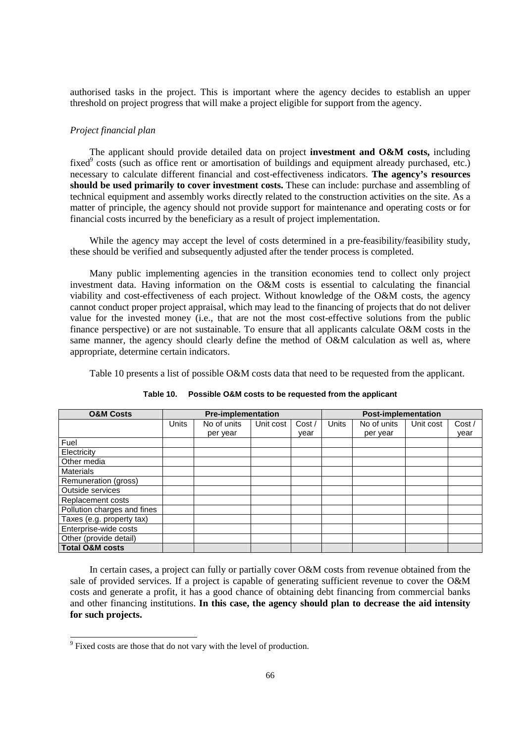authorised tasks in the project. This is important where the agency decides to establish an upper threshold on project progress that will make a project eligible for support from the agency.

*Project financial plan*

The applicant should provide detailed data on project **investment and O&M costs,** including fixed[9] costs (such as office rent or amortisation of buildings and equipment already purchased, etc.) necessary to calculate different financial and cost-effectiveness indicators. **The agency's resources should be used primarily to cover investment costs.** These can include: purchase and assembling of technical equipment and assembly works directly related to the construction activities on the site. As a matter of principle, the agency should not provide support for maintenance and operating costs or for financial costs incurred by the beneficiary as a result of project implementation.

While the agency may accept the level of costs determined in a pre-feasibility/feasibility study, these should be verified and subsequently adjusted after the tender process is completed.

Many public implementing agencies in the transition economies tend to collect only project investment data. Having information on the O&M costs is essential to calculating the financial viability and cost-effectiveness of each project. Without knowledge of the O&M costs, the agency cannot conduct proper project appraisal, which may lead to the financing of projects that do not deliver value for the invested money (i.e., that are not the most cost-effective solutions from the public finance perspective) or are not sustainable. To ensure that all applicants calculate O&M costs in the same manner, the agency should clearly define the method of O&M calculation as well as, where appropriate, determine certain indicators.

Table 10 presents a list of possible O&M costs data that need to be requested from the applicant.

**Table 10. Possible O&M costs to be requested from the applicant**

| O&M Costs | Pre-implementation | | | | Post-implementation | | | |
|---|---|---|---|---|---|---|---|---|
| | Units | No of units per year | Unit cost | Cost / year | Units | No of units per year | Unit cost | Cost / year |
| Fuel | | | | | | | | |
| Electricity | | | | | | | | |
| Other media | | | | | | | | |
| Materials | | | | | | | | |
| Remuneration (gross) | | | | | | | | |
| Outside services | | | | | | | | |
| Replacement costs | | | | | | | | |
| Pollution charges and fines | | | | | | | | |
| Taxes (e.g. property tax) | | | | | | | | |
| Enterprise-wide costs | | | | | | | | |
| Other (provide detail) | | | | | | | | |
| **Total O&M costs** | | | | | | | | |

In certain cases, a project can fully or partially cover O&M costs from revenue obtained from the sale of provided services. If a project is capable of generating sufficient revenue to cover the O&M costs and generate a profit, it has a good chance of obtaining debt financing from commercial banks and other financing institutions. **In this case, the agency should plan to decrease the aid intensity for such projects.**

[9] Fixed costs are those that do not vary with the level of production.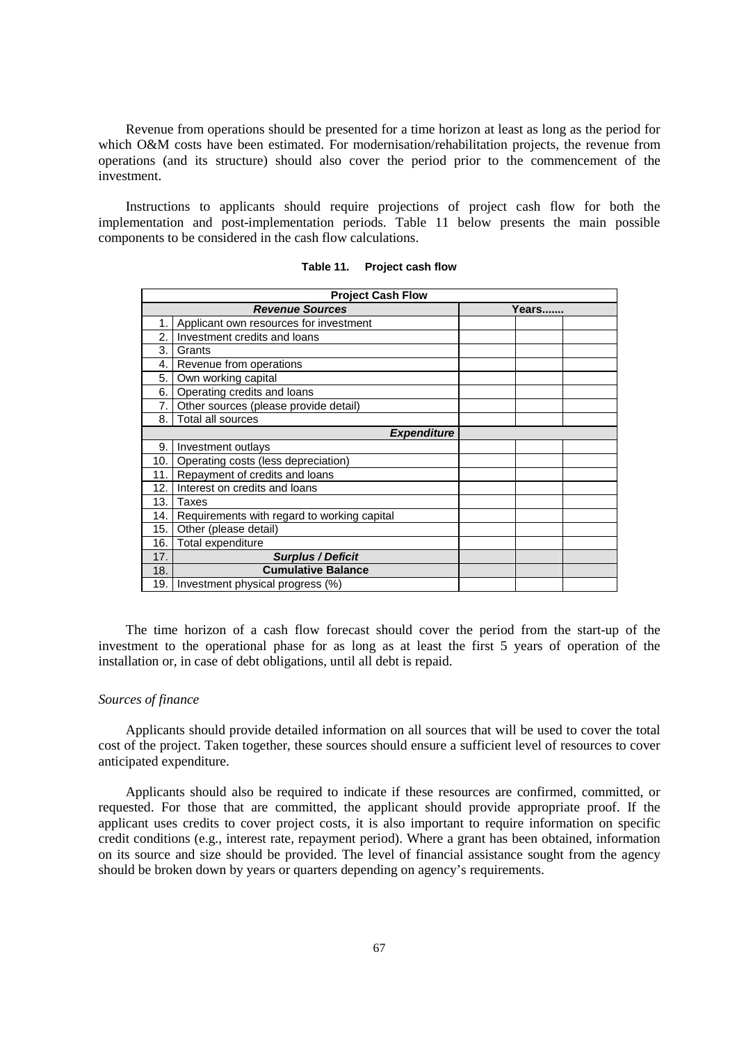Revenue from operations should be presented for a time horizon at least as long as the period for which O&M costs have been estimated. For modernisation/rehabilitation projects, the revenue from operations (and its structure) should also cover the period prior to the commencement of the investment.

Instructions to applicants should require projections of project cash flow for both the implementation and post-implementation periods. Table 11 below presents the main possible components to be considered in the cash flow calculations.

**Table 11. Project cash flow**

| Project Cash Flow | | | | |
|---|---|---|---|---|
| | ***Revenue Sources*** | **Years.......** | | |
| 1. | Applicant own resources for investment | | | |
| 2. | Investment credits and loans | | | |
| 3. | Grants | | | |
| 4. | Revenue from operations | | | |
| 5. | Own working capital | | | |
| 6. | Operating credits and loans | | | |
| 7. | Other sources (please provide detail) | | | |
| 8. | Total all sources | | | |
| | ***Expenditure*** | | | |
| 9. | Investment outlays | | | |
| 10. | Operating costs (less depreciation) | | | |
| 11. | Repayment of credits and loans | | | |
| 12. | Interest on credits and loans | | | |
| 13. | Taxes | | | |
| 14. | Requirements with regard to working capital | | | |
| 15. | Other (please detail) | | | |
| 16. | Total expenditure | | | |
| 17. | ***Surplus / Deficit*** | | | |
| 18. | **Cumulative Balance** | | | |
| 19. | Investment physical progress (%) | | | |

The time horizon of a cash flow forecast should cover the period from the start-up of the investment to the operational phase for as long as at least the first 5 years of operation of the installation or, in case of debt obligations, until all debt is repaid.

*Sources of finance*

Applicants should provide detailed information on all sources that will be used to cover the total cost of the project. Taken together, these sources should ensure a sufficient level of resources to cover anticipated expenditure.

Applicants should also be required to indicate if these resources are confirmed, committed, or requested. For those that are committed, the applicant should provide appropriate proof. If the applicant uses credits to cover project costs, it is also important to require information on specific credit conditions (e.g., interest rate, repayment period). Where a grant has been obtained, information on its source and size should be provided. The level of financial assistance sought from the agency should be broken down by years or quarters depending on agency's requirements.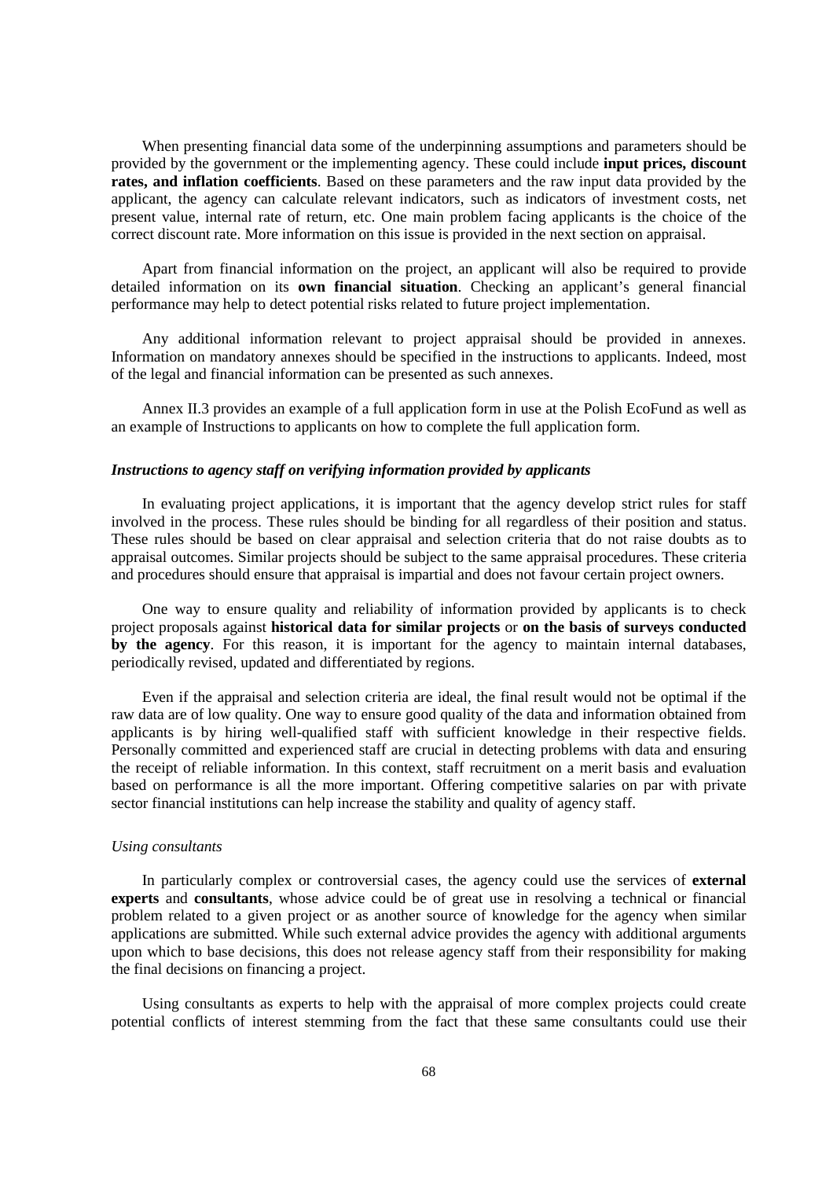When presenting financial data some of the underpinning assumptions and parameters should be provided by the government or the implementing agency. These could include **input prices, discount rates, and inflation coefficients**. Based on these parameters and the raw input data provided by the applicant, the agency can calculate relevant indicators, such as indicators of investment costs, net present value, internal rate of return, etc. One main problem facing applicants is the choice of the correct discount rate. More information on this issue is provided in the next section on appraisal.

Apart from financial information on the project, an applicant will also be required to provide detailed information on its **own financial situation**. Checking an applicant's general financial performance may help to detect potential risks related to future project implementation.

Any additional information relevant to project appraisal should be provided in annexes. Information on mandatory annexes should be specified in the instructions to applicants. Indeed, most of the legal and financial information can be presented as such annexes.

Annex II.3 provides an example of a full application form in use at the Polish EcoFund as well as an example of Instructions to applicants on how to complete the full application form.

***Instructions to agency staff on verifying information provided by applicants***

In evaluating project applications, it is important that the agency develop strict rules for staff involved in the process. These rules should be binding for all regardless of their position and status. These rules should be based on clear appraisal and selection criteria that do not raise doubts as to appraisal outcomes. Similar projects should be subject to the same appraisal procedures. These criteria and procedures should ensure that appraisal is impartial and does not favour certain project owners.

One way to ensure quality and reliability of information provided by applicants is to check project proposals against **historical data for similar projects** or **on the basis of surveys conducted by the agency**. For this reason, it is important for the agency to maintain internal databases, periodically revised, updated and differentiated by regions.

Even if the appraisal and selection criteria are ideal, the final result would not be optimal if the raw data are of low quality. One way to ensure good quality of the data and information obtained from applicants is by hiring well-qualified staff with sufficient knowledge in their respective fields. Personally committed and experienced staff are crucial in detecting problems with data and ensuring the receipt of reliable information. In this context, staff recruitment on a merit basis and evaluation based on performance is all the more important. Offering competitive salaries on par with private sector financial institutions can help increase the stability and quality of agency staff.

*Using consultants*

In particularly complex or controversial cases, the agency could use the services of **external experts** and **consultants**, whose advice could be of great use in resolving a technical or financial problem related to a given project or as another source of knowledge for the agency when similar applications are submitted. While such external advice provides the agency with additional arguments upon which to base decisions, this does not release agency staff from their responsibility for making the final decisions on financing a project.

Using consultants as experts to help with the appraisal of more complex projects could create potential conflicts of interest stemming from the fact that these same consultants could use their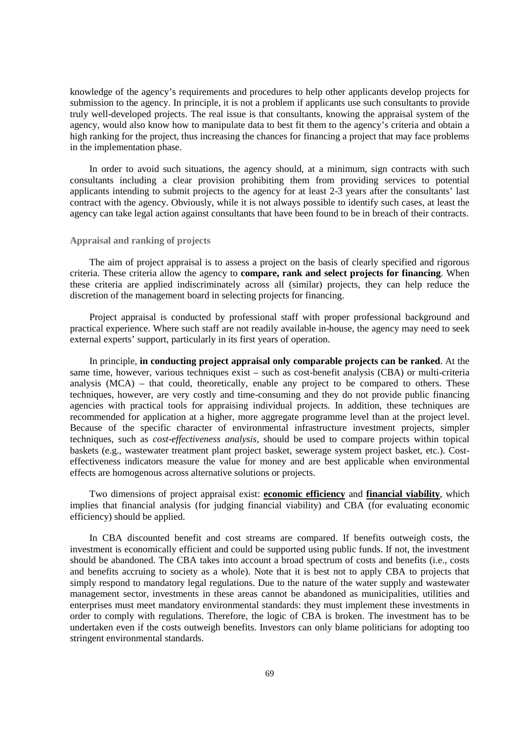knowledge of the agency's requirements and procedures to help other applicants develop projects for submission to the agency. In principle, it is not a problem if applicants use such consultants to provide truly well-developed projects. The real issue is that consultants, knowing the appraisal system of the agency, would also know how to manipulate data to best fit them to the agency's criteria and obtain a high ranking for the project, thus increasing the chances for financing a project that may face problems in the implementation phase.

In order to avoid such situations, the agency should, at a minimum, sign contracts with such consultants including a clear provision prohibiting them from providing services to potential applicants intending to submit projects to the agency for at least 2-3 years after the consultants' last contract with the agency. Obviously, while it is not always possible to identify such cases, at least the agency can take legal action against consultants that have been found to be in breach of their contracts.

### Appraisal and ranking of projects

The aim of project appraisal is to assess a project on the basis of clearly specified and rigorous criteria. These criteria allow the agency to **compare, rank and select projects for financing**. When these criteria are applied indiscriminately across all (similar) projects, they can help reduce the discretion of the management board in selecting projects for financing.

Project appraisal is conducted by professional staff with proper professional background and practical experience. Where such staff are not readily available in-house, the agency may need to seek external experts' support, particularly in its first years of operation.

In principle, **in conducting project appraisal only comparable projects can be ranked**. At the same time, however, various techniques exist – such as cost-benefit analysis (CBA) or multi-criteria analysis (MCA) – that could, theoretically, enable any project to be compared to others. These techniques, however, are very costly and time-consuming and they do not provide public financing agencies with practical tools for appraising individual projects. In addition, these techniques are recommended for application at a higher, more aggregate programme level than at the project level. Because of the specific character of environmental infrastructure investment projects, simpler techniques, such as *cost-effectiveness analysis*, should be used to compare projects within topical baskets (e.g., wastewater treatment plant project basket, sewerage system project basket, etc.). Cost-effectiveness indicators measure the value for money and are best applicable when environmental effects are homogenous across alternative solutions or projects.

Two dimensions of project appraisal exist: **economic efficiency** and **financial viability**, which implies that financial analysis (for judging financial viability) and CBA (for evaluating economic efficiency) should be applied.

In CBA discounted benefit and cost streams are compared. If benefits outweigh costs, the investment is economically efficient and could be supported using public funds. If not, the investment should be abandoned. The CBA takes into account a broad spectrum of costs and benefits (i.e., costs and benefits accruing to society as a whole). Note that it is best not to apply CBA to projects that simply respond to mandatory legal regulations. Due to the nature of the water supply and wastewater management sector, investments in these areas cannot be abandoned as municipalities, utilities and enterprises must meet mandatory environmental standards: they must implement these investments in order to comply with regulations. Therefore, the logic of CBA is broken. The investment has to be undertaken even if the costs outweigh benefits. Investors can only blame politicians for adopting too stringent environmental standards.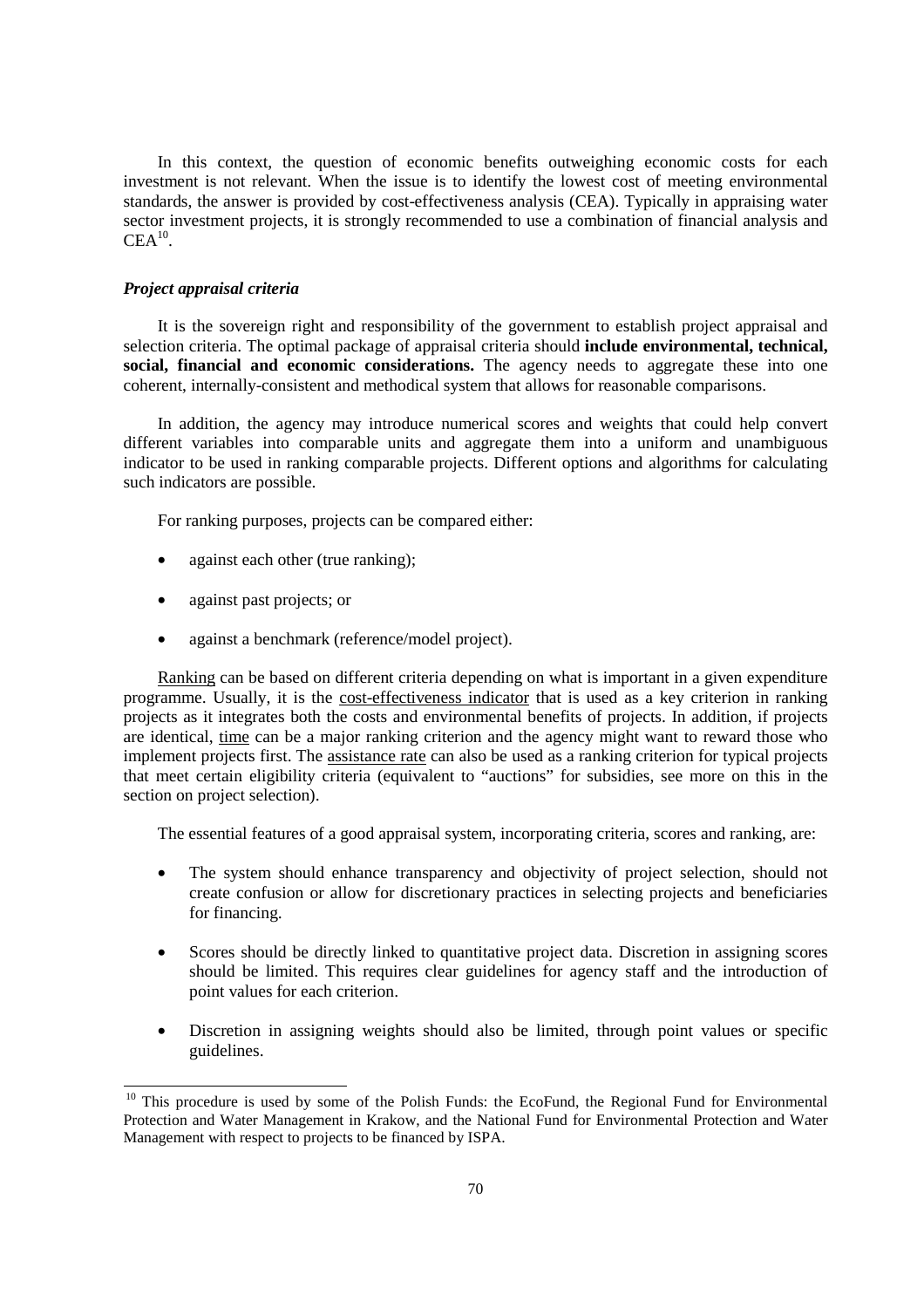In this context, the question of economic benefits outweighing economic costs for each investment is not relevant. When the issue is to identify the lowest cost of meeting environmental standards, the answer is provided by cost-effectiveness analysis (CEA). Typically in appraising water sector investment projects, it is strongly recommended to use a combination of financial analysis and CEA[10].

***Project appraisal criteria***

It is the sovereign right and responsibility of the government to establish project appraisal and selection criteria. The optimal package of appraisal criteria should **include environmental, technical, social, financial and economic considerations.** The agency needs to aggregate these into one coherent, internally-consistent and methodical system that allows for reasonable comparisons.

In addition, the agency may introduce numerical scores and weights that could help convert different variables into comparable units and aggregate them into a uniform and unambiguous indicator to be used in ranking comparable projects. Different options and algorithms for calculating such indicators are possible.

For ranking purposes, projects can be compared either:

- against each other (true ranking);
- against past projects; or
- against a benchmark (reference/model project).

Ranking can be based on different criteria depending on what is important in a given expenditure programme. Usually, it is the cost-effectiveness indicator that is used as a key criterion in ranking projects as it integrates both the costs and environmental benefits of projects. In addition, if projects are identical, time can be a major ranking criterion and the agency might want to reward those who implement projects first. The assistance rate can also be used as a ranking criterion for typical projects that meet certain eligibility criteria (equivalent to "auctions" for subsidies, see more on this in the section on project selection).

The essential features of a good appraisal system, incorporating criteria, scores and ranking, are:

- The system should enhance transparency and objectivity of project selection, should not create confusion or allow for discretionary practices in selecting projects and beneficiaries for financing.
- Scores should be directly linked to quantitative project data. Discretion in assigning scores should be limited. This requires clear guidelines for agency staff and the introduction of point values for each criterion.
- Discretion in assigning weights should also be limited, through point values or specific guidelines.

---

[10] This procedure is used by some of the Polish Funds: the EcoFund, the Regional Fund for Environmental Protection and Water Management in Krakow, and the National Fund for Environmental Protection and Water Management with respect to projects to be financed by ISPA.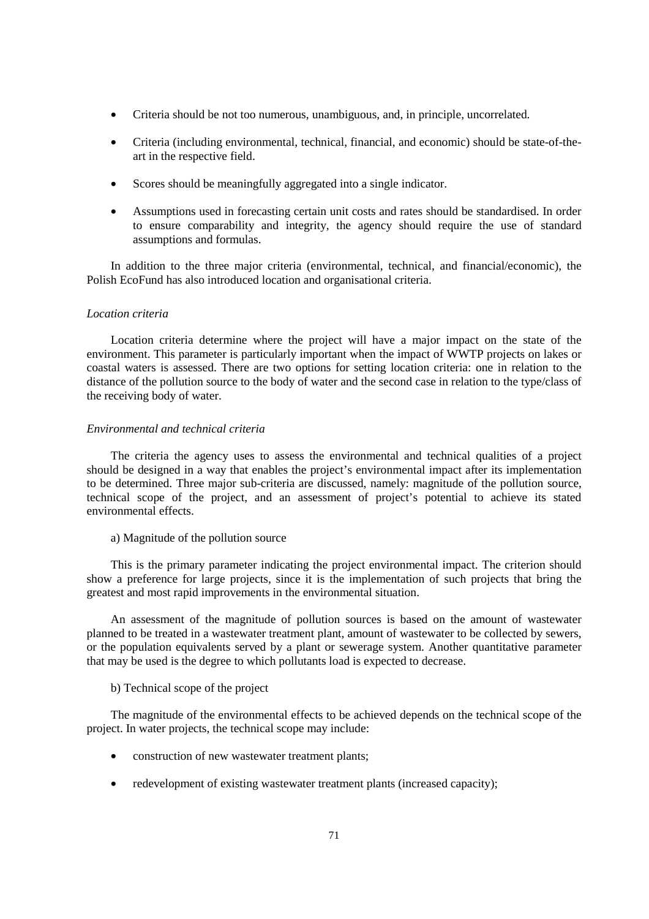- Criteria should be not too numerous, unambiguous, and, in principle, uncorrelated.
- Criteria (including environmental, technical, financial, and economic) should be state-of-the-art in the respective field.
- Scores should be meaningfully aggregated into a single indicator.
- Assumptions used in forecasting certain unit costs and rates should be standardised. In order to ensure comparability and integrity, the agency should require the use of standard assumptions and formulas.

In addition to the three major criteria (environmental, technical, and financial/economic), the Polish EcoFund has also introduced location and organisational criteria.

*Location criteria*

Location criteria determine where the project will have a major impact on the state of the environment. This parameter is particularly important when the impact of WWTP projects on lakes or coastal waters is assessed. There are two options for setting location criteria: one in relation to the distance of the pollution source to the body of water and the second case in relation to the type/class of the receiving body of water.

*Environmental and technical criteria*

The criteria the agency uses to assess the environmental and technical qualities of a project should be designed in a way that enables the project's environmental impact after its implementation to be determined. Three major sub-criteria are discussed, namely: magnitude of the pollution source, technical scope of the project, and an assessment of project's potential to achieve its stated environmental effects.

a) Magnitude of the pollution source

This is the primary parameter indicating the project environmental impact. The criterion should show a preference for large projects, since it is the implementation of such projects that bring the greatest and most rapid improvements in the environmental situation.

An assessment of the magnitude of pollution sources is based on the amount of wastewater planned to be treated in a wastewater treatment plant, amount of wastewater to be collected by sewers, or the population equivalents served by a plant or sewerage system. Another quantitative parameter that may be used is the degree to which pollutants load is expected to decrease.

b) Technical scope of the project

The magnitude of the environmental effects to be achieved depends on the technical scope of the project. In water projects, the technical scope may include:

- construction of new wastewater treatment plants;
- redevelopment of existing wastewater treatment plants (increased capacity);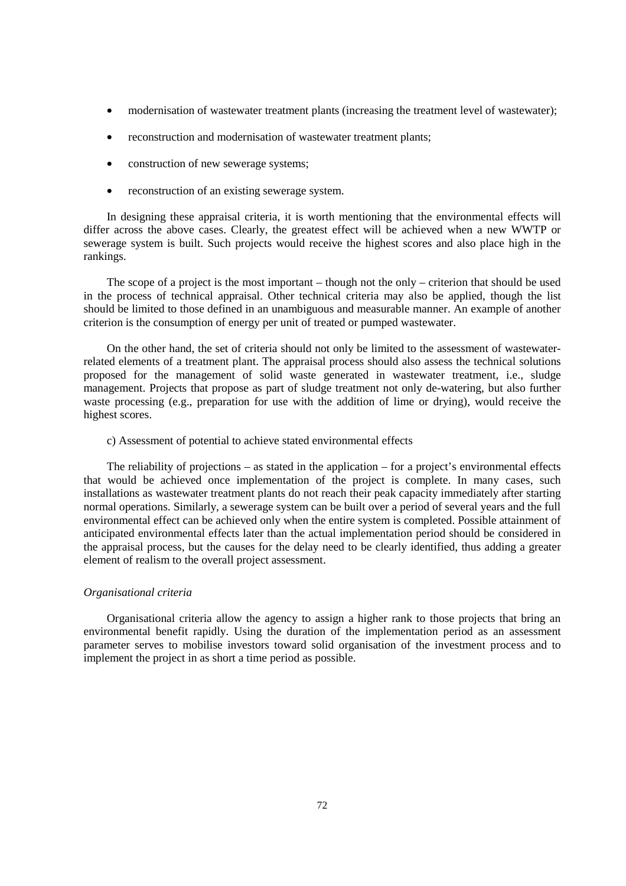- modernisation of wastewater treatment plants (increasing the treatment level of wastewater);
- reconstruction and modernisation of wastewater treatment plants;
- construction of new sewerage systems;
- reconstruction of an existing sewerage system.

In designing these appraisal criteria, it is worth mentioning that the environmental effects will differ across the above cases. Clearly, the greatest effect will be achieved when a new WWTP or sewerage system is built. Such projects would receive the highest scores and also place high in the rankings.

The scope of a project is the most important – though not the only – criterion that should be used in the process of technical appraisal. Other technical criteria may also be applied, though the list should be limited to those defined in an unambiguous and measurable manner. An example of another criterion is the consumption of energy per unit of treated or pumped wastewater.

On the other hand, the set of criteria should not only be limited to the assessment of wastewater-related elements of a treatment plant. The appraisal process should also assess the technical solutions proposed for the management of solid waste generated in wastewater treatment, i.e., sludge management. Projects that propose as part of sludge treatment not only de-watering, but also further waste processing (e.g., preparation for use with the addition of lime or drying), would receive the highest scores.

c) Assessment of potential to achieve stated environmental effects

The reliability of projections – as stated in the application – for a project's environmental effects that would be achieved once implementation of the project is complete. In many cases, such installations as wastewater treatment plants do not reach their peak capacity immediately after starting normal operations. Similarly, a sewerage system can be built over a period of several years and the full environmental effect can be achieved only when the entire system is completed. Possible attainment of anticipated environmental effects later than the actual implementation period should be considered in the appraisal process, but the causes for the delay need to be clearly identified, thus adding a greater element of realism to the overall project assessment.

*Organisational criteria*

Organisational criteria allow the agency to assign a higher rank to those projects that bring an environmental benefit rapidly. Using the duration of the implementation period as an assessment parameter serves to mobilise investors toward solid organisation of the investment process and to implement the project in as short a time period as possible.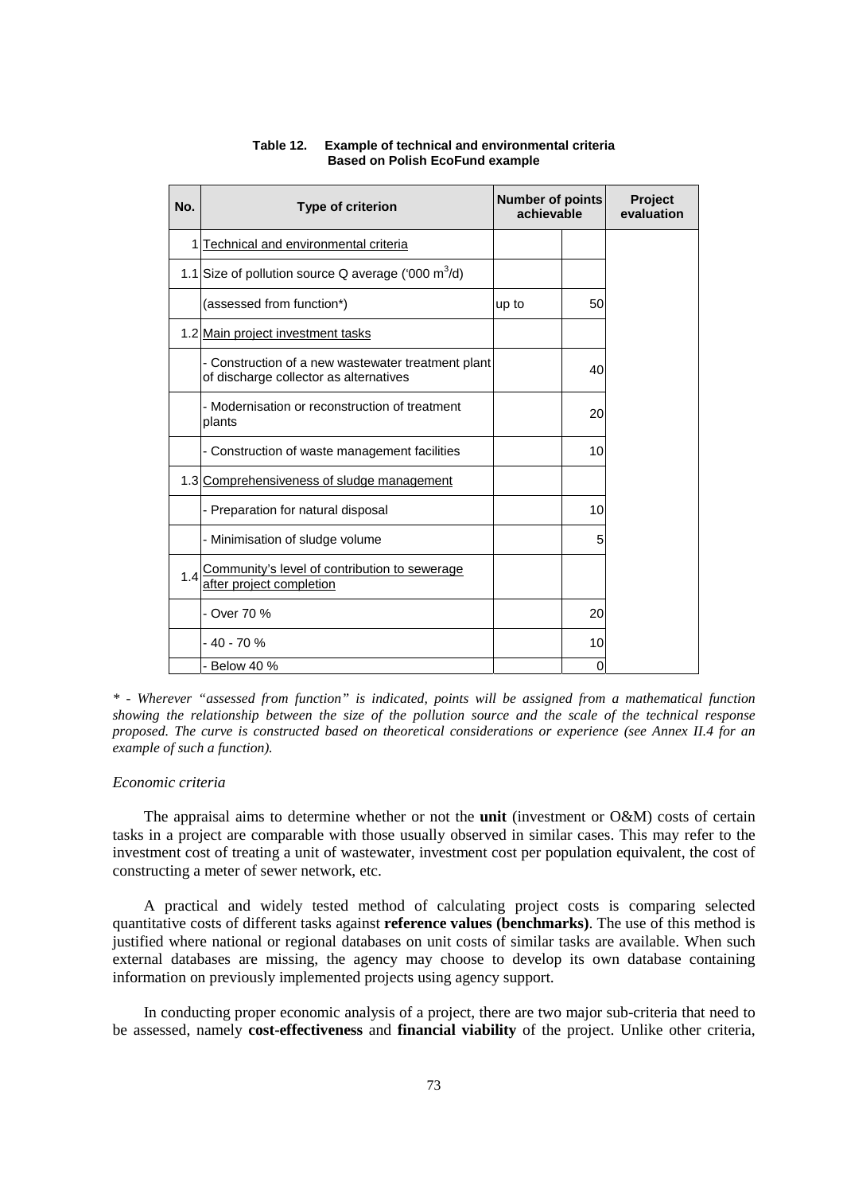**Table 12. Example of technical and environmental criteria Based on Polish EcoFund example**

| No. | Type of criterion | Number of points achievable | | Project evaluation |
|---|---|---|---|---|
| 1 | Technical and environmental criteria | | | |
| 1.1 | Size of pollution source Q average ('000 $m^3$/d) | | | |
| | (assessed from function*) | up to | 50 | |
| 1.2 | Main project investment tasks | | | |
| | - Construction of a new wastewater treatment plant of discharge collector as alternatives | | 40 | |
| | - Modernisation or reconstruction of treatment plants | | 20 | |
| | - Construction of waste management facilities | | 10 | |
| 1.3 | Comprehensiveness of sludge management | | | |
| | - Preparation for natural disposal | | 10 | |
| | - Minimisation of sludge volume | | 5 | |
| 1.4 | Community's level of contribution to sewerage after project completion | | | |
| | - Over 70 % | | 20 | |
| | - 40 - 70 % | | 10 | |
| | - Below 40 % | | 0 | |

*\* - Wherever "assessed from function" is indicated, points will be assigned from a mathematical function showing the relationship between the size of the pollution source and the scale of the technical response proposed. The curve is constructed based on theoretical considerations or experience (see Annex II.4 for an example of such a function).*

*Economic criteria*

The appraisal aims to determine whether or not the **unit** (investment or O&M) costs of certain tasks in a project are comparable with those usually observed in similar cases. This may refer to the investment cost of treating a unit of wastewater, investment cost per population equivalent, the cost of constructing a meter of sewer network, etc.

A practical and widely tested method of calculating project costs is comparing selected quantitative costs of different tasks against **reference values (benchmarks)**. The use of this method is justified where national or regional databases on unit costs of similar tasks are available. When such external databases are missing, the agency may choose to develop its own database containing information on previously implemented projects using agency support.

In conducting proper economic analysis of a project, there are two major sub-criteria that need to be assessed, namely **cost-effectiveness** and **financial viability** of the project. Unlike other criteria,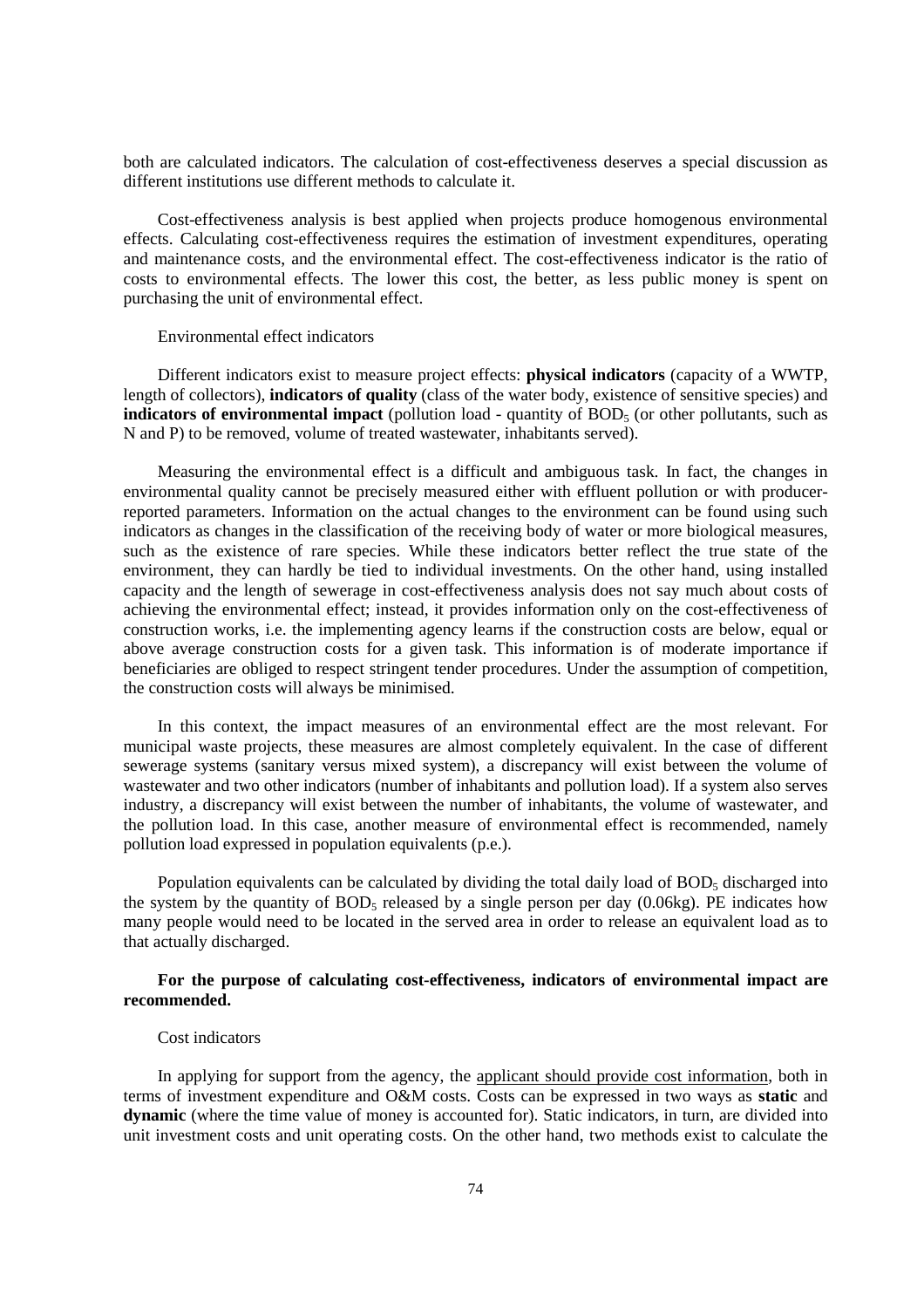both are calculated indicators. The calculation of cost-effectiveness deserves a special discussion as different institutions use different methods to calculate it.

Cost-effectiveness analysis is best applied when projects produce homogenous environmental effects. Calculating cost-effectiveness requires the estimation of investment expenditures, operating and maintenance costs, and the environmental effect. The cost-effectiveness indicator is the ratio of costs to environmental effects. The lower this cost, the better, as less public money is spent on purchasing the unit of environmental effect.

Environmental effect indicators

Different indicators exist to measure project effects: **physical indicators** (capacity of a WWTP, length of collectors), **indicators of quality** (class of the water body, existence of sensitive species) and **indicators of environmental impact** (pollution load - quantity of $BOD_5$ (or other pollutants, such as N and P) to be removed, volume of treated wastewater, inhabitants served).

Measuring the environmental effect is a difficult and ambiguous task. In fact, the changes in environmental quality cannot be precisely measured either with effluent pollution or with producer-reported parameters. Information on the actual changes to the environment can be found using such indicators as changes in the classification of the receiving body of water or more biological measures, such as the existence of rare species. While these indicators better reflect the true state of the environment, they can hardly be tied to individual investments. On the other hand, using installed capacity and the length of sewerage in cost-effectiveness analysis does not say much about costs of achieving the environmental effect; instead, it provides information only on the cost-effectiveness of construction works, i.e. the implementing agency learns if the construction costs are below, equal or above average construction costs for a given task. This information is of moderate importance if beneficiaries are obliged to respect stringent tender procedures. Under the assumption of competition, the construction costs will always be minimised.

In this context, the impact measures of an environmental effect are the most relevant. For municipal waste projects, these measures are almost completely equivalent. In the case of different sewerage systems (sanitary versus mixed system), a discrepancy will exist between the volume of wastewater and two other indicators (number of inhabitants and pollution load). If a system also serves industry, a discrepancy will exist between the number of inhabitants, the volume of wastewater, and the pollution load. In this case, another measure of environmental effect is recommended, namely pollution load expressed in population equivalents (p.e.).

Population equivalents can be calculated by dividing the total daily load of $BOD_5$ discharged into the system by the quantity of $BOD_5$ released by a single person per day (0.06kg). PE indicates how many people would need to be located in the served area in order to release an equivalent load as to that actually discharged.

**For the purpose of calculating cost-effectiveness, indicators of environmental impact are recommended.**

Cost indicators

In applying for support from the agency, the applicant should provide cost information, both in terms of investment expenditure and O&M costs. Costs can be expressed in two ways as **static** and **dynamic** (where the time value of money is accounted for). Static indicators, in turn, are divided into unit investment costs and unit operating costs. On the other hand, two methods exist to calculate the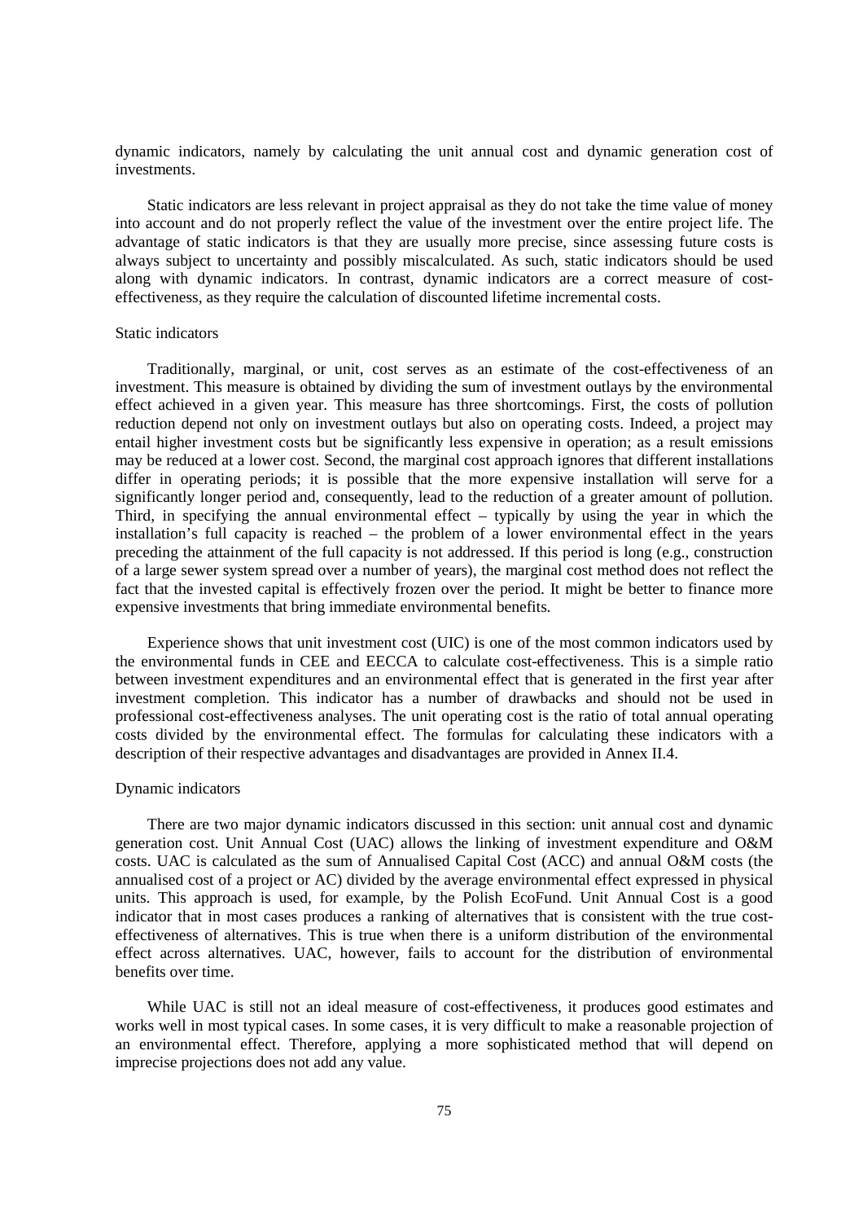dynamic indicators, namely by calculating the unit annual cost and dynamic generation cost of investments.

Static indicators are less relevant in project appraisal as they do not take the time value of money into account and do not properly reflect the value of the investment over the entire project life. The advantage of static indicators is that they are usually more precise, since assessing future costs is always subject to uncertainty and possibly miscalculated. As such, static indicators should be used along with dynamic indicators. In contrast, dynamic indicators are a correct measure of cost-effectiveness, as they require the calculation of discounted lifetime incremental costs.

### Static indicators

Traditionally, marginal, or unit, cost serves as an estimate of the cost-effectiveness of an investment. This measure is obtained by dividing the sum of investment outlays by the environmental effect achieved in a given year. This measure has three shortcomings. First, the costs of pollution reduction depend not only on investment outlays but also on operating costs. Indeed, a project may entail higher investment costs but be significantly less expensive in operation; as a result emissions may be reduced at a lower cost. Second, the marginal cost approach ignores that different installations differ in operating periods; it is possible that the more expensive installation will serve for a significantly longer period and, consequently, lead to the reduction of a greater amount of pollution. Third, in specifying the annual environmental effect – typically by using the year in which the installation's full capacity is reached – the problem of a lower environmental effect in the years preceding the attainment of the full capacity is not addressed. If this period is long (e.g., construction of a large sewer system spread over a number of years), the marginal cost method does not reflect the fact that the invested capital is effectively frozen over the period. It might be better to finance more expensive investments that bring immediate environmental benefits.

Experience shows that unit investment cost (UIC) is one of the most common indicators used by the environmental funds in CEE and EECCA to calculate cost-effectiveness. This is a simple ratio between investment expenditures and an environmental effect that is generated in the first year after investment completion. This indicator has a number of drawbacks and should not be used in professional cost-effectiveness analyses. The unit operating cost is the ratio of total annual operating costs divided by the environmental effect. The formulas for calculating these indicators with a description of their respective advantages and disadvantages are provided in Annex II.4.

### Dynamic indicators

There are two major dynamic indicators discussed in this section: unit annual cost and dynamic generation cost. Unit Annual Cost (UAC) allows the linking of investment expenditure and O&M costs. UAC is calculated as the sum of Annualised Capital Cost (ACC) and annual O&M costs (the annualised cost of a project or AC) divided by the average environmental effect expressed in physical units. This approach is used, for example, by the Polish EcoFund. Unit Annual Cost is a good indicator that in most cases produces a ranking of alternatives that is consistent with the true cost-effectiveness of alternatives. This is true when there is a uniform distribution of the environmental effect across alternatives. UAC, however, fails to account for the distribution of environmental benefits over time.

While UAC is still not an ideal measure of cost-effectiveness, it produces good estimates and works well in most typical cases. In some cases, it is very difficult to make a reasonable projection of an environmental effect. Therefore, applying a more sophisticated method that will depend on imprecise projections does not add any value.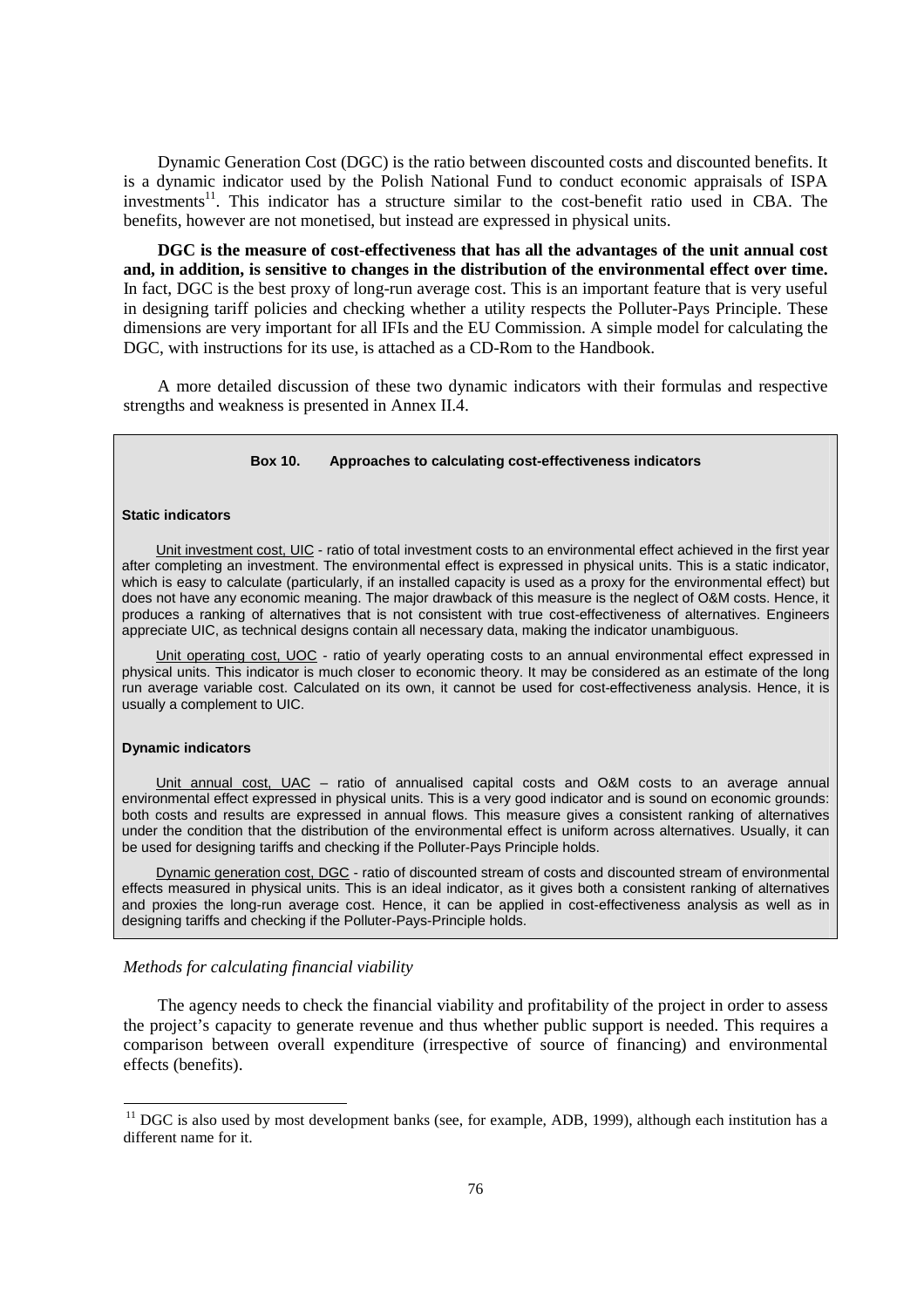Dynamic Generation Cost (DGC) is the ratio between discounted costs and discounted benefits. It is a dynamic indicator used by the Polish National Fund to conduct economic appraisals of ISPA investments[11]. This indicator has a structure similar to the cost-benefit ratio used in CBA. The benefits, however are not monetised, but instead are expressed in physical units.

**DGC is the measure of cost-effectiveness that has all the advantages of the unit annual cost and, in addition, is sensitive to changes in the distribution of the environmental effect over time.** In fact, DGC is the best proxy of long-run average cost. This is an important feature that is very useful in designing tariff policies and checking whether a utility respects the Polluter-Pays Principle. These dimensions are very important for all IFIs and the EU Commission. A simple model for calculating the DGC, with instructions for its use, is attached as a CD-Rom to the Handbook.

A more detailed discussion of these two dynamic indicators with their formulas and respective strengths and weakness is presented in Annex II.4.

> **Box 10. Approaches to calculating cost-effectiveness indicators**
>
> **Static indicators**
>
> Unit investment cost, UIC - ratio of total investment costs to an environmental effect achieved in the first year after completing an investment. The environmental effect is expressed in physical units. This is a static indicator, which is easy to calculate (particularly, if an installed capacity is used as a proxy for the environmental effect) but does not have any economic meaning. The major drawback of this measure is the neglect of O&M costs. Hence, it produces a ranking of alternatives that is not consistent with true cost-effectiveness of alternatives. Engineers appreciate UIC, as technical designs contain all necessary data, making the indicator unambiguous.
>
> Unit operating cost, UOC - ratio of yearly operating costs to an annual environmental effect expressed in physical units. This indicator is much closer to economic theory. It may be considered as an estimate of the long run average variable cost. Calculated on its own, it cannot be used for cost-effectiveness analysis. Hence, it is usually a complement to UIC.
>
> **Dynamic indicators**
>
> Unit annual cost, UAC – ratio of annualised capital costs and O&M costs to an average annual environmental effect expressed in physical units. This is a very good indicator and is sound on economic grounds: both costs and results are expressed in annual flows. This measure gives a consistent ranking of alternatives under the condition that the distribution of the environmental effect is uniform across alternatives. Usually, it can be used for designing tariffs and checking if the Polluter-Pays Principle holds.
>
> Dynamic generation cost, DGC - ratio of discounted stream of costs and discounted stream of environmental effects measured in physical units. This is an ideal indicator, as it gives both a consistent ranking of alternatives and proxies the long-run average cost. Hence, it can be applied in cost-effectiveness analysis as well as in designing tariffs and checking if the Polluter-Pays-Principle holds.

*Methods for calculating financial viability*

The agency needs to check the financial viability and profitability of the project in order to assess the project's capacity to generate revenue and thus whether public support is needed. This requires a comparison between overall expenditure (irrespective of source of financing) and environmental effects (benefits).

---

[11] DGC is also used by most development banks (see, for example, ADB, 1999), although each institution has a different name for it.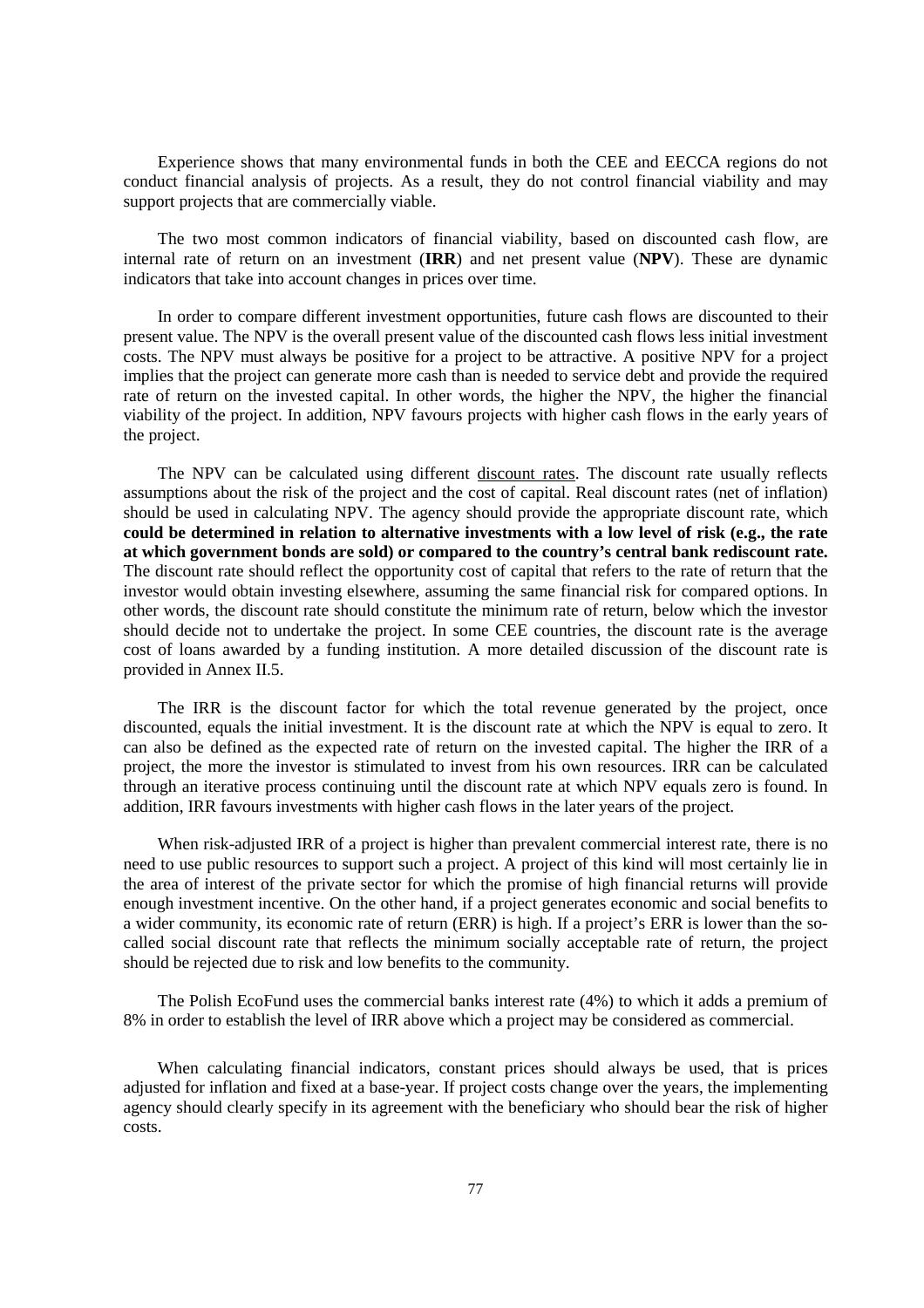Experience shows that many environmental funds in both the CEE and EECCA regions do not conduct financial analysis of projects. As a result, they do not control financial viability and may support projects that are commercially viable.

The two most common indicators of financial viability, based on discounted cash flow, are internal rate of return on an investment (**IRR**) and net present value (**NPV**). These are dynamic indicators that take into account changes in prices over time.

In order to compare different investment opportunities, future cash flows are discounted to their present value. The NPV is the overall present value of the discounted cash flows less initial investment costs. The NPV must always be positive for a project to be attractive. A positive NPV for a project implies that the project can generate more cash than is needed to service debt and provide the required rate of return on the invested capital. In other words, the higher the NPV, the higher the financial viability of the project. In addition, NPV favours projects with higher cash flows in the early years of the project.

The NPV can be calculated using different discount rates. The discount rate usually reflects assumptions about the risk of the project and the cost of capital. Real discount rates (net of inflation) should be used in calculating NPV. The agency should provide the appropriate discount rate, which **could be determined in relation to alternative investments with a low level of risk (e.g., the rate at which government bonds are sold) or compared to the country's central bank rediscount rate.** The discount rate should reflect the opportunity cost of capital that refers to the rate of return that the investor would obtain investing elsewhere, assuming the same financial risk for compared options. In other words, the discount rate should constitute the minimum rate of return, below which the investor should decide not to undertake the project. In some CEE countries, the discount rate is the average cost of loans awarded by a funding institution. A more detailed discussion of the discount rate is provided in Annex II.5.

The IRR is the discount factor for which the total revenue generated by the project, once discounted, equals the initial investment. It is the discount rate at which the NPV is equal to zero. It can also be defined as the expected rate of return on the invested capital. The higher the IRR of a project, the more the investor is stimulated to invest from his own resources. IRR can be calculated through an iterative process continuing until the discount rate at which NPV equals zero is found. In addition, IRR favours investments with higher cash flows in the later years of the project.

When risk-adjusted IRR of a project is higher than prevalent commercial interest rate, there is no need to use public resources to support such a project. A project of this kind will most certainly lie in the area of interest of the private sector for which the promise of high financial returns will provide enough investment incentive. On the other hand, if a project generates economic and social benefits to a wider community, its economic rate of return (ERR) is high. If a project's ERR is lower than the so-called social discount rate that reflects the minimum socially acceptable rate of return, the project should be rejected due to risk and low benefits to the community.

The Polish EcoFund uses the commercial banks interest rate (4%) to which it adds a premium of 8% in order to establish the level of IRR above which a project may be considered as commercial.

When calculating financial indicators, constant prices should always be used, that is prices adjusted for inflation and fixed at a base-year. If project costs change over the years, the implementing agency should clearly specify in its agreement with the beneficiary who should bear the risk of higher costs.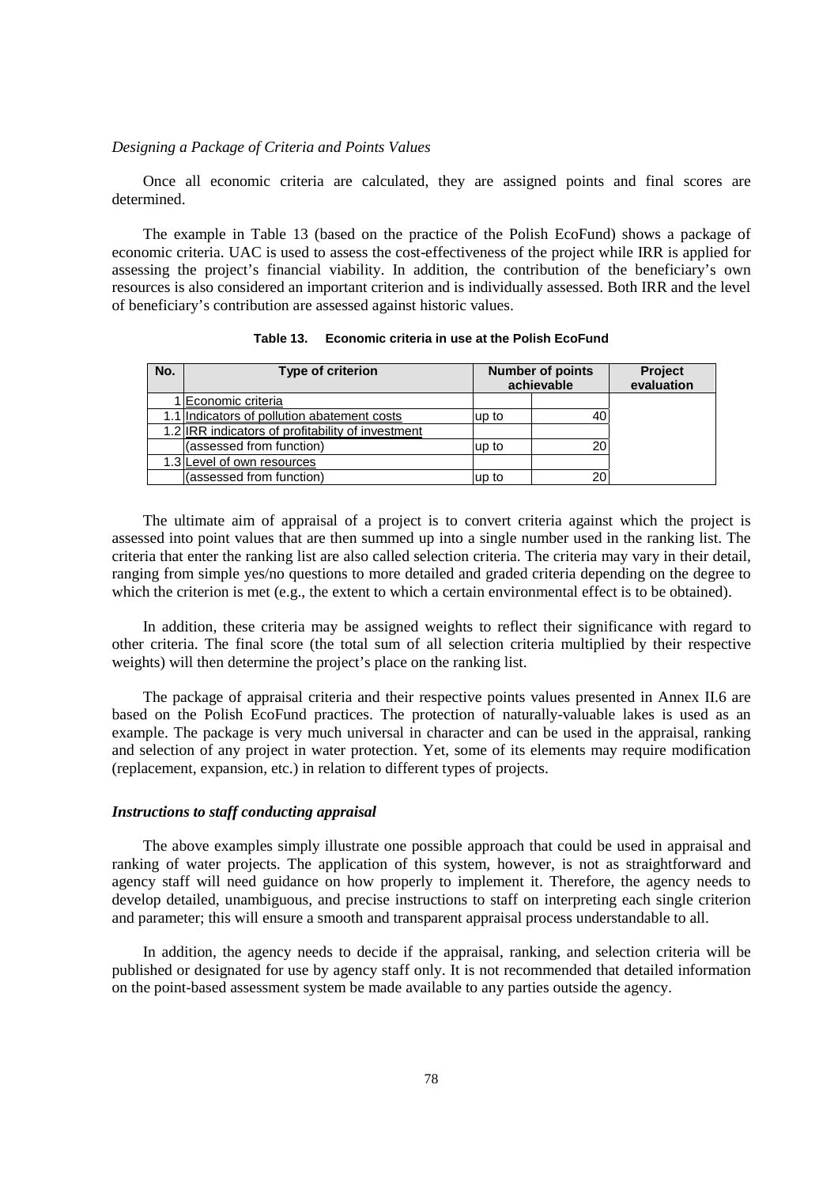*Designing a Package of Criteria and Points Values*

Once all economic criteria are calculated, they are assigned points and final scores are determined.

The example in Table 13 (based on the practice of the Polish EcoFund) shows a package of economic criteria. UAC is used to assess the cost-effectiveness of the project while IRR is applied for assessing the project's financial viability. In addition, the contribution of the beneficiary's own resources is also considered an important criterion and is individually assessed. Both IRR and the level of beneficiary's contribution are assessed against historic values.

**Table 13. Economic criteria in use at the Polish EcoFund**

| No. | Type of criterion | Number of points achievable | | Project evaluation |
|---|---|---|---|---|
| 1 | Economic criteria | | | |
| 1.1 | Indicators of pollution abatement costs | up to | 40 | |
| 1.2 | IRR indicators of profitability of investment | | | |
| | (assessed from function) | up to | 20 | |
| 1.3 | Level of own resources | | | |
| | (assessed from function) | up to | 20 | |

The ultimate aim of appraisal of a project is to convert criteria against which the project is assessed into point values that are then summed up into a single number used in the ranking list. The criteria that enter the ranking list are also called selection criteria. The criteria may vary in their detail, ranging from simple yes/no questions to more detailed and graded criteria depending on the degree to which the criterion is met (e.g., the extent to which a certain environmental effect is to be obtained).

In addition, these criteria may be assigned weights to reflect their significance with regard to other criteria. The final score (the total sum of all selection criteria multiplied by their respective weights) will then determine the project's place on the ranking list.

The package of appraisal criteria and their respective points values presented in Annex II.6 are based on the Polish EcoFund practices. The protection of naturally-valuable lakes is used as an example. The package is very much universal in character and can be used in the appraisal, ranking and selection of any project in water protection. Yet, some of its elements may require modification (replacement, expansion, etc.) in relation to different types of projects.

***Instructions to staff conducting appraisal***

The above examples simply illustrate one possible approach that could be used in appraisal and ranking of water projects. The application of this system, however, is not as straightforward and agency staff will need guidance on how properly to implement it. Therefore, the agency needs to develop detailed, unambiguous, and precise instructions to staff on interpreting each single criterion and parameter; this will ensure a smooth and transparent appraisal process understandable to all.

In addition, the agency needs to decide if the appraisal, ranking, and selection criteria will be published or designated for use by agency staff only. It is not recommended that detailed information on the point-based assessment system be made available to any parties outside the agency.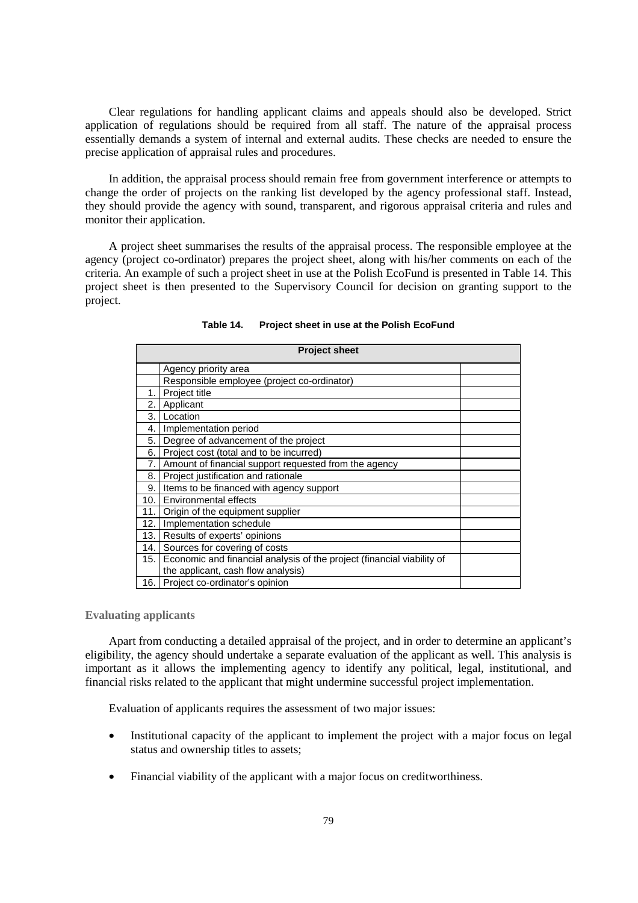Clear regulations for handling applicant claims and appeals should also be developed. Strict application of regulations should be required from all staff. The nature of the appraisal process essentially demands a system of internal and external audits. These checks are needed to ensure the precise application of appraisal rules and procedures.

In addition, the appraisal process should remain free from government interference or attempts to change the order of projects on the ranking list developed by the agency professional staff. Instead, they should provide the agency with sound, transparent, and rigorous appraisal criteria and rules and monitor their application.

A project sheet summarises the results of the appraisal process. The responsible employee at the agency (project co-ordinator) prepares the project sheet, along with his/her comments on each of the criteria. An example of such a project sheet in use at the Polish EcoFund is presented in Table 14. This project sheet is then presented to the Supervisory Council for decision on granting support to the project.

**Table 14. Project sheet in use at the Polish EcoFund**

| Project sheet | | |
|---|---|---|
| | Agency priority area | |
| | Responsible employee (project co-ordinator) | |
| 1. | Project title | |
| 2. | Applicant | |
| 3. | Location | |
| 4. | Implementation period | |
| 5. | Degree of advancement of the project | |
| 6. | Project cost (total and to be incurred) | |
| 7. | Amount of financial support requested from the agency | |
| 8. | Project justification and rationale | |
| 9. | Items to be financed with agency support | |
| 10. | Environmental effects | |
| 11. | Origin of the equipment supplier | |
| 12. | Implementation schedule | |
| 13. | Results of experts' opinions | |
| 14. | Sources for covering of costs | |
| 15. | Economic and financial analysis of the project (financial viability of the applicant, cash flow analysis) | |
| 16. | Project co-ordinator's opinion | |

### Evaluating applicants

Apart from conducting a detailed appraisal of the project, and in order to determine an applicant's eligibility, the agency should undertake a separate evaluation of the applicant as well. This analysis is important as it allows the implementing agency to identify any political, legal, institutional, and financial risks related to the applicant that might undermine successful project implementation.

Evaluation of applicants requires the assessment of two major issues:

- Institutional capacity of the applicant to implement the project with a major focus on legal status and ownership titles to assets;
- Financial viability of the applicant with a major focus on creditworthiness.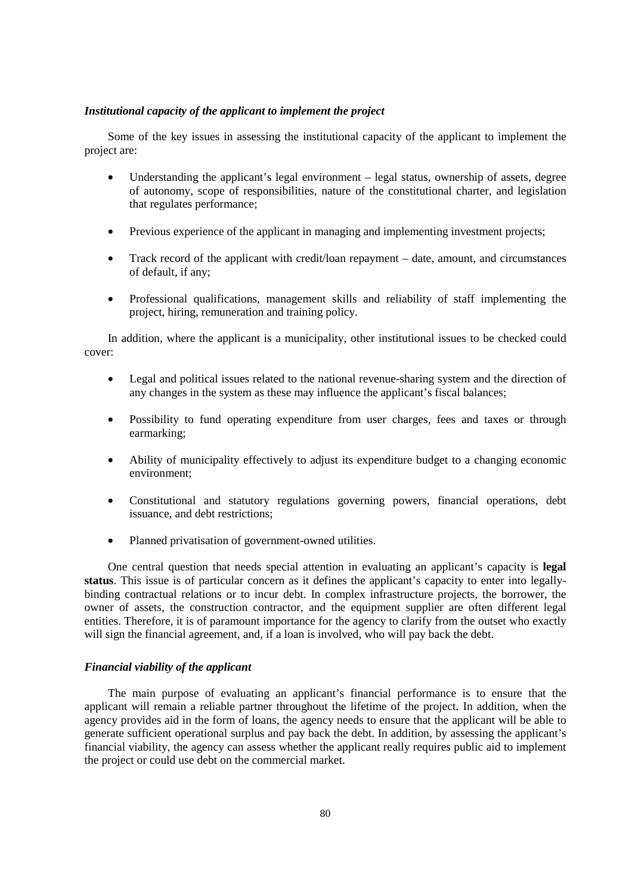***Institutional capacity of the applicant to implement the project***

Some of the key issues in assessing the institutional capacity of the applicant to implement the project are:

- Understanding the applicant's legal environment – legal status, ownership of assets, degree of autonomy, scope of responsibilities, nature of the constitutional charter, and legislation that regulates performance;
- Previous experience of the applicant in managing and implementing investment projects;
- Track record of the applicant with credit/loan repayment – date, amount, and circumstances of default, if any;
- Professional qualifications, management skills and reliability of staff implementing the project, hiring, remuneration and training policy.

In addition, where the applicant is a municipality, other institutional issues to be checked could cover:

- Legal and political issues related to the national revenue-sharing system and the direction of any changes in the system as these may influence the applicant's fiscal balances;
- Possibility to fund operating expenditure from user charges, fees and taxes or through earmarking;
- Ability of municipality effectively to adjust its expenditure budget to a changing economic environment;
- Constitutional and statutory regulations governing powers, financial operations, debt issuance, and debt restrictions;
- Planned privatisation of government-owned utilities.

One central question that needs special attention in evaluating an applicant's capacity is **legal status**. This issue is of particular concern as it defines the applicant's capacity to enter into legally-binding contractual relations or to incur debt. In complex infrastructure projects, the borrower, the owner of assets, the construction contractor, and the equipment supplier are often different legal entities. Therefore, it is of paramount importance for the agency to clarify from the outset who exactly will sign the financial agreement, and, if a loan is involved, who will pay back the debt.

***Financial viability of the applicant***

The main purpose of evaluating an applicant's financial performance is to ensure that the applicant will remain a reliable partner throughout the lifetime of the project. In addition, when the agency provides aid in the form of loans, the agency needs to ensure that the applicant will be able to generate sufficient operational surplus and pay back the debt. In addition, by assessing the applicant's financial viability, the agency can assess whether the applicant really requires public aid to implement the project or could use debt on the commercial market.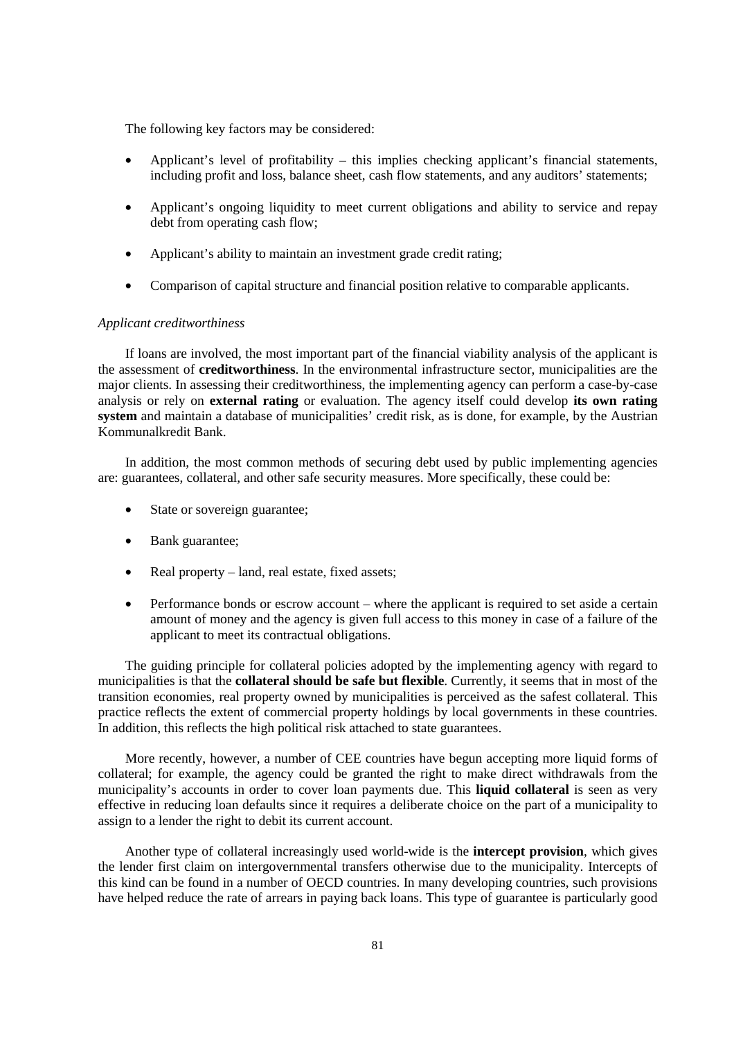The following key factors may be considered:

- Applicant's level of profitability – this implies checking applicant's financial statements, including profit and loss, balance sheet, cash flow statements, and any auditors' statements;
- Applicant's ongoing liquidity to meet current obligations and ability to service and repay debt from operating cash flow;
- Applicant's ability to maintain an investment grade credit rating;
- Comparison of capital structure and financial position relative to comparable applicants.

*Applicant creditworthiness*

If loans are involved, the most important part of the financial viability analysis of the applicant is the assessment of **creditworthiness**. In the environmental infrastructure sector, municipalities are the major clients. In assessing their creditworthiness, the implementing agency can perform a case-by-case analysis or rely on **external rating** or evaluation. The agency itself could develop **its own rating system** and maintain a database of municipalities' credit risk, as is done, for example, by the Austrian Kommunalkredit Bank.

In addition, the most common methods of securing debt used by public implementing agencies are: guarantees, collateral, and other safe security measures. More specifically, these could be:

- State or sovereign guarantee;
- Bank guarantee;
- Real property – land, real estate, fixed assets;
- Performance bonds or escrow account – where the applicant is required to set aside a certain amount of money and the agency is given full access to this money in case of a failure of the applicant to meet its contractual obligations.

The guiding principle for collateral policies adopted by the implementing agency with regard to municipalities is that the **collateral should be safe but flexible**. Currently, it seems that in most of the transition economies, real property owned by municipalities is perceived as the safest collateral. This practice reflects the extent of commercial property holdings by local governments in these countries. In addition, this reflects the high political risk attached to state guarantees.

More recently, however, a number of CEE countries have begun accepting more liquid forms of collateral; for example, the agency could be granted the right to make direct withdrawals from the municipality's accounts in order to cover loan payments due. This **liquid collateral** is seen as very effective in reducing loan defaults since it requires a deliberate choice on the part of a municipality to assign to a lender the right to debit its current account.

Another type of collateral increasingly used world-wide is the **intercept provision**, which gives the lender first claim on intergovernmental transfers otherwise due to the municipality. Intercepts of this kind can be found in a number of OECD countries. In many developing countries, such provisions have helped reduce the rate of arrears in paying back loans. This type of guarantee is particularly good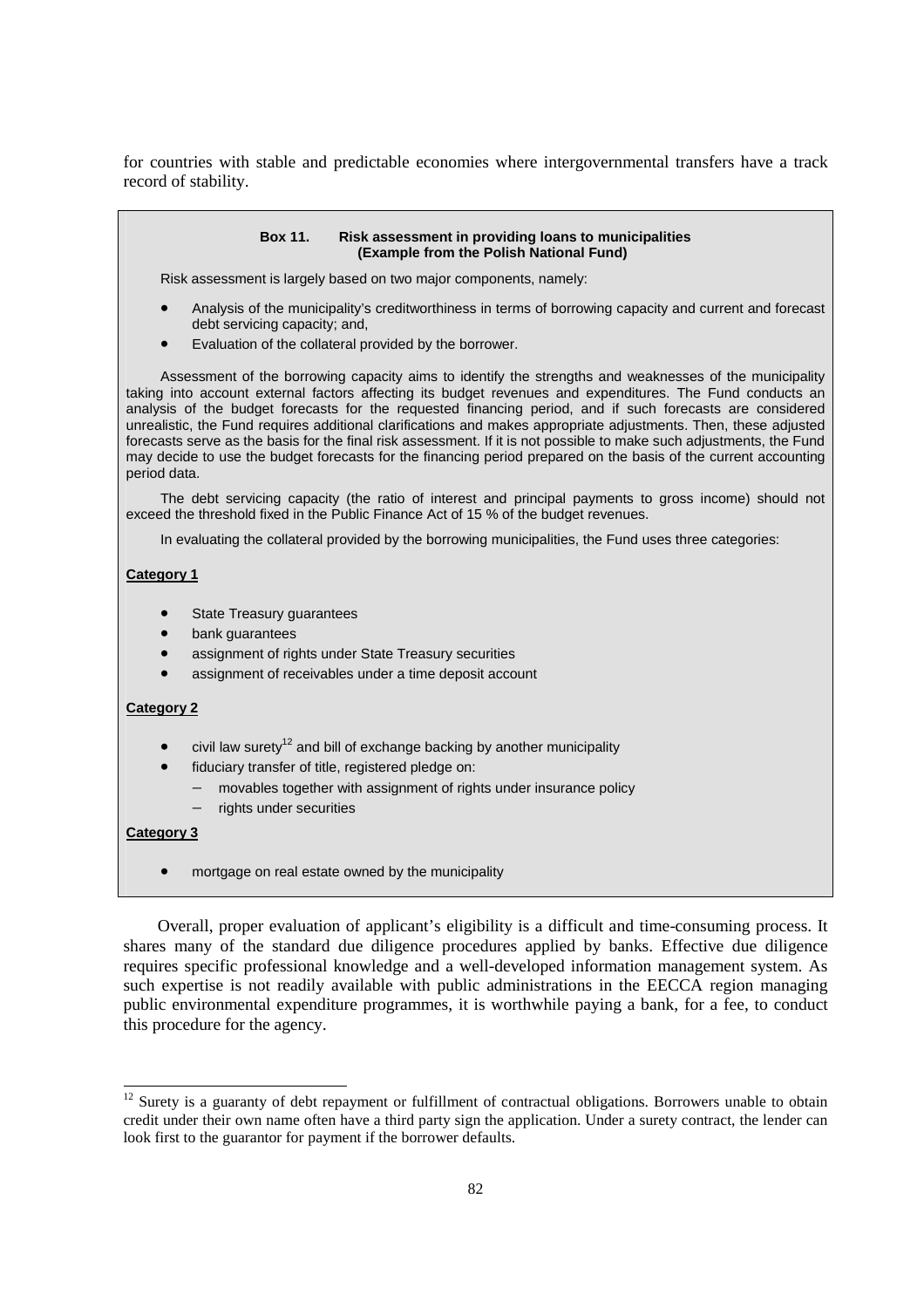for countries with stable and predictable economies where intergovernmental transfers have a track record of stability.

**Box 11. Risk assessment in providing loans to municipalities (Example from the Polish National Fund)**

Risk assessment is largely based on two major components, namely:

- Analysis of the municipality's creditworthiness in terms of borrowing capacity and current and forecast debt servicing capacity; and,
- Evaluation of the collateral provided by the borrower.

Assessment of the borrowing capacity aims to identify the strengths and weaknesses of the municipality taking into account external factors affecting its budget revenues and expenditures. The Fund conducts an analysis of the budget forecasts for the requested financing period, and if such forecasts are considered unrealistic, the Fund requires additional clarifications and makes appropriate adjustments. Then, these adjusted forecasts serve as the basis for the final risk assessment. If it is not possible to make such adjustments, the Fund may decide to use the budget forecasts for the financing period prepared on the basis of the current accounting period data.

The debt servicing capacity (the ratio of interest and principal payments to gross income) should not exceed the threshold fixed in the Public Finance Act of 15 % of the budget revenues.

In evaluating the collateral provided by the borrowing municipalities, the Fund uses three categories:

**Category 1**

- State Treasury guarantees
- bank guarantees
- assignment of rights under State Treasury securities
- assignment of receivables under a time deposit account

**Category 2**

- civil law surety[12] and bill of exchange backing by another municipality
- fiduciary transfer of title, registered pledge on:
  - movables together with assignment of rights under insurance policy
  - rights under securities

**Category 3**

- mortgage on real estate owned by the municipality

Overall, proper evaluation of applicant's eligibility is a difficult and time-consuming process. It shares many of the standard due diligence procedures applied by banks. Effective due diligence requires specific professional knowledge and a well-developed information management system. As such expertise is not readily available with public administrations in the EECCA region managing public environmental expenditure programmes, it is worthwhile paying a bank, for a fee, to conduct this procedure for the agency.

[12] Surety is a guaranty of debt repayment or fulfillment of contractual obligations. Borrowers unable to obtain credit under their own name often have a third party sign the application. Under a surety contract, the lender can look first to the guarantor for payment if the borrower defaults.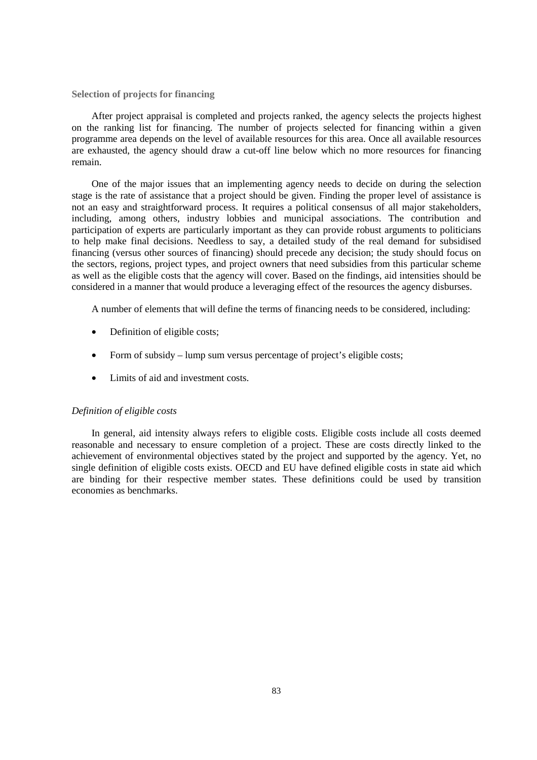## Selection of projects for financing

After project appraisal is completed and projects ranked, the agency selects the projects highest on the ranking list for financing. The number of projects selected for financing within a given programme area depends on the level of available resources for this area. Once all available resources are exhausted, the agency should draw a cut-off line below which no more resources for financing remain.

One of the major issues that an implementing agency needs to decide on during the selection stage is the rate of assistance that a project should be given. Finding the proper level of assistance is not an easy and straightforward process. It requires a political consensus of all major stakeholders, including, among others, industry lobbies and municipal associations. The contribution and participation of experts are particularly important as they can provide robust arguments to politicians to help make final decisions. Needless to say, a detailed study of the real demand for subsidised financing (versus other sources of financing) should precede any decision; the study should focus on the sectors, regions, project types, and project owners that need subsidies from this particular scheme as well as the eligible costs that the agency will cover. Based on the findings, aid intensities should be considered in a manner that would produce a leveraging effect of the resources the agency disburses.

A number of elements that will define the terms of financing needs to be considered, including:

- Definition of eligible costs;
- Form of subsidy – lump sum versus percentage of project's eligible costs;
- Limits of aid and investment costs.

### *Definition of eligible costs*

In general, aid intensity always refers to eligible costs. Eligible costs include all costs deemed reasonable and necessary to ensure completion of a project. These are costs directly linked to the achievement of environmental objectives stated by the project and supported by the agency. Yet, no single definition of eligible costs exists. OECD and EU have defined eligible costs in state aid which are binding for their respective member states. These definitions could be used by transition economies as benchmarks.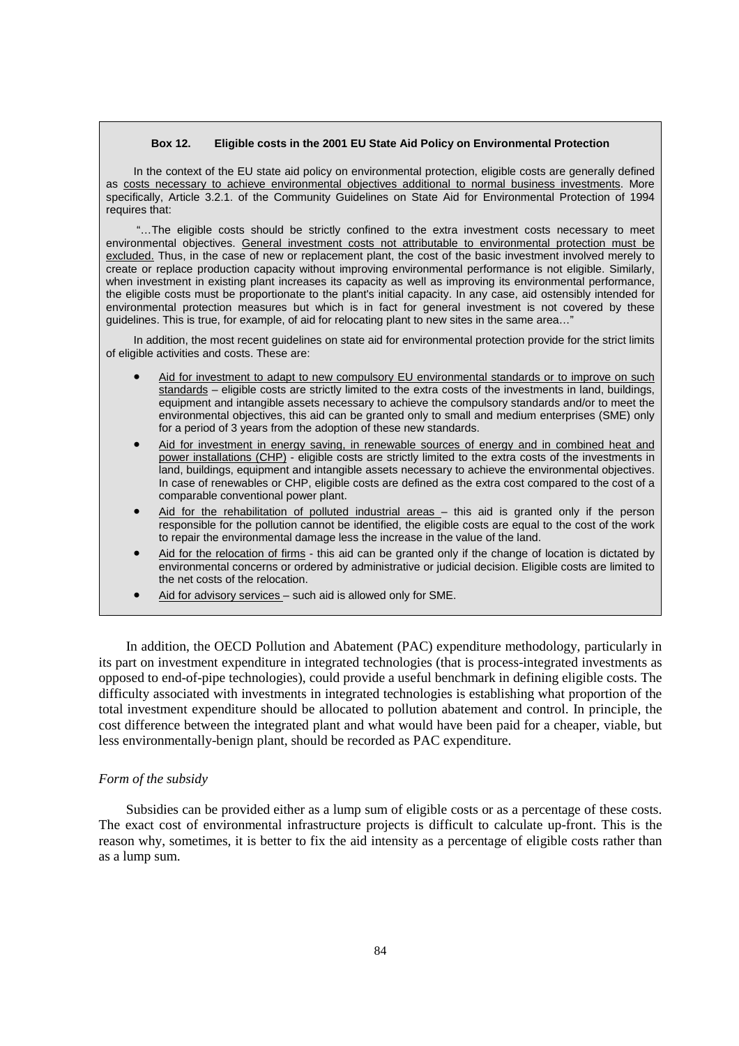**Box 12. Eligible costs in the 2001 EU State Aid Policy on Environmental Protection**

In the context of the EU state aid policy on environmental protection, eligible costs are generally defined as <u>costs necessary to achieve environmental objectives additional to normal business investments</u>. More specifically, Article 3.2.1. of the Community Guidelines on State Aid for Environmental Protection of 1994 requires that:

"…The eligible costs should be strictly confined to the extra investment costs necessary to meet environmental objectives. <u>General investment costs not attributable to environmental protection must be excluded.</u> Thus, in the case of new or replacement plant, the cost of the basic investment involved merely to create or replace production capacity without improving environmental performance is not eligible. Similarly, when investment in existing plant increases its capacity as well as improving its environmental performance, the eligible costs must be proportionate to the plant's initial capacity. In any case, aid ostensibly intended for environmental protection measures but which is in fact for general investment is not covered by these guidelines. This is true, for example, of aid for relocating plant to new sites in the same area…"

In addition, the most recent guidelines on state aid for environmental protection provide for the strict limits of eligible activities and costs. These are:

- <u>Aid for investment to adapt to new compulsory EU environmental standards or to improve on such standards</u> – eligible costs are strictly limited to the extra costs of the investments in land, buildings, equipment and intangible assets necessary to achieve the compulsory standards and/or to meet the environmental objectives, this aid can be granted only to small and medium enterprises (SME) only for a period of 3 years from the adoption of these new standards.
- <u>Aid for investment in energy saving, in renewable sources of energy and in combined heat and power installations (CHP)</u> - eligible costs are strictly limited to the extra costs of the investments in land, buildings, equipment and intangible assets necessary to achieve the environmental objectives. In case of renewables or CHP, eligible costs are defined as the extra cost compared to the cost of a comparable conventional power plant.
- <u>Aid for the rehabilitation of polluted industrial areas</u> – this aid is granted only if the person responsible for the pollution cannot be identified, the eligible costs are equal to the cost of the work to repair the environmental damage less the increase in the value of the land.
- <u>Aid for the relocation of firms</u> - this aid can be granted only if the change of location is dictated by environmental concerns or ordered by administrative or judicial decision. Eligible costs are limited to the net costs of the relocation.
- <u>Aid for advisory services</u> – such aid is allowed only for SME.

In addition, the OECD Pollution and Abatement (PAC) expenditure methodology, particularly in its part on investment expenditure in integrated technologies (that is process-integrated investments as opposed to end-of-pipe technologies), could provide a useful benchmark in defining eligible costs. The difficulty associated with investments in integrated technologies is establishing what proportion of the total investment expenditure should be allocated to pollution abatement and control. In principle, the cost difference between the integrated plant and what would have been paid for a cheaper, viable, but less environmentally-benign plant, should be recorded as PAC expenditure.

*Form of the subsidy*

Subsidies can be provided either as a lump sum of eligible costs or as a percentage of these costs. The exact cost of environmental infrastructure projects is difficult to calculate up-front. This is the reason why, sometimes, it is better to fix the aid intensity as a percentage of eligible costs rather than as a lump sum.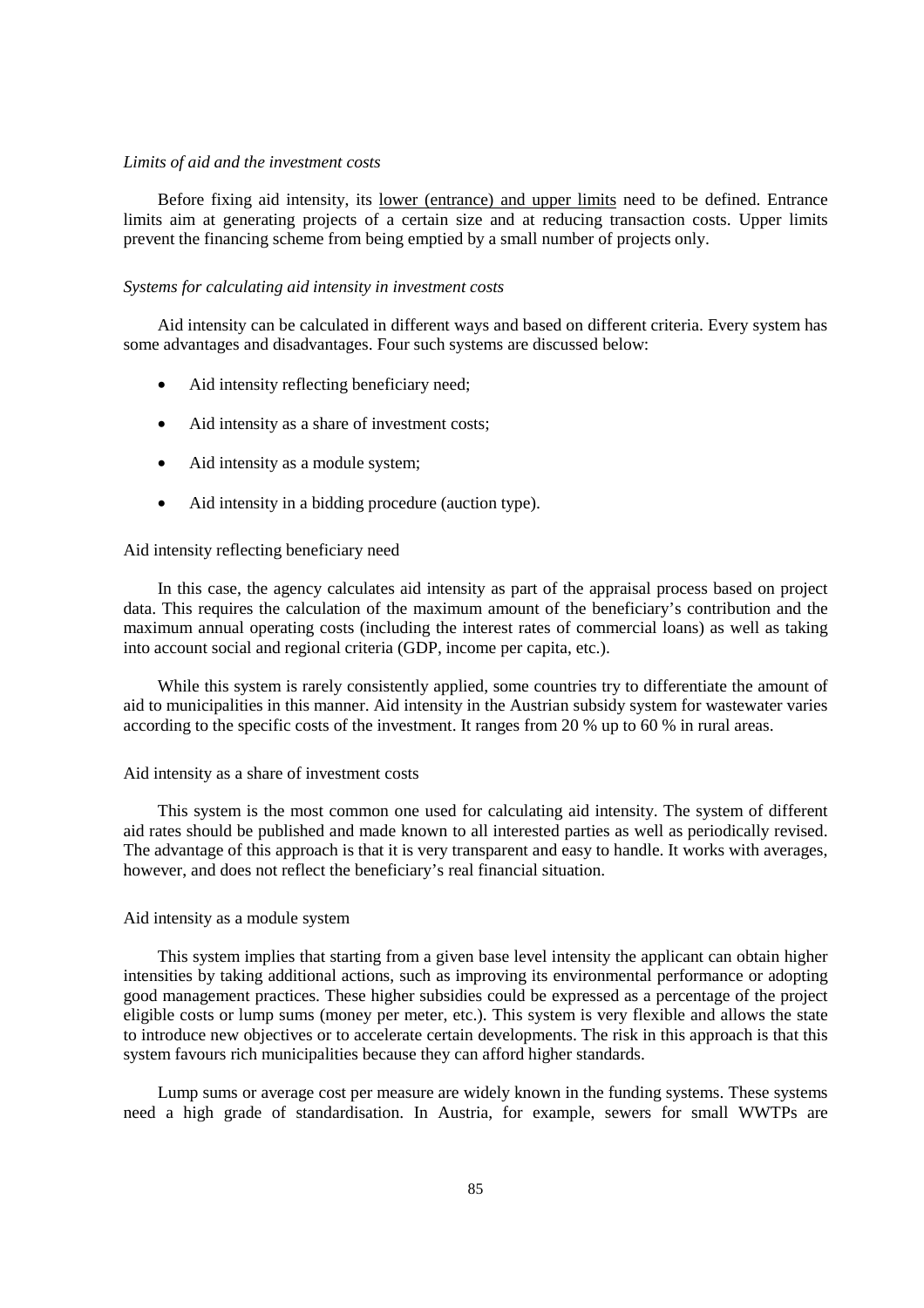*Limits of aid and the investment costs*

Before fixing aid intensity, its lower (entrance) and upper limits need to be defined. Entrance limits aim at generating projects of a certain size and at reducing transaction costs. Upper limits prevent the financing scheme from being emptied by a small number of projects only.

*Systems for calculating aid intensity in investment costs*

Aid intensity can be calculated in different ways and based on different criteria. Every system has some advantages and disadvantages. Four such systems are discussed below:

- Aid intensity reflecting beneficiary need;
- Aid intensity as a share of investment costs;
- Aid intensity as a module system;
- Aid intensity in a bidding procedure (auction type).

Aid intensity reflecting beneficiary need

In this case, the agency calculates aid intensity as part of the appraisal process based on project data. This requires the calculation of the maximum amount of the beneficiary's contribution and the maximum annual operating costs (including the interest rates of commercial loans) as well as taking into account social and regional criteria (GDP, income per capita, etc.).

While this system is rarely consistently applied, some countries try to differentiate the amount of aid to municipalities in this manner. Aid intensity in the Austrian subsidy system for wastewater varies according to the specific costs of the investment. It ranges from 20 % up to 60 % in rural areas.

Aid intensity as a share of investment costs

This system is the most common one used for calculating aid intensity. The system of different aid rates should be published and made known to all interested parties as well as periodically revised. The advantage of this approach is that it is very transparent and easy to handle. It works with averages, however, and does not reflect the beneficiary's real financial situation.

Aid intensity as a module system

This system implies that starting from a given base level intensity the applicant can obtain higher intensities by taking additional actions, such as improving its environmental performance or adopting good management practices. These higher subsidies could be expressed as a percentage of the project eligible costs or lump sums (money per meter, etc.). This system is very flexible and allows the state to introduce new objectives or to accelerate certain developments. The risk in this approach is that this system favours rich municipalities because they can afford higher standards.

Lump sums or average cost per measure are widely known in the funding systems. These systems need a high grade of standardisation. In Austria, for example, sewers for small WWTPs are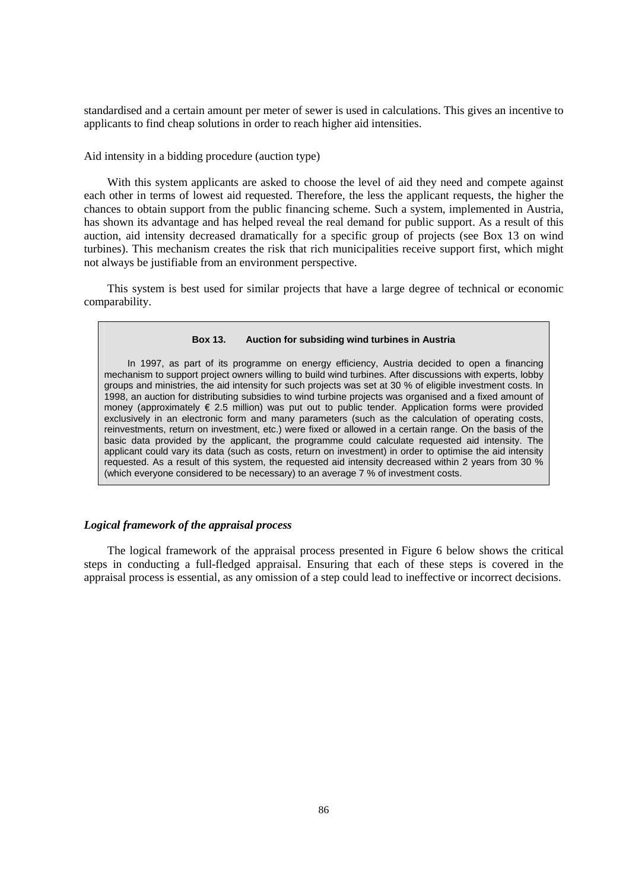standardised and a certain amount per meter of sewer is used in calculations. This gives an incentive to applicants to find cheap solutions in order to reach higher aid intensities.

Aid intensity in a bidding procedure (auction type)

With this system applicants are asked to choose the level of aid they need and compete against each other in terms of lowest aid requested. Therefore, the less the applicant requests, the higher the chances to obtain support from the public financing scheme. Such a system, implemented in Austria, has shown its advantage and has helped reveal the real demand for public support. As a result of this auction, aid intensity decreased dramatically for a specific group of projects (see Box 13 on wind turbines). This mechanism creates the risk that rich municipalities receive support first, which might not always be justifiable from an environment perspective.

This system is best used for similar projects that have a large degree of technical or economic comparability.

> **Box 13. Auction for subsiding wind turbines in Austria**
>
> In 1997, as part of its programme on energy efficiency, Austria decided to open a financing mechanism to support project owners willing to build wind turbines. After discussions with experts, lobby groups and ministries, the aid intensity for such projects was set at 30 % of eligible investment costs. In 1998, an auction for distributing subsidies to wind turbine projects was organised and a fixed amount of money (approximately € 2.5 million) was put out to public tender. Application forms were provided exclusively in an electronic form and many parameters (such as the calculation of operating costs, reinvestments, return on investment, etc.) were fixed or allowed in a certain range. On the basis of the basic data provided by the applicant, the programme could calculate requested aid intensity. The applicant could vary its data (such as costs, return on investment) in order to optimise the aid intensity requested. As a result of this system, the requested aid intensity decreased within 2 years from 30 % (which everyone considered to be necessary) to an average 7 % of investment costs.

### *Logical framework of the appraisal process*

The logical framework of the appraisal process presented in Figure 6 below shows the critical steps in conducting a full-fledged appraisal. Ensuring that each of these steps is covered in the appraisal process is essential, as any omission of a step could lead to ineffective or incorrect decisions.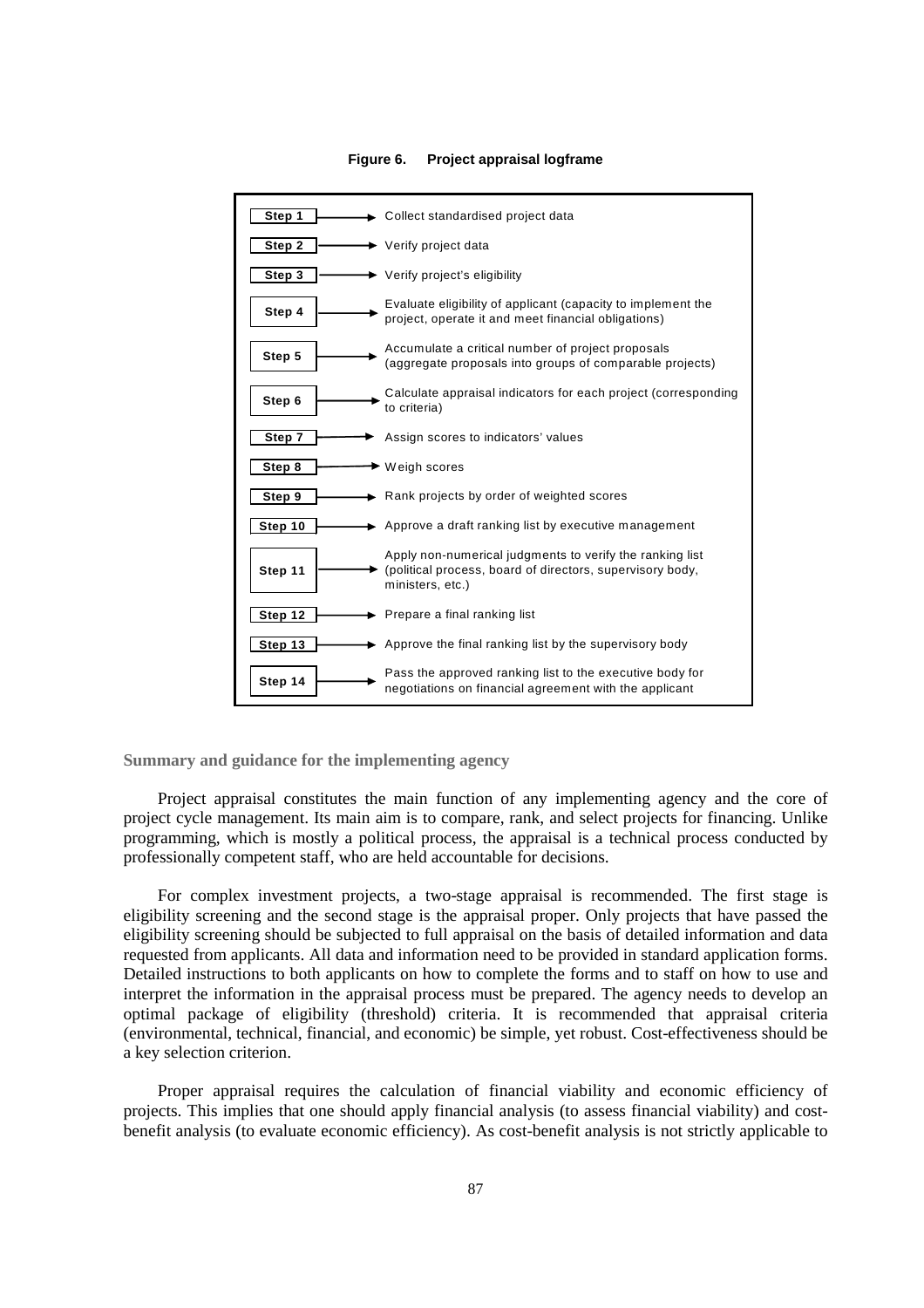**Figure 6. Project appraisal logframe**

| Step | Description |
|---|---|
| Step 1 | Collect standardised project data |
| Step 2 | Verify project data |
| Step 3 | Verify project's eligibility |
| Step 4 | Evaluate eligibility of applicant (capacity to implement the project, operate it and meet financial obligations) |
| Step 5 | Accumulate a critical number of project proposals (aggregate proposals into groups of comparable projects) |
| Step 6 | Calculate appraisal indicators for each project (corresponding to criteria) |
| Step 7 | Assign scores to indicators' values |
| Step 8 | Weigh scores |
| Step 9 | Rank projects by order of weighted scores |
| Step 10 | Approve a draft ranking list by executive management |
| Step 11 | Apply non-numerical judgments to verify the ranking list (political process, board of directors, supervisory body, ministers, etc.) |
| Step 12 | Prepare a final ranking list |
| Step 13 | Approve the final ranking list by the supervisory body |
| Step 14 | Pass the approved ranking list to the executive body for negotiations on financial agreement with the applicant |

### Summary and guidance for the implementing agency

Project appraisal constitutes the main function of any implementing agency and the core of project cycle management. Its main aim is to compare, rank, and select projects for financing. Unlike programming, which is mostly a political process, the appraisal is a technical process conducted by professionally competent staff, who are held accountable for decisions.

For complex investment projects, a two-stage appraisal is recommended. The first stage is eligibility screening and the second stage is the appraisal proper. Only projects that have passed the eligibility screening should be subjected to full appraisal on the basis of detailed information and data requested from applicants. All data and information need to be provided in standard application forms. Detailed instructions to both applicants on how to complete the forms and to staff on how to use and interpret the information in the appraisal process must be prepared. The agency needs to develop an optimal package of eligibility (threshold) criteria. It is recommended that appraisal criteria (environmental, technical, financial, and economic) be simple, yet robust. Cost-effectiveness should be a key selection criterion.

Proper appraisal requires the calculation of financial viability and economic efficiency of projects. This implies that one should apply financial analysis (to assess financial viability) and cost-benefit analysis (to evaluate economic efficiency). As cost-benefit analysis is not strictly applicable to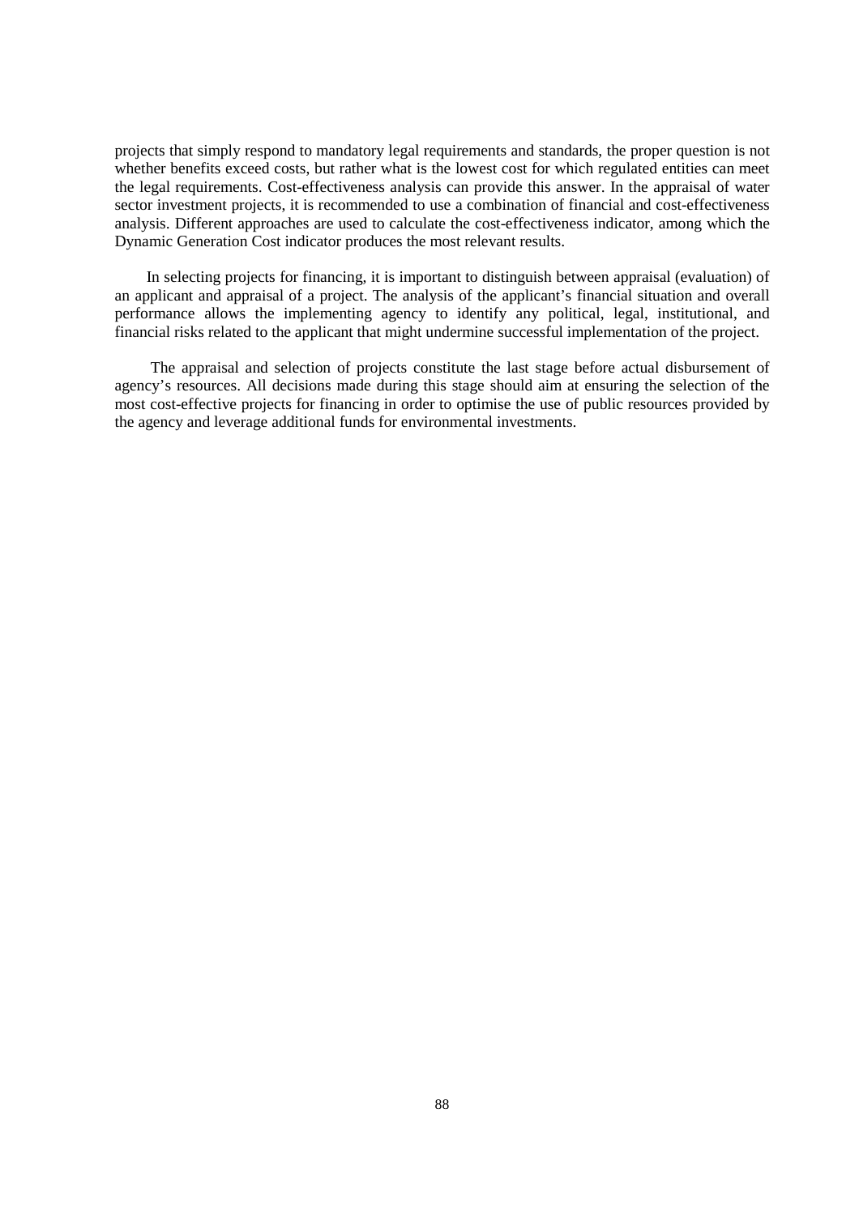projects that simply respond to mandatory legal requirements and standards, the proper question is not whether benefits exceed costs, but rather what is the lowest cost for which regulated entities can meet the legal requirements. Cost-effectiveness analysis can provide this answer. In the appraisal of water sector investment projects, it is recommended to use a combination of financial and cost-effectiveness analysis. Different approaches are used to calculate the cost-effectiveness indicator, among which the Dynamic Generation Cost indicator produces the most relevant results.

In selecting projects for financing, it is important to distinguish between appraisal (evaluation) of an applicant and appraisal of a project. The analysis of the applicant's financial situation and overall performance allows the implementing agency to identify any political, legal, institutional, and financial risks related to the applicant that might undermine successful implementation of the project.

The appraisal and selection of projects constitute the last stage before actual disbursement of agency's resources. All decisions made during this stage should aim at ensuring the selection of the most cost-effective projects for financing in order to optimise the use of public resources provided by the agency and leverage additional funds for environmental investments.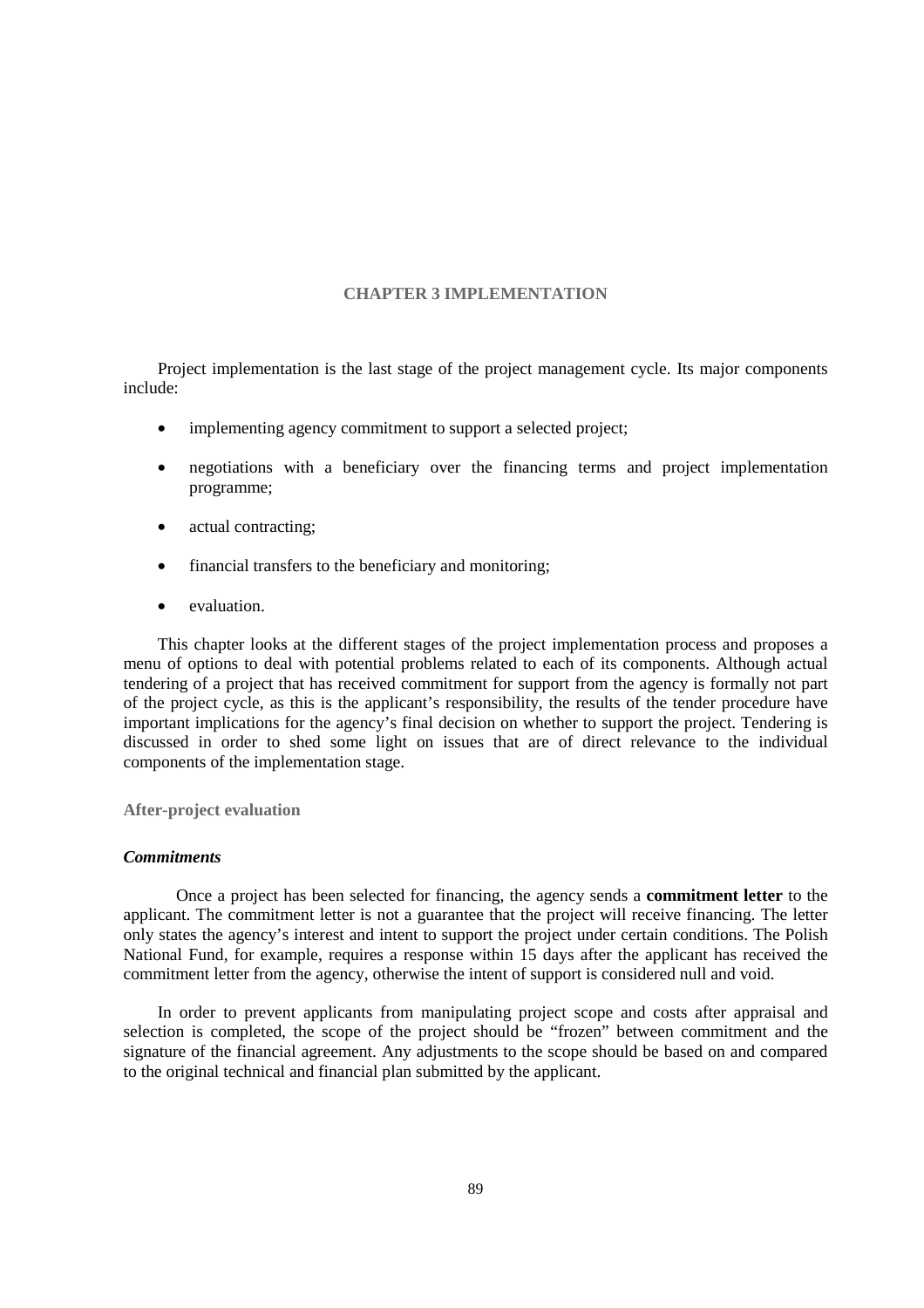# CHAPTER 3 IMPLEMENTATION

Project implementation is the last stage of the project management cycle. Its major components include:

- implementing agency commitment to support a selected project;
- negotiations with a beneficiary over the financing terms and project implementation programme;
- actual contracting;
- financial transfers to the beneficiary and monitoring;
- evaluation.

This chapter looks at the different stages of the project implementation process and proposes a menu of options to deal with potential problems related to each of its components. Although actual tendering of a project that has received commitment for support from the agency is formally not part of the project cycle, as this is the applicant's responsibility, the results of the tender procedure have important implications for the agency's final decision on whether to support the project. Tendering is discussed in order to shed some light on issues that are of direct relevance to the individual components of the implementation stage.

## After-project evaluation

### *Commitments*

Once a project has been selected for financing, the agency sends a **commitment letter** to the applicant. The commitment letter is not a guarantee that the project will receive financing. The letter only states the agency's interest and intent to support the project under certain conditions. The Polish National Fund, for example, requires a response within 15 days after the applicant has received the commitment letter from the agency, otherwise the intent of support is considered null and void.

In order to prevent applicants from manipulating project scope and costs after appraisal and selection is completed, the scope of the project should be "frozen" between commitment and the signature of the financial agreement. Any adjustments to the scope should be based on and compared to the original technical and financial plan submitted by the applicant.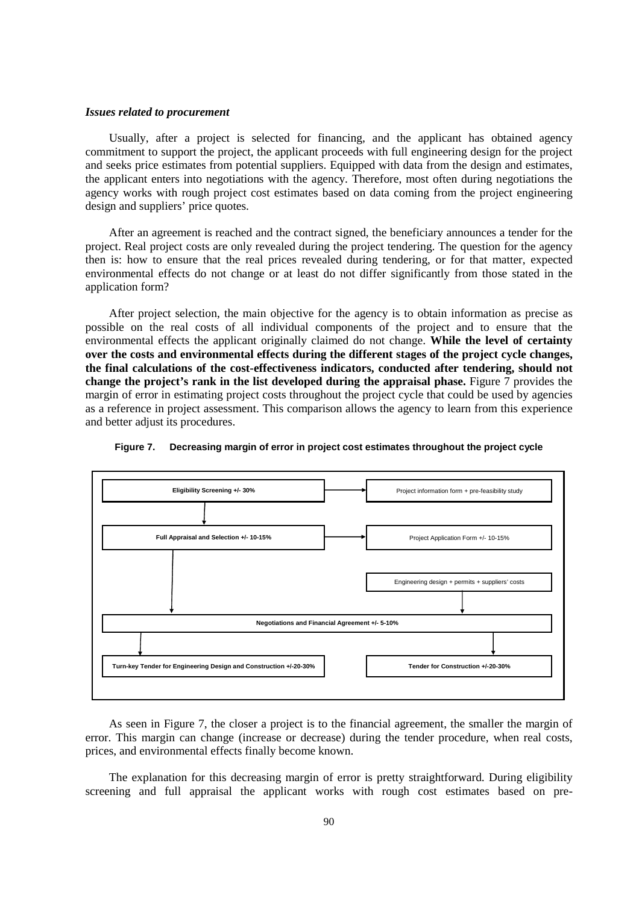***Issues related to procurement***

Usually, after a project is selected for financing, and the applicant has obtained agency commitment to support the project, the applicant proceeds with full engineering design for the project and seeks price estimates from potential suppliers. Equipped with data from the design and estimates, the applicant enters into negotiations with the agency. Therefore, most often during negotiations the agency works with rough project cost estimates based on data coming from the project engineering design and suppliers' price quotes.

After an agreement is reached and the contract signed, the beneficiary announces a tender for the project. Real project costs are only revealed during the project tendering. The question for the agency then is: how to ensure that the real prices revealed during tendering, or for that matter, expected environmental effects do not change or at least do not differ significantly from those stated in the application form?

After project selection, the main objective for the agency is to obtain information as precise as possible on the real costs of all individual components of the project and to ensure that the environmental effects the applicant originally claimed do not change. **While the level of certainty over the costs and environmental effects during the different stages of the project cycle changes, the final calculations of the cost-effectiveness indicators, conducted after tendering, should not change the project's rank in the list developed during the appraisal phase.** Figure 7 provides the margin of error in estimating project costs throughout the project cycle that could be used by agencies as a reference in project assessment. This comparison allows the agency to learn from this experience and better adjust its procedures.

**Figure 7. Decreasing margin of error in project cost estimates throughout the project cycle**

- **Eligibility Screening +/- 30%** → Project information form + pre-feasibility study
- **Full Appraisal and Selection +/- 10-15%** → Project Application Form +/- 10-15%
- Engineering design + permits + suppliers' costs
- **Negotiations and Financial Agreement +/- 5-10%**
- **Turn-key Tender for Engineering Design and Construction +/-20-30%**
- **Tender for Construction +/-20-30%**

As seen in Figure 7, the closer a project is to the financial agreement, the smaller the margin of error. This margin can change (increase or decrease) during the tender procedure, when real costs, prices, and environmental effects finally become known.

The explanation for this decreasing margin of error is pretty straightforward. During eligibility screening and full appraisal the applicant works with rough cost estimates based on pre-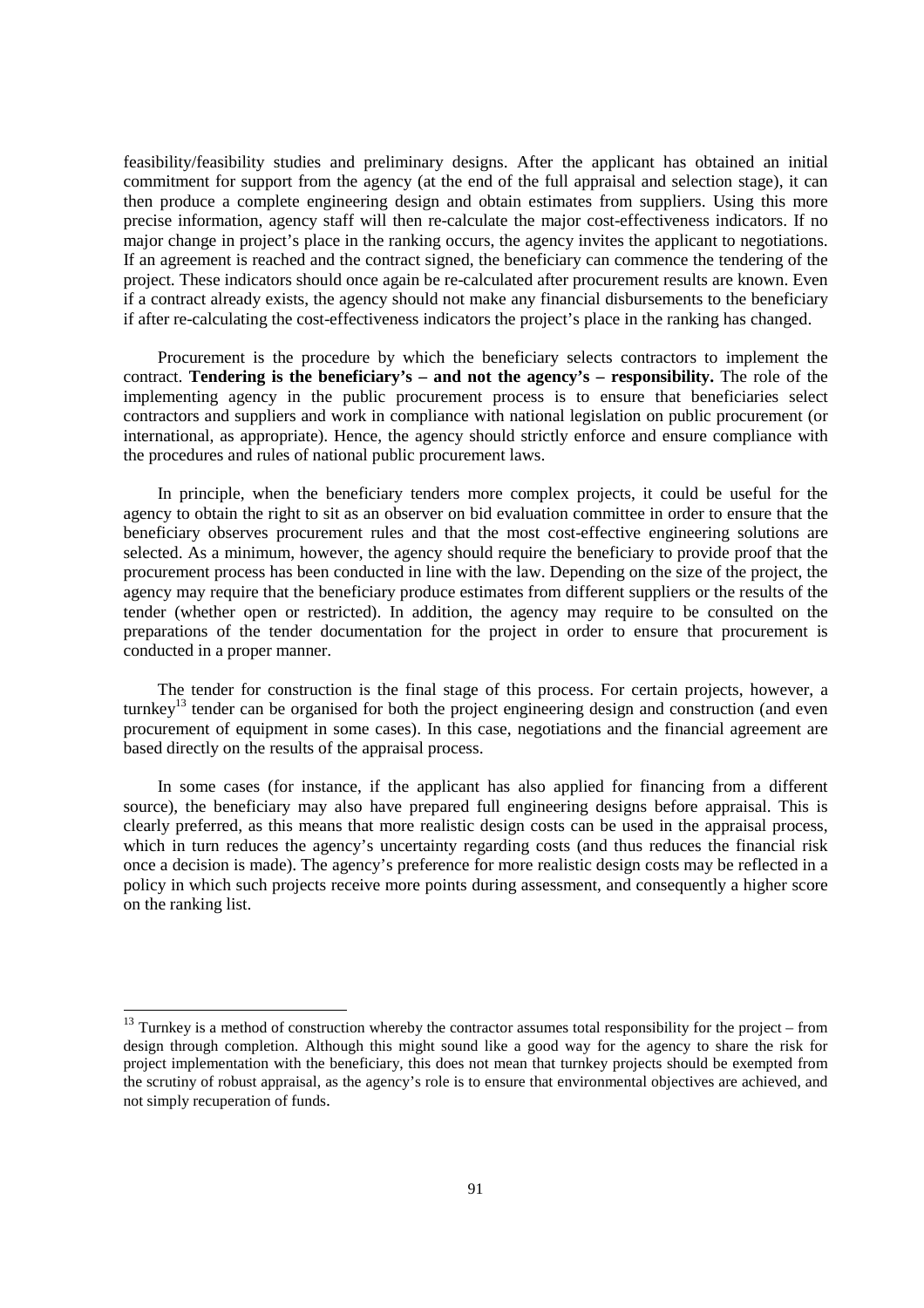feasibility/feasibility studies and preliminary designs. After the applicant has obtained an initial commitment for support from the agency (at the end of the full appraisal and selection stage), it can then produce a complete engineering design and obtain estimates from suppliers. Using this more precise information, agency staff will then re-calculate the major cost-effectiveness indicators. If no major change in project's place in the ranking occurs, the agency invites the applicant to negotiations. If an agreement is reached and the contract signed, the beneficiary can commence the tendering of the project. These indicators should once again be re-calculated after procurement results are known. Even if a contract already exists, the agency should not make any financial disbursements to the beneficiary if after re-calculating the cost-effectiveness indicators the project's place in the ranking has changed.

Procurement is the procedure by which the beneficiary selects contractors to implement the contract. **Tendering is the beneficiary's – and not the agency's – responsibility.** The role of the implementing agency in the public procurement process is to ensure that beneficiaries select contractors and suppliers and work in compliance with national legislation on public procurement (or international, as appropriate). Hence, the agency should strictly enforce and ensure compliance with the procedures and rules of national public procurement laws.

In principle, when the beneficiary tenders more complex projects, it could be useful for the agency to obtain the right to sit as an observer on bid evaluation committee in order to ensure that the beneficiary observes procurement rules and that the most cost-effective engineering solutions are selected. As a minimum, however, the agency should require the beneficiary to provide proof that the procurement process has been conducted in line with the law. Depending on the size of the project, the agency may require that the beneficiary produce estimates from different suppliers or the results of the tender (whether open or restricted). In addition, the agency may require to be consulted on the preparations of the tender documentation for the project in order to ensure that procurement is conducted in a proper manner.

The tender for construction is the final stage of this process. For certain projects, however, a turnkey[13] tender can be organised for both the project engineering design and construction (and even procurement of equipment in some cases). In this case, negotiations and the financial agreement are based directly on the results of the appraisal process.

In some cases (for instance, if the applicant has also applied for financing from a different source), the beneficiary may also have prepared full engineering designs before appraisal. This is clearly preferred, as this means that more realistic design costs can be used in the appraisal process, which in turn reduces the agency's uncertainty regarding costs (and thus reduces the financial risk once a decision is made). The agency's preference for more realistic design costs may be reflected in a policy in which such projects receive more points during assessment, and consequently a higher score on the ranking list.

[13] Turnkey is a method of construction whereby the contractor assumes total responsibility for the project – from design through completion. Although this might sound like a good way for the agency to share the risk for project implementation with the beneficiary, this does not mean that turnkey projects should be exempted from the scrutiny of robust appraisal, as the agency's role is to ensure that environmental objectives are achieved, and not simply recuperation of funds.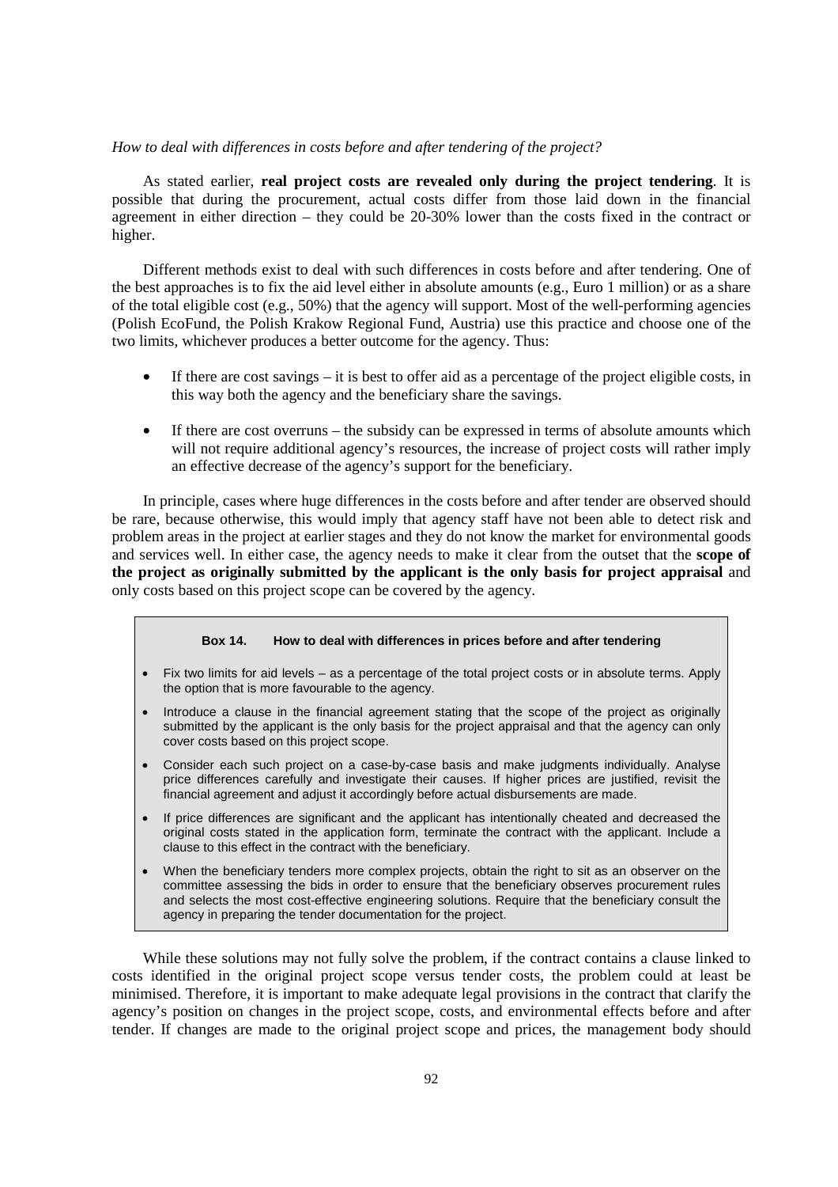*How to deal with differences in costs before and after tendering of the project?*

As stated earlier, **real project costs are revealed only during the project tendering**. It is possible that during the procurement, actual costs differ from those laid down in the financial agreement in either direction – they could be 20-30% lower than the costs fixed in the contract or higher.

Different methods exist to deal with such differences in costs before and after tendering. One of the best approaches is to fix the aid level either in absolute amounts (e.g., Euro 1 million) or as a share of the total eligible cost (e.g., 50%) that the agency will support. Most of the well-performing agencies (Polish EcoFund, the Polish Krakow Regional Fund, Austria) use this practice and choose one of the two limits, whichever produces a better outcome for the agency. Thus:

- If there are cost savings – it is best to offer aid as a percentage of the project eligible costs, in this way both the agency and the beneficiary share the savings.
- If there are cost overruns – the subsidy can be expressed in terms of absolute amounts which will not require additional agency's resources, the increase of project costs will rather imply an effective decrease of the agency's support for the beneficiary.

In principle, cases where huge differences in the costs before and after tender are observed should be rare, because otherwise, this would imply that agency staff have not been able to detect risk and problem areas in the project at earlier stages and they do not know the market for environmental goods and services well. In either case, the agency needs to make it clear from the outset that the **scope of the project as originally submitted by the applicant is the only basis for project appraisal** and only costs based on this project scope can be covered by the agency.

> **Box 14. How to deal with differences in prices before and after tendering**
>
> - Fix two limits for aid levels – as a percentage of the total project costs or in absolute terms. Apply the option that is more favourable to the agency.
> - Introduce a clause in the financial agreement stating that the scope of the project as originally submitted by the applicant is the only basis for the project appraisal and that the agency can only cover costs based on this project scope.
> - Consider each such project on a case-by-case basis and make judgments individually. Analyse price differences carefully and investigate their causes. If higher prices are justified, revisit the financial agreement and adjust it accordingly before actual disbursements are made.
> - If price differences are significant and the applicant has intentionally cheated and decreased the original costs stated in the application form, terminate the contract with the applicant. Include a clause to this effect in the contract with the beneficiary.
> - When the beneficiary tenders more complex projects, obtain the right to sit as an observer on the committee assessing the bids in order to ensure that the beneficiary observes procurement rules and selects the most cost-effective engineering solutions. Require that the beneficiary consult the agency in preparing the tender documentation for the project.

While these solutions may not fully solve the problem, if the contract contains a clause linked to costs identified in the original project scope versus tender costs, the problem could at least be minimised. Therefore, it is important to make adequate legal provisions in the contract that clarify the agency's position on changes in the project scope, costs, and environmental effects before and after tender. If changes are made to the original project scope and prices, the management body should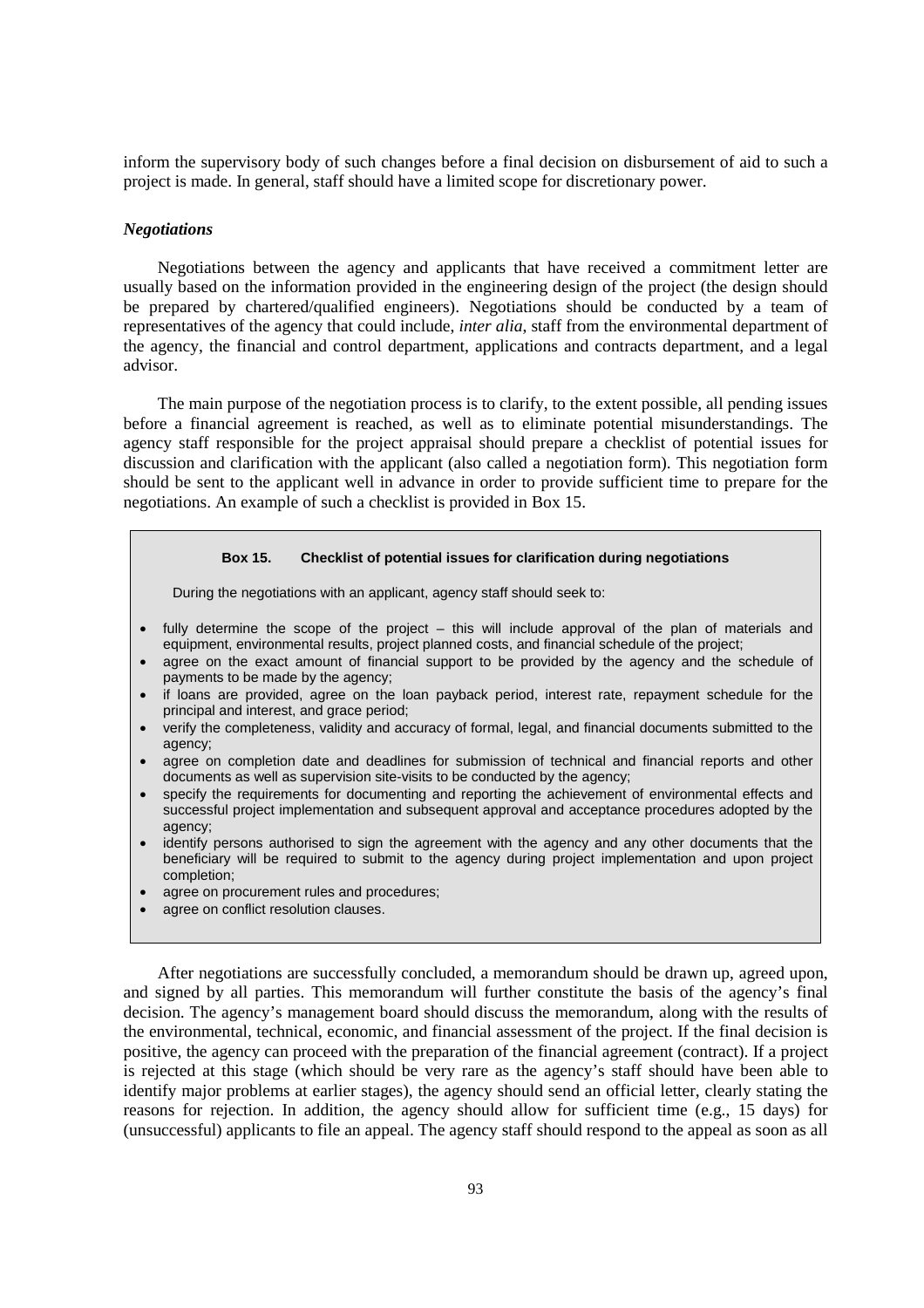inform the supervisory body of such changes before a final decision on disbursement of aid to such a project is made. In general, staff should have a limited scope for discretionary power.

### *Negotiations*

Negotiations between the agency and applicants that have received a commitment letter are usually based on the information provided in the engineering design of the project (the design should be prepared by chartered/qualified engineers). Negotiations should be conducted by a team of representatives of the agency that could include, *inter alia*, staff from the environmental department of the agency, the financial and control department, applications and contracts department, and a legal advisor.

The main purpose of the negotiation process is to clarify, to the extent possible, all pending issues before a financial agreement is reached, as well as to eliminate potential misunderstandings. The agency staff responsible for the project appraisal should prepare a checklist of potential issues for discussion and clarification with the applicant (also called a negotiation form). This negotiation form should be sent to the applicant well in advance in order to provide sufficient time to prepare for the negotiations. An example of such a checklist is provided in Box 15.

**Box 15. Checklist of potential issues for clarification during negotiations**

During the negotiations with an applicant, agency staff should seek to:

- fully determine the scope of the project – this will include approval of the plan of materials and equipment, environmental results, project planned costs, and financial schedule of the project;
- agree on the exact amount of financial support to be provided by the agency and the schedule of payments to be made by the agency;
- if loans are provided, agree on the loan payback period, interest rate, repayment schedule for the principal and interest, and grace period;
- verify the completeness, validity and accuracy of formal, legal, and financial documents submitted to the agency;
- agree on completion date and deadlines for submission of technical and financial reports and other documents as well as supervision site-visits to be conducted by the agency;
- specify the requirements for documenting and reporting the achievement of environmental effects and successful project implementation and subsequent approval and acceptance procedures adopted by the agency;
- identify persons authorised to sign the agreement with the agency and any other documents that the beneficiary will be required to submit to the agency during project implementation and upon project completion;
- agree on procurement rules and procedures;
- agree on conflict resolution clauses.

After negotiations are successfully concluded, a memorandum should be drawn up, agreed upon, and signed by all parties. This memorandum will further constitute the basis of the agency's final decision. The agency's management board should discuss the memorandum, along with the results of the environmental, technical, economic, and financial assessment of the project. If the final decision is positive, the agency can proceed with the preparation of the financial agreement (contract). If a project is rejected at this stage (which should be very rare as the agency's staff should have been able to identify major problems at earlier stages), the agency should send an official letter, clearly stating the reasons for rejection. In addition, the agency should allow for sufficient time (e.g., 15 days) for (unsuccessful) applicants to file an appeal. The agency staff should respond to the appeal as soon as all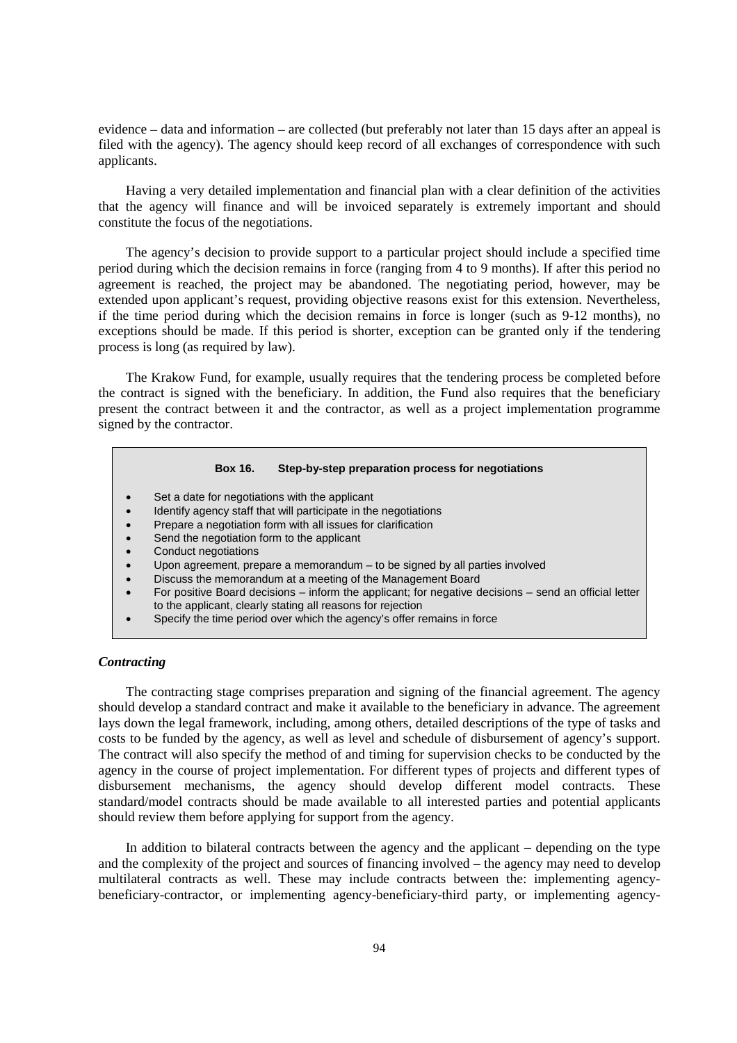evidence – data and information – are collected (but preferably not later than 15 days after an appeal is filed with the agency). The agency should keep record of all exchanges of correspondence with such applicants.

Having a very detailed implementation and financial plan with a clear definition of the activities that the agency will finance and will be invoiced separately is extremely important and should constitute the focus of the negotiations.

The agency's decision to provide support to a particular project should include a specified time period during which the decision remains in force (ranging from 4 to 9 months). If after this period no agreement is reached, the project may be abandoned. The negotiating period, however, may be extended upon applicant's request, providing objective reasons exist for this extension. Nevertheless, if the time period during which the decision remains in force is longer (such as 9-12 months), no exceptions should be made. If this period is shorter, exception can be granted only if the tendering process is long (as required by law).

The Krakow Fund, for example, usually requires that the tendering process be completed before the contract is signed with the beneficiary. In addition, the Fund also requires that the beneficiary present the contract between it and the contractor, as well as a project implementation programme signed by the contractor.

> **Box 16. Step-by-step preparation process for negotiations**
>
> - Set a date for negotiations with the applicant
> - Identify agency staff that will participate in the negotiations
> - Prepare a negotiation form with all issues for clarification
> - Send the negotiation form to the applicant
> - Conduct negotiations
> - Upon agreement, prepare a memorandum – to be signed by all parties involved
> - Discuss the memorandum at a meeting of the Management Board
> - For positive Board decisions – inform the applicant; for negative decisions – send an official letter to the applicant, clearly stating all reasons for rejection
> - Specify the time period over which the agency's offer remains in force

### *Contracting*

The contracting stage comprises preparation and signing of the financial agreement. The agency should develop a standard contract and make it available to the beneficiary in advance. The agreement lays down the legal framework, including, among others, detailed descriptions of the type of tasks and costs to be funded by the agency, as well as level and schedule of disbursement of agency's support. The contract will also specify the method of and timing for supervision checks to be conducted by the agency in the course of project implementation. For different types of projects and different types of disbursement mechanisms, the agency should develop different model contracts. These standard/model contracts should be made available to all interested parties and potential applicants should review them before applying for support from the agency.

In addition to bilateral contracts between the agency and the applicant – depending on the type and the complexity of the project and sources of financing involved – the agency may need to develop multilateral contracts as well. These may include contracts between the: implementing agency-beneficiary-contractor, or implementing agency-beneficiary-third party, or implementing agency-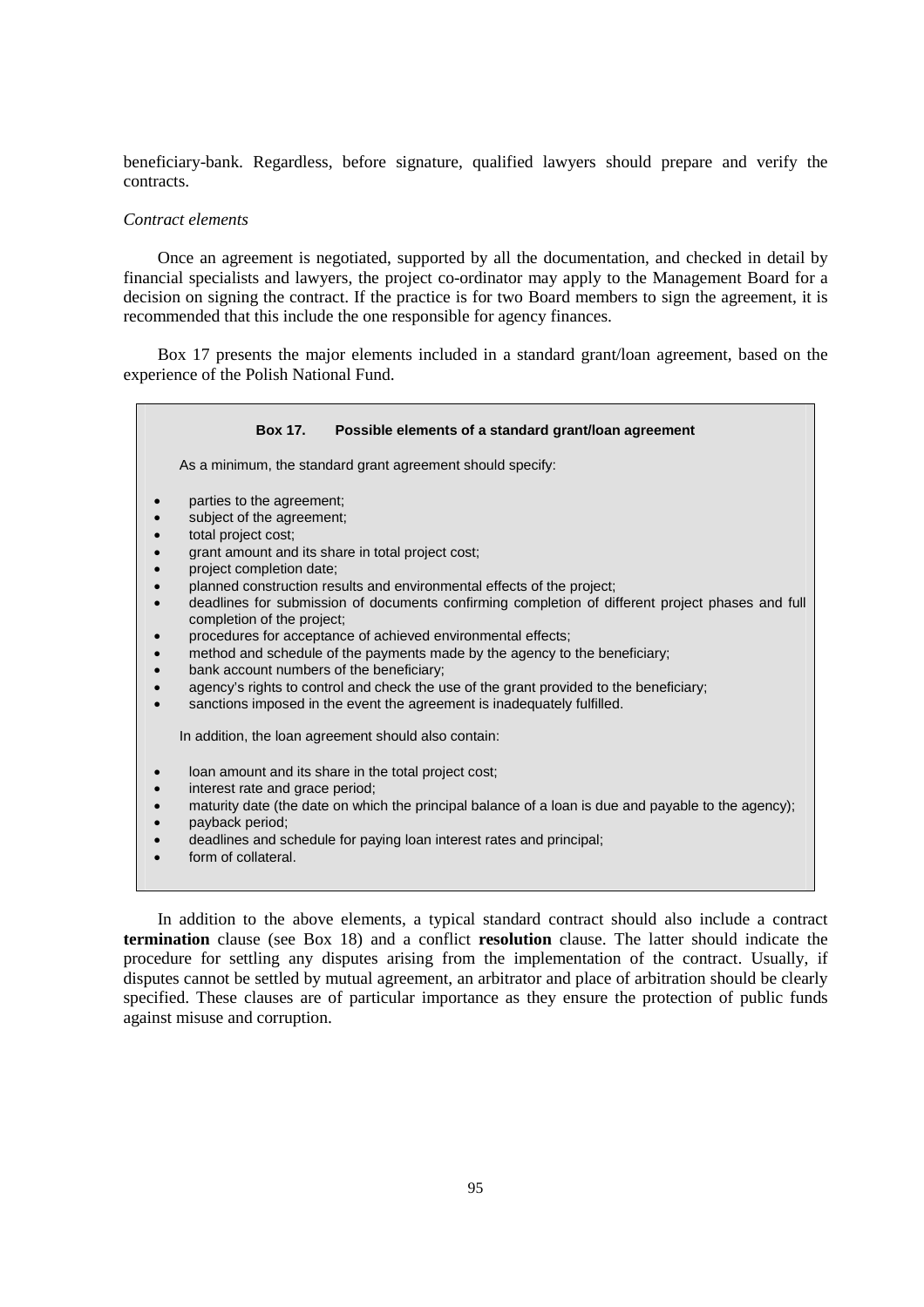beneficiary-bank. Regardless, before signature, qualified lawyers should prepare and verify the contracts.

*Contract elements*

Once an agreement is negotiated, supported by all the documentation, and checked in detail by financial specialists and lawyers, the project co-ordinator may apply to the Management Board for a decision on signing the contract. If the practice is for two Board members to sign the agreement, it is recommended that this include the one responsible for agency finances.

Box 17 presents the major elements included in a standard grant/loan agreement, based on the experience of the Polish National Fund.

**Box 17. Possible elements of a standard grant/loan agreement**

As a minimum, the standard grant agreement should specify:

- parties to the agreement;
- subject of the agreement;
- total project cost;
- grant amount and its share in total project cost;
- project completion date;
- planned construction results and environmental effects of the project;
- deadlines for submission of documents confirming completion of different project phases and full completion of the project;
- procedures for acceptance of achieved environmental effects;
- method and schedule of the payments made by the agency to the beneficiary;
- bank account numbers of the beneficiary;
- agency's rights to control and check the use of the grant provided to the beneficiary;
- sanctions imposed in the event the agreement is inadequately fulfilled.

In addition, the loan agreement should also contain:

- loan amount and its share in the total project cost;
- interest rate and grace period;
- maturity date (the date on which the principal balance of a loan is due and payable to the agency);
- payback period;
- deadlines and schedule for paying loan interest rates and principal;
- form of collateral.

In addition to the above elements, a typical standard contract should also include a contract **termination** clause (see Box 18) and a conflict **resolution** clause. The latter should indicate the procedure for settling any disputes arising from the implementation of the contract. Usually, if disputes cannot be settled by mutual agreement, an arbitrator and place of arbitration should be clearly specified. These clauses are of particular importance as they ensure the protection of public funds against misuse and corruption.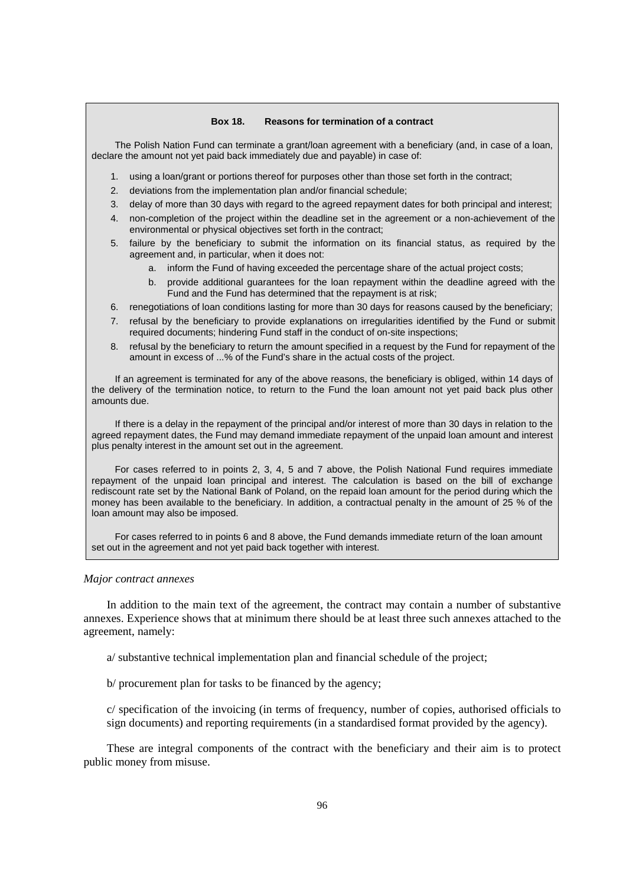**Box 18. Reasons for termination of a contract**

The Polish Nation Fund can terminate a grant/loan agreement with a beneficiary (and, in case of a loan, declare the amount not yet paid back immediately due and payable) in case of:

1. using a loan/grant or portions thereof for purposes other than those set forth in the contract;
2. deviations from the implementation plan and/or financial schedule;
3. delay of more than 30 days with regard to the agreed repayment dates for both principal and interest;
4. non-completion of the project within the deadline set in the agreement or a non-achievement of the environmental or physical objectives set forth in the contract;
5. failure by the beneficiary to submit the information on its financial status, as required by the agreement and, in particular, when it does not:
   a. inform the Fund of having exceeded the percentage share of the actual project costs;
   b. provide additional guarantees for the loan repayment within the deadline agreed with the Fund and the Fund has determined that the repayment is at risk;
6. renegotiations of loan conditions lasting for more than 30 days for reasons caused by the beneficiary;
7. refusal by the beneficiary to provide explanations on irregularities identified by the Fund or submit required documents; hindering Fund staff in the conduct of on-site inspections;
8. refusal by the beneficiary to return the amount specified in a request by the Fund for repayment of the amount in excess of ...% of the Fund's share in the actual costs of the project.

If an agreement is terminated for any of the above reasons, the beneficiary is obliged, within 14 days of the delivery of the termination notice, to return to the Fund the loan amount not yet paid back plus other amounts due.

If there is a delay in the repayment of the principal and/or interest of more than 30 days in relation to the agreed repayment dates, the Fund may demand immediate repayment of the unpaid loan amount and interest plus penalty interest in the amount set out in the agreement.

For cases referred to in points 2, 3, 4, 5 and 7 above, the Polish National Fund requires immediate repayment of the unpaid loan principal and interest. The calculation is based on the bill of exchange rediscount rate set by the National Bank of Poland, on the repaid loan amount for the period during which the money has been available to the beneficiary. In addition, a contractual penalty in the amount of 25 % of the loan amount may also be imposed.

For cases referred to in points 6 and 8 above, the Fund demands immediate return of the loan amount set out in the agreement and not yet paid back together with interest.

*Major contract annexes*

In addition to the main text of the agreement, the contract may contain a number of substantive annexes. Experience shows that at minimum there should be at least three such annexes attached to the agreement, namely:

a/ substantive technical implementation plan and financial schedule of the project;

b/ procurement plan for tasks to be financed by the agency;

c/ specification of the invoicing (in terms of frequency, number of copies, authorised officials to sign documents) and reporting requirements (in a standardised format provided by the agency).

These are integral components of the contract with the beneficiary and their aim is to protect public money from misuse.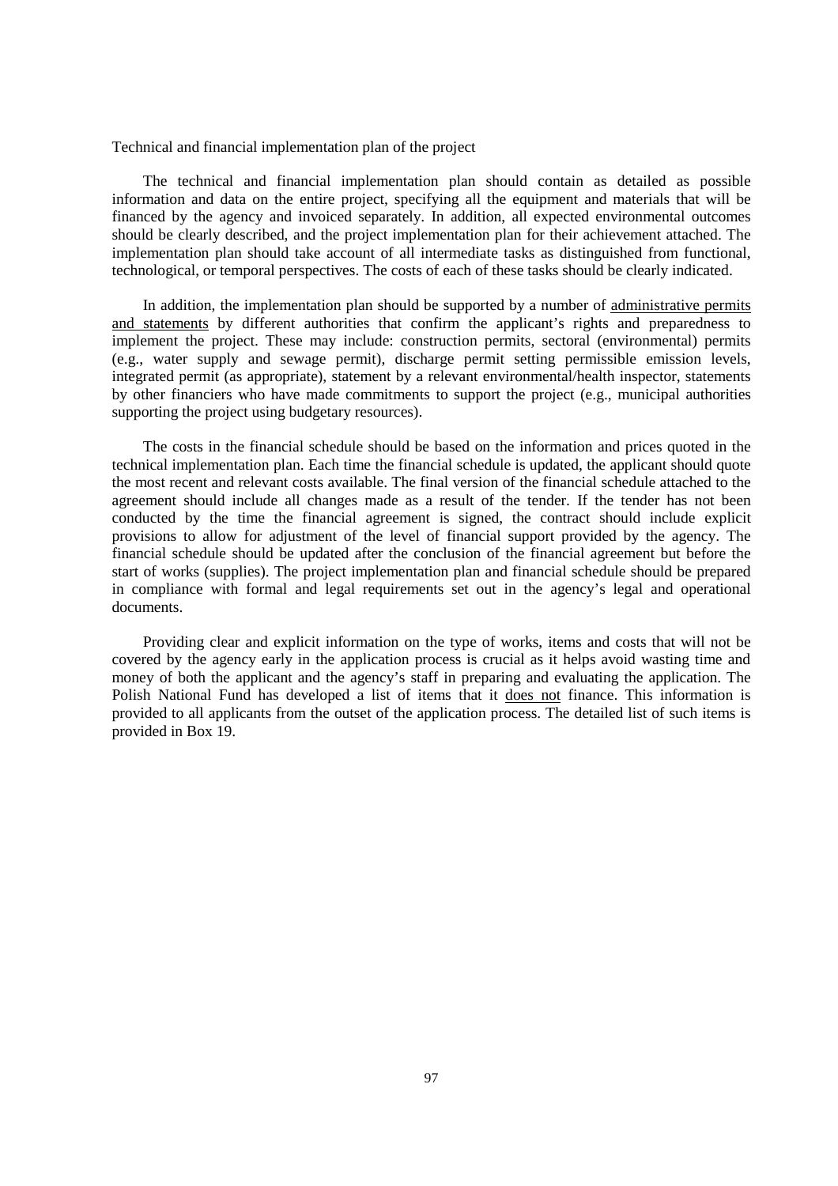Technical and financial implementation plan of the project

The technical and financial implementation plan should contain as detailed as possible information and data on the entire project, specifying all the equipment and materials that will be financed by the agency and invoiced separately. In addition, all expected environmental outcomes should be clearly described, and the project implementation plan for their achievement attached. The implementation plan should take account of all intermediate tasks as distinguished from functional, technological, or temporal perspectives. The costs of each of these tasks should be clearly indicated.

In addition, the implementation plan should be supported by a number of administrative permits and statements by different authorities that confirm the applicant's rights and preparedness to implement the project. These may include: construction permits, sectoral (environmental) permits (e.g., water supply and sewage permit), discharge permit setting permissible emission levels, integrated permit (as appropriate), statement by a relevant environmental/health inspector, statements by other financiers who have made commitments to support the project (e.g., municipal authorities supporting the project using budgetary resources).

The costs in the financial schedule should be based on the information and prices quoted in the technical implementation plan. Each time the financial schedule is updated, the applicant should quote the most recent and relevant costs available. The final version of the financial schedule attached to the agreement should include all changes made as a result of the tender. If the tender has not been conducted by the time the financial agreement is signed, the contract should include explicit provisions to allow for adjustment of the level of financial support provided by the agency. The financial schedule should be updated after the conclusion of the financial agreement but before the start of works (supplies). The project implementation plan and financial schedule should be prepared in compliance with formal and legal requirements set out in the agency's legal and operational documents.

Providing clear and explicit information on the type of works, items and costs that will not be covered by the agency early in the application process is crucial as it helps avoid wasting time and money of both the applicant and the agency's staff in preparing and evaluating the application. The Polish National Fund has developed a list of items that it does not finance. This information is provided to all applicants from the outset of the application process. The detailed list of such items is provided in Box 19.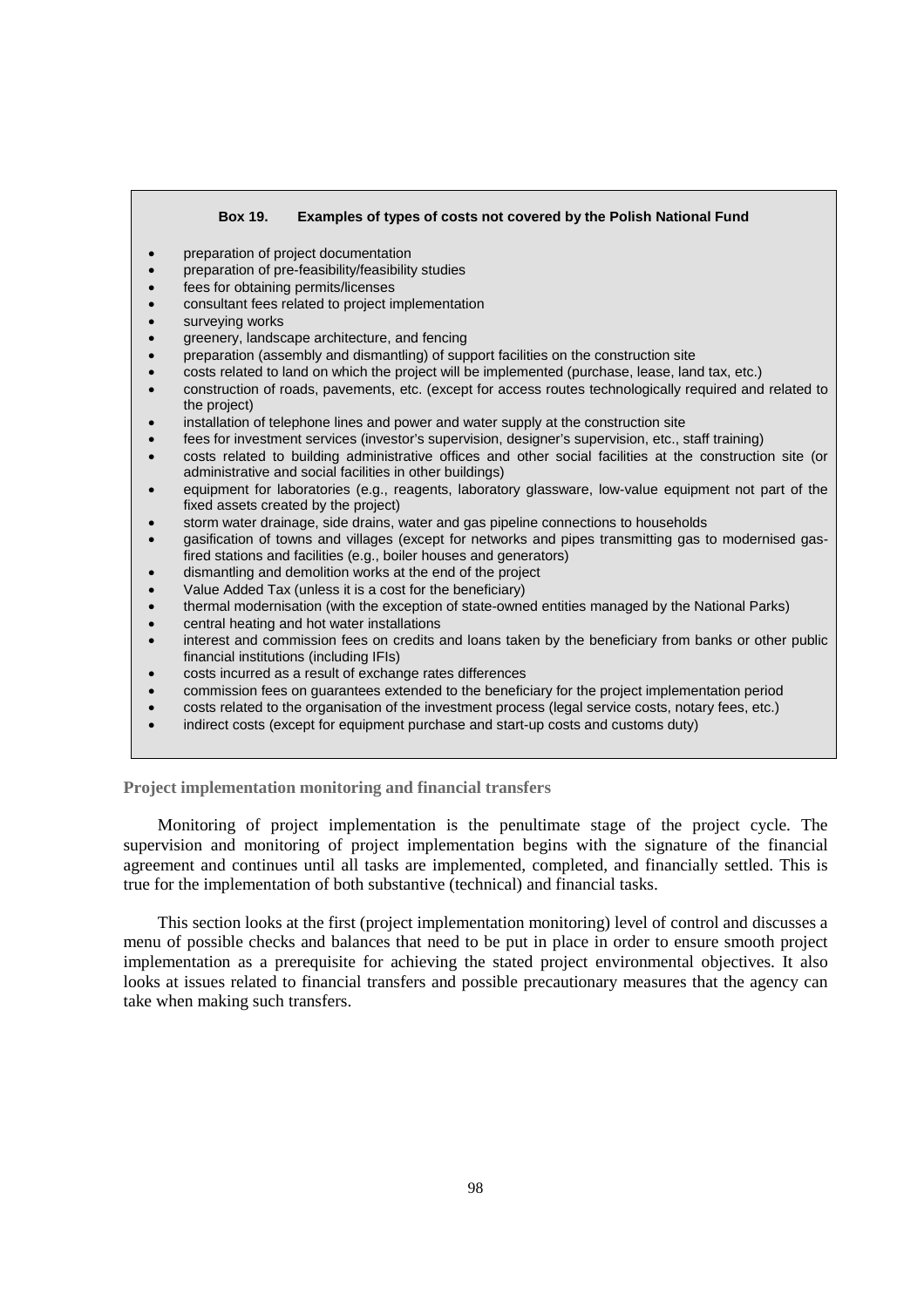**Box 19. Examples of types of costs not covered by the Polish National Fund**

- preparation of project documentation
- preparation of pre-feasibility/feasibility studies
- fees for obtaining permits/licenses
- consultant fees related to project implementation
- surveying works
- greenery, landscape architecture, and fencing
- preparation (assembly and dismantling) of support facilities on the construction site
- costs related to land on which the project will be implemented (purchase, lease, land tax, etc.)
- construction of roads, pavements, etc. (except for access routes technologically required and related to the project)
- installation of telephone lines and power and water supply at the construction site
- fees for investment services (investor's supervision, designer's supervision, etc., staff training)
- costs related to building administrative offices and other social facilities at the construction site (or administrative and social facilities in other buildings)
- equipment for laboratories (e.g., reagents, laboratory glassware, low-value equipment not part of the fixed assets created by the project)
- storm water drainage, side drains, water and gas pipeline connections to households
- gasification of towns and villages (except for networks and pipes transmitting gas to modernised gas-fired stations and facilities (e.g., boiler houses and generators)
- dismantling and demolition works at the end of the project
- Value Added Tax (unless it is a cost for the beneficiary)
- thermal modernisation (with the exception of state-owned entities managed by the National Parks)
- central heating and hot water installations
- interest and commission fees on credits and loans taken by the beneficiary from banks or other public financial institutions (including IFIs)
- costs incurred as a result of exchange rates differences
- commission fees on guarantees extended to the beneficiary for the project implementation period
- costs related to the organisation of the investment process (legal service costs, notary fees, etc.)
- indirect costs (except for equipment purchase and start-up costs and customs duty)

### Project implementation monitoring and financial transfers

Monitoring of project implementation is the penultimate stage of the project cycle. The supervision and monitoring of project implementation begins with the signature of the financial agreement and continues until all tasks are implemented, completed, and financially settled. This is true for the implementation of both substantive (technical) and financial tasks.

This section looks at the first (project implementation monitoring) level of control and discusses a menu of possible checks and balances that need to be put in place in order to ensure smooth project implementation as a prerequisite for achieving the stated project environmental objectives. It also looks at issues related to financial transfers and possible precautionary measures that the agency can take when making such transfers.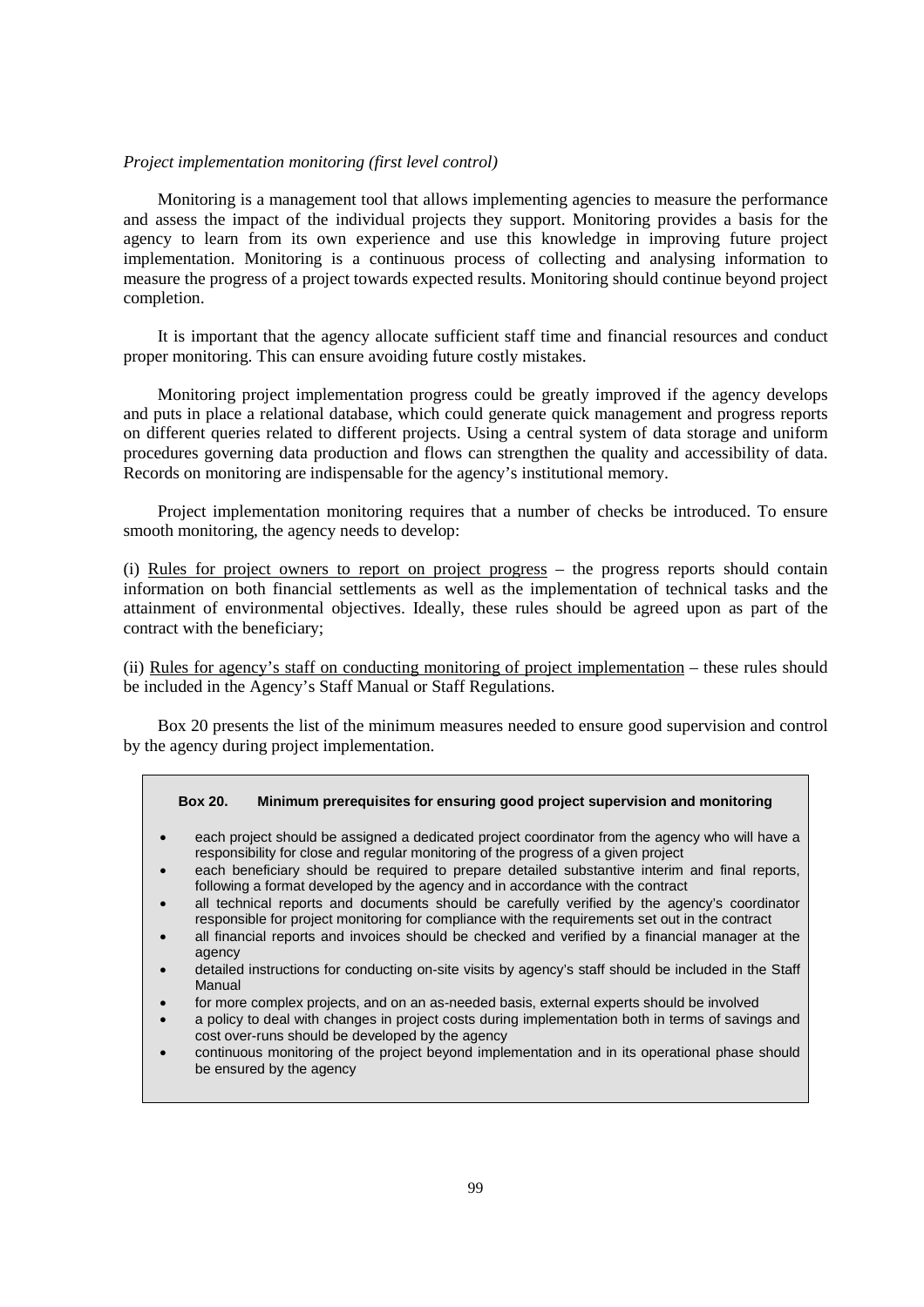*Project implementation monitoring (first level control)*

Monitoring is a management tool that allows implementing agencies to measure the performance and assess the impact of the individual projects they support. Monitoring provides a basis for the agency to learn from its own experience and use this knowledge in improving future project implementation. Monitoring is a continuous process of collecting and analysing information to measure the progress of a project towards expected results. Monitoring should continue beyond project completion.

It is important that the agency allocate sufficient staff time and financial resources and conduct proper monitoring. This can ensure avoiding future costly mistakes.

Monitoring project implementation progress could be greatly improved if the agency develops and puts in place a relational database, which could generate quick management and progress reports on different queries related to different projects. Using a central system of data storage and uniform procedures governing data production and flows can strengthen the quality and accessibility of data. Records on monitoring are indispensable for the agency's institutional memory.

Project implementation monitoring requires that a number of checks be introduced. To ensure smooth monitoring, the agency needs to develop:

(i) <u>Rules for project owners to report on project progress</u> – the progress reports should contain information on both financial settlements as well as the implementation of technical tasks and the attainment of environmental objectives. Ideally, these rules should be agreed upon as part of the contract with the beneficiary;

(ii) <u>Rules for agency's staff on conducting monitoring of project implementation</u> – these rules should be included in the Agency's Staff Manual or Staff Regulations.

Box 20 presents the list of the minimum measures needed to ensure good supervision and control by the agency during project implementation.

**Box 20. Minimum prerequisites for ensuring good project supervision and monitoring**

- each project should be assigned a dedicated project coordinator from the agency who will have a responsibility for close and regular monitoring of the progress of a given project
- each beneficiary should be required to prepare detailed substantive interim and final reports, following a format developed by the agency and in accordance with the contract
- all technical reports and documents should be carefully verified by the agency's coordinator responsible for project monitoring for compliance with the requirements set out in the contract
- all financial reports and invoices should be checked and verified by a financial manager at the agency
- detailed instructions for conducting on-site visits by agency's staff should be included in the Staff Manual
- for more complex projects, and on an as-needed basis, external experts should be involved
- a policy to deal with changes in project costs during implementation both in terms of savings and cost over-runs should be developed by the agency
- continuous monitoring of the project beyond implementation and in its operational phase should be ensured by the agency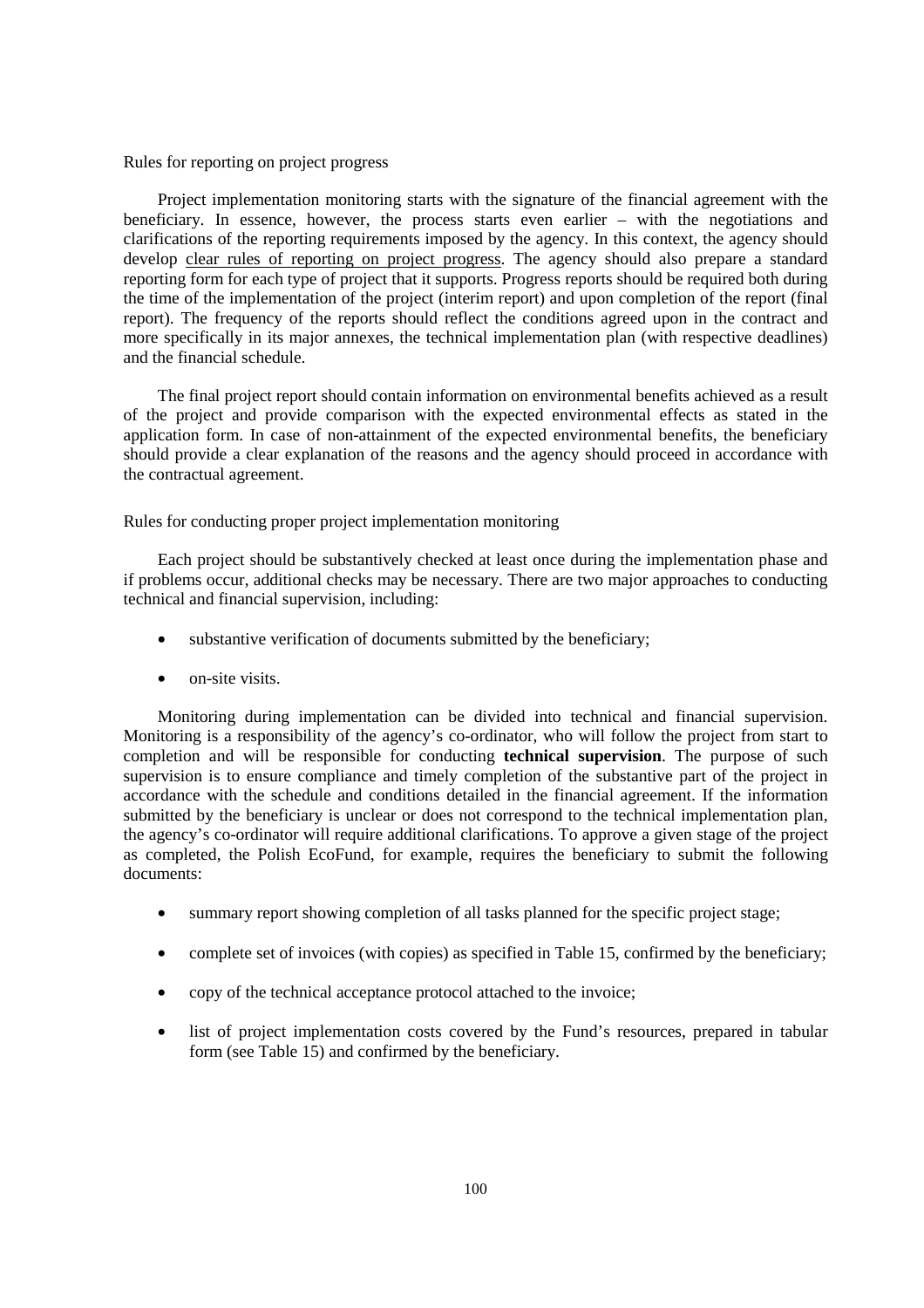Rules for reporting on project progress

Project implementation monitoring starts with the signature of the financial agreement with the beneficiary. In essence, however, the process starts even earlier – with the negotiations and clarifications of the reporting requirements imposed by the agency. In this context, the agency should develop clear rules of reporting on project progress. The agency should also prepare a standard reporting form for each type of project that it supports. Progress reports should be required both during the time of the implementation of the project (interim report) and upon completion of the report (final report). The frequency of the reports should reflect the conditions agreed upon in the contract and more specifically in its major annexes, the technical implementation plan (with respective deadlines) and the financial schedule.

The final project report should contain information on environmental benefits achieved as a result of the project and provide comparison with the expected environmental effects as stated in the application form. In case of non-attainment of the expected environmental benefits, the beneficiary should provide a clear explanation of the reasons and the agency should proceed in accordance with the contractual agreement.

Rules for conducting proper project implementation monitoring

Each project should be substantively checked at least once during the implementation phase and if problems occur, additional checks may be necessary. There are two major approaches to conducting technical and financial supervision, including:

- substantive verification of documents submitted by the beneficiary;
- on-site visits.

Monitoring during implementation can be divided into technical and financial supervision. Monitoring is a responsibility of the agency's co-ordinator, who will follow the project from start to completion and will be responsible for conducting **technical supervision**. The purpose of such supervision is to ensure compliance and timely completion of the substantive part of the project in accordance with the schedule and conditions detailed in the financial agreement. If the information submitted by the beneficiary is unclear or does not correspond to the technical implementation plan, the agency's co-ordinator will require additional clarifications. To approve a given stage of the project as completed, the Polish EcoFund, for example, requires the beneficiary to submit the following documents:

- summary report showing completion of all tasks planned for the specific project stage;
- complete set of invoices (with copies) as specified in Table 15, confirmed by the beneficiary;
- copy of the technical acceptance protocol attached to the invoice;
- list of project implementation costs covered by the Fund's resources, prepared in tabular form (see Table 15) and confirmed by the beneficiary.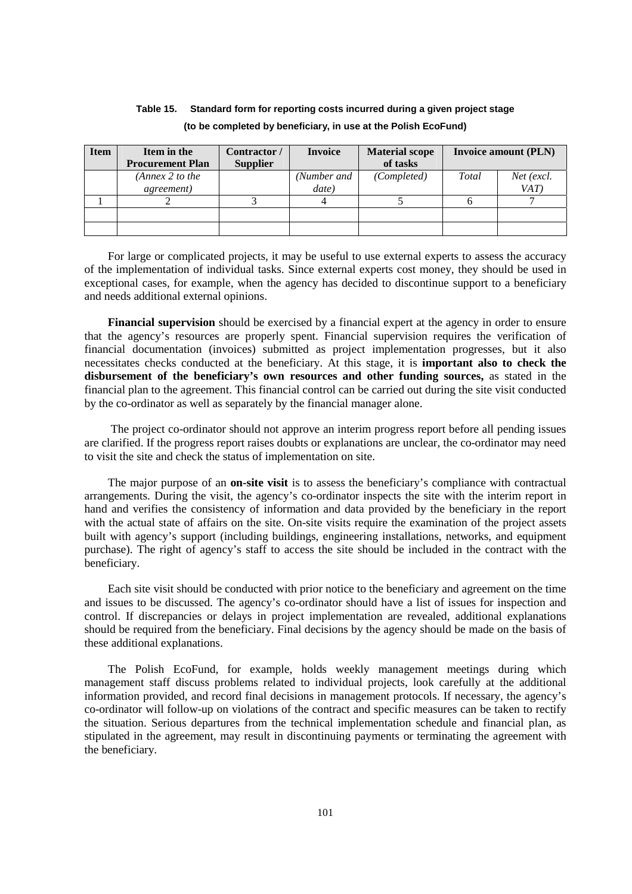**Table 15. Standard form for reporting costs incurred during a given project stage (to be completed by beneficiary, in use at the Polish EcoFund)**

| Item | Item in the Procurement Plan | Contractor / Supplier | Invoice | Material scope of tasks | Invoice amount (PLN) | |
|---|---|---|---|---|---|---|
| | *(Annex 2 to the agreement)* | | *(Number and date)* | *(Completed)* | *Total* | *Net (excl. VAT)* |
| 1 | 2 | 3 | 4 | 5 | 6 | 7 |
| | | | | | | |
| | | | | | | |

For large or complicated projects, it may be useful to use external experts to assess the accuracy of the implementation of individual tasks. Since external experts cost money, they should be used in exceptional cases, for example, when the agency has decided to discontinue support to a beneficiary and needs additional external opinions.

**Financial supervision** should be exercised by a financial expert at the agency in order to ensure that the agency's resources are properly spent. Financial supervision requires the verification of financial documentation (invoices) submitted as project implementation progresses, but it also necessitates checks conducted at the beneficiary. At this stage, it is **important also to check the disbursement of the beneficiary's own resources and other funding sources,** as stated in the financial plan to the agreement. This financial control can be carried out during the site visit conducted by the co-ordinator as well as separately by the financial manager alone.

The project co-ordinator should not approve an interim progress report before all pending issues are clarified. If the progress report raises doubts or explanations are unclear, the co-ordinator may need to visit the site and check the status of implementation on site.

The major purpose of an **on-site visit** is to assess the beneficiary's compliance with contractual arrangements. During the visit, the agency's co-ordinator inspects the site with the interim report in hand and verifies the consistency of information and data provided by the beneficiary in the report with the actual state of affairs on the site. On-site visits require the examination of the project assets built with agency's support (including buildings, engineering installations, networks, and equipment purchase). The right of agency's staff to access the site should be included in the contract with the beneficiary.

Each site visit should be conducted with prior notice to the beneficiary and agreement on the time and issues to be discussed. The agency's co-ordinator should have a list of issues for inspection and control. If discrepancies or delays in project implementation are revealed, additional explanations should be required from the beneficiary. Final decisions by the agency should be made on the basis of these additional explanations.

The Polish EcoFund, for example, holds weekly management meetings during which management staff discuss problems related to individual projects, look carefully at the additional information provided, and record final decisions in management protocols. If necessary, the agency's co-ordinator will follow-up on violations of the contract and specific measures can be taken to rectify the situation. Serious departures from the technical implementation schedule and financial plan, as stipulated in the agreement, may result in discontinuing payments or terminating the agreement with the beneficiary.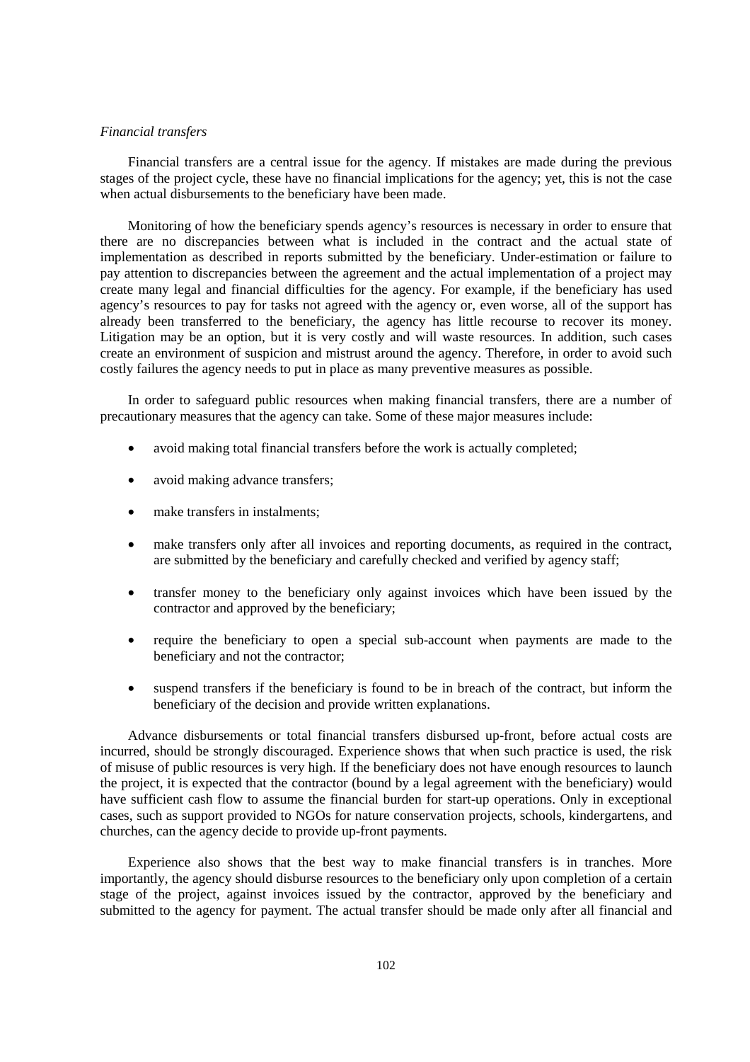*Financial transfers*

Financial transfers are a central issue for the agency. If mistakes are made during the previous stages of the project cycle, these have no financial implications for the agency; yet, this is not the case when actual disbursements to the beneficiary have been made.

Monitoring of how the beneficiary spends agency's resources is necessary in order to ensure that there are no discrepancies between what is included in the contract and the actual state of implementation as described in reports submitted by the beneficiary. Under-estimation or failure to pay attention to discrepancies between the agreement and the actual implementation of a project may create many legal and financial difficulties for the agency. For example, if the beneficiary has used agency's resources to pay for tasks not agreed with the agency or, even worse, all of the support has already been transferred to the beneficiary, the agency has little recourse to recover its money. Litigation may be an option, but it is very costly and will waste resources. In addition, such cases create an environment of suspicion and mistrust around the agency. Therefore, in order to avoid such costly failures the agency needs to put in place as many preventive measures as possible.

In order to safeguard public resources when making financial transfers, there are a number of precautionary measures that the agency can take. Some of these major measures include:

- avoid making total financial transfers before the work is actually completed;
- avoid making advance transfers;
- make transfers in instalments;
- make transfers only after all invoices and reporting documents, as required in the contract, are submitted by the beneficiary and carefully checked and verified by agency staff;
- transfer money to the beneficiary only against invoices which have been issued by the contractor and approved by the beneficiary;
- require the beneficiary to open a special sub-account when payments are made to the beneficiary and not the contractor;
- suspend transfers if the beneficiary is found to be in breach of the contract, but inform the beneficiary of the decision and provide written explanations.

Advance disbursements or total financial transfers disbursed up-front, before actual costs are incurred, should be strongly discouraged. Experience shows that when such practice is used, the risk of misuse of public resources is very high. If the beneficiary does not have enough resources to launch the project, it is expected that the contractor (bound by a legal agreement with the beneficiary) would have sufficient cash flow to assume the financial burden for start-up operations. Only in exceptional cases, such as support provided to NGOs for nature conservation projects, schools, kindergartens, and churches, can the agency decide to provide up-front payments.

Experience also shows that the best way to make financial transfers is in tranches. More importantly, the agency should disburse resources to the beneficiary only upon completion of a certain stage of the project, against invoices issued by the contractor, approved by the beneficiary and submitted to the agency for payment. The actual transfer should be made only after all financial and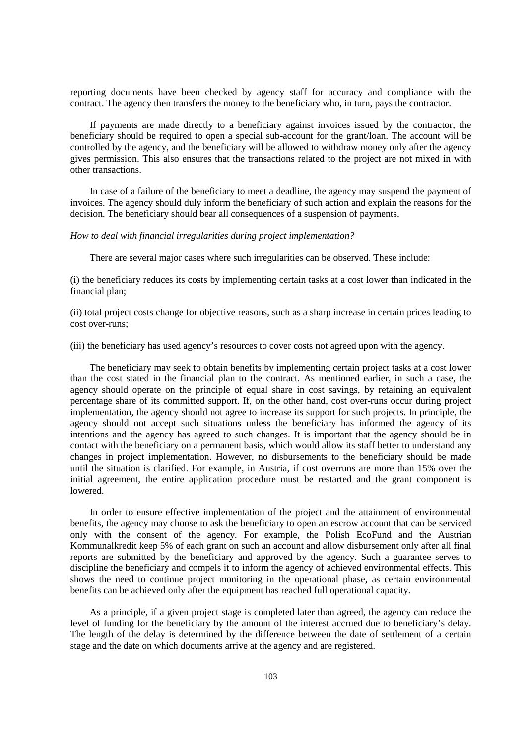reporting documents have been checked by agency staff for accuracy and compliance with the contract. The agency then transfers the money to the beneficiary who, in turn, pays the contractor.

If payments are made directly to a beneficiary against invoices issued by the contractor, the beneficiary should be required to open a special sub-account for the grant/loan. The account will be controlled by the agency, and the beneficiary will be allowed to withdraw money only after the agency gives permission. This also ensures that the transactions related to the project are not mixed in with other transactions.

In case of a failure of the beneficiary to meet a deadline, the agency may suspend the payment of invoices. The agency should duly inform the beneficiary of such action and explain the reasons for the decision. The beneficiary should bear all consequences of a suspension of payments.

*How to deal with financial irregularities during project implementation?*

There are several major cases where such irregularities can be observed. These include:

(i) the beneficiary reduces its costs by implementing certain tasks at a cost lower than indicated in the financial plan;

(ii) total project costs change for objective reasons, such as a sharp increase in certain prices leading to cost over-runs;

(iii) the beneficiary has used agency's resources to cover costs not agreed upon with the agency.

The beneficiary may seek to obtain benefits by implementing certain project tasks at a cost lower than the cost stated in the financial plan to the contract. As mentioned earlier, in such a case, the agency should operate on the principle of equal share in cost savings, by retaining an equivalent percentage share of its committed support. If, on the other hand, cost over-runs occur during project implementation, the agency should not agree to increase its support for such projects. In principle, the agency should not accept such situations unless the beneficiary has informed the agency of its intentions and the agency has agreed to such changes. It is important that the agency should be in contact with the beneficiary on a permanent basis, which would allow its staff better to understand any changes in project implementation. However, no disbursements to the beneficiary should be made until the situation is clarified. For example, in Austria, if cost overruns are more than 15% over the initial agreement, the entire application procedure must be restarted and the grant component is lowered.

In order to ensure effective implementation of the project and the attainment of environmental benefits, the agency may choose to ask the beneficiary to open an escrow account that can be serviced only with the consent of the agency. For example, the Polish EcoFund and the Austrian Kommunalkredit keep 5% of each grant on such an account and allow disbursement only after all final reports are submitted by the beneficiary and approved by the agency. Such a guarantee serves to discipline the beneficiary and compels it to inform the agency of achieved environmental effects. This shows the need to continue project monitoring in the operational phase, as certain environmental benefits can be achieved only after the equipment has reached full operational capacity.

As a principle, if a given project stage is completed later than agreed, the agency can reduce the level of funding for the beneficiary by the amount of the interest accrued due to beneficiary's delay. The length of the delay is determined by the difference between the date of settlement of a certain stage and the date on which documents arrive at the agency and are registered.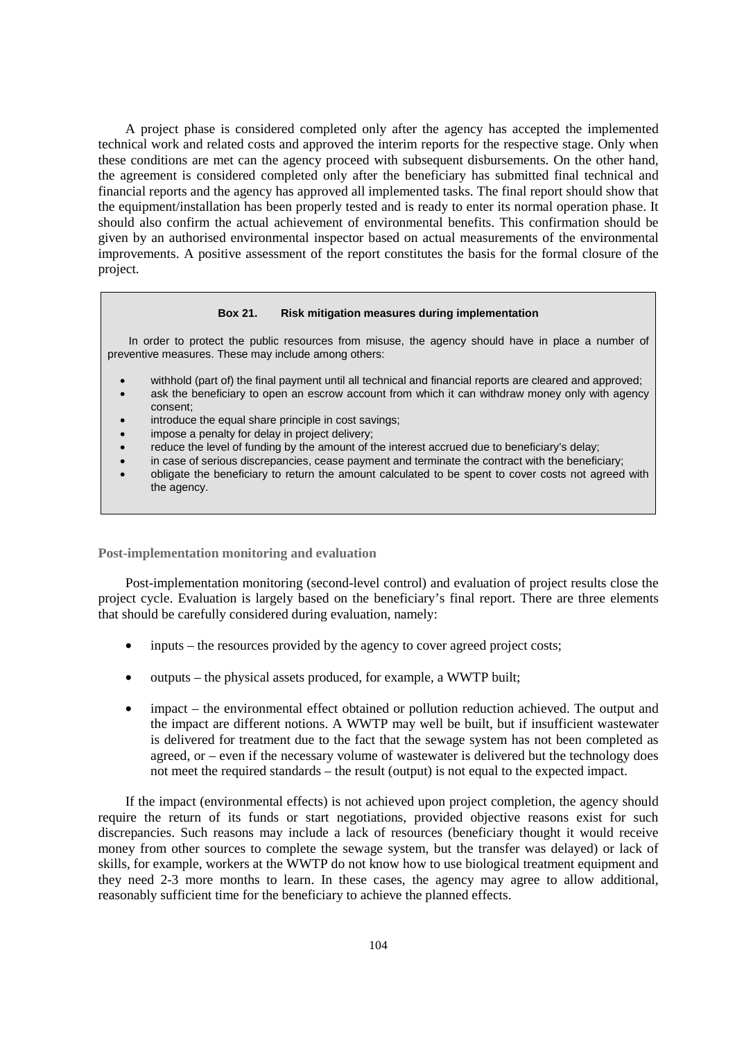A project phase is considered completed only after the agency has accepted the implemented technical work and related costs and approved the interim reports for the respective stage. Only when these conditions are met can the agency proceed with subsequent disbursements. On the other hand, the agreement is considered completed only after the beneficiary has submitted final technical and financial reports and the agency has approved all implemented tasks. The final report should show that the equipment/installation has been properly tested and is ready to enter its normal operation phase. It should also confirm the actual achievement of environmental benefits. This confirmation should be given by an authorised environmental inspector based on actual measurements of the environmental improvements. A positive assessment of the report constitutes the basis for the formal closure of the project.

**Box 21. Risk mitigation measures during implementation**

In order to protect the public resources from misuse, the agency should have in place a number of preventive measures. These may include among others:

- withhold (part of) the final payment until all technical and financial reports are cleared and approved;
- ask the beneficiary to open an escrow account from which it can withdraw money only with agency consent;
- introduce the equal share principle in cost savings;
- impose a penalty for delay in project delivery;
- reduce the level of funding by the amount of the interest accrued due to beneficiary's delay;
- in case of serious discrepancies, cease payment and terminate the contract with the beneficiary;
- obligate the beneficiary to return the amount calculated to be spent to cover costs not agreed with the agency.

### Post-implementation monitoring and evaluation

Post-implementation monitoring (second-level control) and evaluation of project results close the project cycle. Evaluation is largely based on the beneficiary's final report. There are three elements that should be carefully considered during evaluation, namely:

- inputs – the resources provided by the agency to cover agreed project costs;
- outputs – the physical assets produced, for example, a WWTP built;
- impact – the environmental effect obtained or pollution reduction achieved. The output and the impact are different notions. A WWTP may well be built, but if insufficient wastewater is delivered for treatment due to the fact that the sewage system has not been completed as agreed, or – even if the necessary volume of wastewater is delivered but the technology does not meet the required standards – the result (output) is not equal to the expected impact.

If the impact (environmental effects) is not achieved upon project completion, the agency should require the return of its funds or start negotiations, provided objective reasons exist for such discrepancies. Such reasons may include a lack of resources (beneficiary thought it would receive money from other sources to complete the sewage system, but the transfer was delayed) or lack of skills, for example, workers at the WWTP do not know how to use biological treatment equipment and they need 2-3 more months to learn. In these cases, the agency may agree to allow additional, reasonably sufficient time for the beneficiary to achieve the planned effects.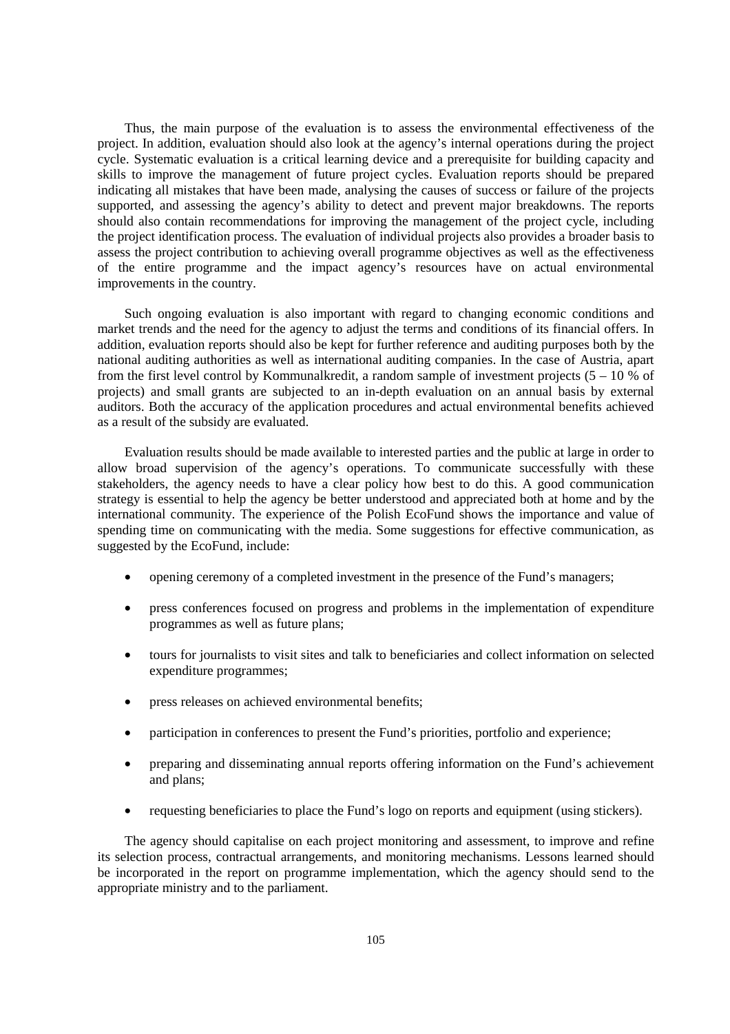Thus, the main purpose of the evaluation is to assess the environmental effectiveness of the project. In addition, evaluation should also look at the agency's internal operations during the project cycle. Systematic evaluation is a critical learning device and a prerequisite for building capacity and skills to improve the management of future project cycles. Evaluation reports should be prepared indicating all mistakes that have been made, analysing the causes of success or failure of the projects supported, and assessing the agency's ability to detect and prevent major breakdowns. The reports should also contain recommendations for improving the management of the project cycle, including the project identification process. The evaluation of individual projects also provides a broader basis to assess the project contribution to achieving overall programme objectives as well as the effectiveness of the entire programme and the impact agency's resources have on actual environmental improvements in the country.

Such ongoing evaluation is also important with regard to changing economic conditions and market trends and the need for the agency to adjust the terms and conditions of its financial offers. In addition, evaluation reports should also be kept for further reference and auditing purposes both by the national auditing authorities as well as international auditing companies. In the case of Austria, apart from the first level control by Kommunalkredit, a random sample of investment projects (5 – 10 % of projects) and small grants are subjected to an in-depth evaluation on an annual basis by external auditors. Both the accuracy of the application procedures and actual environmental benefits achieved as a result of the subsidy are evaluated.

Evaluation results should be made available to interested parties and the public at large in order to allow broad supervision of the agency's operations. To communicate successfully with these stakeholders, the agency needs to have a clear policy how best to do this. A good communication strategy is essential to help the agency be better understood and appreciated both at home and by the international community. The experience of the Polish EcoFund shows the importance and value of spending time on communicating with the media. Some suggestions for effective communication, as suggested by the EcoFund, include:

- opening ceremony of a completed investment in the presence of the Fund's managers;
- press conferences focused on progress and problems in the implementation of expenditure programmes as well as future plans;
- tours for journalists to visit sites and talk to beneficiaries and collect information on selected expenditure programmes;
- press releases on achieved environmental benefits;
- participation in conferences to present the Fund's priorities, portfolio and experience;
- preparing and disseminating annual reports offering information on the Fund's achievement and plans;
- requesting beneficiaries to place the Fund's logo on reports and equipment (using stickers).

The agency should capitalise on each project monitoring and assessment, to improve and refine its selection process, contractual arrangements, and monitoring mechanisms. Lessons learned should be incorporated in the report on programme implementation, which the agency should send to the appropriate ministry and to the parliament.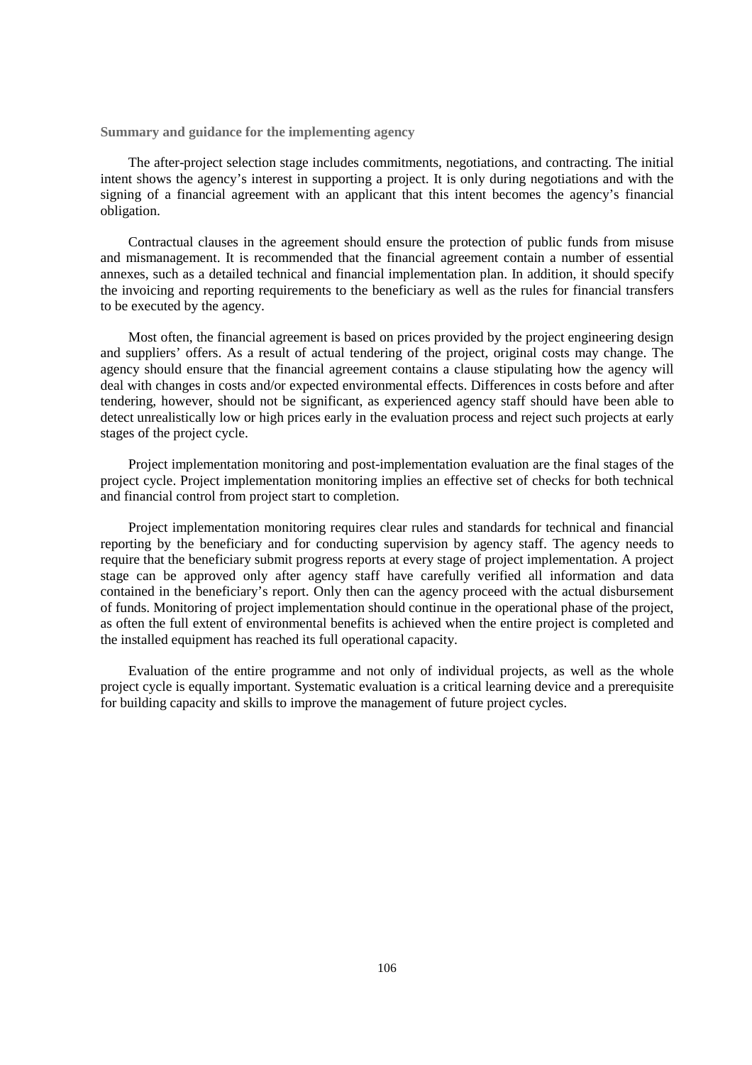**Summary and guidance for the implementing agency**

The after-project selection stage includes commitments, negotiations, and contracting. The initial intent shows the agency's interest in supporting a project. It is only during negotiations and with the signing of a financial agreement with an applicant that this intent becomes the agency's financial obligation.

Contractual clauses in the agreement should ensure the protection of public funds from misuse and mismanagement. It is recommended that the financial agreement contain a number of essential annexes, such as a detailed technical and financial implementation plan. In addition, it should specify the invoicing and reporting requirements to the beneficiary as well as the rules for financial transfers to be executed by the agency.

Most often, the financial agreement is based on prices provided by the project engineering design and suppliers' offers. As a result of actual tendering of the project, original costs may change. The agency should ensure that the financial agreement contains a clause stipulating how the agency will deal with changes in costs and/or expected environmental effects. Differences in costs before and after tendering, however, should not be significant, as experienced agency staff should have been able to detect unrealistically low or high prices early in the evaluation process and reject such projects at early stages of the project cycle.

Project implementation monitoring and post-implementation evaluation are the final stages of the project cycle. Project implementation monitoring implies an effective set of checks for both technical and financial control from project start to completion.

Project implementation monitoring requires clear rules and standards for technical and financial reporting by the beneficiary and for conducting supervision by agency staff. The agency needs to require that the beneficiary submit progress reports at every stage of project implementation. A project stage can be approved only after agency staff have carefully verified all information and data contained in the beneficiary's report. Only then can the agency proceed with the actual disbursement of funds. Monitoring of project implementation should continue in the operational phase of the project, as often the full extent of environmental benefits is achieved when the entire project is completed and the installed equipment has reached its full operational capacity.

Evaluation of the entire programme and not only of individual projects, as well as the whole project cycle is equally important. Systematic evaluation is a critical learning device and a prerequisite for building capacity and skills to improve the management of future project cycles.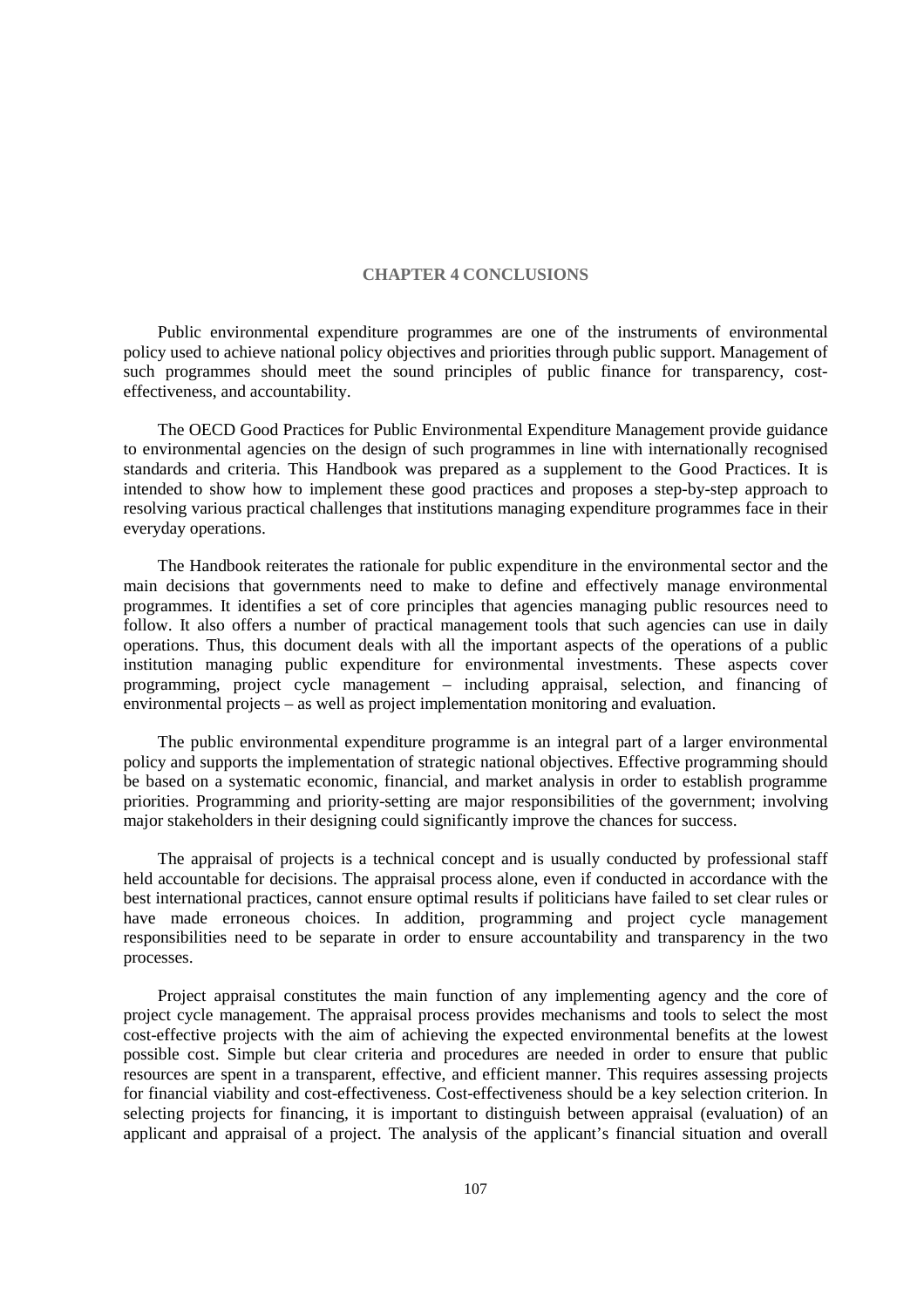# CHAPTER 4 CONCLUSIONS

Public environmental expenditure programmes are one of the instruments of environmental policy used to achieve national policy objectives and priorities through public support. Management of such programmes should meet the sound principles of public finance for transparency, cost-effectiveness, and accountability.

The OECD Good Practices for Public Environmental Expenditure Management provide guidance to environmental agencies on the design of such programmes in line with internationally recognised standards and criteria. This Handbook was prepared as a supplement to the Good Practices. It is intended to show how to implement these good practices and proposes a step-by-step approach to resolving various practical challenges that institutions managing expenditure programmes face in their everyday operations.

The Handbook reiterates the rationale for public expenditure in the environmental sector and the main decisions that governments need to make to define and effectively manage environmental programmes. It identifies a set of core principles that agencies managing public resources need to follow. It also offers a number of practical management tools that such agencies can use in daily operations. Thus, this document deals with all the important aspects of the operations of a public institution managing public expenditure for environmental investments. These aspects cover programming, project cycle management – including appraisal, selection, and financing of environmental projects – as well as project implementation monitoring and evaluation.

The public environmental expenditure programme is an integral part of a larger environmental policy and supports the implementation of strategic national objectives. Effective programming should be based on a systematic economic, financial, and market analysis in order to establish programme priorities. Programming and priority-setting are major responsibilities of the government; involving major stakeholders in their designing could significantly improve the chances for success.

The appraisal of projects is a technical concept and is usually conducted by professional staff held accountable for decisions. The appraisal process alone, even if conducted in accordance with the best international practices, cannot ensure optimal results if politicians have failed to set clear rules or have made erroneous choices. In addition, programming and project cycle management responsibilities need to be separate in order to ensure accountability and transparency in the two processes.

Project appraisal constitutes the main function of any implementing agency and the core of project cycle management. The appraisal process provides mechanisms and tools to select the most cost-effective projects with the aim of achieving the expected environmental benefits at the lowest possible cost. Simple but clear criteria and procedures are needed in order to ensure that public resources are spent in a transparent, effective, and efficient manner. This requires assessing projects for financial viability and cost-effectiveness. Cost-effectiveness should be a key selection criterion. In selecting projects for financing, it is important to distinguish between appraisal (evaluation) of an applicant and appraisal of a project. The analysis of the applicant's financial situation and overall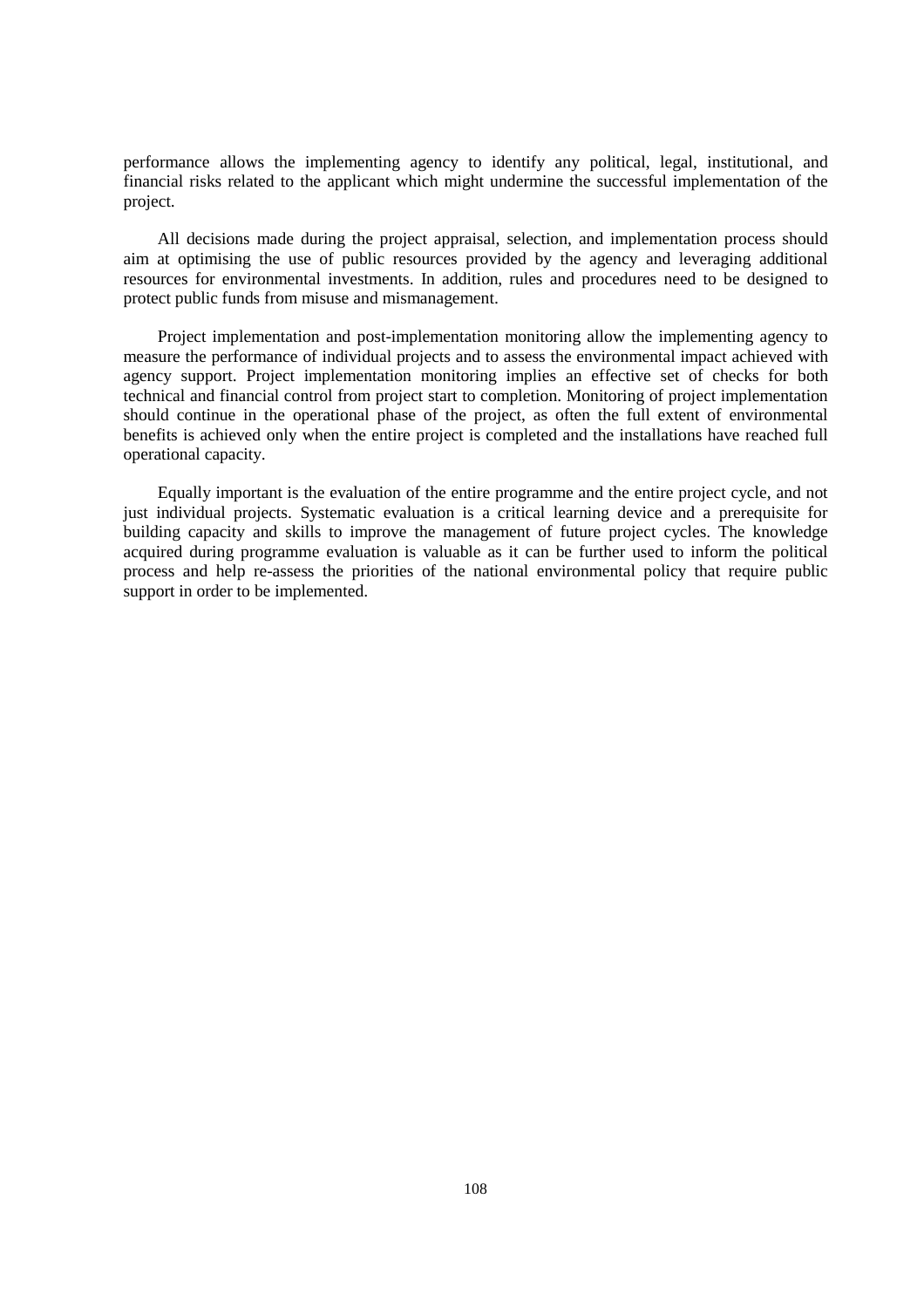performance allows the implementing agency to identify any political, legal, institutional, and financial risks related to the applicant which might undermine the successful implementation of the project.

All decisions made during the project appraisal, selection, and implementation process should aim at optimising the use of public resources provided by the agency and leveraging additional resources for environmental investments. In addition, rules and procedures need to be designed to protect public funds from misuse and mismanagement.

Project implementation and post-implementation monitoring allow the implementing agency to measure the performance of individual projects and to assess the environmental impact achieved with agency support. Project implementation monitoring implies an effective set of checks for both technical and financial control from project start to completion. Monitoring of project implementation should continue in the operational phase of the project, as often the full extent of environmental benefits is achieved only when the entire project is completed and the installations have reached full operational capacity.

Equally important is the evaluation of the entire programme and the entire project cycle, and not just individual projects. Systematic evaluation is a critical learning device and a prerequisite for building capacity and skills to improve the management of future project cycles. The knowledge acquired during programme evaluation is valuable as it can be further used to inform the political process and help re-assess the priorities of the national environmental policy that require public support in order to be implemented.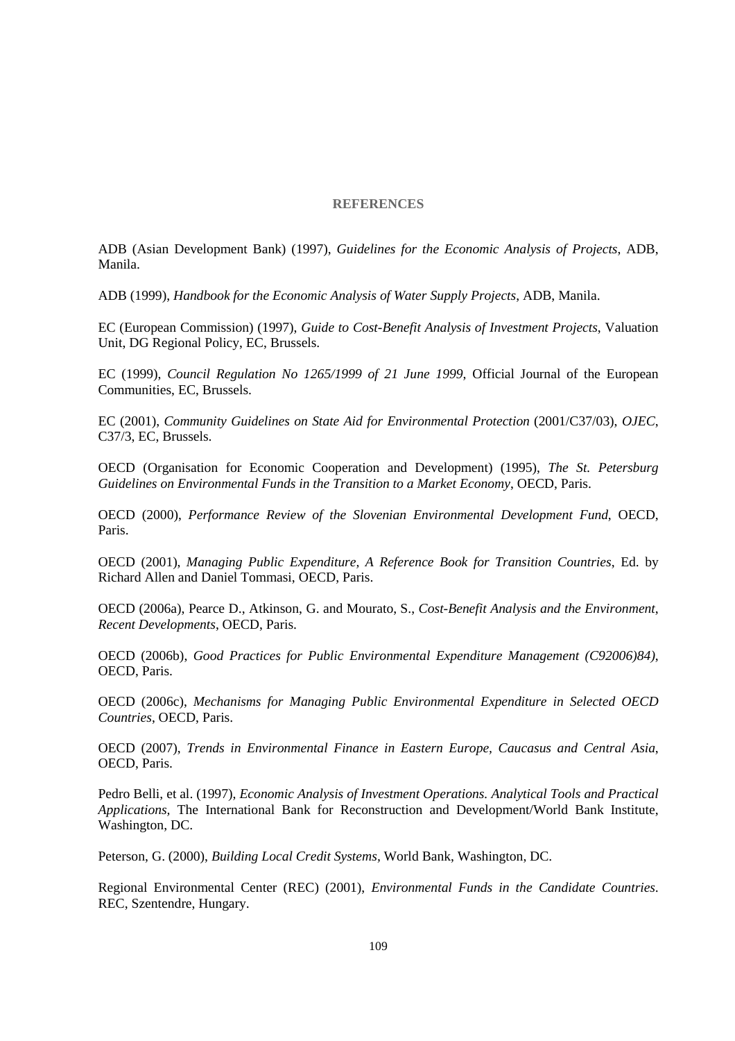# REFERENCES

ADB (Asian Development Bank) (1997), *Guidelines for the Economic Analysis of Projects*, ADB, Manila.

ADB (1999), *Handbook for the Economic Analysis of Water Supply Projects*, ADB, Manila.

EC (European Commission) (1997), *Guide to Cost-Benefit Analysis of Investment Projects*, Valuation Unit, DG Regional Policy, EC, Brussels.

EC (1999), *Council Regulation No 1265/1999 of 21 June 1999*, Official Journal of the European Communities, EC, Brussels.

EC (2001), *Community Guidelines on State Aid for Environmental Protection* (2001/C37/03), *OJEC*, C37/3, EC, Brussels.

OECD (Organisation for Economic Cooperation and Development) (1995), *The St. Petersburg Guidelines on Environmental Funds in the Transition to a Market Economy*, OECD, Paris.

OECD (2000), *Performance Review of the Slovenian Environmental Development Fund*, OECD, Paris.

OECD (2001), *Managing Public Expenditure, A Reference Book for Transition Countries*, Ed. by Richard Allen and Daniel Tommasi, OECD, Paris.

OECD (2006a), Pearce D., Atkinson, G. and Mourato, S., *Cost-Benefit Analysis and the Environment, Recent Developments*, OECD, Paris.

OECD (2006b), *Good Practices for Public Environmental Expenditure Management (C92006)84)*, OECD, Paris.

OECD (2006c), *Mechanisms for Managing Public Environmental Expenditure in Selected OECD Countries*, OECD, Paris.

OECD (2007), *Trends in Environmental Finance in Eastern Europe, Caucasus and Central Asia*, OECD, Paris.

Pedro Belli, et al. (1997), *Economic Analysis of Investment Operations. Analytical Tools and Practical Applications*, The International Bank for Reconstruction and Development/World Bank Institute, Washington, DC.

Peterson, G. (2000), *Building Local Credit Systems*, World Bank, Washington, DC.

Regional Environmental Center (REC) (2001), *Environmental Funds in the Candidate Countries*. REC, Szentendre, Hungary.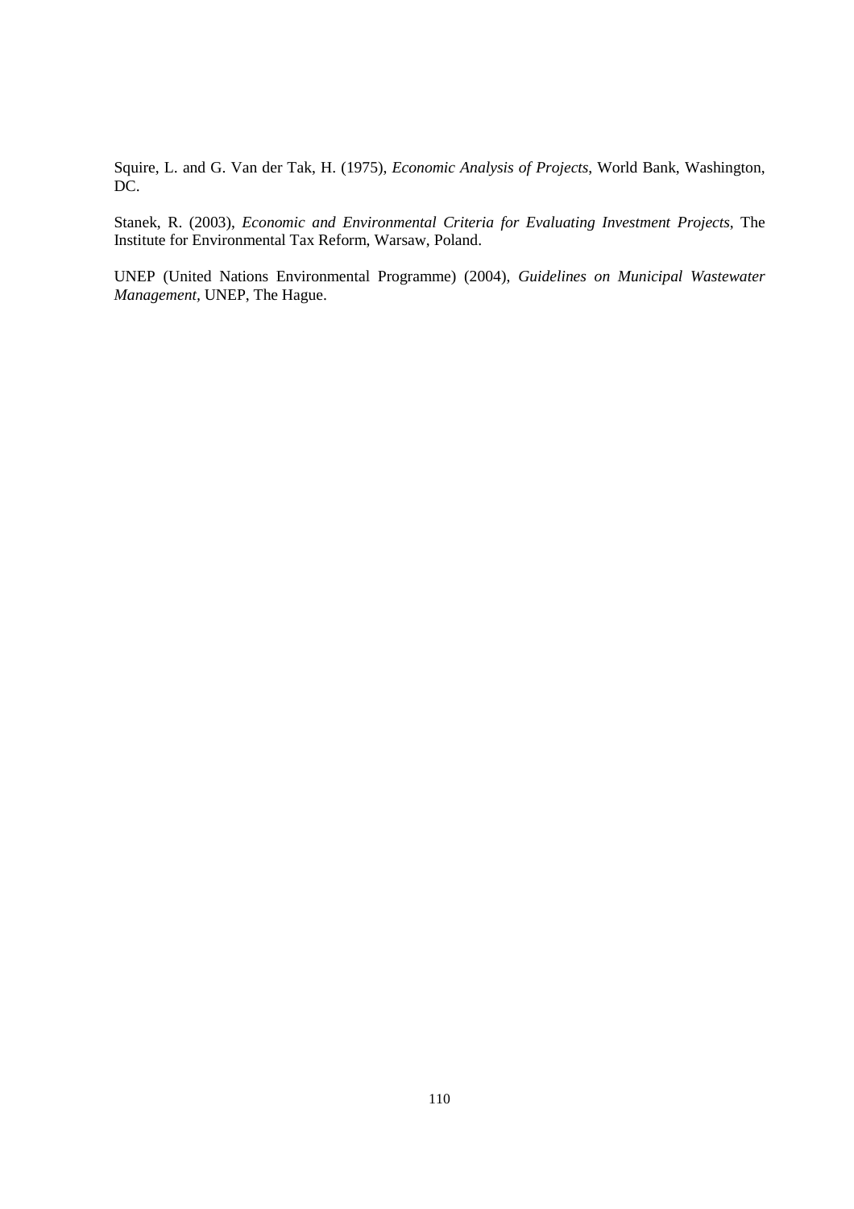Squire, L. and G. Van der Tak, H. (1975), *Economic Analysis of Projects*, World Bank, Washington, DC.

Stanek, R. (2003), *Economic and Environmental Criteria for Evaluating Investment Projects*, The Institute for Environmental Tax Reform, Warsaw, Poland.

UNEP (United Nations Environmental Programme) (2004), *Guidelines on Municipal Wastewater Management*, UNEP, The Hague.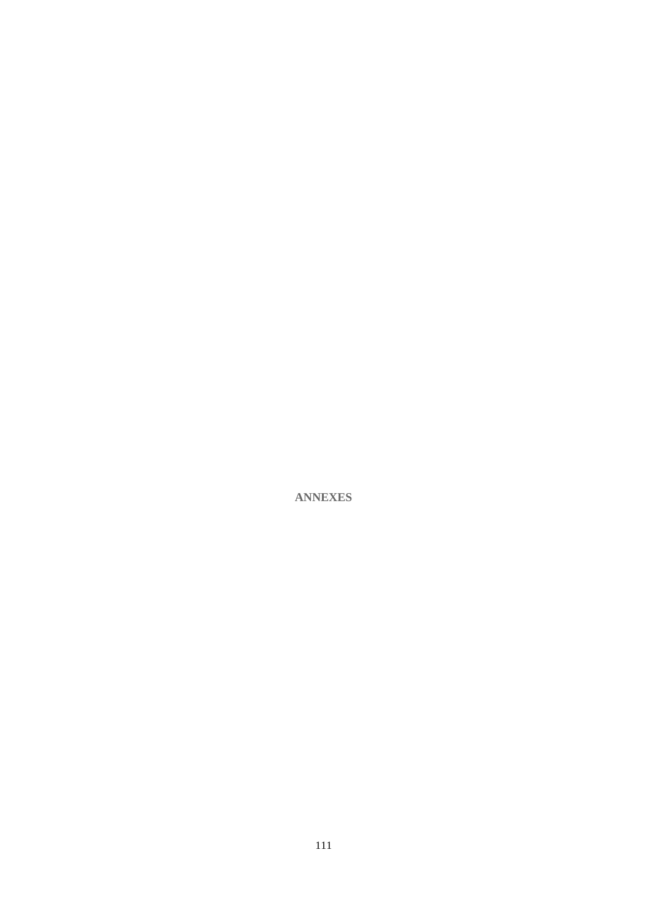# ANNEXES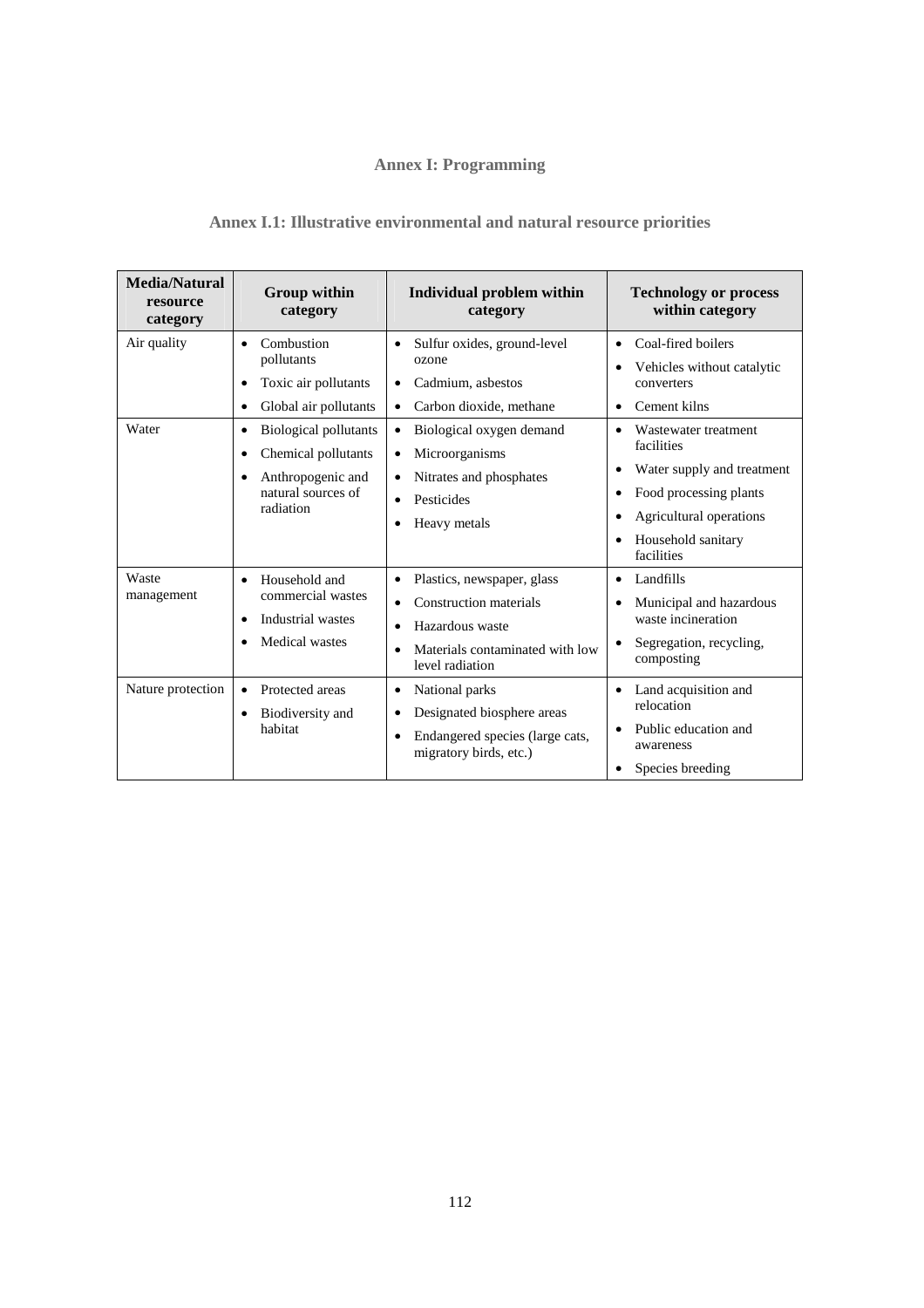# Annex I: Programming

## Annex I.1: Illustrative environmental and natural resource priorities

| Media/Natural resource category | Group within category | Individual problem within category | Technology or process within category |
|---|---|---|---|
| Air quality | • Combustion pollutants<br>• Toxic air pollutants<br>• Global air pollutants | • Sulfur oxides, ground-level ozone<br>• Cadmium, asbestos<br>• Carbon dioxide, methane | • Coal-fired boilers<br>• Vehicles without catalytic converters<br>• Cement kilns |
| Water | • Biological pollutants<br>• Chemical pollutants<br>• Anthropogenic and natural sources of radiation | • Biological oxygen demand<br>• Microorganisms<br>• Nitrates and phosphates<br>• Pesticides<br>• Heavy metals | • Wastewater treatment facilities<br>• Water supply and treatment<br>• Food processing plants<br>• Agricultural operations<br>• Household sanitary facilities |
| Waste management | • Household and commercial wastes<br>• Industrial wastes<br>• Medical wastes | • Plastics, newspaper, glass<br>• Construction materials<br>• Hazardous waste<br>• Materials contaminated with low level radiation | • Landfills<br>• Municipal and hazardous waste incineration<br>• Segregation, recycling, composting |
| Nature protection | • Protected areas<br>• Biodiversity and habitat | • National parks<br>• Designated biosphere areas<br>• Endangered species (large cats, migratory birds, etc.) | • Land acquisition and relocation<br>• Public education and awareness<br>• Species breeding |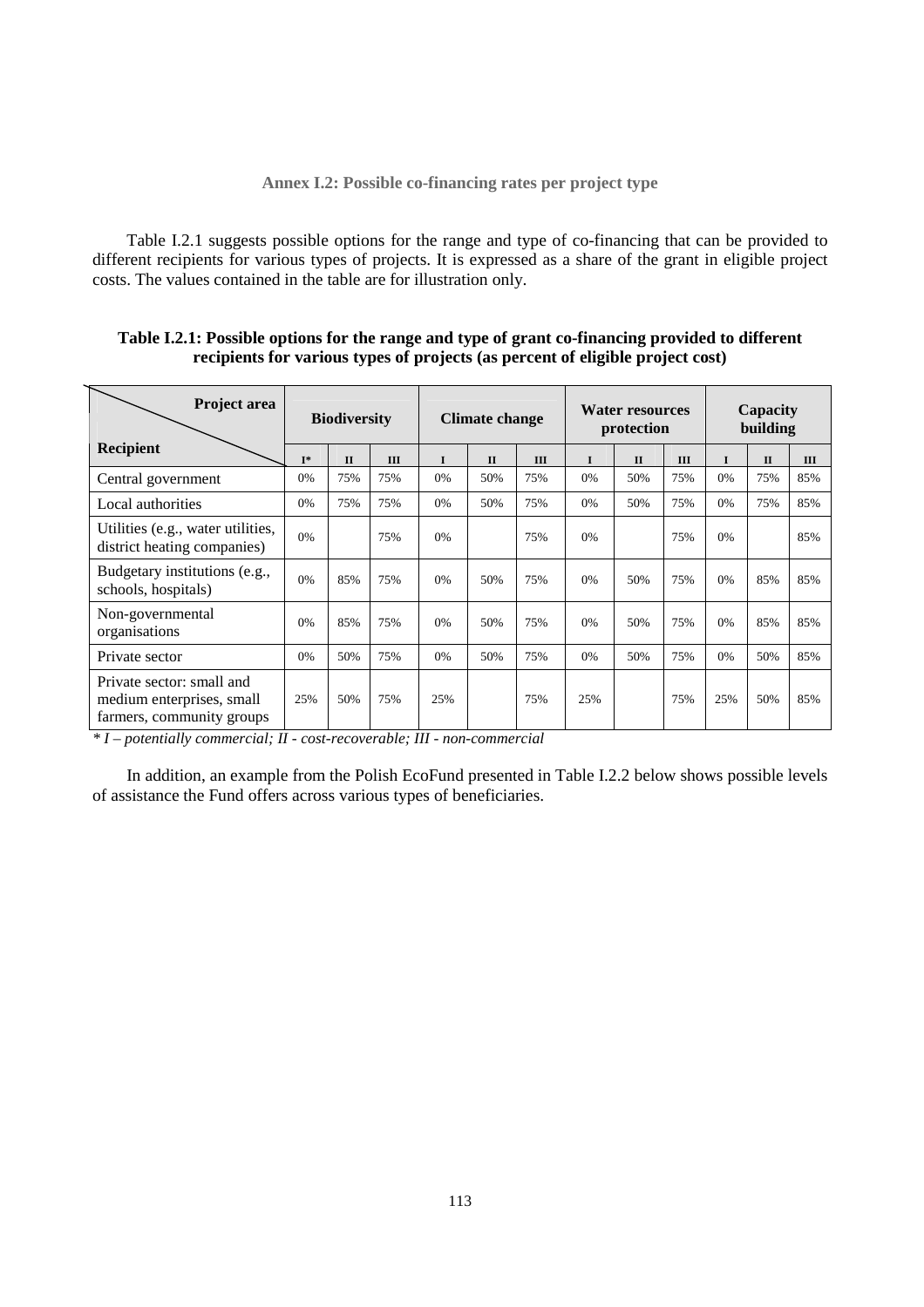### Annex I.2: Possible co-financing rates per project type

Table I.2.1 suggests possible options for the range and type of co-financing that can be provided to different recipients for various types of projects. It is expressed as a share of the grant in eligible project costs. The values contained in the table are for illustration only.

**Table I.2.1: Possible options for the range and type of grant co-financing provided to different recipients for various types of projects (as percent of eligible project cost)**

| Project area / Recipient | Biodiversity | | | Climate change | | | Water resources protection | | | Capacity building | | |
|---|---|---|---|---|---|---|---|---|---|---|---|---|
| | I* | II | III | I | II | III | I | II | III | I | II | III |
| Central government | 0% | 75% | 75% | 0% | 50% | 75% | 0% | 50% | 75% | 0% | 75% | 85% |
| Local authorities | 0% | 75% | 75% | 0% | 50% | 75% | 0% | 50% | 75% | 0% | 75% | 85% |
| Utilities (e.g., water utilities, district heating companies) | 0% | | 75% | 0% | | 75% | 0% | | 75% | 0% | | 85% |
| Budgetary institutions (e.g., schools, hospitals) | 0% | 85% | 75% | 0% | 50% | 75% | 0% | 50% | 75% | 0% | 85% | 85% |
| Non-governmental organisations | 0% | 85% | 75% | 0% | 50% | 75% | 0% | 50% | 75% | 0% | 85% | 85% |
| Private sector | 0% | 50% | 75% | 0% | 50% | 75% | 0% | 50% | 75% | 0% | 50% | 85% |
| Private sector: small and medium enterprises, small farmers, community groups | 25% | 50% | 75% | 25% | | 75% | 25% | | 75% | 25% | 50% | 85% |

*\* I – potentially commercial; II - cost-recoverable; III - non-commercial*

In addition, an example from the Polish EcoFund presented in Table I.2.2 below shows possible levels of assistance the Fund offers across various types of beneficiaries.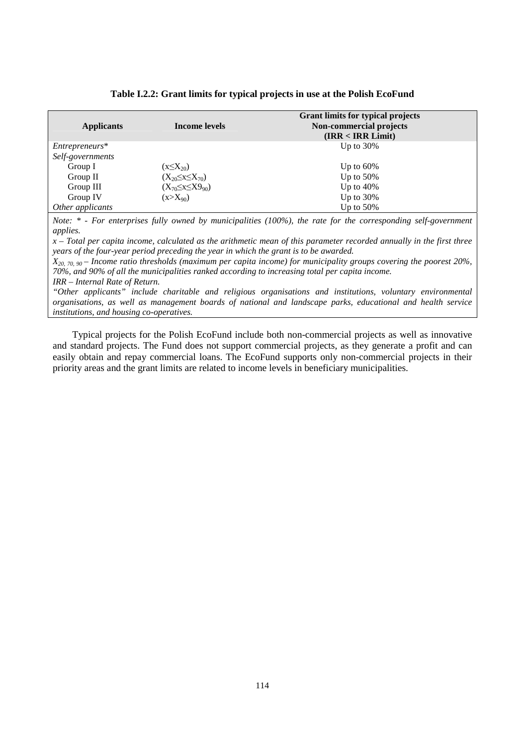**Table I.2.2: Grant limits for typical projects in use at the Polish EcoFund**

| Applicants | Income levels | Grant limits for typical projects Non-commercial projects (IRR < IRR Limit) |
|---|---|---|
| *Entrepreneurs\** | | Up to 30% |
| *Self-governments* | | |
| Group I | $(x \leq X_{20})$ | Up to 60% |
| Group II | $(X_{20} \leq x \leq X_{70})$ | Up to 50% |
| Group III | $(X_{70} \leq x \leq X9_{90})$ | Up to 40% |
| Group IV | $(x > X_{90})$ | Up to 30% |
| *Other applicants* | | Up to 50% |

*Note: \* - For enterprises fully owned by municipalities (100%), the rate for the corresponding self-government applies.*

*x – Total per capita income, calculated as the arithmetic mean of this parameter recorded annually in the first three years of the four-year period preceding the year in which the grant is to be awarded.*

*$X_{20,\ 70,\ 90}$ – Income ratio thresholds (maximum per capita income) for municipality groups covering the poorest 20%, 70%, and 90% of all the municipalities ranked according to increasing total per capita income.*

*IRR – Internal Rate of Return.*

*"Other applicants" include charitable and religious organisations and institutions, voluntary environmental organisations, as well as management boards of national and landscape parks, educational and health service institutions, and housing co-operatives.*

Typical projects for the Polish EcoFund include both non-commercial projects as well as innovative and standard projects. The Fund does not support commercial projects, as they generate a profit and can easily obtain and repay commercial loans. The EcoFund supports only non-commercial projects in their priority areas and the grant limits are related to income levels in beneficiary municipalities.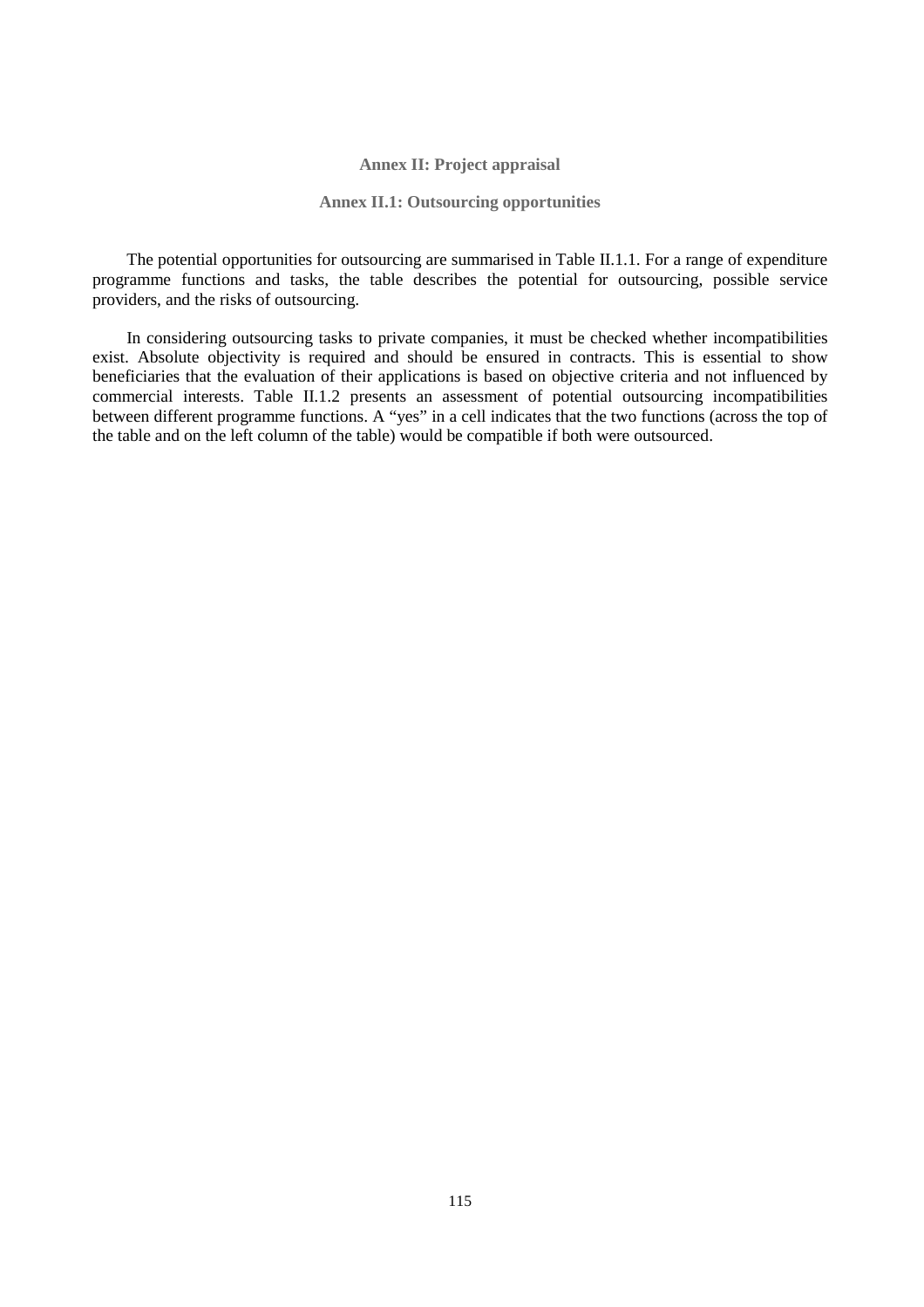## Annex II: Project appraisal

### Annex II.1: Outsourcing opportunities

The potential opportunities for outsourcing are summarised in Table II.1.1. For a range of expenditure programme functions and tasks, the table describes the potential for outsourcing, possible service providers, and the risks of outsourcing.

In considering outsourcing tasks to private companies, it must be checked whether incompatibilities exist. Absolute objectivity is required and should be ensured in contracts. This is essential to show beneficiaries that the evaluation of their applications is based on objective criteria and not influenced by commercial interests. Table II.1.2 presents an assessment of potential outsourcing incompatibilities between different programme functions. A "yes" in a cell indicates that the two functions (across the top of the table and on the left column of the table) would be compatible if both were outsourced.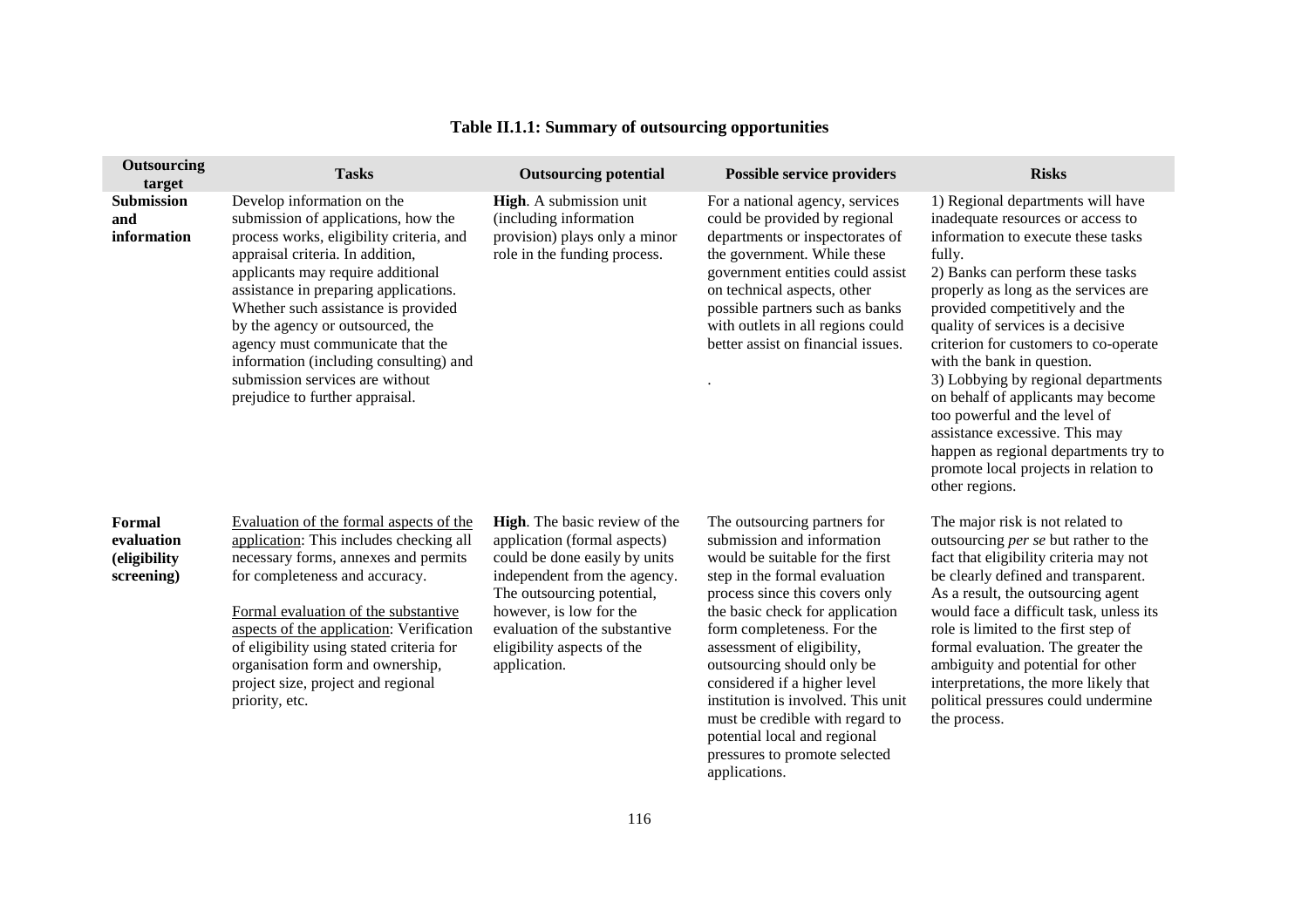**Table II.1.1: Summary of outsourcing opportunities**

| Outsourcing target | Tasks | Outsourcing potential | Possible service providers | Risks |
| --- | --- | --- | --- | --- |
| **Submission and information** | Develop information on the submission of applications, how the process works, eligibility criteria, and appraisal criteria. In addition, applicants may require additional assistance in preparing applications. Whether such assistance is provided by the agency or outsourced, the agency must communicate that the information (including consulting) and submission services are without prejudice to further appraisal. | **High**. A submission unit (including information provision) plays only a minor role in the funding process. | For a national agency, services could be provided by regional departments or inspectorates of the government. While these government entities could assist on technical aspects, other possible partners such as banks with outlets in all regions could better assist on financial issues. . | 1) Regional departments will have inadequate resources or access to information to execute these tasks fully.<br>2) Banks can perform these tasks properly as long as the services are provided competitively and the quality of services is a decisive criterion for customers to co-operate with the bank in question.<br>3) Lobbying by regional departments on behalf of applicants may become too powerful and the level of assistance excessive. This may happen as regional departments try to promote local projects in relation to other regions. |
| **Formal evaluation (eligibility screening)** | <u>Evaluation of the formal aspects of the application</u>: This includes checking all necessary forms, annexes and permits for completeness and accuracy.<br><br><u>Formal evaluation of the substantive aspects of the application</u>: Verification of eligibility using stated criteria for organisation form and ownership, project size, project and regional priority, etc. | **High**. The basic review of the application (formal aspects) could be done easily by units independent from the agency. The outsourcing potential, however, is low for the evaluation of the substantive eligibility aspects of the application. | The outsourcing partners for submission and information would be suitable for the first step in the formal evaluation process since this covers only the basic check for application form completeness. For the assessment of eligibility, outsourcing should only be considered if a higher level institution is involved. This unit must be credible with regard to potential local and regional pressures to promote selected applications. | The major risk is not related to outsourcing *per se* but rather to the fact that eligibility criteria may not be clearly defined and transparent. As a result, the outsourcing agent would face a difficult task, unless its role is limited to the first step of formal evaluation. The greater the ambiguity and potential for other interpretations, the more likely that political pressures could undermine the process. |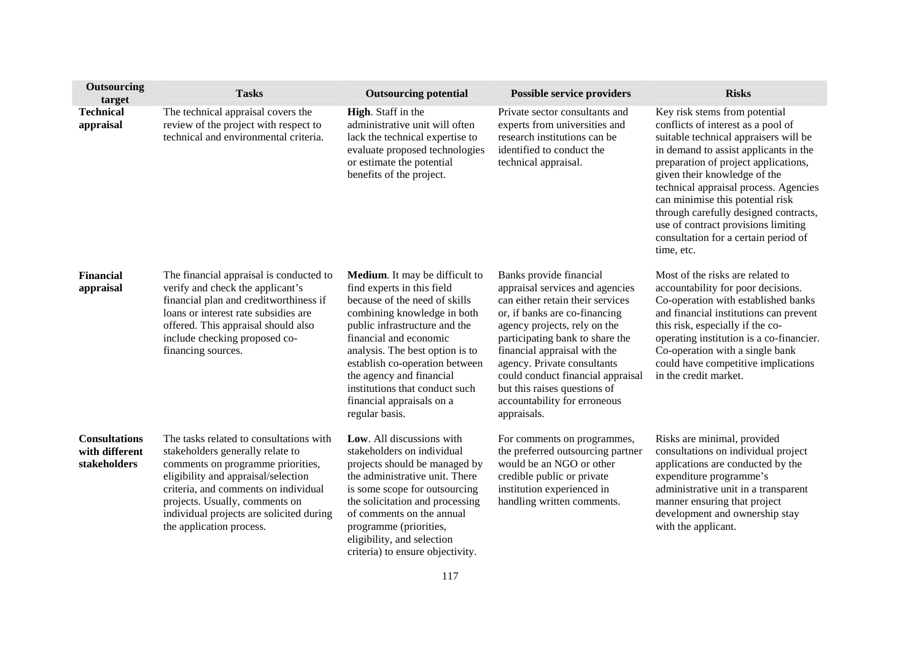| Outsourcing target | Tasks | Outsourcing potential | Possible service providers | Risks |
|---|---|---|---|---|
| **Technical appraisal** | The technical appraisal covers the review of the project with respect to technical and environmental criteria. | **High**. Staff in the administrative unit will often lack the technical expertise to evaluate proposed technologies or estimate the potential benefits of the project. | Private sector consultants and experts from universities and research institutions can be identified to conduct the technical appraisal. | Key risk stems from potential conflicts of interest as a pool of suitable technical appraisers will be in demand to assist applicants in the preparation of project applications, given their knowledge of the technical appraisal process. Agencies can minimise this potential risk through carefully designed contracts, use of contract provisions limiting consultation for a certain period of time, etc. |
| **Financial appraisal** | The financial appraisal is conducted to verify and check the applicant's financial plan and creditworthiness if loans or interest rate subsidies are offered. This appraisal should also include checking proposed co-financing sources. | **Medium**. It may be difficult to find experts in this field because of the need of skills combining knowledge in both public infrastructure and the financial and economic analysis. The best option is to establish co-operation between the agency and financial institutions that conduct such financial appraisals on a regular basis. | Banks provide financial appraisal services and agencies can either retain their services or, if banks are co-financing agency projects, rely on the participating bank to share the financial appraisal with the agency. Private consultants could conduct financial appraisal but this raises questions of accountability for erroneous appraisals. | Most of the risks are related to accountability for poor decisions. Co-operation with established banks and financial institutions can prevent this risk, especially if the co-operating institution is a co-financier. Co-operation with a single bank could have competitive implications in the credit market. |
| **Consultations with different stakeholders** | The tasks related to consultations with stakeholders generally relate to comments on programme priorities, eligibility and appraisal/selection criteria, and comments on individual projects. Usually, comments on individual projects are solicited during the application process. | **Low**. All discussions with stakeholders on individual projects should be managed by the administrative unit. There is some scope for outsourcing the solicitation and processing of comments on the annual programme (priorities, eligibility, and selection criteria) to ensure objectivity. | For comments on programmes, the preferred outsourcing partner would be an NGO or other credible public or private institution experienced in handling written comments. | Risks are minimal, provided consultations on individual project applications are conducted by the expenditure programme's administrative unit in a transparent manner ensuring that project development and ownership stay with the applicant. |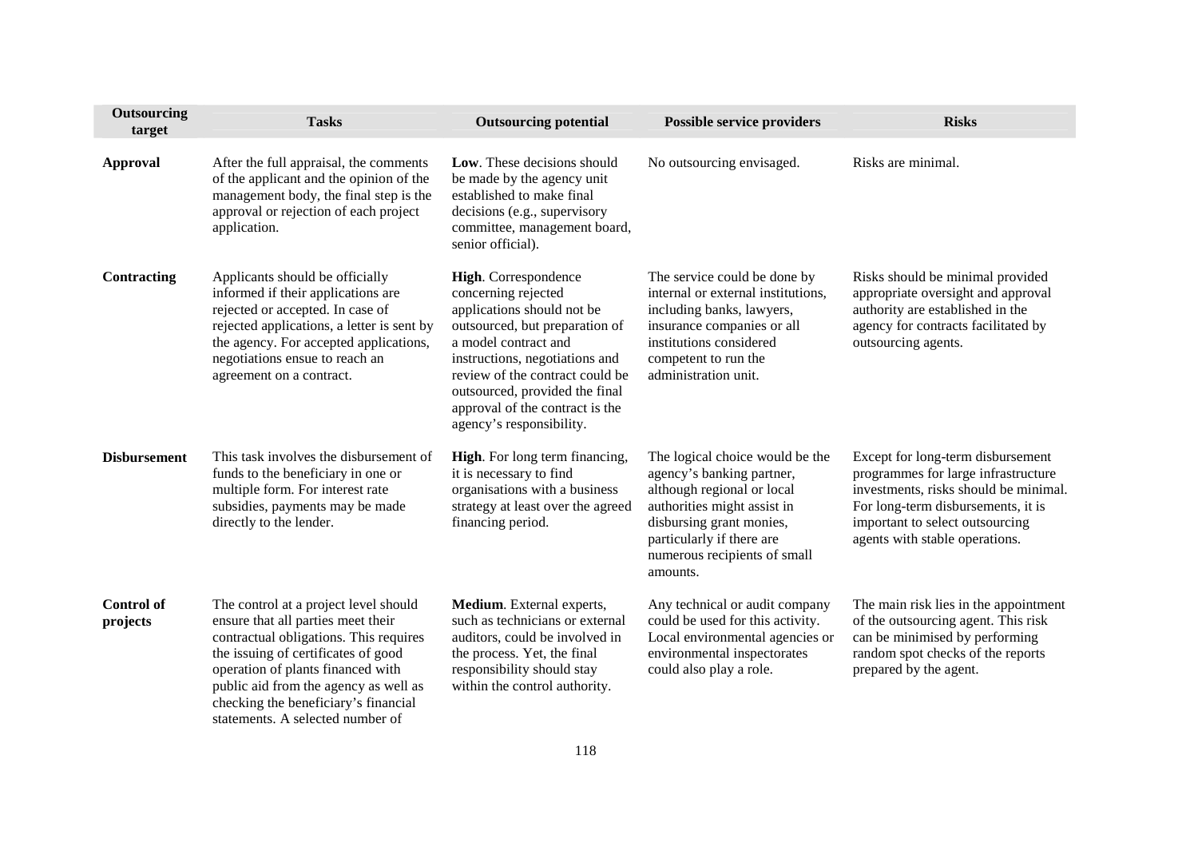| Outsourcing target | Tasks | Outsourcing potential | Possible service providers | Risks |
|---|---|---|---|---|
| **Approval** | After the full appraisal, the comments of the applicant and the opinion of the management body, the final step is the approval or rejection of each project application. | **Low**. These decisions should be made by the agency unit established to make final decisions (e.g., supervisory committee, management board, senior official). | No outsourcing envisaged. | Risks are minimal. |
| **Contracting** | Applicants should be officially informed if their applications are rejected or accepted. In case of rejected applications, a letter is sent by the agency. For accepted applications, negotiations ensue to reach an agreement on a contract. | **High**. Correspondence concerning rejected applications should not be outsourced, but preparation of a model contract and instructions, negotiations and review of the contract could be outsourced, provided the final approval of the contract is the agency's responsibility. | The service could be done by internal or external institutions, including banks, lawyers, insurance companies or all institutions considered competent to run the administration unit. | Risks should be minimal provided appropriate oversight and approval authority are established in the agency for contracts facilitated by outsourcing agents. |
| **Disbursement** | This task involves the disbursement of funds to the beneficiary in one or multiple form. For interest rate subsidies, payments may be made directly to the lender. | **High**. For long term financing, it is necessary to find organisations with a business strategy at least over the agreed financing period. | The logical choice would be the agency's banking partner, although regional or local authorities might assist in disbursing grant monies, particularly if there are numerous recipients of small amounts. | Except for long-term disbursement programmes for large infrastructure investments, risks should be minimal. For long-term disbursements, it is important to select outsourcing agents with stable operations. |
| **Control of projects** | The control at a project level should ensure that all parties meet their contractual obligations. This requires the issuing of certificates of good operation of plants financed with public aid from the agency as well as checking the beneficiary's financial statements. A selected number of | **Medium**. External experts, such as technicians or external auditors, could be involved in the process. Yet, the final responsibility should stay within the control authority. | Any technical or audit company could be used for this activity. Local environmental agencies or environmental inspectorates could also play a role. | The main risk lies in the appointment of the outsourcing agent. This risk can be minimised by performing random spot checks of the reports prepared by the agent. |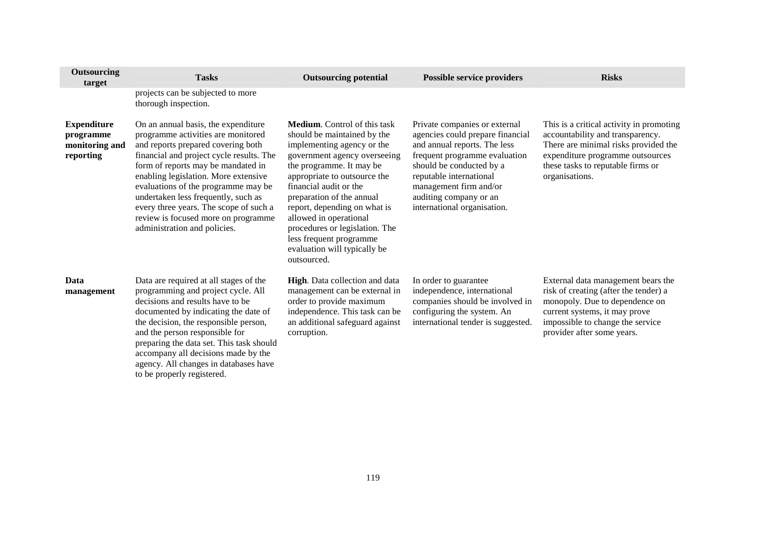| Outsourcing target | Tasks | Outsourcing potential | Possible service providers | Risks |
|---|---|---|---|---|
| | projects can be subjected to more thorough inspection. | | | |
| **Expenditure programme monitoring and reporting** | On an annual basis, the expenditure programme activities are monitored and reports prepared covering both financial and project cycle results. The form of reports may be mandated in enabling legislation. More extensive evaluations of the programme may be undertaken less frequently, such as every three years. The scope of such a review is focused more on programme administration and policies. | **Medium**. Control of this task should be maintained by the implementing agency or the government agency overseeing the programme. It may be appropriate to outsource the financial audit or the preparation of the annual report, depending on what is allowed in operational procedures or legislation. The less frequent programme evaluation will typically be outsourced. | Private companies or external agencies could prepare financial and annual reports. The less frequent programme evaluation should be conducted by a reputable international management firm and/or auditing company or an international organisation. | This is a critical activity in promoting accountability and transparency. There are minimal risks provided the expenditure programme outsources these tasks to reputable firms or organisations. |
| **Data management** | Data are required at all stages of the programming and project cycle. All decisions and results have to be documented by indicating the date of the decision, the responsible person, and the person responsible for preparing the data set. This task should accompany all decisions made by the agency. All changes in databases have to be properly registered. | **High**. Data collection and data management can be external in order to provide maximum independence. This task can be an additional safeguard against corruption. | In order to guarantee independence, international companies should be involved in configuring the system. An international tender is suggested. | External data management bears the risk of creating (after the tender) a monopoly. Due to dependence on current systems, it may prove impossible to change the service provider after some years. |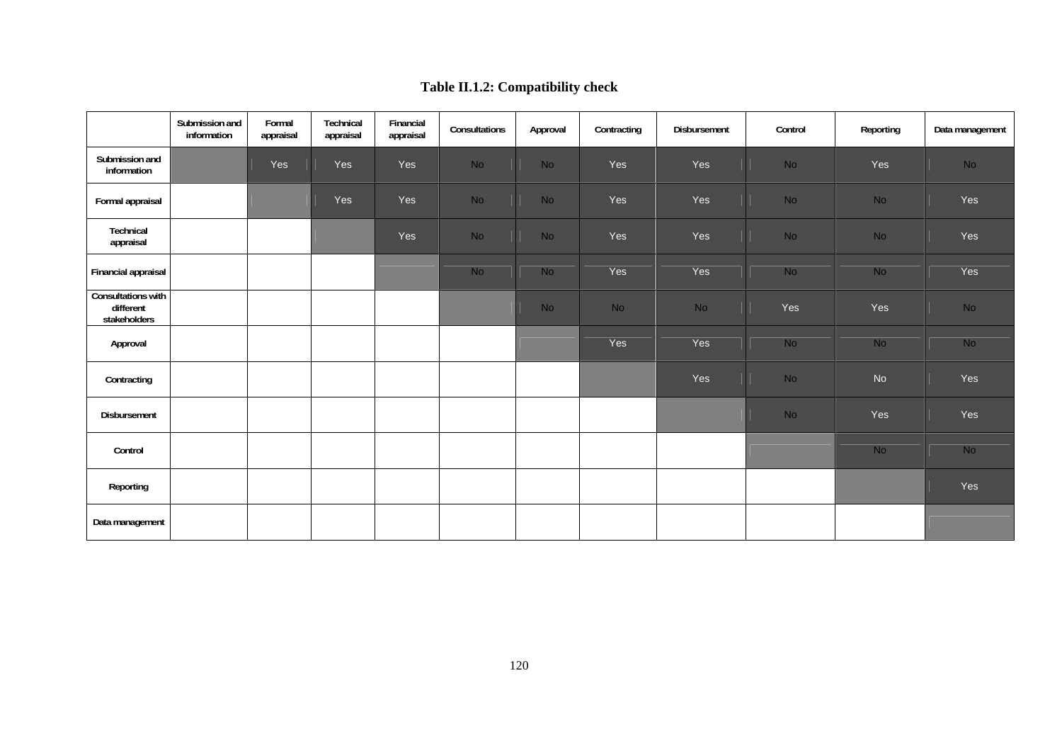**Table II.1.2: Compatibility check**

| | Submission and information | Formal appraisal | Technical appraisal | Financial appraisal | Consultations | Approval | Contracting | Disbursement | Control | Reporting | Data management |
|---|---|---|---|---|---|---|---|---|---|---|---|
| Submission and information | | Yes | Yes | Yes | No | No | Yes | Yes | No | Yes | No |
| Formal appraisal | | | Yes | Yes | No | No | Yes | Yes | No | No | Yes |
| Technical appraisal | | | | Yes | No | No | Yes | Yes | No | No | Yes |
| Financial appraisal | | | | | No | No | Yes | Yes | No | No | Yes |
| Consultations with different stakeholders | | | | | | No | No | No | Yes | Yes | No |
| Approval | | | | | | | Yes | Yes | No | No | No |
| Contracting | | | | | | | | Yes | No | No | Yes |
| Disbursement | | | | | | | | | No | Yes | Yes |
| Control | | | | | | | | | | No | No |
| Reporting | | | | | | | | | | | Yes |
| Data management | | | | | | | | | | | |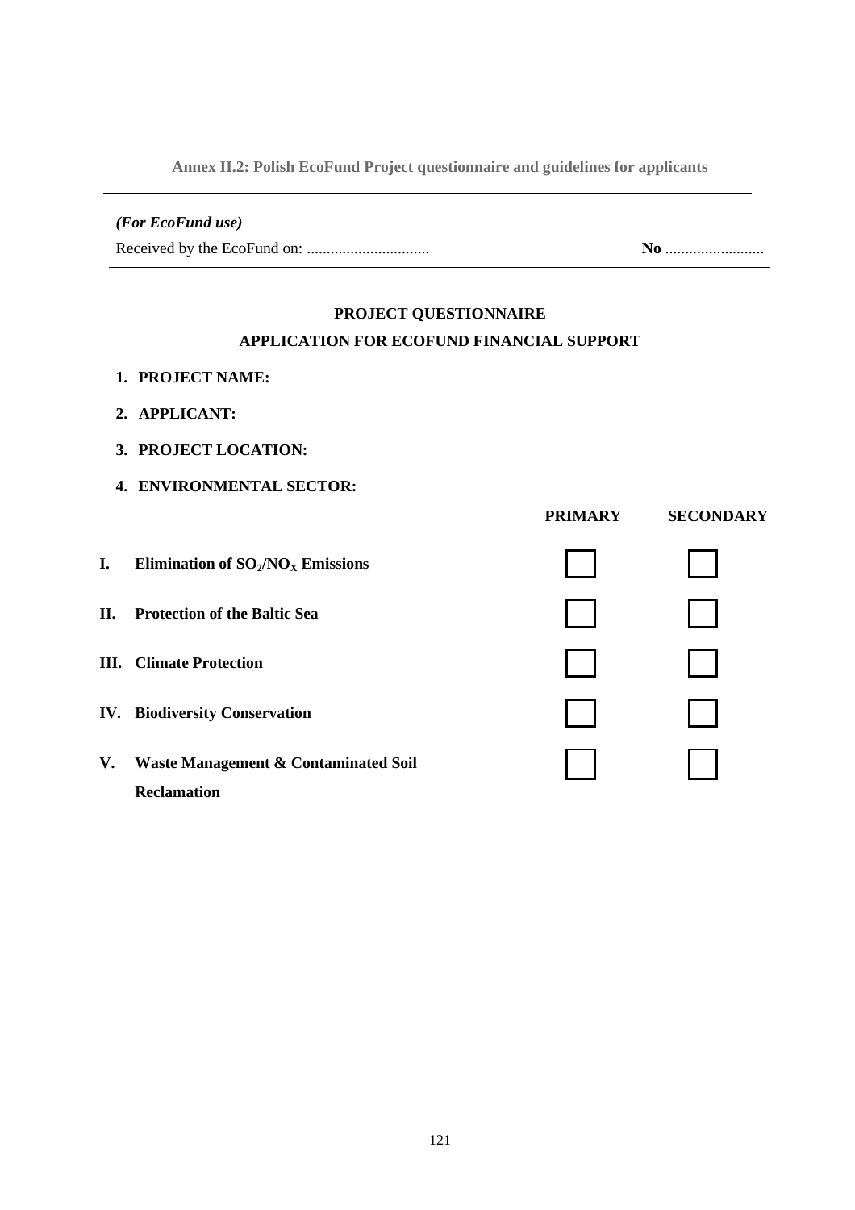**Annex II.2: Polish EcoFund Project questionnaire and guidelines for applicants**

---

*(For EcoFund use)*

Received by the EcoFund on: ............................... **No** .........................

---

**PROJECT QUESTIONNAIRE**

**APPLICATION FOR ECOFUND FINANCIAL SUPPORT**

1. **PROJECT NAME:**
2. **APPLICANT:**
3. **PROJECT LOCATION:**
4. **ENVIRONMENTAL SECTOR:**

| | | PRIMARY | SECONDARY |
|---|---|---|---|
| **I.** | **Elimination of $SO_2$/$NO_X$ Emissions** | ☐ | ☐ |
| **II.** | **Protection of the Baltic Sea** | ☐ | ☐ |
| **III.** | **Climate Protection** | ☐ | ☐ |
| **IV.** | **Biodiversity Conservation** | ☐ | ☐ |
| **V.** | **Waste Management & Contaminated Soil Reclamation** | ☐ | ☐ |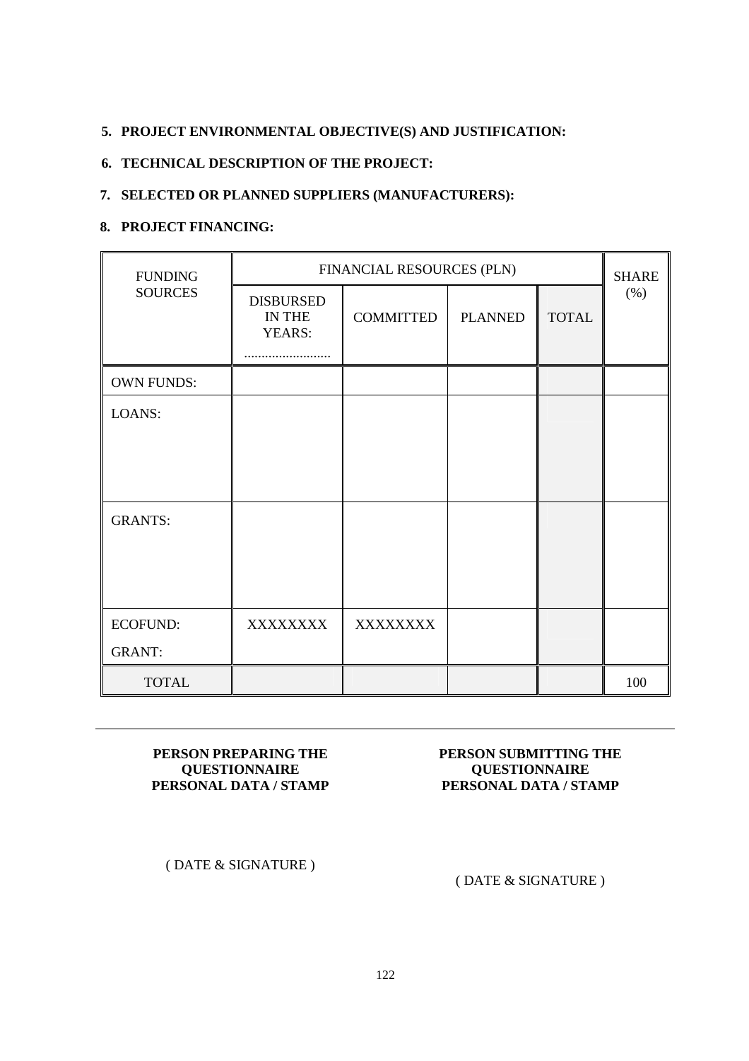5. **PROJECT ENVIRONMENTAL OBJECTIVE(S) AND JUSTIFICATION:**

6. **TECHNICAL DESCRIPTION OF THE PROJECT:**

7. **SELECTED OR PLANNED SUPPLIERS (MANUFACTURERS):**

8. **PROJECT FINANCING:**

| FUNDING SOURCES | FINANCIAL RESOURCES (PLN) | | | | SHARE (%) |
|---|---|---|---|---|---|
| | DISBURSED IN THE YEARS: ........................ | COMMITTED | PLANNED | TOTAL | |
| OWN FUNDS: | | | | | |
| LOANS: | | | | | |
| GRANTS: | | | | | |
| ECOFUND: GRANT: | XXXXXXXX | XXXXXXXX | | | |
| TOTAL | | | | | 100 |

---

**PERSON PREPARING THE QUESTIONNAIRE PERSONAL DATA / STAMP**

( DATE & SIGNATURE )

**PERSON SUBMITTING THE QUESTIONNAIRE PERSONAL DATA / STAMP**

( DATE & SIGNATURE )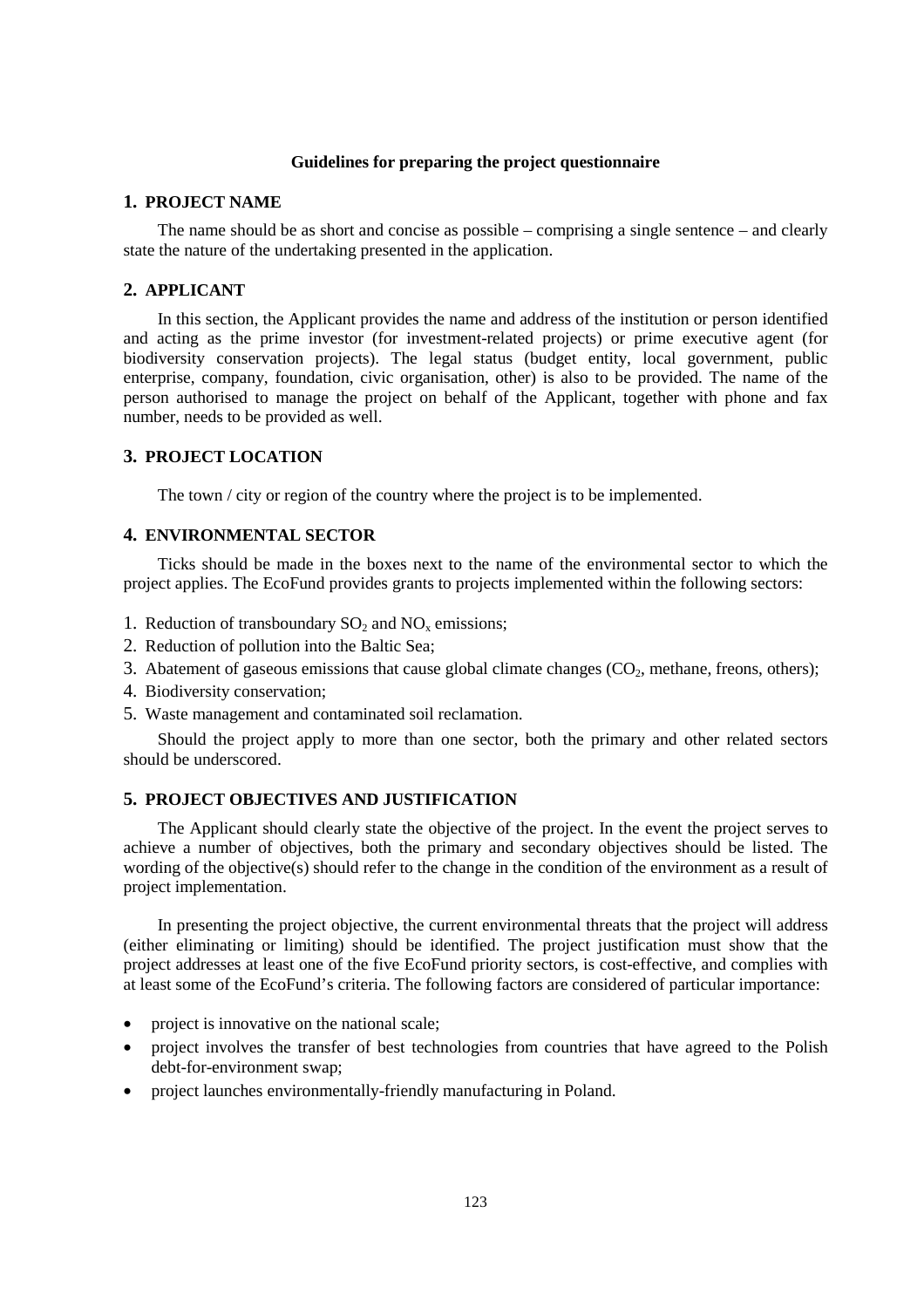**Guidelines for preparing the project questionnaire**

## 1. PROJECT NAME

The name should be as short and concise as possible – comprising a single sentence – and clearly state the nature of the undertaking presented in the application.

## 2. APPLICANT

In this section, the Applicant provides the name and address of the institution or person identified and acting as the prime investor (for investment-related projects) or prime executive agent (for biodiversity conservation projects). The legal status (budget entity, local government, public enterprise, company, foundation, civic organisation, other) is also to be provided. The name of the person authorised to manage the project on behalf of the Applicant, together with phone and fax number, needs to be provided as well.

## 3. PROJECT LOCATION

The town / city or region of the country where the project is to be implemented.

## 4. ENVIRONMENTAL SECTOR

Ticks should be made in the boxes next to the name of the environmental sector to which the project applies. The EcoFund provides grants to projects implemented within the following sectors:

1. Reduction of transboundary $SO_2$ and $NO_x$ emissions;
2. Reduction of pollution into the Baltic Sea;
3. Abatement of gaseous emissions that cause global climate changes ($CO_2$, methane, freons, others);
4. Biodiversity conservation;
5. Waste management and contaminated soil reclamation.

Should the project apply to more than one sector, both the primary and other related sectors should be underscored.

## 5. PROJECT OBJECTIVES AND JUSTIFICATION

The Applicant should clearly state the objective of the project. In the event the project serves to achieve a number of objectives, both the primary and secondary objectives should be listed. The wording of the objective(s) should refer to the change in the condition of the environment as a result of project implementation.

In presenting the project objective, the current environmental threats that the project will address (either eliminating or limiting) should be identified. The project justification must show that the project addresses at least one of the five EcoFund priority sectors, is cost-effective, and complies with at least some of the EcoFund's criteria. The following factors are considered of particular importance:

- project is innovative on the national scale;
- project involves the transfer of best technologies from countries that have agreed to the Polish debt-for-environment swap;
- project launches environmentally-friendly manufacturing in Poland.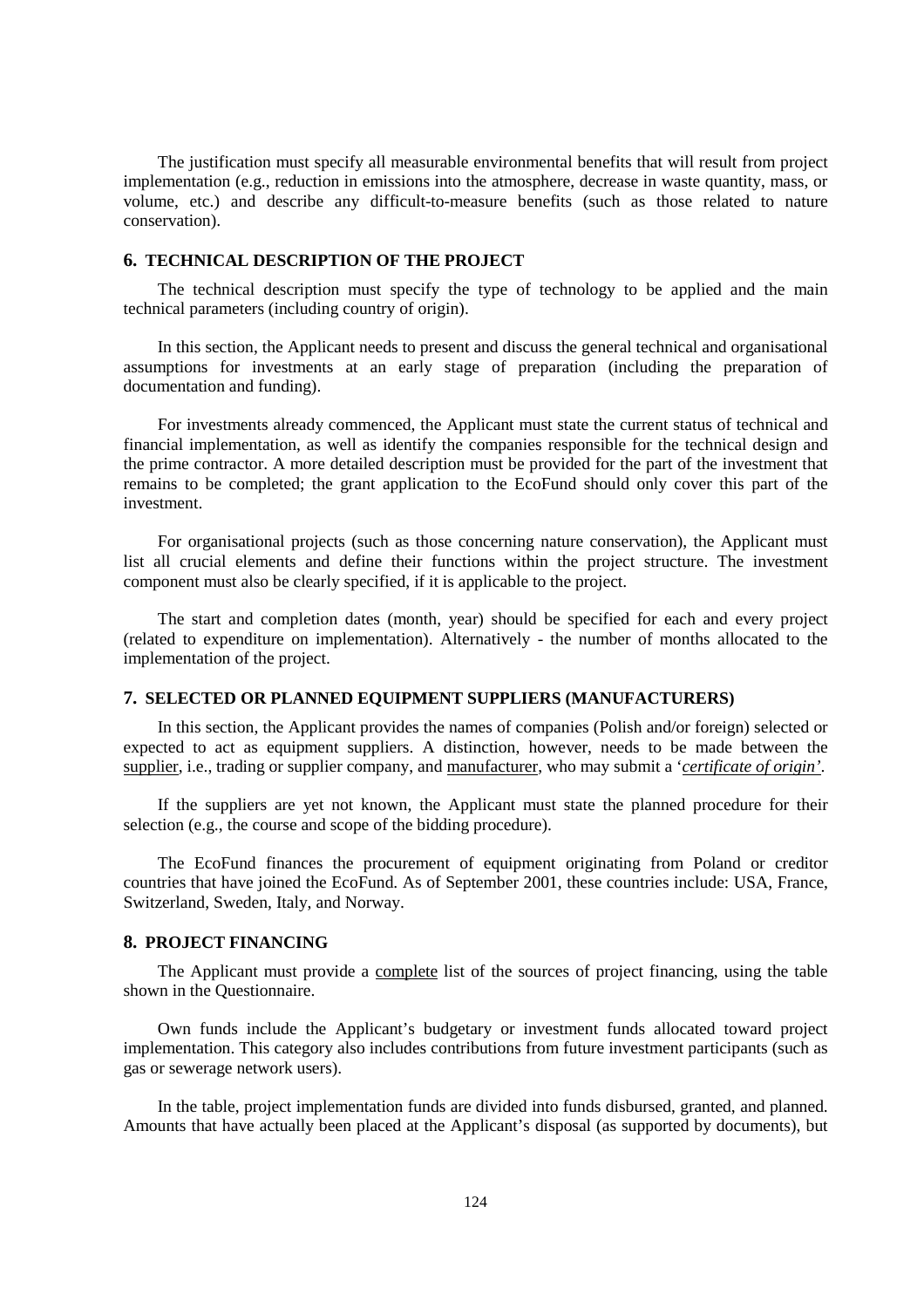The justification must specify all measurable environmental benefits that will result from project implementation (e.g., reduction in emissions into the atmosphere, decrease in waste quantity, mass, or volume, etc.) and describe any difficult-to-measure benefits (such as those related to nature conservation).

## 6. TECHNICAL DESCRIPTION OF THE PROJECT

The technical description must specify the type of technology to be applied and the main technical parameters (including country of origin).

In this section, the Applicant needs to present and discuss the general technical and organisational assumptions for investments at an early stage of preparation (including the preparation of documentation and funding).

For investments already commenced, the Applicant must state the current status of technical and financial implementation, as well as identify the companies responsible for the technical design and the prime contractor. A more detailed description must be provided for the part of the investment that remains to be completed; the grant application to the EcoFund should only cover this part of the investment.

For organisational projects (such as those concerning nature conservation), the Applicant must list all crucial elements and define their functions within the project structure. The investment component must also be clearly specified, if it is applicable to the project.

The start and completion dates (month, year) should be specified for each and every project (related to expenditure on implementation). Alternatively - the number of months allocated to the implementation of the project.

## 7. SELECTED OR PLANNED EQUIPMENT SUPPLIERS (MANUFACTURERS)

In this section, the Applicant provides the names of companies (Polish and/or foreign) selected or expected to act as equipment suppliers. A distinction, however, needs to be made between the supplier, i.e., trading or supplier company, and manufacturer, who may submit a '*certificate of origin*'.

If the suppliers are yet not known, the Applicant must state the planned procedure for their selection (e.g., the course and scope of the bidding procedure).

The EcoFund finances the procurement of equipment originating from Poland or creditor countries that have joined the EcoFund. As of September 2001, these countries include: USA, France, Switzerland, Sweden, Italy, and Norway.

## 8. PROJECT FINANCING

The Applicant must provide a complete list of the sources of project financing, using the table shown in the Questionnaire.

Own funds include the Applicant's budgetary or investment funds allocated toward project implementation. This category also includes contributions from future investment participants (such as gas or sewerage network users).

In the table, project implementation funds are divided into funds disbursed, granted, and planned. Amounts that have actually been placed at the Applicant's disposal (as supported by documents), but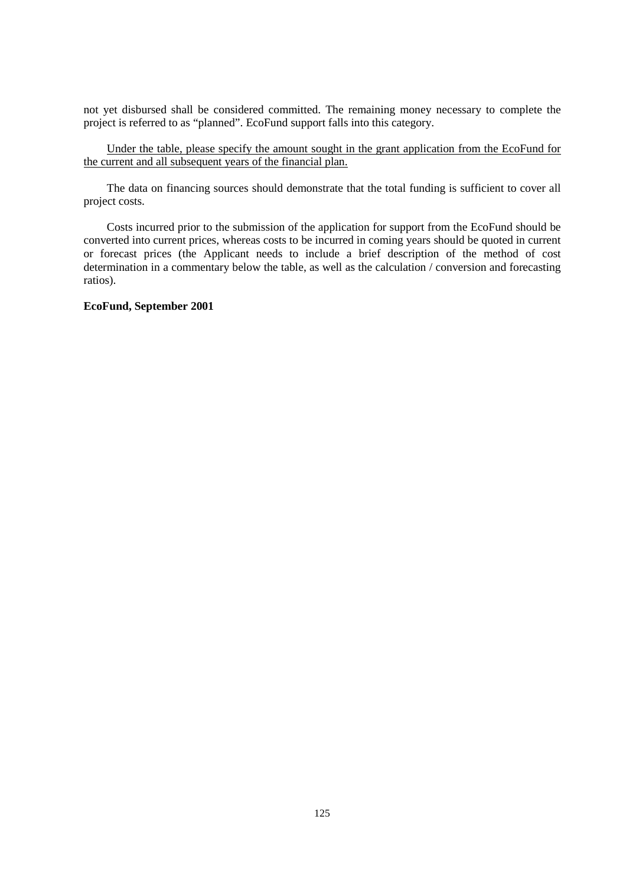not yet disbursed shall be considered committed. The remaining money necessary to complete the project is referred to as "planned". EcoFund support falls into this category.

Under the table, please specify the amount sought in the grant application from the EcoFund for the current and all subsequent years of the financial plan.

The data on financing sources should demonstrate that the total funding is sufficient to cover all project costs.

Costs incurred prior to the submission of the application for support from the EcoFund should be converted into current prices, whereas costs to be incurred in coming years should be quoted in current or forecast prices (the Applicant needs to include a brief description of the method of cost determination in a commentary below the table, as well as the calculation / conversion and forecasting ratios).

**EcoFund, September 2001**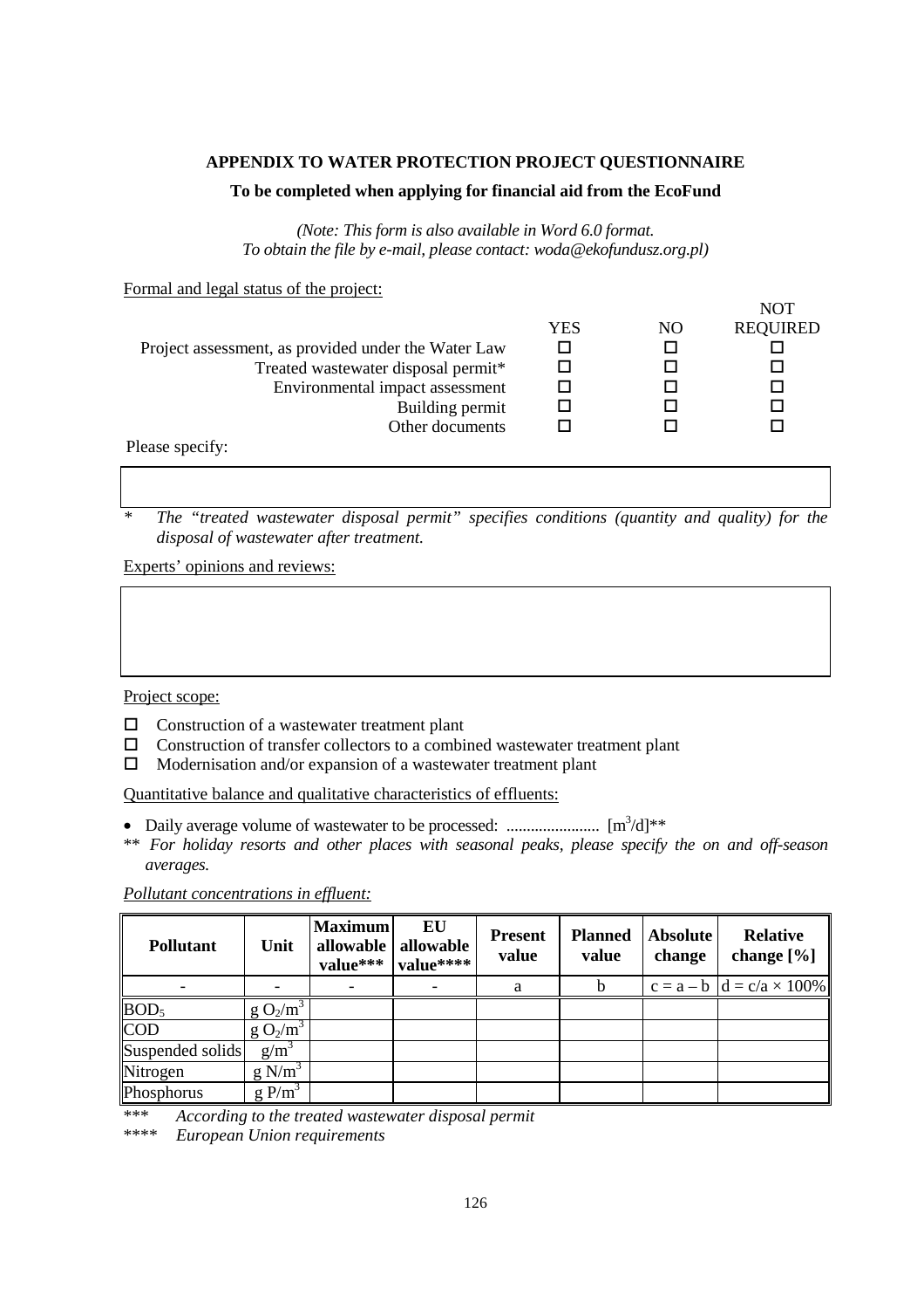## APPENDIX TO WATER PROTECTION PROJECT QUESTIONNAIRE

### To be completed when applying for financial aid from the EcoFund

*(Note: This form is also available in Word 6.0 format. To obtain the file by e-mail, please contact: woda@ekofundusz.org.pl)*

Formal and legal status of the project:

| | YES | NO | NOT REQUIRED |
|---|---|---|---|
| Project assessment, as provided under the Water Law | ☐ | ☐ | ☐ |
| Treated wastewater disposal permit* | ☐ | ☐ | ☐ |
| Environmental impact assessment | ☐ | ☐ | ☐ |
| Building permit | ☐ | ☐ | ☐ |
| Other documents | ☐ | ☐ | ☐ |

Please specify:

\* *The "treated wastewater disposal permit" specifies conditions (quantity and quality) for the disposal of wastewater after treatment.*

Experts' opinions and reviews:

Project scope:

- ☐ Construction of a wastewater treatment plant
- ☐ Construction of transfer collectors to a combined wastewater treatment plant
- ☐ Modernisation and/or expansion of a wastewater treatment plant

Quantitative balance and qualitative characteristics of effluents:

- Daily average volume of wastewater to be processed: ...................... [$m^3/d$]**

\*\* *For holiday resorts and other places with seasonal peaks, please specify the on and off-season averages.*

*Pollutant concentrations in effluent:*

| Pollutant | Unit | Maximum allowable value*** | EU allowable value**** | Present value | Planned value | Absolute change | Relative change [%] |
|---|---|---|---|---|---|---|---|
| - | - | - | - | a | b | c = a – b | d = c/a × 100% |
| $BOD_5$ | $g\ O_2/m^3$ | | | | | | |
| COD | $g\ O_2/m^3$ | | | | | | |
| Suspended solids | $g/m^3$ | | | | | | |
| Nitrogen | $g\ N/m^3$ | | | | | | |
| Phosphorus | $g\ P/m^3$ | | | | | | |

\*\*\* *According to the treated wastewater disposal permit*

\*\*\*\* *European Union requirements*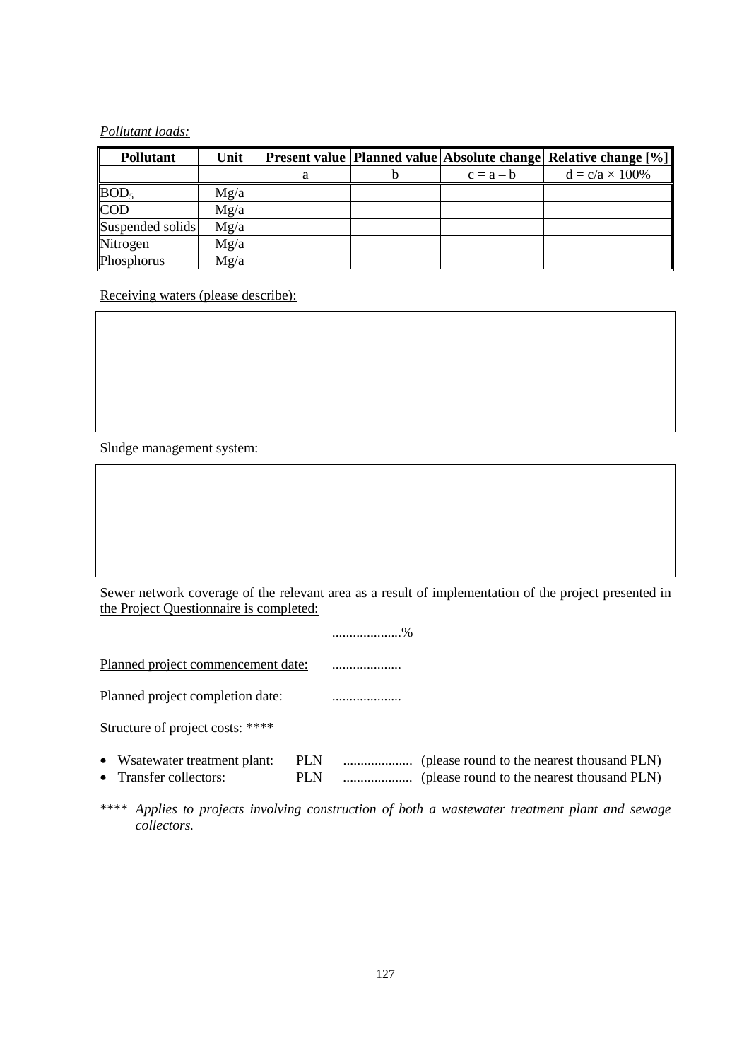*Pollutant loads:*

| Pollutant | Unit | Present value | Planned value | Absolute change | Relative change [%] |
|---|---|---|---|---|---|
| | | a | b | c = a – b | d = c/a × 100% |
| $BOD_5$ | Mg/a | | | | |
| COD | Mg/a | | | | |
| Suspended solids | Mg/a | | | | |
| Nitrogen | Mg/a | | | | |
| Phosphorus | Mg/a | | | | |

Receiving waters (please describe):

| |
|---|
| |

Sludge management system:

| |
|---|
| |

Sewer network coverage of the relevant area as a result of implementation of the project presented in the Project Questionnaire is completed:

....................%

Planned project commencement date: ....................

Planned project completion date: ....................

Structure of project costs: ****

- Wsatewater treatment plant: PLN .................... (please round to the nearest thousand PLN)
- Transfer collectors: PLN .................... (please round to the nearest thousand PLN)

**** *Applies to projects involving construction of both a wastewater treatment plant and sewage collectors.*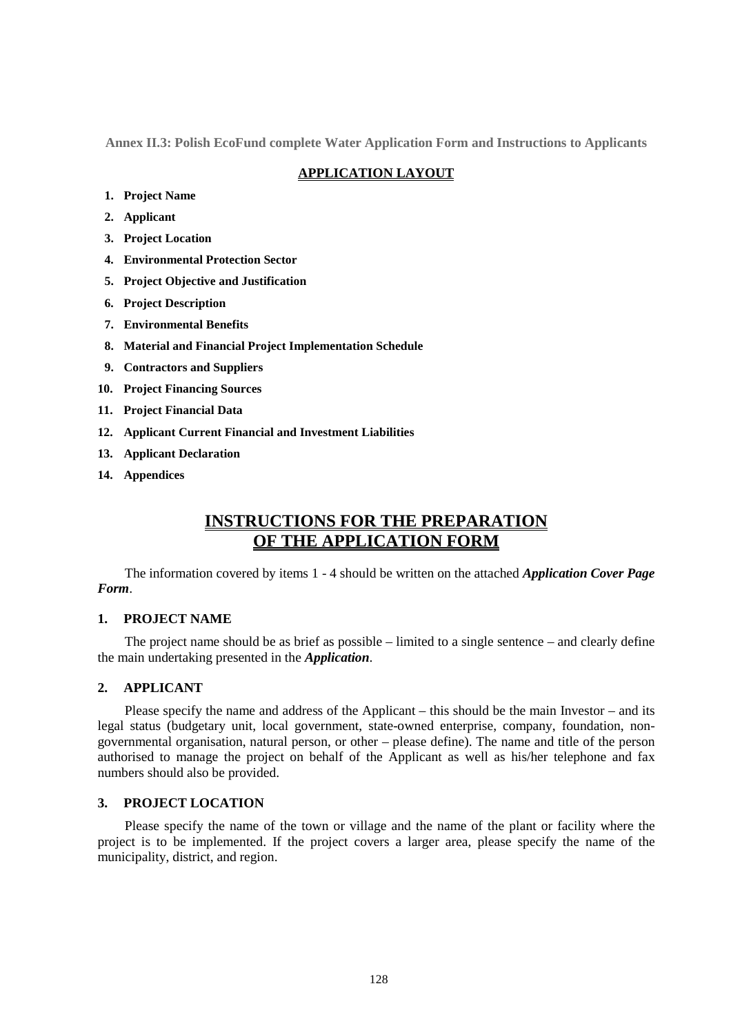**Annex II.3: Polish EcoFund complete Water Application Form and Instructions to Applicants**

**APPLICATION LAYOUT**

1. **Project Name**
2. **Applicant**
3. **Project Location**
4. **Environmental Protection Sector**
5. **Project Objective and Justification**
6. **Project Description**
7. **Environmental Benefits**
8. **Material and Financial Project Implementation Schedule**
9. **Contractors and Suppliers**
10. **Project Financing Sources**
11. **Project Financial Data**
12. **Applicant Current Financial and Investment Liabilities**
13. **Applicant Declaration**
14. **Appendices**

# INSTRUCTIONS FOR THE PREPARATION OF THE APPLICATION FORM

The information covered by items 1 - 4 should be written on the attached ***Application Cover Page Form***.

## 1. PROJECT NAME

The project name should be as brief as possible – limited to a single sentence – and clearly define the main undertaking presented in the ***Application***.

## 2. APPLICANT

Please specify the name and address of the Applicant – this should be the main Investor – and its legal status (budgetary unit, local government, state-owned enterprise, company, foundation, non-governmental organisation, natural person, or other – please define). The name and title of the person authorised to manage the project on behalf of the Applicant as well as his/her telephone and fax numbers should also be provided.

## 3. PROJECT LOCATION

Please specify the name of the town or village and the name of the plant or facility where the project is to be implemented. If the project covers a larger area, please specify the name of the municipality, district, and region.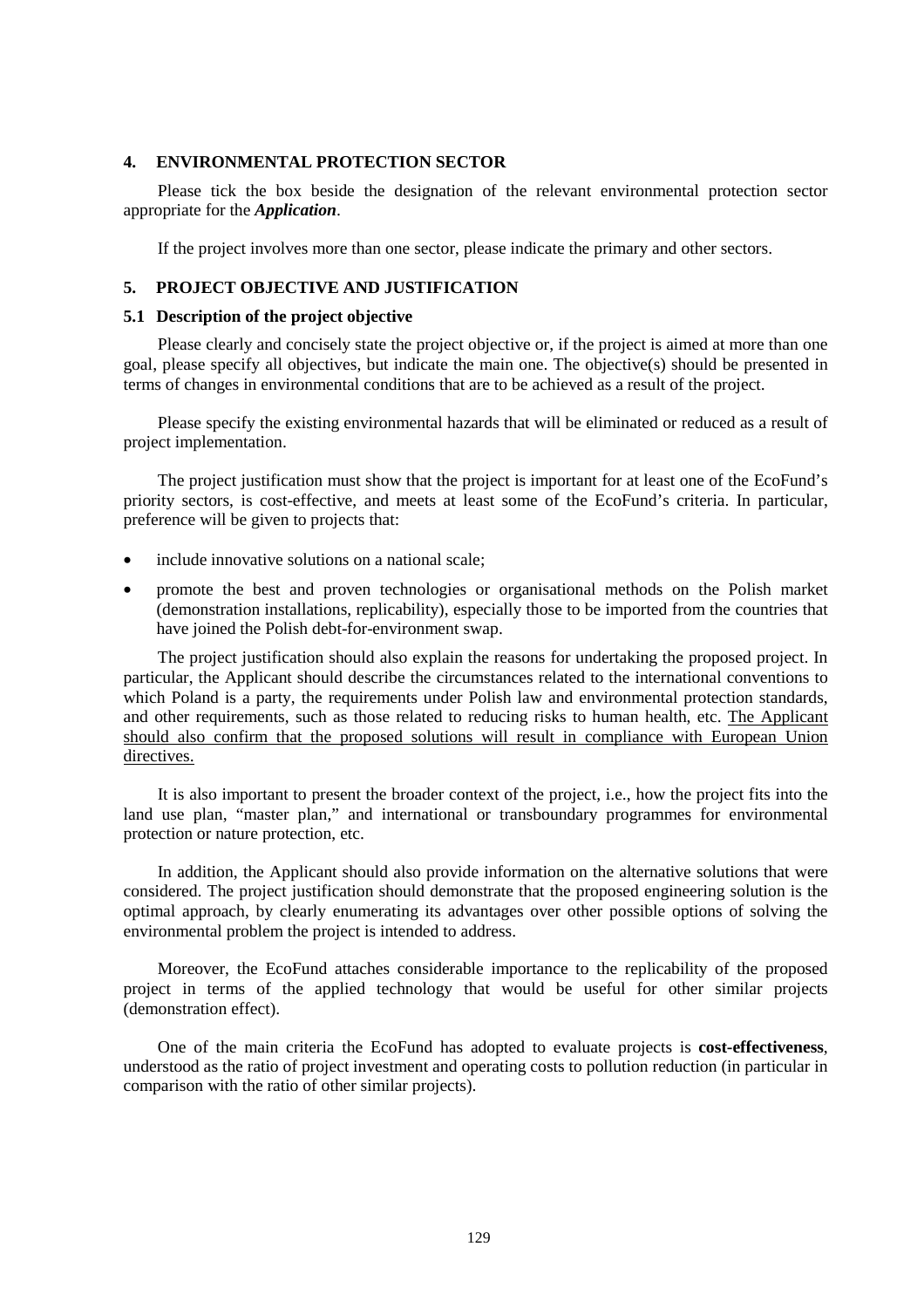## 4. ENVIRONMENTAL PROTECTION SECTOR

Please tick the box beside the designation of the relevant environmental protection sector appropriate for the ***Application***.

If the project involves more than one sector, please indicate the primary and other sectors.

## 5. PROJECT OBJECTIVE AND JUSTIFICATION

### 5.1 Description of the project objective

Please clearly and concisely state the project objective or, if the project is aimed at more than one goal, please specify all objectives, but indicate the main one. The objective(s) should be presented in terms of changes in environmental conditions that are to be achieved as a result of the project.

Please specify the existing environmental hazards that will be eliminated or reduced as a result of project implementation.

The project justification must show that the project is important for at least one of the EcoFund's priority sectors, is cost-effective, and meets at least some of the EcoFund's criteria. In particular, preference will be given to projects that:

- include innovative solutions on a national scale;
- promote the best and proven technologies or organisational methods on the Polish market (demonstration installations, replicability), especially those to be imported from the countries that have joined the Polish debt-for-environment swap.

The project justification should also explain the reasons for undertaking the proposed project. In particular, the Applicant should describe the circumstances related to the international conventions to which Poland is a party, the requirements under Polish law and environmental protection standards, and other requirements, such as those related to reducing risks to human health, etc. <u>The Applicant should also confirm that the proposed solutions will result in compliance with European Union directives.</u>

It is also important to present the broader context of the project, i.e., how the project fits into the land use plan, "master plan," and international or transboundary programmes for environmental protection or nature protection, etc.

In addition, the Applicant should also provide information on the alternative solutions that were considered. The project justification should demonstrate that the proposed engineering solution is the optimal approach, by clearly enumerating its advantages over other possible options of solving the environmental problem the project is intended to address.

Moreover, the EcoFund attaches considerable importance to the replicability of the proposed project in terms of the applied technology that would be useful for other similar projects (demonstration effect).

One of the main criteria the EcoFund has adopted to evaluate projects is **cost-effectiveness**, understood as the ratio of project investment and operating costs to pollution reduction (in particular in comparison with the ratio of other similar projects).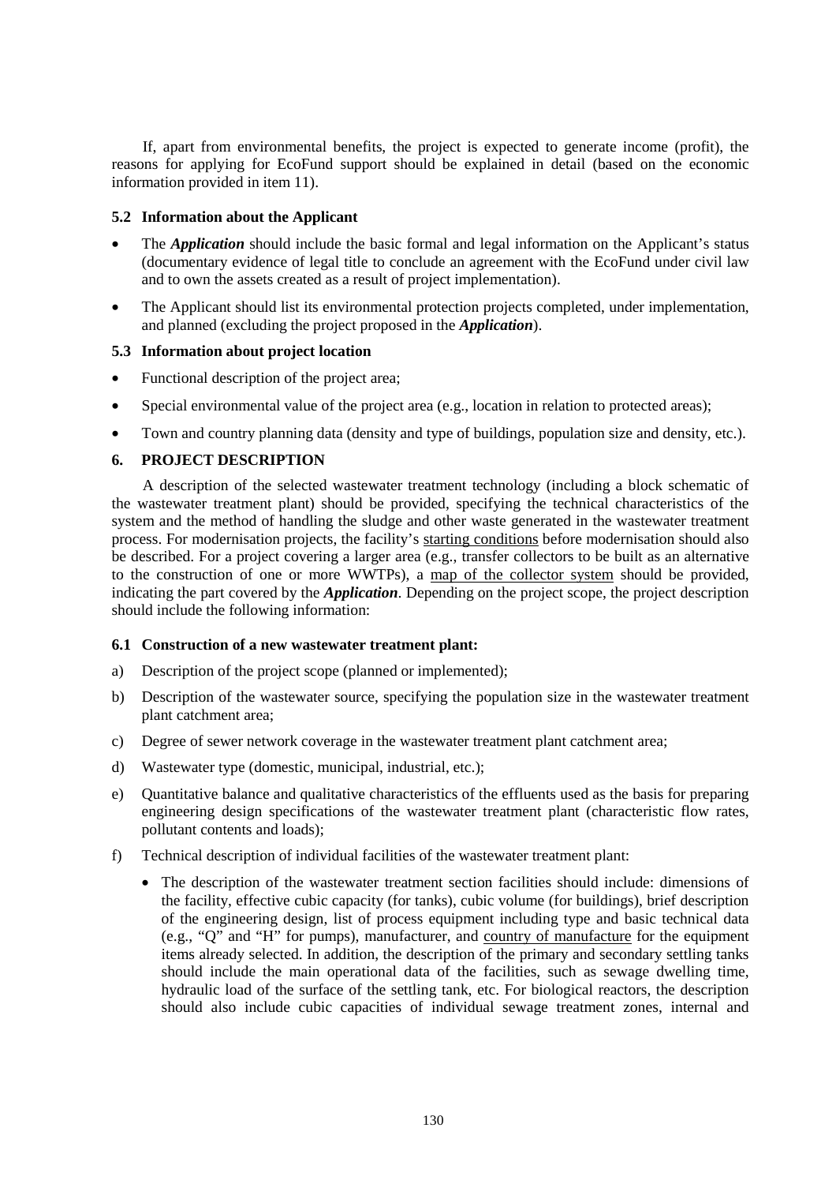If, apart from environmental benefits, the project is expected to generate income (profit), the reasons for applying for EcoFund support should be explained in detail (based on the economic information provided in item 11).

### 5.2 Information about the Applicant

- The ***Application*** should include the basic formal and legal information on the Applicant's status (documentary evidence of legal title to conclude an agreement with the EcoFund under civil law and to own the assets created as a result of project implementation).
- The Applicant should list its environmental protection projects completed, under implementation, and planned (excluding the project proposed in the ***Application***).

### 5.3 Information about project location

- Functional description of the project area;
- Special environmental value of the project area (e.g., location in relation to protected areas);
- Town and country planning data (density and type of buildings, population size and density, etc.).

## 6. PROJECT DESCRIPTION

A description of the selected wastewater treatment technology (including a block schematic of the wastewater treatment plant) should be provided, specifying the technical characteristics of the system and the method of handling the sludge and other waste generated in the wastewater treatment process. For modernisation projects, the facility's <u>starting conditions</u> before modernisation should also be described. For a project covering a larger area (e.g., transfer collectors to be built as an alternative to the construction of one or more WWTPs), a <u>map of the collector system</u> should be provided, indicating the part covered by the ***Application***. Depending on the project scope, the project description should include the following information:

### 6.1 Construction of a new wastewater treatment plant:

a) Description of the project scope (planned or implemented);

b) Description of the wastewater source, specifying the population size in the wastewater treatment plant catchment area;

c) Degree of sewer network coverage in the wastewater treatment plant catchment area;

d) Wastewater type (domestic, municipal, industrial, etc.);

e) Quantitative balance and qualitative characteristics of the effluents used as the basis for preparing engineering design specifications of the wastewater treatment plant (characteristic flow rates, pollutant contents and loads);

f) Technical description of individual facilities of the wastewater treatment plant:

- The description of the wastewater treatment section facilities should include: dimensions of the facility, effective cubic capacity (for tanks), cubic volume (for buildings), brief description of the engineering design, list of process equipment including type and basic technical data (e.g., "Q" and "H" for pumps), manufacturer, and <u>country of manufacture</u> for the equipment items already selected. In addition, the description of the primary and secondary settling tanks should include the main operational data of the facilities, such as sewage dwelling time, hydraulic load of the surface of the settling tank, etc. For biological reactors, the description should also include cubic capacities of individual sewage treatment zones, internal and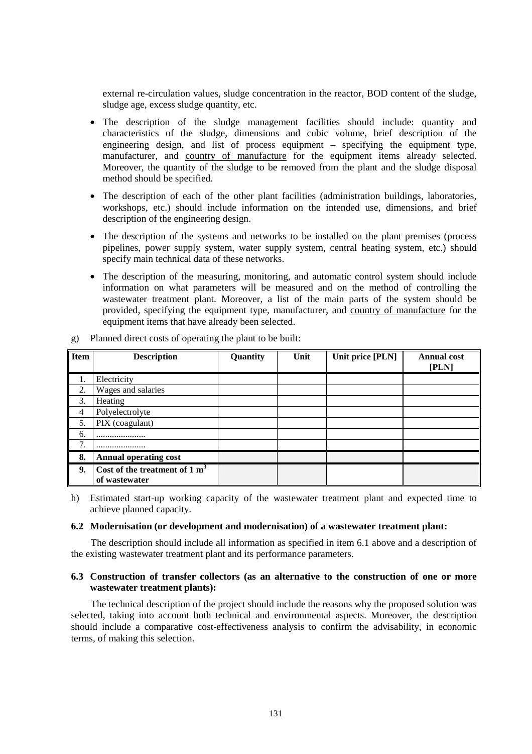external re-circulation values, sludge concentration in the reactor, BOD content of the sludge, sludge age, excess sludge quantity, etc.

- The description of the sludge management facilities should include: quantity and characteristics of the sludge, dimensions and cubic volume, brief description of the engineering design, and list of process equipment – specifying the equipment type, manufacturer, and country of manufacture for the equipment items already selected. Moreover, the quantity of the sludge to be removed from the plant and the sludge disposal method should be specified.
- The description of each of the other plant facilities (administration buildings, laboratories, workshops, etc.) should include information on the intended use, dimensions, and brief description of the engineering design.
- The description of the systems and networks to be installed on the plant premises (process pipelines, power supply system, water supply system, central heating system, etc.) should specify main technical data of these networks.
- The description of the measuring, monitoring, and automatic control system should include information on what parameters will be measured and on the method of controlling the wastewater treatment plant. Moreover, a list of the main parts of the system should be provided, specifying the equipment type, manufacturer, and country of manufacture for the equipment items that have already been selected.

g) Planned direct costs of operating the plant to be built:

| Item | Description | Quantity | Unit | Unit price [PLN] | Annual cost [PLN] |
|---|---|---|---|---|---|
| 1. | Electricity | | | | |
| 2. | Wages and salaries | | | | |
| 3. | Heating | | | | |
| 4 | Polyelectrolyte | | | | |
| 5. | PIX (coagulant) | | | | |
| 6. | ...................... | | | | |
| 7. | ...................... | | | | |
| **8.** | **Annual operating cost** | | | | |
| **9.** | **Cost of the treatment of 1 $m^3$ of wastewater** | | | | |

h) Estimated start-up working capacity of the wastewater treatment plant and expected time to achieve planned capacity.

**6.2 Modernisation (or development and modernisation) of a wastewater treatment plant:**

The description should include all information as specified in item 6.1 above and a description of the existing wastewater treatment plant and its performance parameters.

**6.3 Construction of transfer collectors (as an alternative to the construction of one or more wastewater treatment plants):**

The technical description of the project should include the reasons why the proposed solution was selected, taking into account both technical and environmental aspects. Moreover, the description should include a comparative cost-effectiveness analysis to confirm the advisability, in economic terms, of making this selection.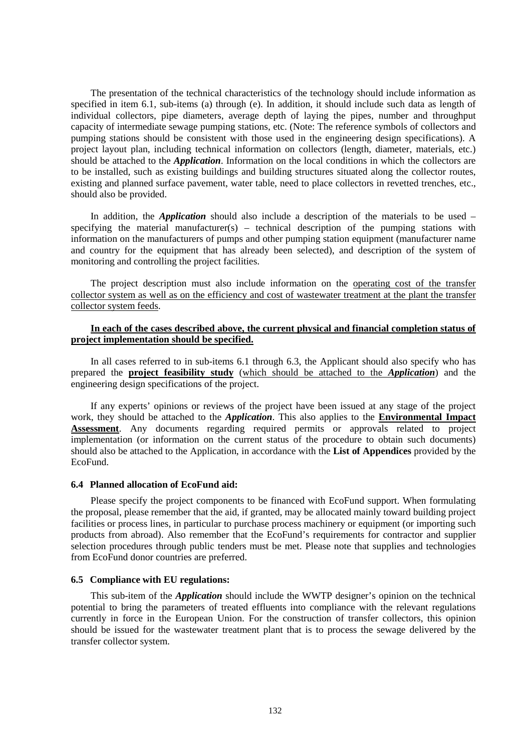The presentation of the technical characteristics of the technology should include information as specified in item 6.1, sub-items (a) through (e). In addition, it should include such data as length of individual collectors, pipe diameters, average depth of laying the pipes, number and throughput capacity of intermediate sewage pumping stations, etc. (Note: The reference symbols of collectors and pumping stations should be consistent with those used in the engineering design specifications). A project layout plan, including technical information on collectors (length, diameter, materials, etc.) should be attached to the ***Application***. Information on the local conditions in which the collectors are to be installed, such as existing buildings and building structures situated along the collector routes, existing and planned surface pavement, water table, need to place collectors in revetted trenches, etc., should also be provided.

In addition, the ***Application*** should also include a description of the materials to be used – specifying the material manufacturer(s) – technical description of the pumping stations with information on the manufacturers of pumps and other pumping station equipment (manufacturer name and country for the equipment that has already been selected), and description of the system of monitoring and controlling the project facilities.

The project description must also include information on the <u>operating cost of the transfer collector system as well as on the efficiency and cost of wastewater treatment at the plant the transfer collector system feeds</u>.

<u>**In each of the cases described above, the current physical and financial completion status of project implementation should be specified.**</u>

In all cases referred to in sub-items 6.1 through 6.3, the Applicant should also specify who has prepared the <u>**project feasibility study**</u> (<u>which should be attached to the ***Application***</u>) and the engineering design specifications of the project.

If any experts' opinions or reviews of the project have been issued at any stage of the project work, they should be attached to the ***Application***. This also applies to the <u>**Environmental Impact Assessment**</u>. Any documents regarding required permits or approvals related to project implementation (or information on the current status of the procedure to obtain such documents) should also be attached to the Application, in accordance with the **List of Appendices** provided by the EcoFund.

### 6.4 Planned allocation of EcoFund aid:

Please specify the project components to be financed with EcoFund support. When formulating the proposal, please remember that the aid, if granted, may be allocated mainly toward building project facilities or process lines, in particular to purchase process machinery or equipment (or importing such products from abroad). Also remember that the EcoFund's requirements for contractor and supplier selection procedures through public tenders must be met. Please note that supplies and technologies from EcoFund donor countries are preferred.

### 6.5 Compliance with EU regulations:

This sub-item of the ***Application*** should include the WWTP designer's opinion on the technical potential to bring the parameters of treated effluents into compliance with the relevant regulations currently in force in the European Union. For the construction of transfer collectors, this opinion should be issued for the wastewater treatment plant that is to process the sewage delivered by the transfer collector system.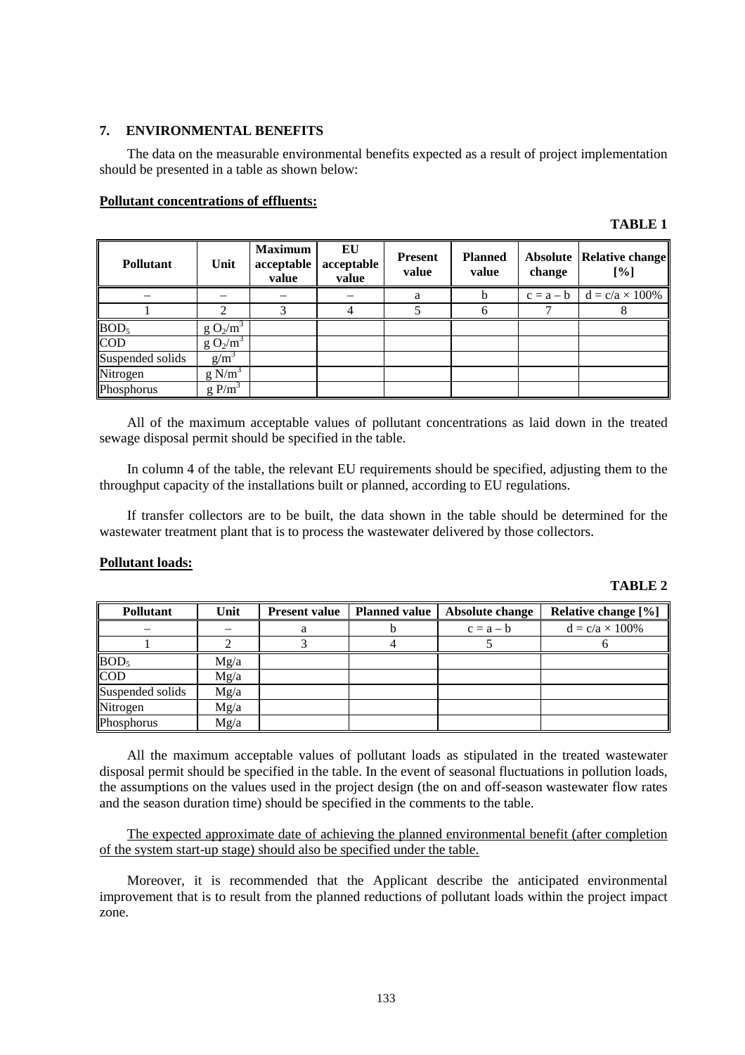## 7. ENVIRONMENTAL BENEFITS

The data on the measurable environmental benefits expected as a result of project implementation should be presented in a table as shown below:

**Pollutant concentrations of effluents:**

**TABLE 1**

| Pollutant | Unit | Maximum acceptable value | EU acceptable value | Present value | Planned value | Absolute change | Relative change [%] |
|---|---|---|---|---|---|---|---|
| – | – | – | – | a | b | c = a – b | d = c/a × 100% |
| 1 | 2 | 3 | 4 | 5 | 6 | 7 | 8 |
| $BOD_5$ | $g\ O_2/m^3$ | | | | | | |
| COD | $g\ O_2/m^3$ | | | | | | |
| Suspended solids | $g/m^3$ | | | | | | |
| Nitrogen | $g\ N/m^3$ | | | | | | |
| Phosphorus | $g\ P/m^3$ | | | | | | |

All of the maximum acceptable values of pollutant concentrations as laid down in the treated sewage disposal permit should be specified in the table.

In column 4 of the table, the relevant EU requirements should be specified, adjusting them to the throughput capacity of the installations built or planned, according to EU regulations.

If transfer collectors are to be built, the data shown in the table should be determined for the wastewater treatment plant that is to process the wastewater delivered by those collectors.

**Pollutant loads:**

**TABLE 2**

| Pollutant | Unit | Present value | Planned value | Absolute change | Relative change [%] |
|---|---|---|---|---|---|
| – | – | a | b | c = a – b | d = c/a × 100% |
| 1 | 2 | 3 | 4 | 5 | 6 |
| $BOD_5$ | Mg/a | | | | |
| COD | Mg/a | | | | |
| Suspended solids | Mg/a | | | | |
| Nitrogen | Mg/a | | | | |
| Phosphorus | Mg/a | | | | |

All the maximum acceptable values of pollutant loads as stipulated in the treated wastewater disposal permit should be specified in the table. In the event of seasonal fluctuations in pollution loads, the assumptions on the values used in the project design (the on and off-season wastewater flow rates and the season duration time) should be specified in the comments to the table.

The expected approximate date of achieving the planned environmental benefit (after completion of the system start-up stage) should also be specified under the table.

Moreover, it is recommended that the Applicant describe the anticipated environmental improvement that is to result from the planned reductions of pollutant loads within the project impact zone.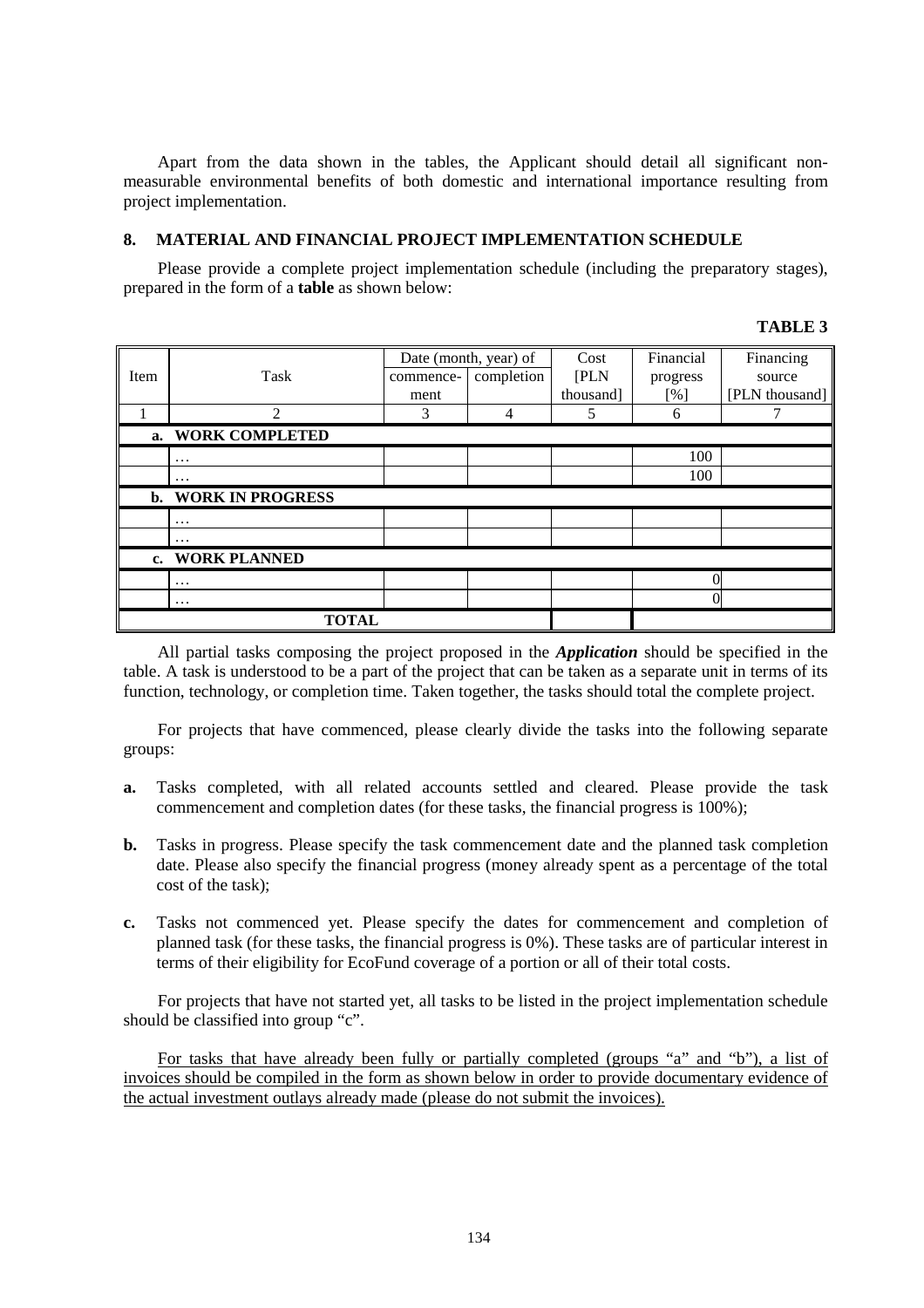Apart from the data shown in the tables, the Applicant should detail all significant non-measurable environmental benefits of both domestic and international importance resulting from project implementation.

## 8. MATERIAL AND FINANCIAL PROJECT IMPLEMENTATION SCHEDULE

Please provide a complete project implementation schedule (including the preparatory stages), prepared in the form of a **table** as shown below:

**TABLE 3**

| Item | Task | Date (month, year) of | | Cost [PLN thousand] | Financial progress [%] | Financing source [PLN thousand] |
|---|---|---|---|---|---|---|
| | | commence-ment | completion | | | |
| 1 | 2 | 3 | 4 | 5 | 6 | 7 |
| **a. WORK COMPLETED** | | | | | | |
| | … | | | | 100 | |
| | … | | | | 100 | |
| **b. WORK IN PROGRESS** | | | | | | |
| | … | | | | | |
| | … | | | | | |
| **c. WORK PLANNED** | | | | | | |
| | … | | | | 0 | |
| | … | | | | 0 | |
| **TOTAL** | | | | | | |

All partial tasks composing the project proposed in the ***Application*** should be specified in the table. A task is understood to be a part of the project that can be taken as a separate unit in terms of its function, technology, or completion time. Taken together, the tasks should total the complete project.

For projects that have commenced, please clearly divide the tasks into the following separate groups:

- **a.** Tasks completed, with all related accounts settled and cleared. Please provide the task commencement and completion dates (for these tasks, the financial progress is 100%);
- **b.** Tasks in progress. Please specify the task commencement date and the planned task completion date. Please also specify the financial progress (money already spent as a percentage of the total cost of the task);
- **c.** Tasks not commenced yet. Please specify the dates for commencement and completion of planned task (for these tasks, the financial progress is 0%). These tasks are of particular interest in terms of their eligibility for EcoFund coverage of a portion or all of their total costs.

For projects that have not started yet, all tasks to be listed in the project implementation schedule should be classified into group "c".

<u>For tasks that have already been fully or partially completed (groups "a" and "b"), a list of invoices should be compiled in the form as shown below in order to provide documentary evidence of the actual investment outlays already made (please do not submit the invoices).</u>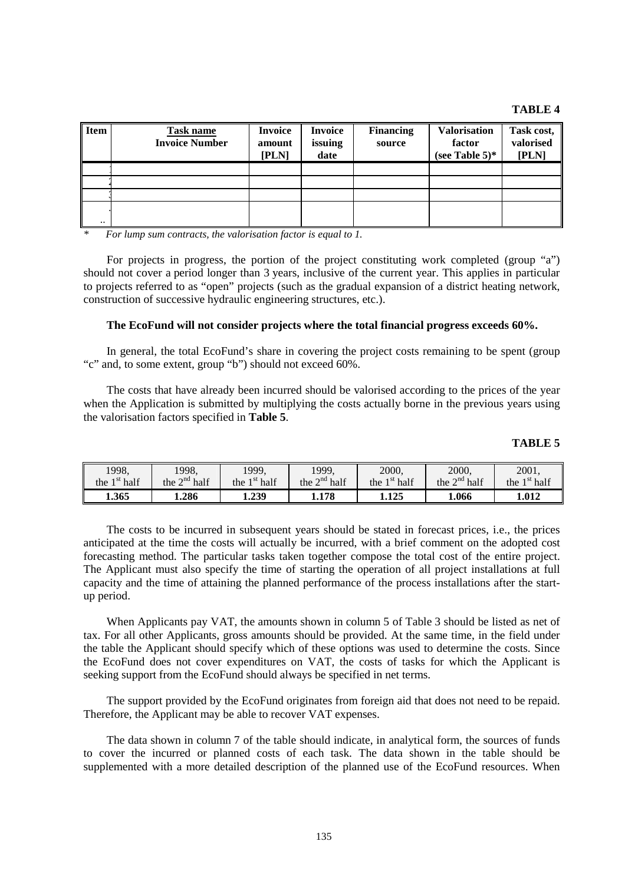**TABLE 4**

| Item | Task name<br>Invoice Number | Invoice amount [PLN] | Invoice issuing date | Financing source | Valorisation factor (see Table 5)* | Task cost, valorised [PLN] |
|---|---|---|---|---|---|---|
| 1 | | | | | | |
| 2 | | | | | | |
| 3 | | | | | | |
| ... | | | | | | |

*For lump sum contracts, the valorisation factor is equal to 1.*

For projects in progress, the portion of the project constituting work completed (group "a") should not cover a period longer than 3 years, inclusive of the current year. This applies in particular to projects referred to as "open" projects (such as the gradual expansion of a district heating network, construction of successive hydraulic engineering structures, etc.).

**The EcoFund will not consider projects where the total financial progress exceeds 60%.**

In general, the total EcoFund's share in covering the project costs remaining to be spent (group "c" and, to some extent, group "b") should not exceed 60%.

The costs that have already been incurred should be valorised according to the prices of the year when the Application is submitted by multiplying the costs actually borne in the previous years using the valorisation factors specified in **Table 5**.

**TABLE 5**

| 1998, the 1st half | 1998, the 2nd half | 1999, the 1st half | 1999, the 2nd half | 2000, the 1st half | 2000, the 2nd half | 2001, the 1st half |
|---|---|---|---|---|---|---|
| **1.365** | **1.286** | **1.239** | **1.178** | **1.125** | **1.066** | **1.012** |

The costs to be incurred in subsequent years should be stated in forecast prices, i.e., the prices anticipated at the time the costs will actually be incurred, with a brief comment on the adopted cost forecasting method. The particular tasks taken together compose the total cost of the entire project. The Applicant must also specify the time of starting the operation of all project installations at full capacity and the time of attaining the planned performance of the process installations after the start-up period.

When Applicants pay VAT, the amounts shown in column 5 of Table 3 should be listed as net of tax. For all other Applicants, gross amounts should be provided. At the same time, in the field under the table the Applicant should specify which of these options was used to determine the costs. Since the EcoFund does not cover expenditures on VAT, the costs of tasks for which the Applicant is seeking support from the EcoFund should always be specified in net terms.

The support provided by the EcoFund originates from foreign aid that does not need to be repaid. Therefore, the Applicant may be able to recover VAT expenses.

The data shown in column 7 of the table should indicate, in analytical form, the sources of funds to cover the incurred or planned costs of each task. The data shown in the table should be supplemented with a more detailed description of the planned use of the EcoFund resources. When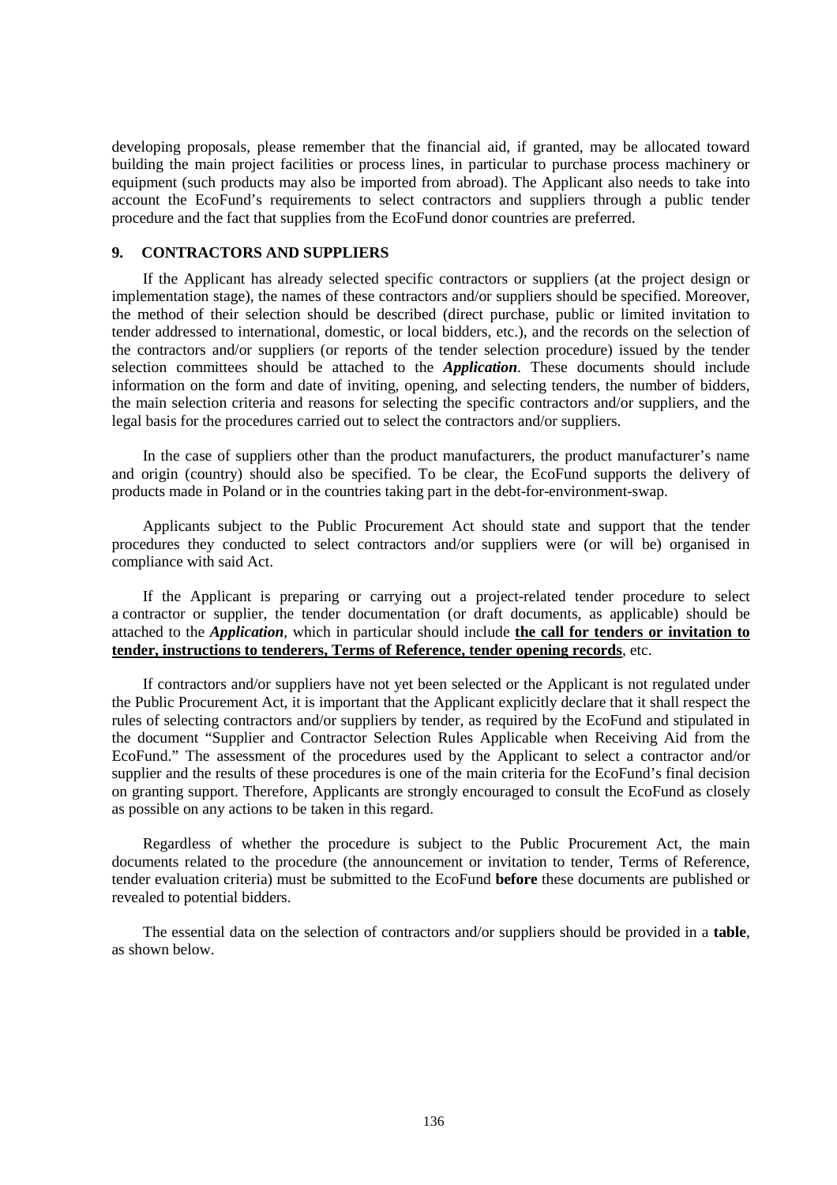developing proposals, please remember that the financial aid, if granted, may be allocated toward building the main project facilities or process lines, in particular to purchase process machinery or equipment (such products may also be imported from abroad). The Applicant also needs to take into account the EcoFund's requirements to select contractors and suppliers through a public tender procedure and the fact that supplies from the EcoFund donor countries are preferred.

## 9. CONTRACTORS AND SUPPLIERS

If the Applicant has already selected specific contractors or suppliers (at the project design or implementation stage), the names of these contractors and/or suppliers should be specified. Moreover, the method of their selection should be described (direct purchase, public or limited invitation to tender addressed to international, domestic, or local bidders, etc.), and the records on the selection of the contractors and/or suppliers (or reports of the tender selection procedure) issued by the tender selection committees should be attached to the ***Application***. These documents should include information on the form and date of inviting, opening, and selecting tenders, the number of bidders, the main selection criteria and reasons for selecting the specific contractors and/or suppliers, and the legal basis for the procedures carried out to select the contractors and/or suppliers.

In the case of suppliers other than the product manufacturers, the product manufacturer's name and origin (country) should also be specified. To be clear, the EcoFund supports the delivery of products made in Poland or in the countries taking part in the debt-for-environment-swap.

Applicants subject to the Public Procurement Act should state and support that the tender procedures they conducted to select contractors and/or suppliers were (or will be) organised in compliance with said Act.

If the Applicant is preparing or carrying out a project-related tender procedure to select a contractor or supplier, the tender documentation (or draft documents, as applicable) should be attached to the ***Application***, which in particular should include **the call for tenders or invitation to tender, instructions to tenderers, Terms of Reference, tender opening records**, etc.

If contractors and/or suppliers have not yet been selected or the Applicant is not regulated under the Public Procurement Act, it is important that the Applicant explicitly declare that it shall respect the rules of selecting contractors and/or suppliers by tender, as required by the EcoFund and stipulated in the document "Supplier and Contractor Selection Rules Applicable when Receiving Aid from the EcoFund." The assessment of the procedures used by the Applicant to select a contractor and/or supplier and the results of these procedures is one of the main criteria for the EcoFund's final decision on granting support. Therefore, Applicants are strongly encouraged to consult the EcoFund as closely as possible on any actions to be taken in this regard.

Regardless of whether the procedure is subject to the Public Procurement Act, the main documents related to the procedure (the announcement or invitation to tender, Terms of Reference, tender evaluation criteria) must be submitted to the EcoFund **before** these documents are published or revealed to potential bidders.

The essential data on the selection of contractors and/or suppliers should be provided in a **table**, as shown below.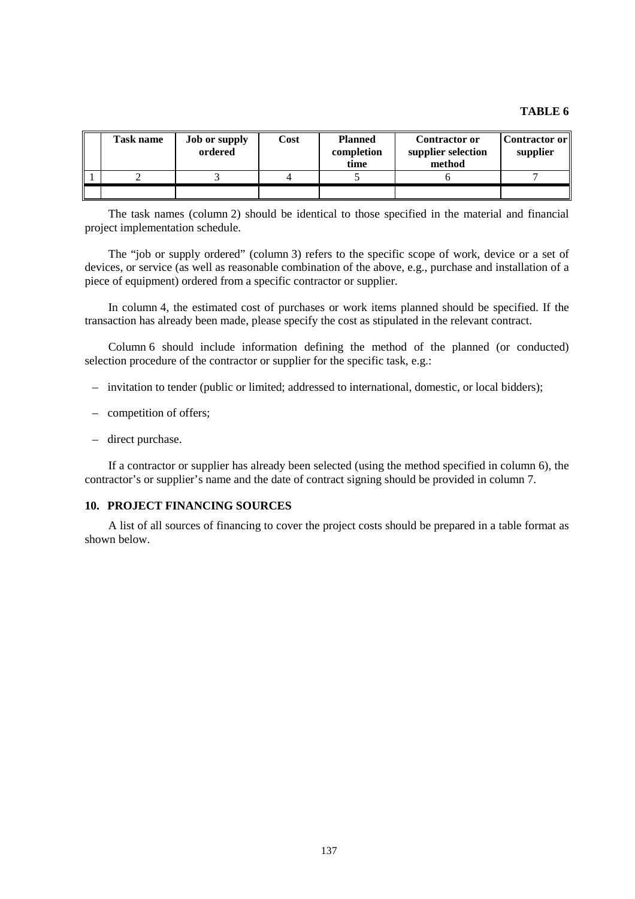**TABLE 6**

| | Task name | Job or supply ordered | Cost | Planned completion time | Contractor or supplier selection method | Contractor or supplier |
|---|---|---|---|---|---|---|
| 1 | 2 | 3 | 4 | 5 | 6 | 7 |
| | | | | | | |

The task names (column 2) should be identical to those specified in the material and financial project implementation schedule.

The "job or supply ordered" (column 3) refers to the specific scope of work, device or a set of devices, or service (as well as reasonable combination of the above, e.g., purchase and installation of a piece of equipment) ordered from a specific contractor or supplier.

In column 4, the estimated cost of purchases or work items planned should be specified. If the transaction has already been made, please specify the cost as stipulated in the relevant contract.

Column 6 should include information defining the method of the planned (or conducted) selection procedure of the contractor or supplier for the specific task, e.g.:

– invitation to tender (public or limited; addressed to international, domestic, or local bidders);

– competition of offers;

– direct purchase.

If a contractor or supplier has already been selected (using the method specified in column 6), the contractor's or supplier's name and the date of contract signing should be provided in column 7.

## 10. PROJECT FINANCING SOURCES

A list of all sources of financing to cover the project costs should be prepared in a table format as shown below.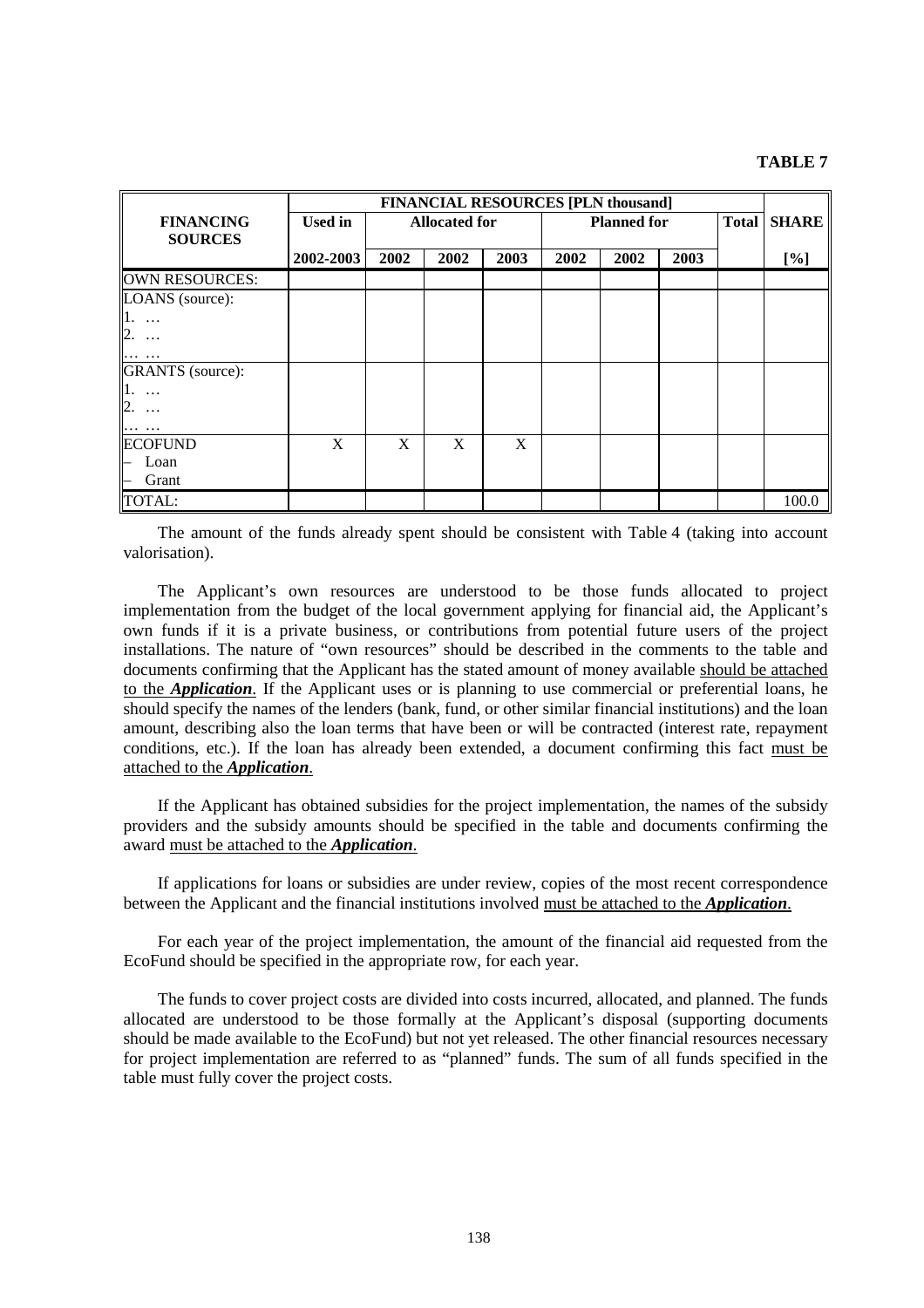**TABLE 7**

| FINANCING SOURCES | FINANCIAL RESOURCES [PLN thousand] | | | | | | | | |
|---|---|---|---|---|---|---|---|---|---|
| | Used in | Allocated for | | | Planned for | | | Total | SHARE |
| | 2002-2003 | 2002 | 2002 | 2003 | 2002 | 2002 | 2003 | | [%] |
| OWN RESOURCES: | | | | | | | | | |
| LOANS (source):<br>1. …<br>2. …<br>… … | | | | | | | | | |
| GRANTS (source):<br>1. …<br>2. …<br>… … | | | | | | | | | |
| ECOFUND<br>– Loan<br>– Grant | X | X | X | X | | | | | |
| TOTAL: | | | | | | | | | 100.0 |

The amount of the funds already spent should be consistent with Table 4 (taking into account valorisation).

The Applicant's own resources are understood to be those funds allocated to project implementation from the budget of the local government applying for financial aid, the Applicant's own funds if it is a private business, or contributions from potential future users of the project installations. The nature of "own resources" should be described in the comments to the table and documents confirming that the Applicant has the stated amount of money available should be attached to the ***Application***. If the Applicant uses or is planning to use commercial or preferential loans, he should specify the names of the lenders (bank, fund, or other similar financial institutions) and the loan amount, describing also the loan terms that have been or will be contracted (interest rate, repayment conditions, etc.). If the loan has already been extended, a document confirming this fact must be attached to the ***Application***.

If the Applicant has obtained subsidies for the project implementation, the names of the subsidy providers and the subsidy amounts should be specified in the table and documents confirming the award must be attached to the ***Application***.

If applications for loans or subsidies are under review, copies of the most recent correspondence between the Applicant and the financial institutions involved must be attached to the ***Application***.

For each year of the project implementation, the amount of the financial aid requested from the EcoFund should be specified in the appropriate row, for each year.

The funds to cover project costs are divided into costs incurred, allocated, and planned. The funds allocated are understood to be those formally at the Applicant's disposal (supporting documents should be made available to the EcoFund) but not yet released. The other financial resources necessary for project implementation are referred to as "planned" funds. The sum of all funds specified in the table must fully cover the project costs.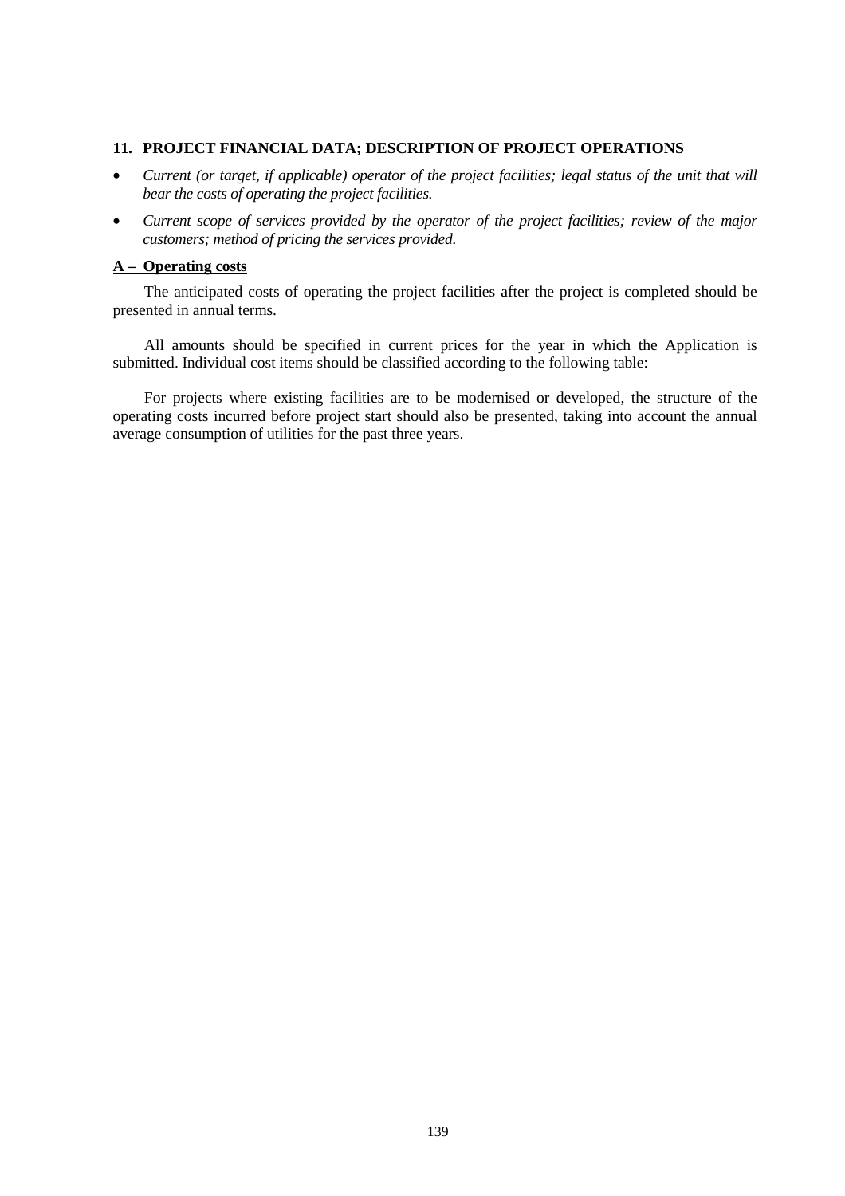## 11. PROJECT FINANCIAL DATA; DESCRIPTION OF PROJECT OPERATIONS

- *Current (or target, if applicable) operator of the project facilities; legal status of the unit that will bear the costs of operating the project facilities.*
- *Current scope of services provided by the operator of the project facilities; review of the major customers; method of pricing the services provided.*

### A – Operating costs

The anticipated costs of operating the project facilities after the project is completed should be presented in annual terms.

All amounts should be specified in current prices for the year in which the Application is submitted. Individual cost items should be classified according to the following table:

For projects where existing facilities are to be modernised or developed, the structure of the operating costs incurred before project start should also be presented, taking into account the annual average consumption of utilities for the past three years.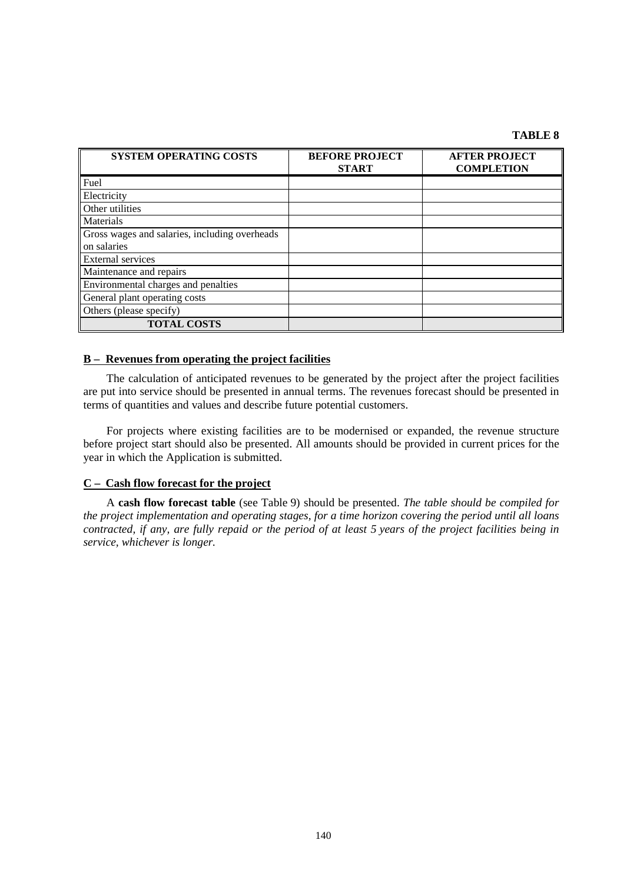**TABLE 8**

| SYSTEM OPERATING COSTS | BEFORE PROJECT START | AFTER PROJECT COMPLETION |
|---|---|---|
| Fuel | | |
| Electricity | | |
| Other utilities | | |
| Materials | | |
| Gross wages and salaries, including overheads on salaries | | |
| External services | | |
| Maintenance and repairs | | |
| Environmental charges and penalties | | |
| General plant operating costs | | |
| Others (please specify) | | |
| **TOTAL COSTS** | | |

**B – Revenues from operating the project facilities**

The calculation of anticipated revenues to be generated by the project after the project facilities are put into service should be presented in annual terms. The revenues forecast should be presented in terms of quantities and values and describe future potential customers.

For projects where existing facilities are to be modernised or expanded, the revenue structure before project start should also be presented. All amounts should be provided in current prices for the year in which the Application is submitted.

**C – Cash flow forecast for the project**

A **cash flow forecast table** (see Table 9) should be presented. *The table should be compiled for the project implementation and operating stages, for a time horizon covering the period until all loans contracted, if any, are fully repaid or the period of at least 5 years of the project facilities being in service, whichever is longer.*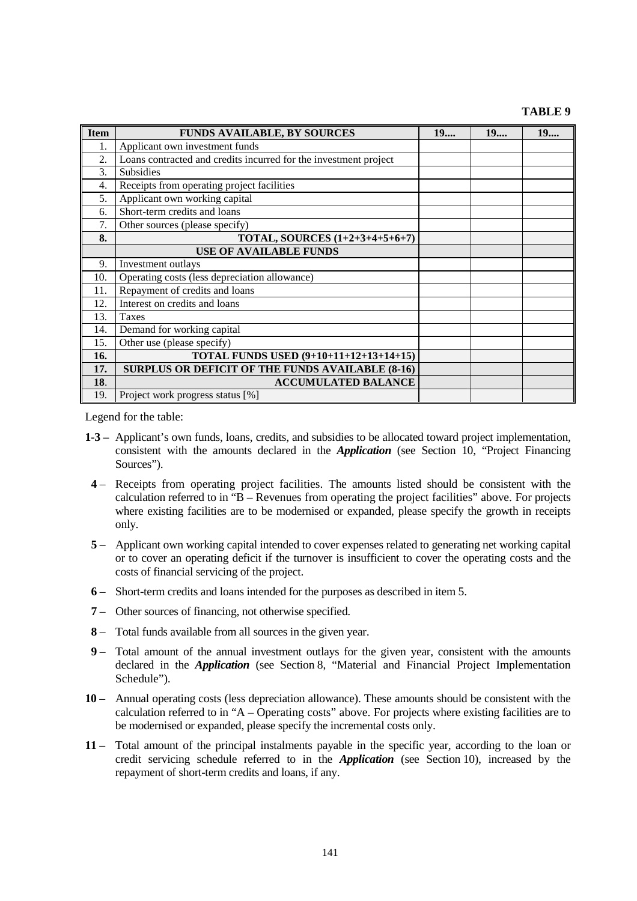**TABLE 9**

| Item | FUNDS AVAILABLE, BY SOURCES | 19.... | 19.... | 19.... |
|---|---|---|---|---|
| 1. | Applicant own investment funds | | | |
| 2. | Loans contracted and credits incurred for the investment project | | | |
| 3. | Subsidies | | | |
| 4. | Receipts from operating project facilities | | | |
| 5. | Applicant own working capital | | | |
| 6. | Short-term credits and loans | | | |
| 7. | Other sources (please specify) | | | |
| **8.** | **TOTAL, SOURCES (1+2+3+4+5+6+7)** | | | |
| | **USE OF AVAILABLE FUNDS** | | | |
| 9. | Investment outlays | | | |
| 10. | Operating costs (less depreciation allowance) | | | |
| 11. | Repayment of credits and loans | | | |
| 12. | Interest on credits and loans | | | |
| 13. | Taxes | | | |
| 14. | Demand for working capital | | | |
| 15. | Other use (please specify) | | | |
| **16.** | **TOTAL FUNDS USED (9+10+11+12+13+14+15)** | | | |
| **17.** | **SURPLUS OR DEFICIT OF THE FUNDS AVAILABLE (8-16)** | | | |
| **18.** | **ACCUMULATED BALANCE** | | | |
| 19. | Project work progress status [%] | | | |

Legend for the table:

**1-3 –** Applicant's own funds, loans, credits, and subsidies to be allocated toward project implementation, consistent with the amounts declared in the ***Application*** (see Section 10, "Project Financing Sources").

**4 –** Receipts from operating project facilities. The amounts listed should be consistent with the calculation referred to in "B – Revenues from operating the project facilities" above. For projects where existing facilities are to be modernised or expanded, please specify the growth in receipts only.

**5 –** Applicant own working capital intended to cover expenses related to generating net working capital or to cover an operating deficit if the turnover is insufficient to cover the operating costs and the costs of financial servicing of the project.

**6 –** Short-term credits and loans intended for the purposes as described in item 5.

**7 –** Other sources of financing, not otherwise specified.

**8 –** Total funds available from all sources in the given year.

**9 –** Total amount of the annual investment outlays for the given year, consistent with the amounts declared in the ***Application*** (see Section 8, "Material and Financial Project Implementation Schedule").

**10 –** Annual operating costs (less depreciation allowance). These amounts should be consistent with the calculation referred to in "A – Operating costs" above. For projects where existing facilities are to be modernised or expanded, please specify the incremental costs only.

**11 –** Total amount of the principal instalments payable in the specific year, according to the loan or credit servicing schedule referred to in the ***Application*** (see Section 10), increased by the repayment of short-term credits and loans, if any.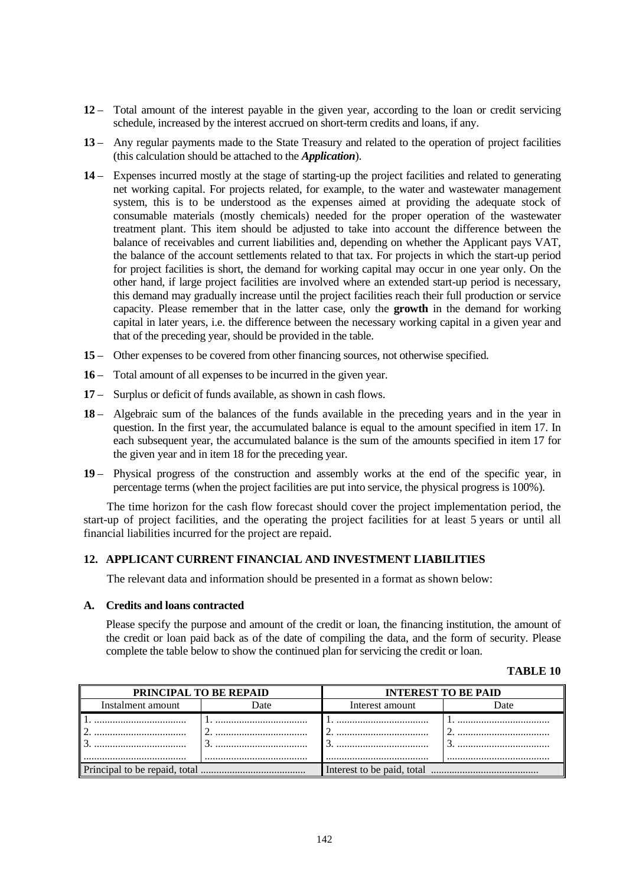**12** – Total amount of the interest payable in the given year, according to the loan or credit servicing schedule, increased by the interest accrued on short-term credits and loans, if any.

**13** – Any regular payments made to the State Treasury and related to the operation of project facilities (this calculation should be attached to the ***Application***).

**14** – Expenses incurred mostly at the stage of starting-up the project facilities and related to generating net working capital. For projects related, for example, to the water and wastewater management system, this is to be understood as the expenses aimed at providing the adequate stock of consumable materials (mostly chemicals) needed for the proper operation of the wastewater treatment plant. This item should be adjusted to take into account the difference between the balance of receivables and current liabilities and, depending on whether the Applicant pays VAT, the balance of the account settlements related to that tax. For projects in which the start-up period for project facilities is short, the demand for working capital may occur in one year only. On the other hand, if large project facilities are involved where an extended start-up period is necessary, this demand may gradually increase until the project facilities reach their full production or service capacity. Please remember that in the latter case, only the **growth** in the demand for working capital in later years, i.e. the difference between the necessary working capital in a given year and that of the preceding year, should be provided in the table.

**15** – Other expenses to be covered from other financing sources, not otherwise specified.

**16** – Total amount of all expenses to be incurred in the given year.

**17** – Surplus or deficit of funds available, as shown in cash flows.

**18** – Algebraic sum of the balances of the funds available in the preceding years and in the year in question. In the first year, the accumulated balance is equal to the amount specified in item 17. In each subsequent year, the accumulated balance is the sum of the amounts specified in item 17 for the given year and in item 18 for the preceding year.

**19** – Physical progress of the construction and assembly works at the end of the specific year, in percentage terms (when the project facilities are put into service, the physical progress is 100%).

The time horizon for the cash flow forecast should cover the project implementation period, the start-up of project facilities, and the operating the project facilities for at least 5 years or until all financial liabilities incurred for the project are repaid.

## 12. APPLICANT CURRENT FINANCIAL AND INVESTMENT LIABILITIES

The relevant data and information should be presented in a format as shown below:

### A. Credits and loans contracted

Please specify the purpose and amount of the credit or loan, the financing institution, the amount of the credit or loan paid back as of the date of compiling the data, and the form of security. Please complete the table below to show the continued plan for servicing the credit or loan.

**TABLE 10**

| PRINCIPAL TO BE REPAID | | INTEREST TO BE PAID | |
|---|---|---|---|
| Instalment amount | Date | Interest amount | Date |
| 1. .................................. | 1. .................................. | 1. .................................. | 1. .................................. |
| 2. .................................. | 2. .................................. | 2. .................................. | 2. .................................. |
| 3. .................................. | 3. .................................. | 3. .................................. | 3. .................................. |
| ...................................... | ...................................... | ...................................... | ...................................... |
| Principal to be repaid, total ........................................ | | Interest to be paid, total ......................................... | |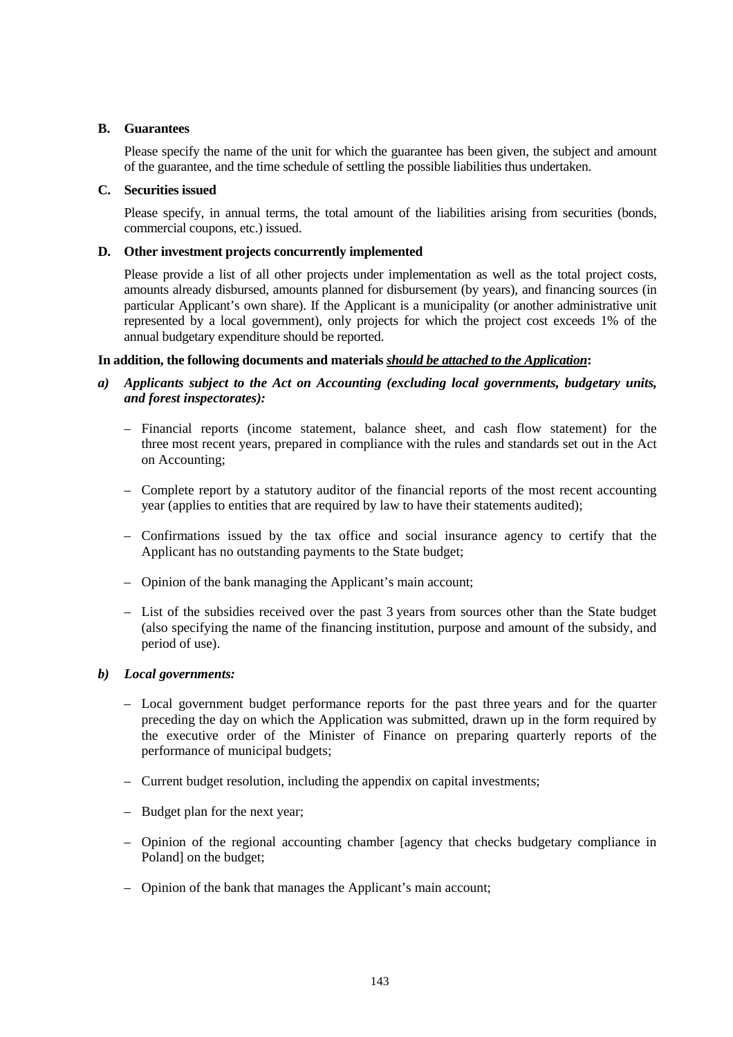### B. Guarantees

Please specify the name of the unit for which the guarantee has been given, the subject and amount of the guarantee, and the time schedule of settling the possible liabilities thus undertaken.

### C. Securities issued

Please specify, in annual terms, the total amount of the liabilities arising from securities (bonds, commercial coupons, etc.) issued.

### D. Other investment projects concurrently implemented

Please provide a list of all other projects under implementation as well as the total project costs, amounts already disbursed, amounts planned for disbursement (by years), and financing sources (in particular Applicant's own share). If the Applicant is a municipality (or another administrative unit represented by a local government), only projects for which the project cost exceeds 1% of the annual budgetary expenditure should be reported.

**In addition, the following documents and materials *should be attached to the Application*:**

***a) Applicants subject to the Act on Accounting (excluding local governments, budgetary units, and forest inspectorates):***

- Financial reports (income statement, balance sheet, and cash flow statement) for the three most recent years, prepared in compliance with the rules and standards set out in the Act on Accounting;
- Complete report by a statutory auditor of the financial reports of the most recent accounting year (applies to entities that are required by law to have their statements audited);
- Confirmations issued by the tax office and social insurance agency to certify that the Applicant has no outstanding payments to the State budget;
- Opinion of the bank managing the Applicant's main account;
- List of the subsidies received over the past 3 years from sources other than the State budget (also specifying the name of the financing institution, purpose and amount of the subsidy, and period of use).

***b) Local governments:***

- Local government budget performance reports for the past three years and for the quarter preceding the day on which the Application was submitted, drawn up in the form required by the executive order of the Minister of Finance on preparing quarterly reports of the performance of municipal budgets;
- Current budget resolution, including the appendix on capital investments;
- Budget plan for the next year;
- Opinion of the regional accounting chamber [agency that checks budgetary compliance in Poland] on the budget;
- Opinion of the bank that manages the Applicant's main account;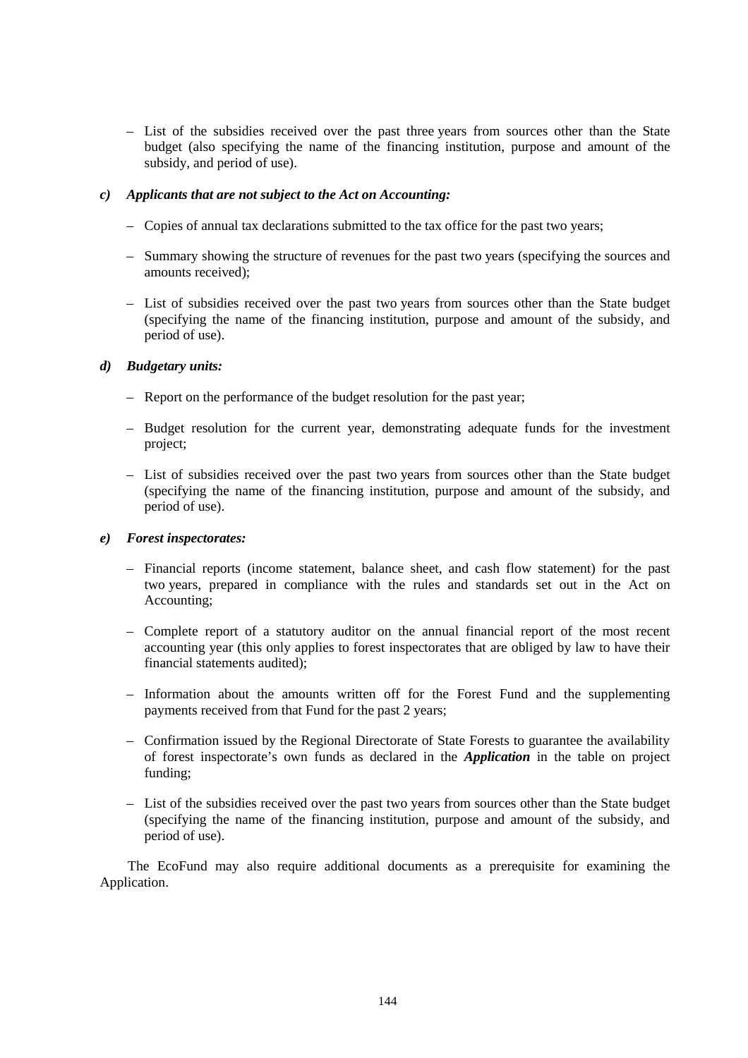– List of the subsidies received over the past three years from sources other than the State budget (also specifying the name of the financing institution, purpose and amount of the subsidy, and period of use).

***c) Applicants that are not subject to the Act on Accounting:***

– Copies of annual tax declarations submitted to the tax office for the past two years;

– Summary showing the structure of revenues for the past two years (specifying the sources and amounts received);

– List of subsidies received over the past two years from sources other than the State budget (specifying the name of the financing institution, purpose and amount of the subsidy, and period of use).

***d) Budgetary units:***

– Report on the performance of the budget resolution for the past year;

– Budget resolution for the current year, demonstrating adequate funds for the investment project;

– List of subsidies received over the past two years from sources other than the State budget (specifying the name of the financing institution, purpose and amount of the subsidy, and period of use).

***e) Forest inspectorates:***

– Financial reports (income statement, balance sheet, and cash flow statement) for the past two years, prepared in compliance with the rules and standards set out in the Act on Accounting;

– Complete report of a statutory auditor on the annual financial report of the most recent accounting year (this only applies to forest inspectorates that are obliged by law to have their financial statements audited);

– Information about the amounts written off for the Forest Fund and the supplementing payments received from that Fund for the past 2 years;

– Confirmation issued by the Regional Directorate of State Forests to guarantee the availability of forest inspectorate's own funds as declared in the ***Application*** in the table on project funding;

– List of the subsidies received over the past two years from sources other than the State budget (specifying the name of the financing institution, purpose and amount of the subsidy, and period of use).

The EcoFund may also require additional documents as a prerequisite for examining the Application.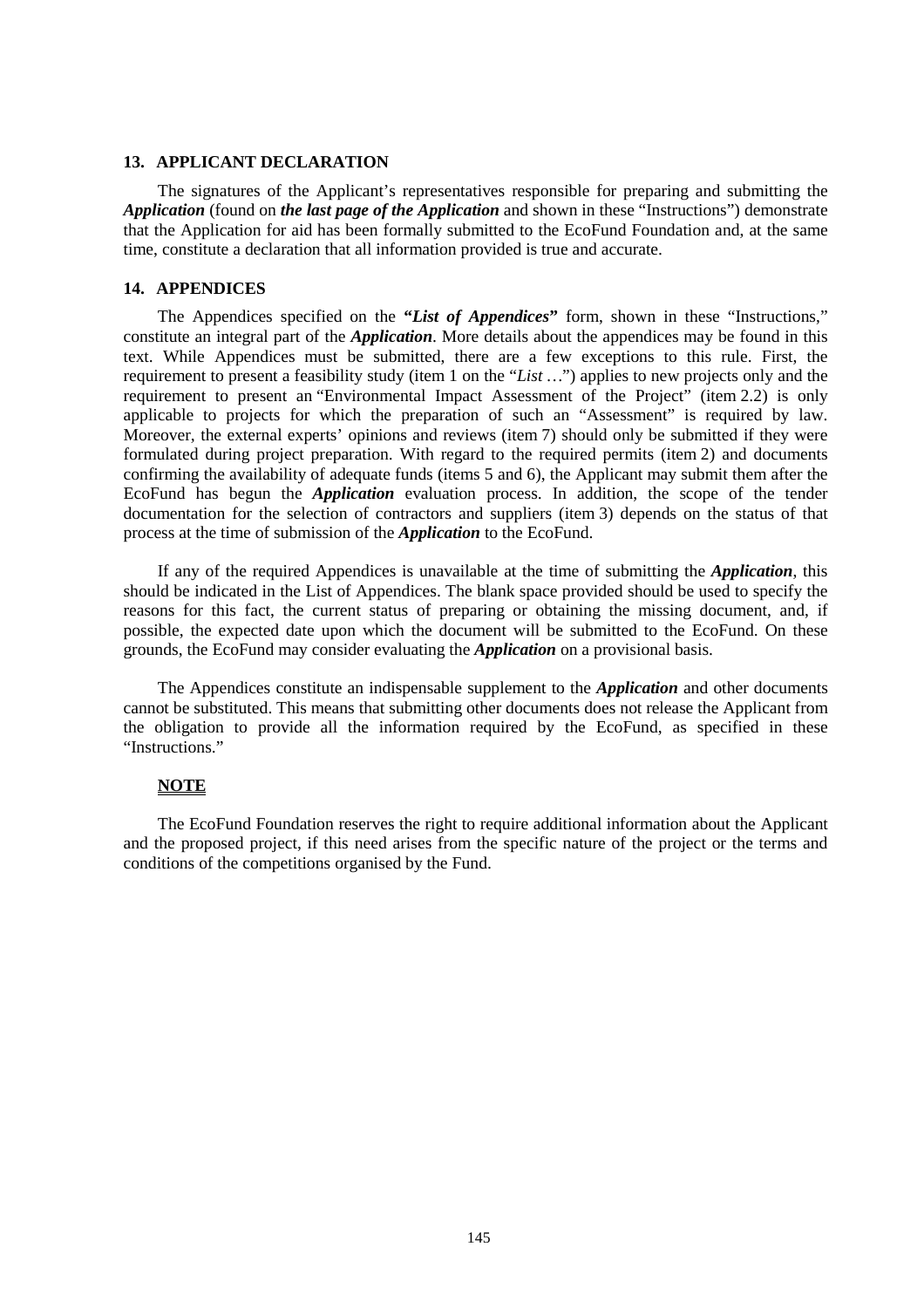## 13. APPLICANT DECLARATION

The signatures of the Applicant's representatives responsible for preparing and submitting the ***Application*** (found on ***the last page of the Application*** and shown in these "Instructions") demonstrate that the Application for aid has been formally submitted to the EcoFund Foundation and, at the same time, constitute a declaration that all information provided is true and accurate.

## 14. APPENDICES

The Appendices specified on the ***"List of Appendices"*** form, shown in these "Instructions," constitute an integral part of the ***Application***. More details about the appendices may be found in this text. While Appendices must be submitted, there are a few exceptions to this rule. First, the requirement to present a feasibility study (item 1 on the "*List …*") applies to new projects only and the requirement to present an "Environmental Impact Assessment of the Project" (item 2.2) is only applicable to projects for which the preparation of such an "Assessment" is required by law. Moreover, the external experts' opinions and reviews (item 7) should only be submitted if they were formulated during project preparation. With regard to the required permits (item 2) and documents confirming the availability of adequate funds (items 5 and 6), the Applicant may submit them after the EcoFund has begun the ***Application*** evaluation process. In addition, the scope of the tender documentation for the selection of contractors and suppliers (item 3) depends on the status of that process at the time of submission of the ***Application*** to the EcoFund.

If any of the required Appendices is unavailable at the time of submitting the ***Application***, this should be indicated in the List of Appendices. The blank space provided should be used to specify the reasons for this fact, the current status of preparing or obtaining the missing document, and, if possible, the expected date upon which the document will be submitted to the EcoFund. On these grounds, the EcoFund may consider evaluating the ***Application*** on a provisional basis.

The Appendices constitute an indispensable supplement to the ***Application*** and other documents cannot be substituted. This means that submitting other documents does not release the Applicant from the obligation to provide all the information required by the EcoFund, as specified in these "Instructions."

**NOTE**

The EcoFund Foundation reserves the right to require additional information about the Applicant and the proposed project, if this need arises from the specific nature of the project or the terms and conditions of the competitions organised by the Fund.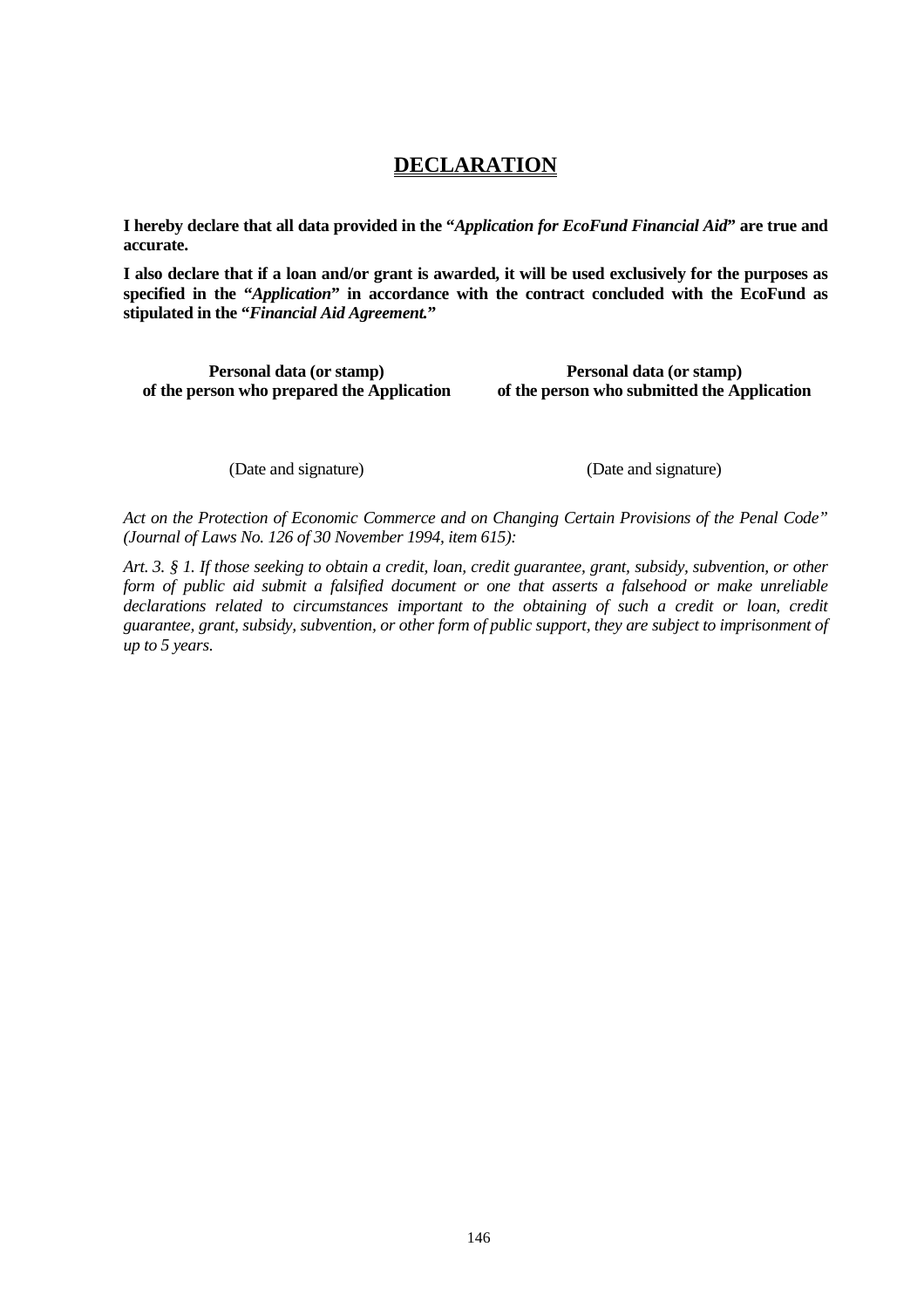# DECLARATION

**I hereby declare that all data provided in the "*Application for EcoFund Financial Aid*" are true and accurate.**

**I also declare that if a loan and/or grant is awarded, it will be used exclusively for the purposes as specified in the "*Application*" in accordance with the contract concluded with the EcoFund as stipulated in the "*Financial Aid Agreement.*"**

| **Personal data (or stamp) of the person who prepared the Application** | **Personal data (or stamp) of the person who submitted the Application** |
|---|---|
| (Date and signature) | (Date and signature) |

*Act on the Protection of Economic Commerce and on Changing Certain Provisions of the Penal Code" (Journal of Laws No. 126 of 30 November 1994, item 615):*

*Art. 3. § 1. If those seeking to obtain a credit, loan, credit guarantee, grant, subsidy, subvention, or other form of public aid submit a falsified document or one that asserts a falsehood or make unreliable declarations related to circumstances important to the obtaining of such a credit or loan, credit guarantee, grant, subsidy, subvention, or other form of public support, they are subject to imprisonment of up to 5 years.*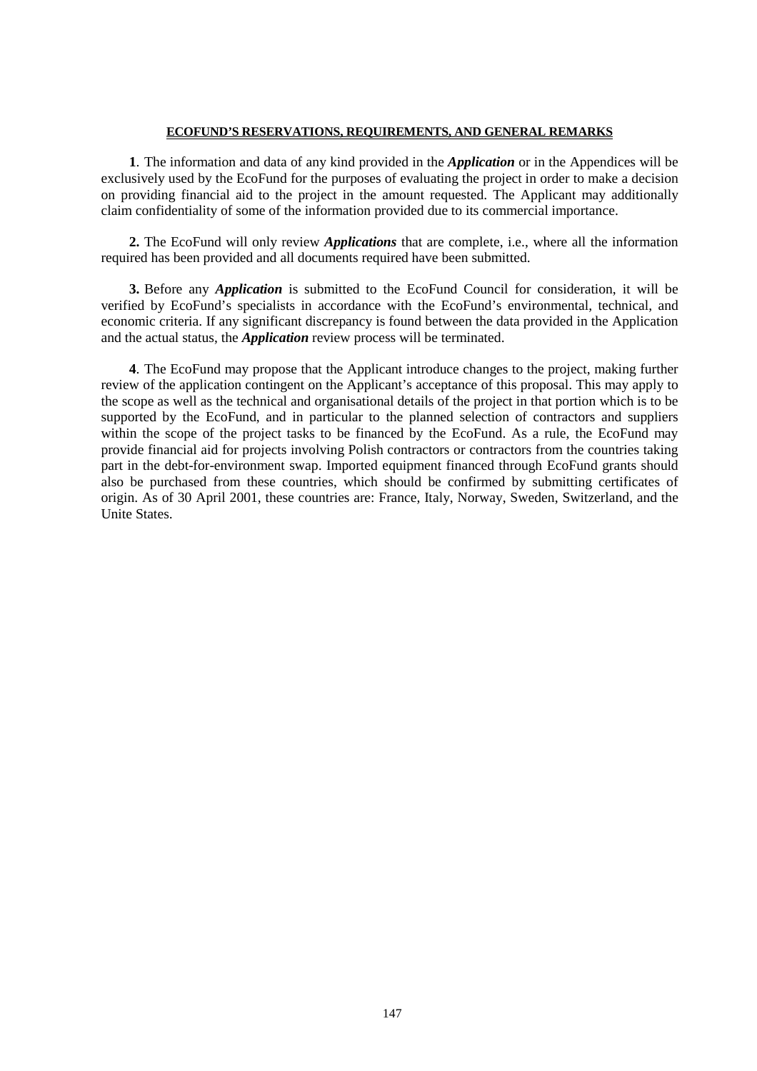**ECOFUND'S RESERVATIONS, REQUIREMENTS, AND GENERAL REMARKS**

**1**. The information and data of any kind provided in the ***Application*** or in the Appendices will be exclusively used by the EcoFund for the purposes of evaluating the project in order to make a decision on providing financial aid to the project in the amount requested. The Applicant may additionally claim confidentiality of some of the information provided due to its commercial importance.

**2.** The EcoFund will only review ***Applications*** that are complete, i.e., where all the information required has been provided and all documents required have been submitted.

**3.** Before any ***Application*** is submitted to the EcoFund Council for consideration, it will be verified by EcoFund's specialists in accordance with the EcoFund's environmental, technical, and economic criteria. If any significant discrepancy is found between the data provided in the Application and the actual status, the ***Application*** review process will be terminated.

**4**. The EcoFund may propose that the Applicant introduce changes to the project, making further review of the application contingent on the Applicant's acceptance of this proposal. This may apply to the scope as well as the technical and organisational details of the project in that portion which is to be supported by the EcoFund, and in particular to the planned selection of contractors and suppliers within the scope of the project tasks to be financed by the EcoFund. As a rule, the EcoFund may provide financial aid for projects involving Polish contractors or contractors from the countries taking part in the debt-for-environment swap. Imported equipment financed through EcoFund grants should also be purchased from these countries, which should be confirmed by submitting certificates of origin. As of 30 April 2001, these countries are: France, Italy, Norway, Sweden, Switzerland, and the Unite States.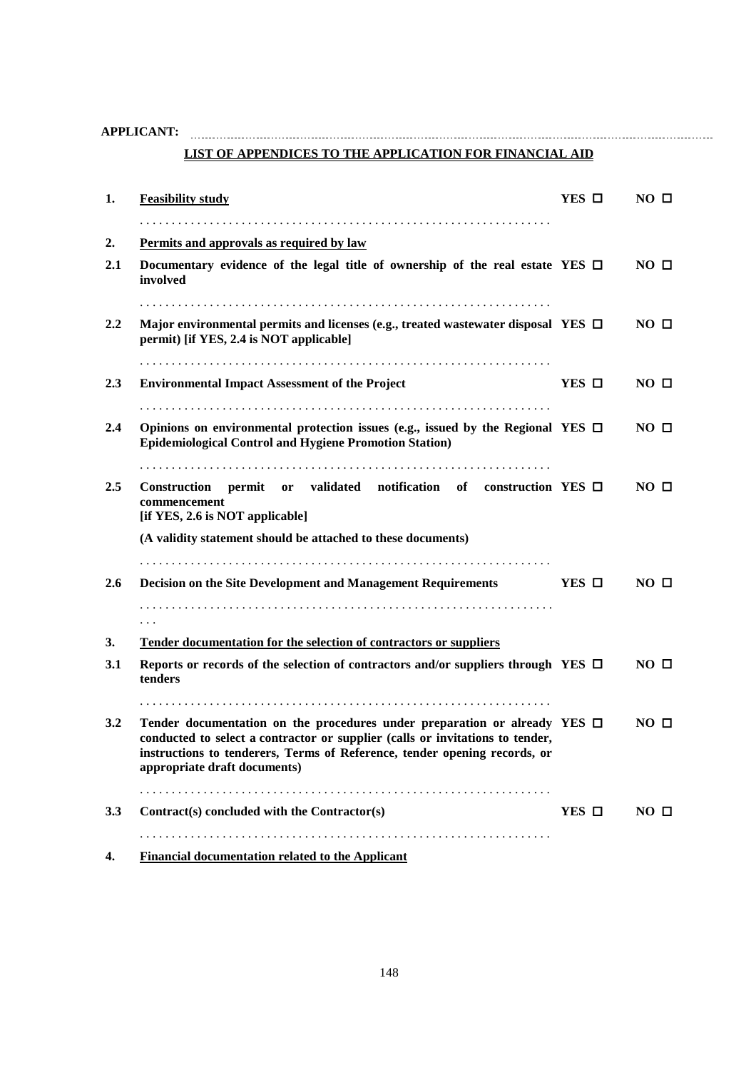**APPLICANT:** ..............................................................................................................................................

**LIST OF APPENDICES TO THE APPLICATION FOR FINANCIAL AID**

| | | | |
|---|---|---|---|
| **1.** | **Feasibility study** | **YES ☐** | **NO ☐** |
| | . . . . . . . . . . . . . . . . . . . . . . . . . . . . . . . . . . . . . . . . . . . . . . . . . . . . . . . . . . . . . . . . | | |
| **2.** | **Permits and approvals as required by law** | | |
| **2.1** | **Documentary evidence of the legal title of ownership of the real estate involved** | **YES ☐** | **NO ☐** |
| | . . . . . . . . . . . . . . . . . . . . . . . . . . . . . . . . . . . . . . . . . . . . . . . . . . . . . . . . . . . . . . . . | | |
| **2.2** | **Major environmental permits and licenses (e.g., treated wastewater disposal permit) [if YES, 2.4 is NOT applicable]** | **YES ☐** | **NO ☐** |
| | . . . . . . . . . . . . . . . . . . . . . . . . . . . . . . . . . . . . . . . . . . . . . . . . . . . . . . . . . . . . . . . . | | |
| **2.3** | **Environmental Impact Assessment of the Project** | **YES ☐** | **NO ☐** |
| | . . . . . . . . . . . . . . . . . . . . . . . . . . . . . . . . . . . . . . . . . . . . . . . . . . . . . . . . . . . . . . . . | | |
| **2.4** | **Opinions on environmental protection issues (e.g., issued by the Regional Epidemiological Control and Hygiene Promotion Station)** | **YES ☐** | **NO ☐** |
| | . . . . . . . . . . . . . . . . . . . . . . . . . . . . . . . . . . . . . . . . . . . . . . . . . . . . . . . . . . . . . . . . | | |
| **2.5** | **Construction permit or validated notification of construction commencement [if YES, 2.6 is NOT applicable]**<br>**(A validity statement should be attached to these documents)** | **YES ☐** | **NO ☐** |
| | . . . . . . . . . . . . . . . . . . . . . . . . . . . . . . . . . . . . . . . . . . . . . . . . . . . . . . . . . . . . . . . . | | |
| **2.6** | **Decision on the Site Development and Management Requirements** | **YES ☐** | **NO ☐** |
| | . . . . . . . . . . . . . . . . . . . . . . . . . . . . . . . . . . . . . . . . . . . . . . . . . . . . . . . . . . . . . . . . . . . | | |
| **3.** | **Tender documentation for the selection of contractors or suppliers** | | |
| **3.1** | **Reports or records of the selection of contractors and/or suppliers through tenders** | **YES ☐** | **NO ☐** |
| | . . . . . . . . . . . . . . . . . . . . . . . . . . . . . . . . . . . . . . . . . . . . . . . . . . . . . . . . . . . . . . . . | | |
| **3.2** | **Tender documentation on the procedures under preparation or already conducted to select a contractor or supplier (calls or invitations to tender, instructions to tenderers, Terms of Reference, tender opening records, or appropriate draft documents)** | **YES ☐** | **NO ☐** |
| | . . . . . . . . . . . . . . . . . . . . . . . . . . . . . . . . . . . . . . . . . . . . . . . . . . . . . . . . . . . . . . . . | | |
| **3.3** | **Contract(s) concluded with the Contractor(s)** | **YES ☐** | **NO ☐** |
| | . . . . . . . . . . . . . . . . . . . . . . . . . . . . . . . . . . . . . . . . . . . . . . . . . . . . . . . . . . . . . . . . | | |
| **4.** | **Financial documentation related to the Applicant** | | |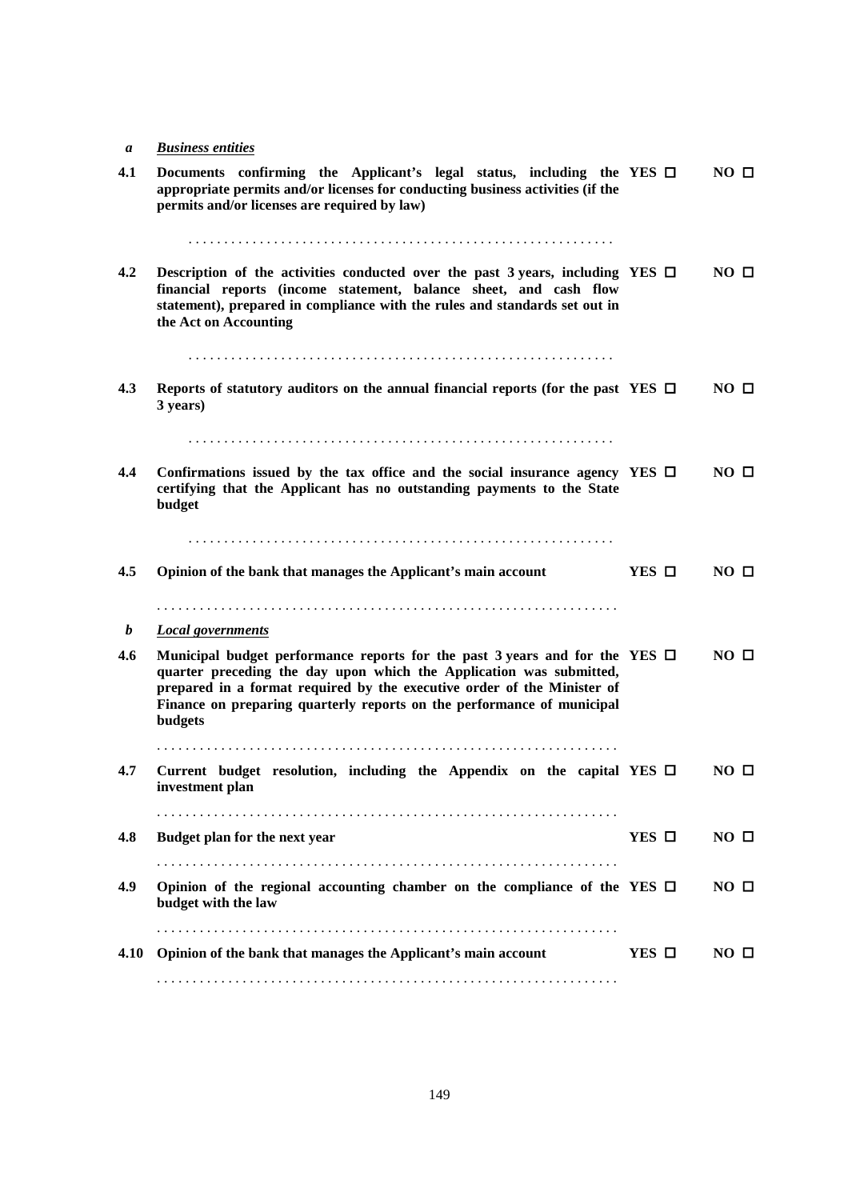***a*** ***Business entities***

| | | | |
|---|---|---|---|
| **4.1** | **Documents confirming the Applicant's legal status, including the appropriate permits and/or licenses for conducting business activities (if the permits and/or licenses are required by law)** | **YES ☐** | **NO ☐** |
| | . . . . . . . . . . . . . . . . . . . . . . . . . . . . . . . . . . . . . . . . . . . . . . . . . . . . . . . . . . | | |
| **4.2** | **Description of the activities conducted over the past 3 years, including financial reports (income statement, balance sheet, and cash flow statement), prepared in compliance with the rules and standards set out in the Act on Accounting** | **YES ☐** | **NO ☐** |
| | . . . . . . . . . . . . . . . . . . . . . . . . . . . . . . . . . . . . . . . . . . . . . . . . . . . . . . . . . . | | |
| **4.3** | **Reports of statutory auditors on the annual financial reports (for the past 3 years)** | **YES ☐** | **NO ☐** |
| | . . . . . . . . . . . . . . . . . . . . . . . . . . . . . . . . . . . . . . . . . . . . . . . . . . . . . . . . . . | | |
| **4.4** | **Confirmations issued by the tax office and the social insurance agency certifying that the Applicant has no outstanding payments to the State budget** | **YES ☐** | **NO ☐** |
| | . . . . . . . . . . . . . . . . . . . . . . . . . . . . . . . . . . . . . . . . . . . . . . . . . . . . . . . . . . | | |
| **4.5** | **Opinion of the bank that manages the Applicant's main account** | **YES ☐** | **NO ☐** |
| | . . . . . . . . . . . . . . . . . . . . . . . . . . . . . . . . . . . . . . . . . . . . . . . . . . . . . . . . . . . . . . . | | |

***b*** ***Local governments***

| | | | |
|---|---|---|---|
| **4.6** | **Municipal budget performance reports for the past 3 years and for the quarter preceding the day upon which the Application was submitted, prepared in a format required by the executive order of the Minister of Finance on preparing quarterly reports on the performance of municipal budgets** | **YES ☐** | **NO ☐** |
| | . . . . . . . . . . . . . . . . . . . . . . . . . . . . . . . . . . . . . . . . . . . . . . . . . . . . . . . . . . . . . . . | | |
| **4.7** | **Current budget resolution, including the Appendix on the capital investment plan** | **YES ☐** | **NO ☐** |
| | . . . . . . . . . . . . . . . . . . . . . . . . . . . . . . . . . . . . . . . . . . . . . . . . . . . . . . . . . . . . . . . | | |
| **4.8** | **Budget plan for the next year** | **YES ☐** | **NO ☐** |
| | . . . . . . . . . . . . . . . . . . . . . . . . . . . . . . . . . . . . . . . . . . . . . . . . . . . . . . . . . . . . . . . | | |
| **4.9** | **Opinion of the regional accounting chamber on the compliance of the budget with the law** | **YES ☐** | **NO ☐** |
| | . . . . . . . . . . . . . . . . . . . . . . . . . . . . . . . . . . . . . . . . . . . . . . . . . . . . . . . . . . . . . . . | | |
| **4.10** | **Opinion of the bank that manages the Applicant's main account** | **YES ☐** | **NO ☐** |
| | . . . . . . . . . . . . . . . . . . . . . . . . . . . . . . . . . . . . . . . . . . . . . . . . . . . . . . . . . . . . . . . | | |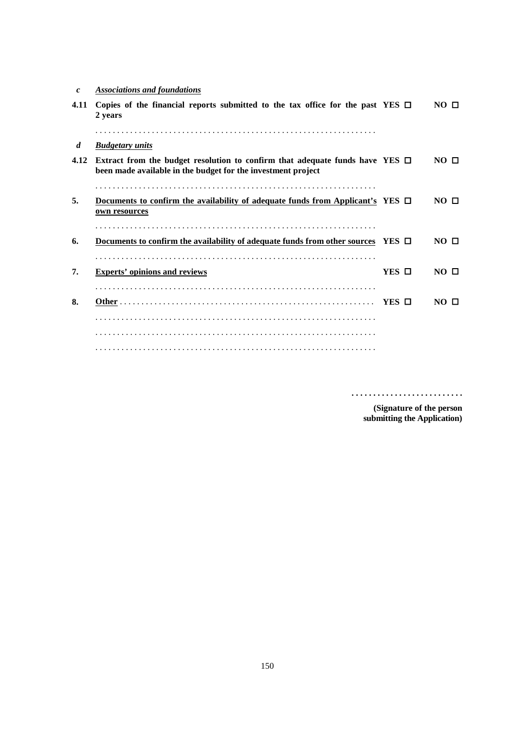| | | | |
|---|---|---|---|
| ***c*** | ***Associations and foundations*** | | |
| **4.11** | **Copies of the financial reports submitted to the tax office for the past 2 years** | **YES ☐** | **NO ☐** |
| | . . . . . . . . . . . . . . . . . . . . . . . . . . . . . . . . . . . . . . . . . . . . . . . . . . . . . . . . . . . . . . . | | |
| ***d*** | ***Budgetary units*** | | |
| **4.12** | **Extract from the budget resolution to confirm that adequate funds have been made available in the budget for the investment project** | **YES ☐** | **NO ☐** |
| | . . . . . . . . . . . . . . . . . . . . . . . . . . . . . . . . . . . . . . . . . . . . . . . . . . . . . . . . . . . . . . . | | |
| **5.** | **Documents to confirm the availability of adequate funds from Applicant's own resources** | **YES ☐** | **NO ☐** |
| | . . . . . . . . . . . . . . . . . . . . . . . . . . . . . . . . . . . . . . . . . . . . . . . . . . . . . . . . . . . . . . . | | |
| **6.** | **Documents to confirm the availability of adequate funds from other sources** | **YES ☐** | **NO ☐** |
| | . . . . . . . . . . . . . . . . . . . . . . . . . . . . . . . . . . . . . . . . . . . . . . . . . . . . . . . . . . . . . . . | | |
| **7.** | **Experts' opinions and reviews** | **YES ☐** | **NO ☐** |
| | . . . . . . . . . . . . . . . . . . . . . . . . . . . . . . . . . . . . . . . . . . . . . . . . . . . . . . . . . . . . . . . | | |
| **8.** | **Other** . . . . . . . . . . . . . . . . . . . . . . . . . . . . . . . . . . . . . . . . . . . . . . . . . . . . . . . . . | **YES ☐** | **NO ☐** |
| | . . . . . . . . . . . . . . . . . . . . . . . . . . . . . . . . . . . . . . . . . . . . . . . . . . . . . . . . . . . . . . . | | |
| | . . . . . . . . . . . . . . . . . . . . . . . . . . . . . . . . . . . . . . . . . . . . . . . . . . . . . . . . . . . . . . . | | |
| | . . . . . . . . . . . . . . . . . . . . . . . . . . . . . . . . . . . . . . . . . . . . . . . . . . . . . . . . . . . . . . . | | |

. . . . . . . . . . . . . . . . . . . . . . . . .

**(Signature of the person submitting the Application)**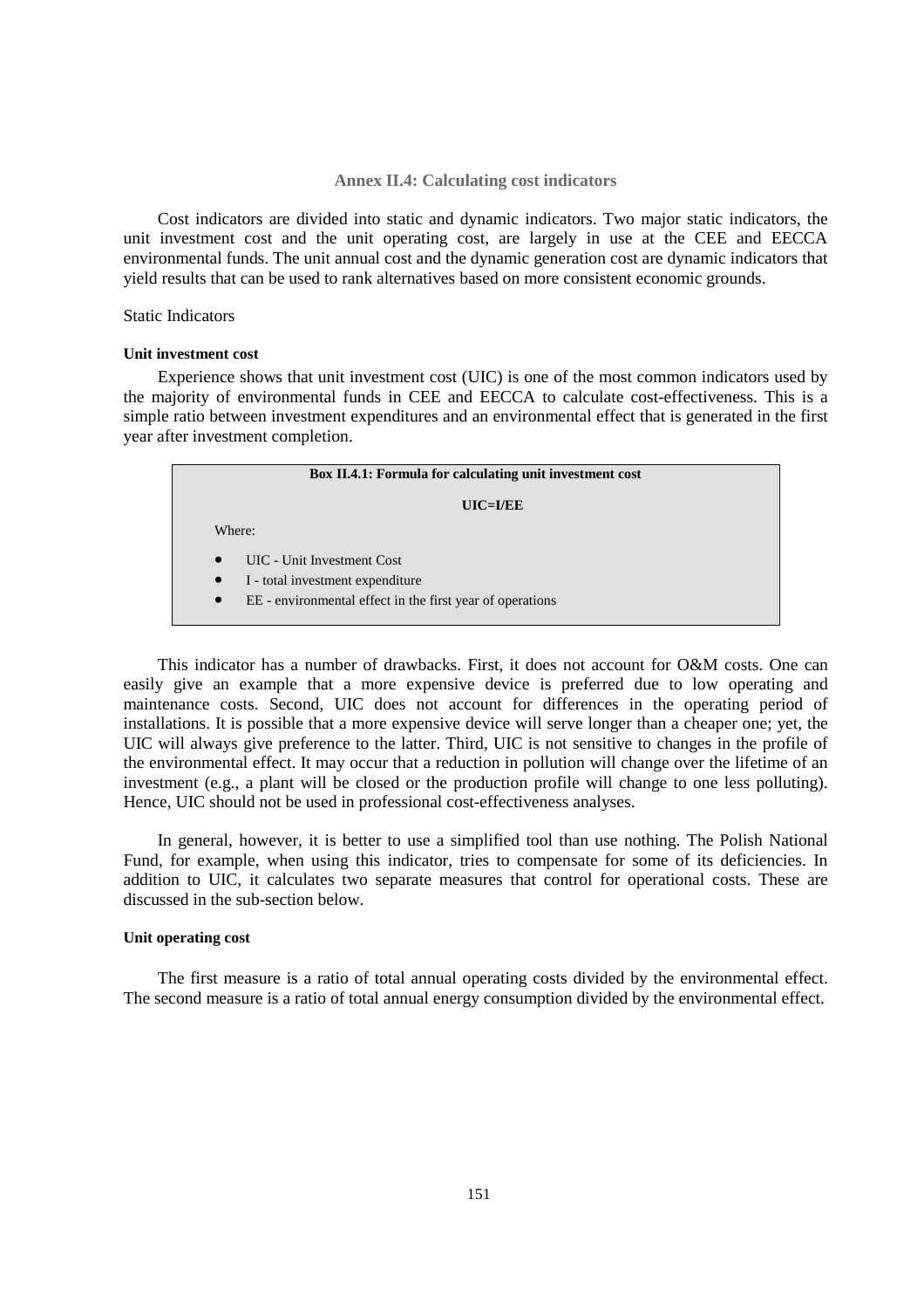## Annex II.4: Calculating cost indicators

Cost indicators are divided into static and dynamic indicators. Two major static indicators, the unit investment cost and the unit operating cost, are largely in use at the CEE and EECCA environmental funds. The unit annual cost and the dynamic generation cost are dynamic indicators that yield results that can be used to rank alternatives based on more consistent economic grounds.

Static Indicators

#### Unit investment cost

Experience shows that unit investment cost (UIC) is one of the most common indicators used by the majority of environmental funds in CEE and EECCA to calculate cost-effectiveness. This is a simple ratio between investment expenditures and an environmental effect that is generated in the first year after investment completion.

> **Box II.4.1: Formula for calculating unit investment cost**
>
> **UIC=I/EE**
>
> Where:
>
> - UIC - Unit Investment Cost
> - I - total investment expenditure
> - EE - environmental effect in the first year of operations

This indicator has a number of drawbacks. First, it does not account for O&M costs. One can easily give an example that a more expensive device is preferred due to low operating and maintenance costs. Second, UIC does not account for differences in the operating period of installations. It is possible that a more expensive device will serve longer than a cheaper one; yet, the UIC will always give preference to the latter. Third, UIC is not sensitive to changes in the profile of the environmental effect. It may occur that a reduction in pollution will change over the lifetime of an investment (e.g., a plant will be closed or the production profile will change to one less polluting). Hence, UIC should not be used in professional cost-effectiveness analyses.

In general, however, it is better to use a simplified tool than use nothing. The Polish National Fund, for example, when using this indicator, tries to compensate for some of its deficiencies. In addition to UIC, it calculates two separate measures that control for operational costs. These are discussed in the sub-section below.

#### Unit operating cost

The first measure is a ratio of total annual operating costs divided by the environmental effect. The second measure is a ratio of total annual energy consumption divided by the environmental effect.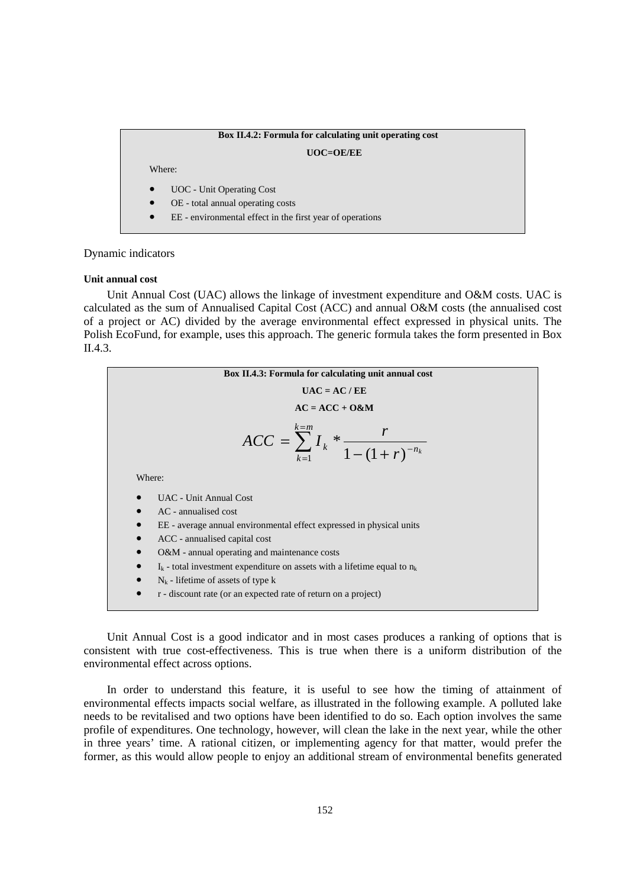> **Box II.4.2: Formula for calculating unit operating cost**
>
> **UOC=OE/EE**
>
> Where:
>
> - UOC - Unit Operating Cost
> - OE - total annual operating costs
> - EE - environmental effect in the first year of operations

Dynamic indicators

#### Unit annual cost

Unit Annual Cost (UAC) allows the linkage of investment expenditure and O&M costs. UAC is calculated as the sum of Annualised Capital Cost (ACC) and annual O&M costs (the annualised cost of a project or AC) divided by the average environmental effect expressed in physical units. The Polish EcoFund, for example, uses this approach. The generic formula takes the form presented in Box II.4.3.

> **Box II.4.3: Formula for calculating unit annual cost**
>
> **UAC = AC / EE**
>
> **AC = ACC + O&M**
>
> $$ACC = \sum_{k=1}^{k=m} I_k * \frac{r}{1-(1+r)^{-n_k}}$$
>
> Where:
>
> - UAC - Unit Annual Cost
> - AC - annualised cost
> - EE - average annual environmental effect expressed in physical units
> - ACC - annualised capital cost
> - O&M - annual operating and maintenance costs
> - $I_k$ - total investment expenditure on assets with a lifetime equal to $n_k$
> - $N_k$ - lifetime of assets of type k
> - r - discount rate (or an expected rate of return on a project)

Unit Annual Cost is a good indicator and in most cases produces a ranking of options that is consistent with true cost-effectiveness. This is true when there is a uniform distribution of the environmental effect across options.

In order to understand this feature, it is useful to see how the timing of attainment of environmental effects impacts social welfare, as illustrated in the following example. A polluted lake needs to be revitalised and two options have been identified to do so. Each option involves the same profile of expenditures. One technology, however, will clean the lake in the next year, while the other in three years' time. A rational citizen, or implementing agency for that matter, would prefer the former, as this would allow people to enjoy an additional stream of environmental benefits generated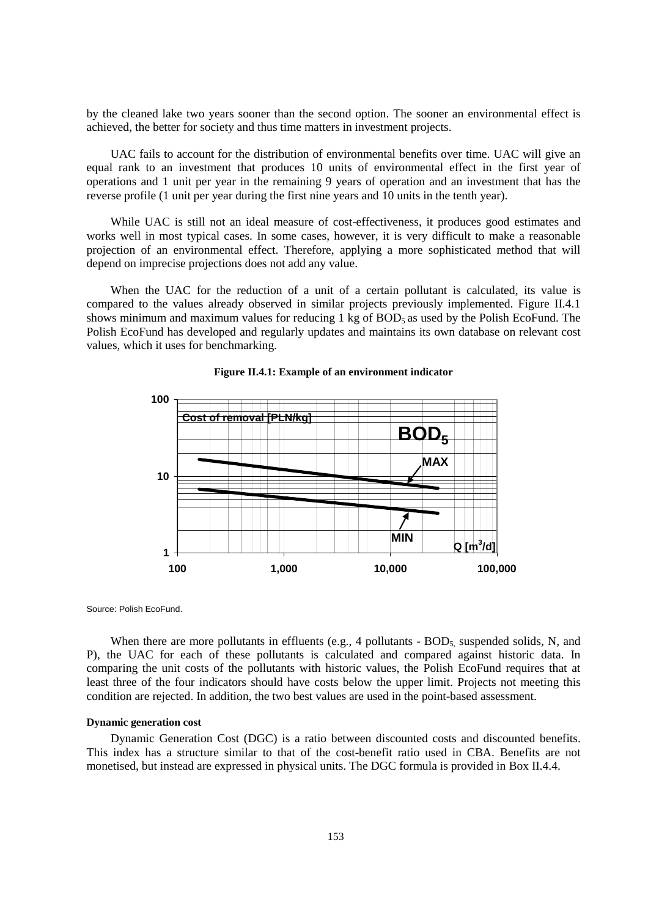by the cleaned lake two years sooner than the second option. The sooner an environmental effect is achieved, the better for society and thus time matters in investment projects.

UAC fails to account for the distribution of environmental benefits over time. UAC will give an equal rank to an investment that produces 10 units of environmental effect in the first year of operations and 1 unit per year in the remaining 9 years of operation and an investment that has the reverse profile (1 unit per year during the first nine years and 10 units in the tenth year).

While UAC is still not an ideal measure of cost-effectiveness, it produces good estimates and works well in most typical cases. In some cases, however, it is very difficult to make a reasonable projection of an environmental effect. Therefore, applying a more sophisticated method that will depend on imprecise projections does not add any value.

When the UAC for the reduction of a unit of a certain pollutant is calculated, its value is compared to the values already observed in similar projects previously implemented. Figure II.4.1 shows minimum and maximum values for reducing 1 kg of $BOD_5$ as used by the Polish EcoFund. The Polish EcoFund has developed and regularly updates and maintains its own database on relevant cost values, which it uses for benchmarking.

**Figure II.4.1: Example of an environment indicator**

Source: Polish EcoFund.

When there are more pollutants in effluents (e.g., 4 pollutants - $BOD_5$, suspended solids, N, and P), the UAC for each of these pollutants is calculated and compared against historic data. In comparing the unit costs of the pollutants with historic values, the Polish EcoFund requires that at least three of the four indicators should have costs below the upper limit. Projects not meeting this condition are rejected. In addition, the two best values are used in the point-based assessment.

#### Dynamic generation cost

Dynamic Generation Cost (DGC) is a ratio between discounted costs and discounted benefits. This index has a structure similar to that of the cost-benefit ratio used in CBA. Benefits are not monetised, but instead are expressed in physical units. The DGC formula is provided in Box II.4.4.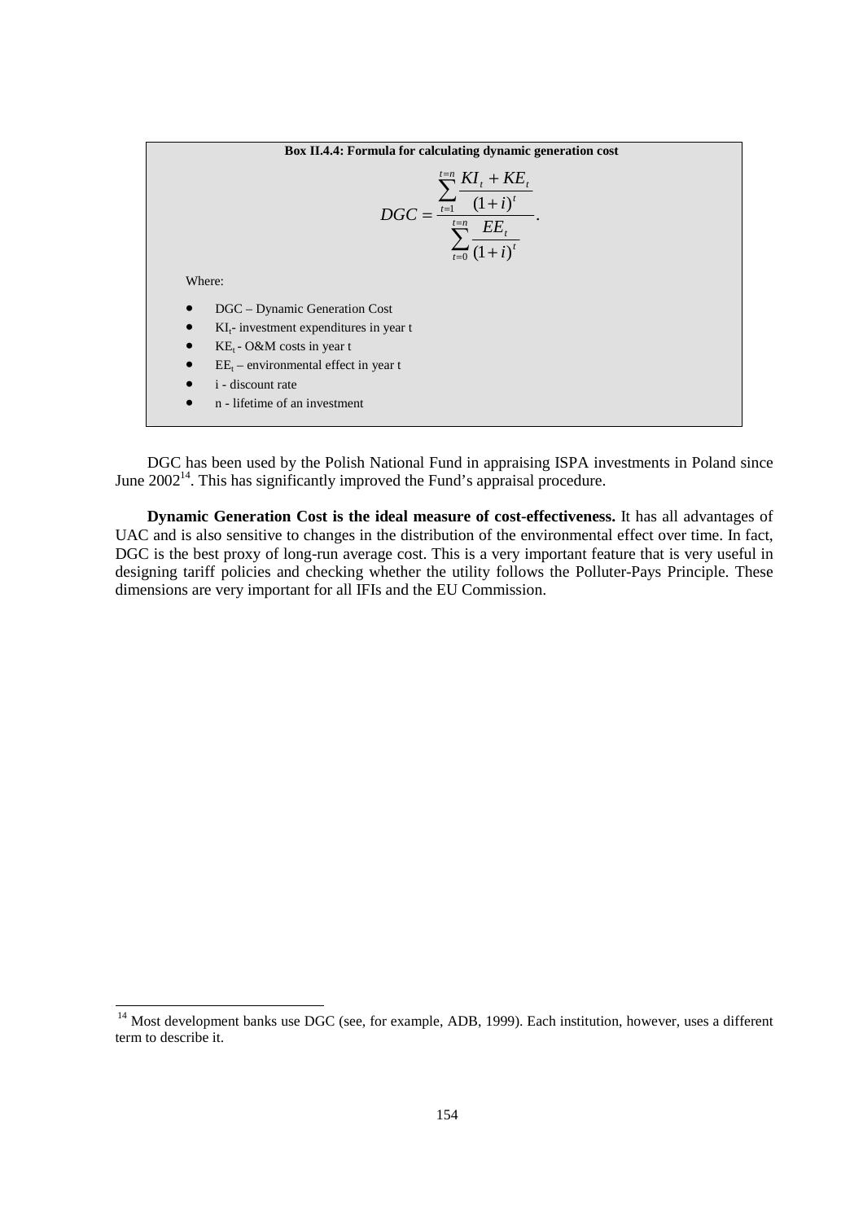**Box II.4.4: Formula for calculating dynamic generation cost**

$$DGC = \frac{\sum_{t=1}^{t=n} \frac{KI_t + KE_t}{(1+i)^t}}{\sum_{t=0}^{t=n} \frac{EE_t}{(1+i)^t}}.$$

Where:

- DGC – Dynamic Generation Cost
- $KI_t$- investment expenditures in year t
- $KE_t$ - O&M costs in year t
- $EE_t$ – environmental effect in year t
- i - discount rate
- n - lifetime of an investment

DGC has been used by the Polish National Fund in appraising ISPA investments in Poland since June 2002[14]. This has significantly improved the Fund's appraisal procedure.

**Dynamic Generation Cost is the ideal measure of cost-effectiveness.** It has all advantages of UAC and is also sensitive to changes in the distribution of the environmental effect over time. In fact, DGC is the best proxy of long-run average cost. This is a very important feature that is very useful in designing tariff policies and checking whether the utility follows the Polluter-Pays Principle. These dimensions are very important for all IFIs and the EU Commission.

[14] Most development banks use DGC (see, for example, ADB, 1999). Each institution, however, uses a different term to describe it.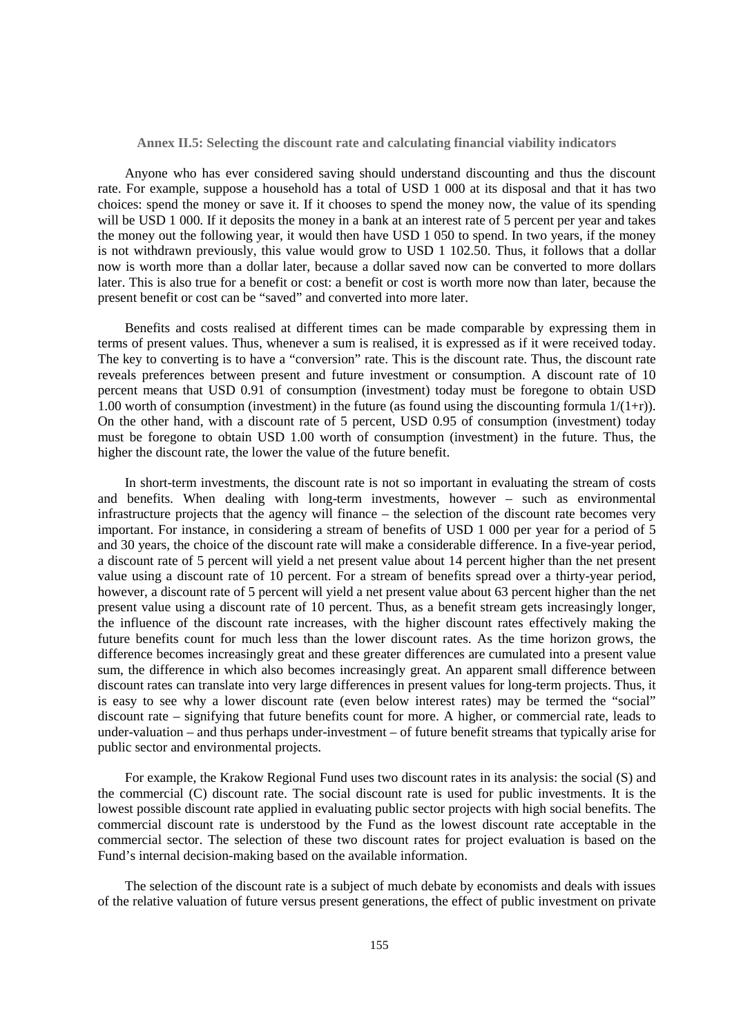### Annex II.5: Selecting the discount rate and calculating financial viability indicators

Anyone who has ever considered saving should understand discounting and thus the discount rate. For example, suppose a household has a total of USD 1 000 at its disposal and that it has two choices: spend the money or save it. If it chooses to spend the money now, the value of its spending will be USD 1 000. If it deposits the money in a bank at an interest rate of 5 percent per year and takes the money out the following year, it would then have USD 1 050 to spend. In two years, if the money is not withdrawn previously, this value would grow to USD 1 102.50. Thus, it follows that a dollar now is worth more than a dollar later, because a dollar saved now can be converted to more dollars later. This is also true for a benefit or cost: a benefit or cost is worth more now than later, because the present benefit or cost can be "saved" and converted into more later.

Benefits and costs realised at different times can be made comparable by expressing them in terms of present values. Thus, whenever a sum is realised, it is expressed as if it were received today. The key to converting is to have a "conversion" rate. This is the discount rate. Thus, the discount rate reveals preferences between present and future investment or consumption. A discount rate of 10 percent means that USD 0.91 of consumption (investment) today must be foregone to obtain USD 1.00 worth of consumption (investment) in the future (as found using the discounting formula $1/(1+r)$). On the other hand, with a discount rate of 5 percent, USD 0.95 of consumption (investment) today must be foregone to obtain USD 1.00 worth of consumption (investment) in the future. Thus, the higher the discount rate, the lower the value of the future benefit.

In short-term investments, the discount rate is not so important in evaluating the stream of costs and benefits. When dealing with long-term investments, however – such as environmental infrastructure projects that the agency will finance – the selection of the discount rate becomes very important. For instance, in considering a stream of benefits of USD 1 000 per year for a period of 5 and 30 years, the choice of the discount rate will make a considerable difference. In a five-year period, a discount rate of 5 percent will yield a net present value about 14 percent higher than the net present value using a discount rate of 10 percent. For a stream of benefits spread over a thirty-year period, however, a discount rate of 5 percent will yield a net present value about 63 percent higher than the net present value using a discount rate of 10 percent. Thus, as a benefit stream gets increasingly longer, the influence of the discount rate increases, with the higher discount rates effectively making the future benefits count for much less than the lower discount rates. As the time horizon grows, the difference becomes increasingly great and these greater differences are cumulated into a present value sum, the difference in which also becomes increasingly great. An apparent small difference between discount rates can translate into very large differences in present values for long-term projects. Thus, it is easy to see why a lower discount rate (even below interest rates) may be termed the "social" discount rate – signifying that future benefits count for more. A higher, or commercial rate, leads to under-valuation – and thus perhaps under-investment – of future benefit streams that typically arise for public sector and environmental projects.

For example, the Krakow Regional Fund uses two discount rates in its analysis: the social (S) and the commercial (C) discount rate. The social discount rate is used for public investments. It is the lowest possible discount rate applied in evaluating public sector projects with high social benefits. The commercial discount rate is understood by the Fund as the lowest discount rate acceptable in the commercial sector. The selection of these two discount rates for project evaluation is based on the Fund's internal decision-making based on the available information.

The selection of the discount rate is a subject of much debate by economists and deals with issues of the relative valuation of future versus present generations, the effect of public investment on private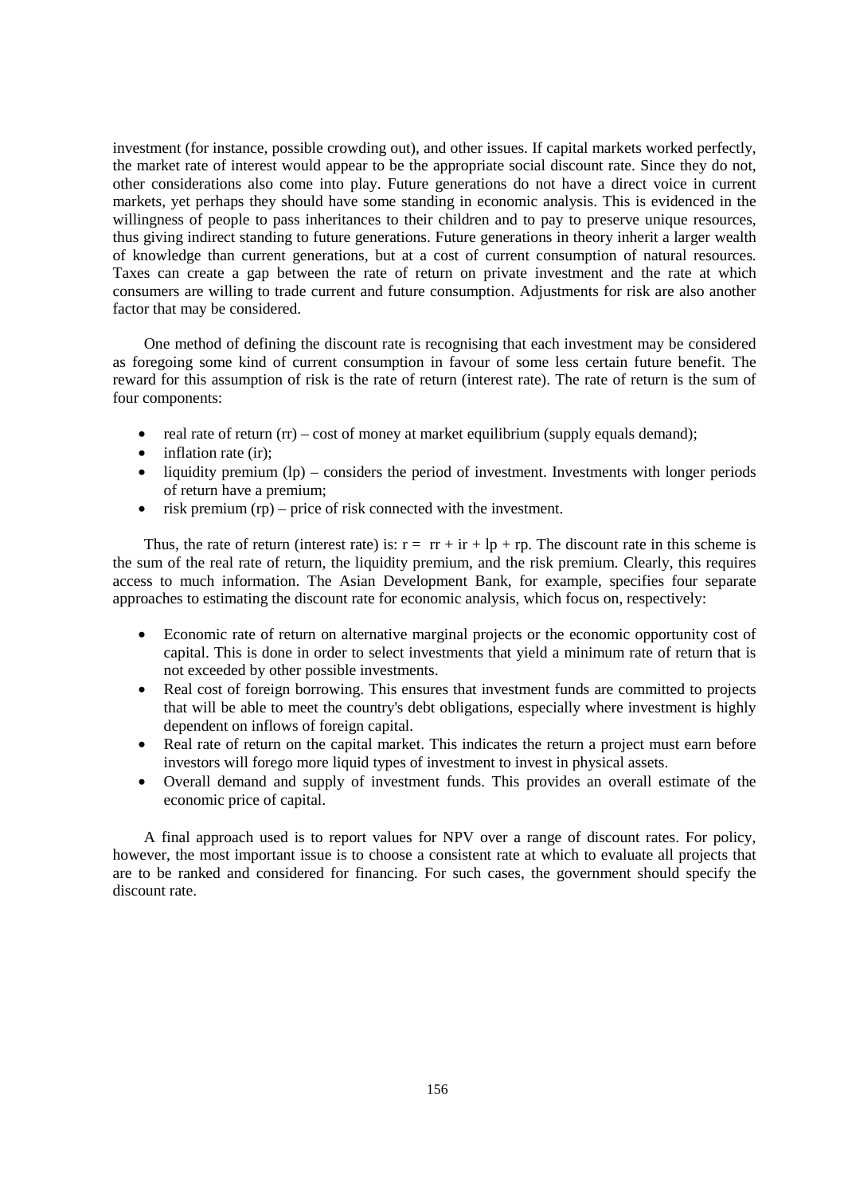investment (for instance, possible crowding out), and other issues. If capital markets worked perfectly, the market rate of interest would appear to be the appropriate social discount rate. Since they do not, other considerations also come into play. Future generations do not have a direct voice in current markets, yet perhaps they should have some standing in economic analysis. This is evidenced in the willingness of people to pass inheritances to their children and to pay to preserve unique resources, thus giving indirect standing to future generations. Future generations in theory inherit a larger wealth of knowledge than current generations, but at a cost of current consumption of natural resources. Taxes can create a gap between the rate of return on private investment and the rate at which consumers are willing to trade current and future consumption. Adjustments for risk are also another factor that may be considered.

One method of defining the discount rate is recognising that each investment may be considered as foregoing some kind of current consumption in favour of some less certain future benefit. The reward for this assumption of risk is the rate of return (interest rate). The rate of return is the sum of four components:

- real rate of return (rr) – cost of money at market equilibrium (supply equals demand);
- inflation rate (ir);
- liquidity premium (lp) – considers the period of investment. Investments with longer periods of return have a premium;
- risk premium (rp) – price of risk connected with the investment.

Thus, the rate of return (interest rate) is: $r = rr + ir + lp + rp$. The discount rate in this scheme is the sum of the real rate of return, the liquidity premium, and the risk premium. Clearly, this requires access to much information. The Asian Development Bank, for example, specifies four separate approaches to estimating the discount rate for economic analysis, which focus on, respectively:

- Economic rate of return on alternative marginal projects or the economic opportunity cost of capital. This is done in order to select investments that yield a minimum rate of return that is not exceeded by other possible investments.
- Real cost of foreign borrowing. This ensures that investment funds are committed to projects that will be able to meet the country's debt obligations, especially where investment is highly dependent on inflows of foreign capital.
- Real rate of return on the capital market. This indicates the return a project must earn before investors will forego more liquid types of investment to invest in physical assets.
- Overall demand and supply of investment funds. This provides an overall estimate of the economic price of capital.

A final approach used is to report values for NPV over a range of discount rates. For policy, however, the most important issue is to choose a consistent rate at which to evaluate all projects that are to be ranked and considered for financing. For such cases, the government should specify the discount rate.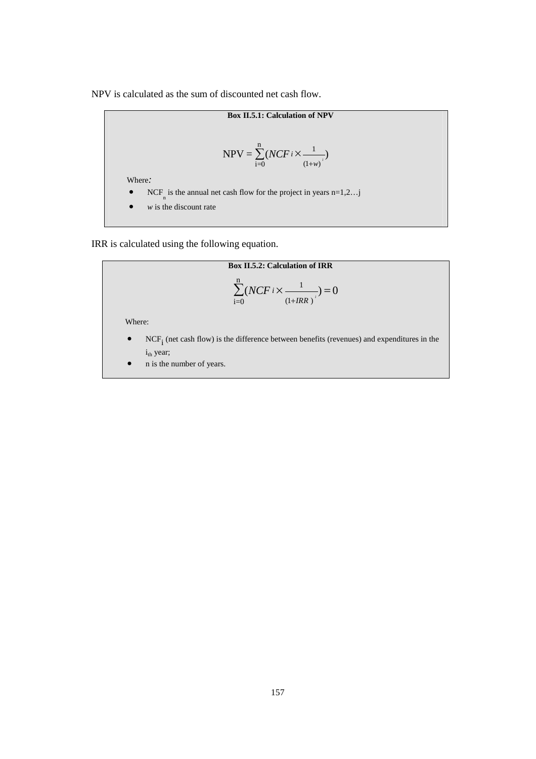NPV is calculated as the sum of discounted net cash flow.

**Box II.5.1: Calculation of NPV**

$$\text{NPV} = \sum_{i=0}^{n}(NCF_i \times \frac{1}{(1+w)^i})$$

Where:

- $NCF_n$ is the annual net cash flow for the project in years n=1,2…j
- *w* is the discount rate

IRR is calculated using the following equation.

**Box II.5.2: Calculation of IRR**

$$\sum_{i=0}^{n}(NCF_i \times \frac{1}{(1+IRR)^i}) = 0$$

Where:

- $NCF_i$ (net cash flow) is the difference between benefits (revenues) and expenditures in the $i_{th}$ year;
- n is the number of years.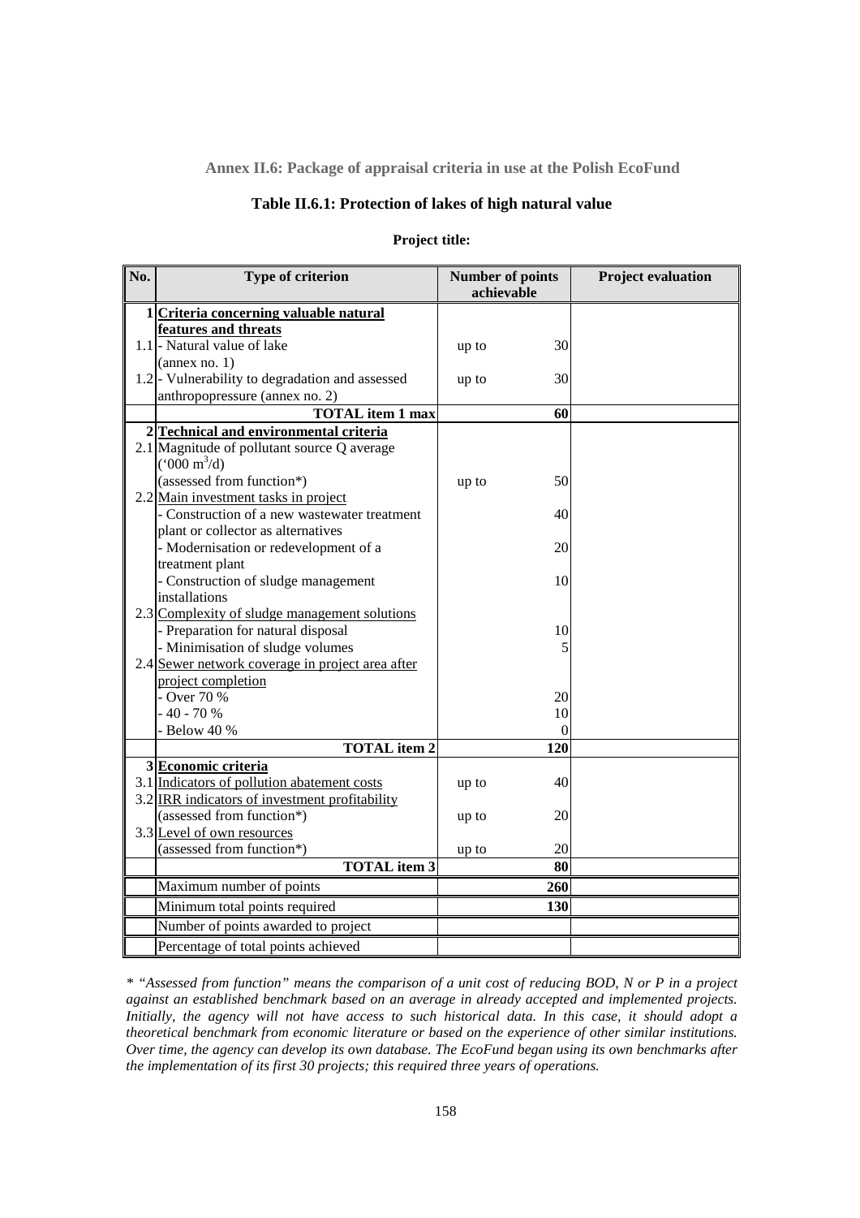## Annex II.6: Package of appraisal criteria in use at the Polish EcoFund

### Table II.6.1: Protection of lakes of high natural value

**Project title:**

| No. | Type of criterion | Number of points achievable | | Project evaluation |
|---|---|---|---|---|
| 1 | **Criteria concerning valuable natural features and threats** | | | |
| 1.1 | - Natural value of lake (annex no. 1) | up to | 30 | |
| 1.2 | - Vulnerability to degradation and assessed anthropopressure (annex no. 2) | up to | 30 | |
| | **TOTAL item 1 max** | | **60** | |
| 2 | **Technical and environmental criteria** | | | |
| 2.1 | Magnitude of pollutant source Q average ('000 $m^3$/d) (assessed from function*) | up to | 50 | |
| 2.2 | Main investment tasks in project | | | |
| | - Construction of a new wastewater treatment plant or collector as alternatives | | 40 | |
| | - Modernisation or redevelopment of a treatment plant | | 20 | |
| | - Construction of sludge management installations | | 10 | |
| 2.3 | Complexity of sludge management solutions | | | |
| | - Preparation for natural disposal | | 10 | |
| | - Minimisation of sludge volumes | | 5 | |
| 2.4 | Sewer network coverage in project area after project completion | | | |
| | - Over 70 % | | 20 | |
| | - 40 - 70 % | | 10 | |
| | - Below 40 % | | 0 | |
| | **TOTAL item 2** | | **120** | |
| 3 | **Economic criteria** | | | |
| 3.1 | Indicators of pollution abatement costs | up to | 40 | |
| 3.2 | IRR indicators of investment profitability (assessed from function*) | up to | 20 | |
| 3.3 | Level of own resources (assessed from function*) | up to | 20 | |
| | **TOTAL item 3** | | **80** | |
| | Maximum number of points | | **260** | |
| | Minimum total points required | | **130** | |
| | Number of points awarded to project | | | |
| | Percentage of total points achieved | | | |

*\* "Assessed from function" means the comparison of a unit cost of reducing BOD, N or P in a project against an established benchmark based on an average in already accepted and implemented projects. Initially, the agency will not have access to such historical data. In this case, it should adopt a theoretical benchmark from economic literature or based on the experience of other similar institutions. Over time, the agency can develop its own database. The EcoFund began using its own benchmarks after the implementation of its first 30 projects; this required three years of operations.*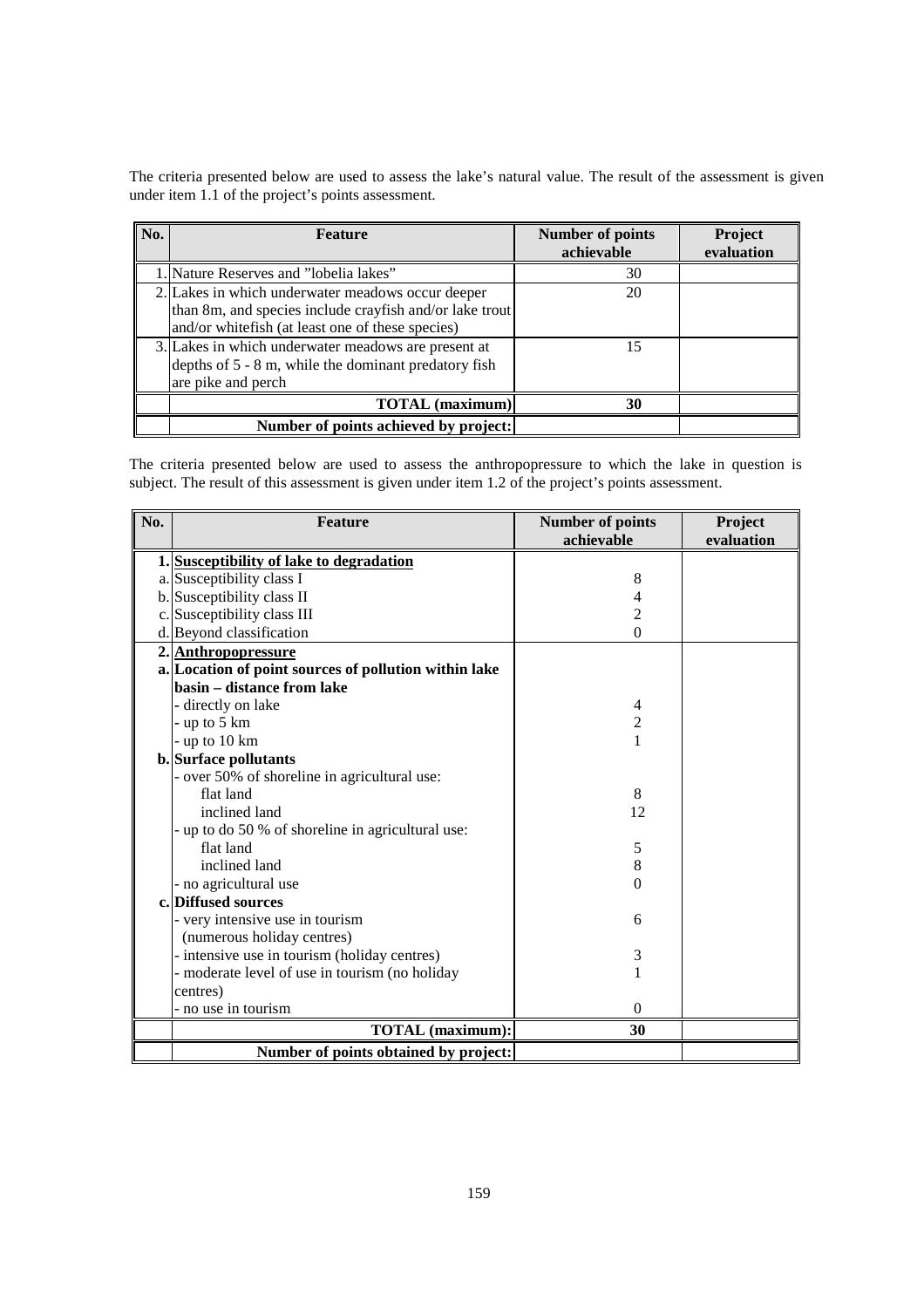The criteria presented below are used to assess the lake's natural value. The result of the assessment is given under item 1.1 of the project's points assessment.

| No. | Feature | Number of points achievable | Project evaluation |
|---|---|---|---|
| 1. | Nature Reserves and "lobelia lakes" | 30 | |
| 2. | Lakes in which underwater meadows occur deeper than 8m, and species include crayfish and/or lake trout and/or whitefish (at least one of these species) | 20 | |
| 3. | Lakes in which underwater meadows are present at depths of 5 - 8 m, while the dominant predatory fish are pike and perch | 15 | |
| | **TOTAL (maximum)** | **30** | |
| | **Number of points achieved by project:** | | |

The criteria presented below are used to assess the anthropopressure to which the lake in question is subject. The result of this assessment is given under item 1.2 of the project's points assessment.

| No. | Feature | Number of points achievable | Project evaluation |
|---|---|---|---|
| **1.** | **Susceptibility of lake to degradation** | | |
| a. | Susceptibility class I | 8 | |
| b. | Susceptibility class II | 4 | |
| c. | Susceptibility class III | 2 | |
| d. | Beyond classification | 0 | |
| **2.** | **Anthropopressure** | | |
| **a.** | **Location of point sources of pollution within lake basin – distance from lake** | | |
| | - directly on lake | 4 | |
| | - up to 5 km | 2 | |
| | - up to 10 km | 1 | |
| **b.** | **Surface pollutants** | | |
| | - over 50% of shoreline in agricultural use: | | |
| | flat land | 8 | |
| | inclined land | 12 | |
| | - up to do 50 % of shoreline in agricultural use: | | |
| | flat land | 5 | |
| | inclined land | 8 | |
| | - no agricultural use | 0 | |
| **c.** | **Diffused sources** | | |
| | - very intensive use in tourism (numerous holiday centres) | 6 | |
| | - intensive use in tourism (holiday centres) | 3 | |
| | - moderate level of use in tourism (no holiday centres) | 1 | |
| | - no use in tourism | 0 | |
| | **TOTAL (maximum):** | **30** | |
| | **Number of points obtained by project:** | | |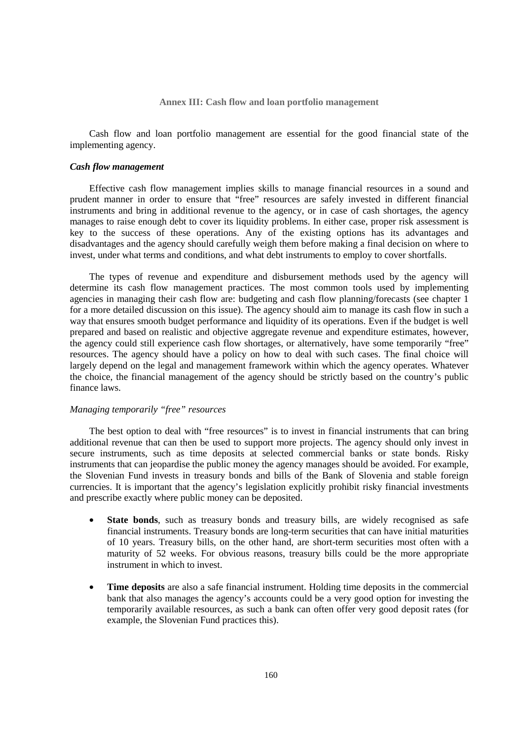## Annex III: Cash flow and loan portfolio management

Cash flow and loan portfolio management are essential for the good financial state of the implementing agency.

### *Cash flow management*

Effective cash flow management implies skills to manage financial resources in a sound and prudent manner in order to ensure that "free" resources are safely invested in different financial instruments and bring in additional revenue to the agency, or in case of cash shortages, the agency manages to raise enough debt to cover its liquidity problems. In either case, proper risk assessment is key to the success of these operations. Any of the existing options has its advantages and disadvantages and the agency should carefully weigh them before making a final decision on where to invest, under what terms and conditions, and what debt instruments to employ to cover shortfalls.

The types of revenue and expenditure and disbursement methods used by the agency will determine its cash flow management practices. The most common tools used by implementing agencies in managing their cash flow are: budgeting and cash flow planning/forecasts (see chapter 1 for a more detailed discussion on this issue). The agency should aim to manage its cash flow in such a way that ensures smooth budget performance and liquidity of its operations. Even if the budget is well prepared and based on realistic and objective aggregate revenue and expenditure estimates, however, the agency could still experience cash flow shortages, or alternatively, have some temporarily "free" resources. The agency should have a policy on how to deal with such cases. The final choice will largely depend on the legal and management framework within which the agency operates. Whatever the choice, the financial management of the agency should be strictly based on the country's public finance laws.

#### *Managing temporarily "free" resources*

The best option to deal with "free resources" is to invest in financial instruments that can bring additional revenue that can then be used to support more projects. The agency should only invest in secure instruments, such as time deposits at selected commercial banks or state bonds. Risky instruments that can jeopardise the public money the agency manages should be avoided. For example, the Slovenian Fund invests in treasury bonds and bills of the Bank of Slovenia and stable foreign currencies. It is important that the agency's legislation explicitly prohibit risky financial investments and prescribe exactly where public money can be deposited.

- **State bonds**, such as treasury bonds and treasury bills, are widely recognised as safe financial instruments. Treasury bonds are long-term securities that can have initial maturities of 10 years. Treasury bills, on the other hand, are short-term securities most often with a maturity of 52 weeks. For obvious reasons, treasury bills could be the more appropriate instrument in which to invest.

- **Time deposits** are also a safe financial instrument. Holding time deposits in the commercial bank that also manages the agency's accounts could be a very good option for investing the temporarily available resources, as such a bank can often offer very good deposit rates (for example, the Slovenian Fund practices this).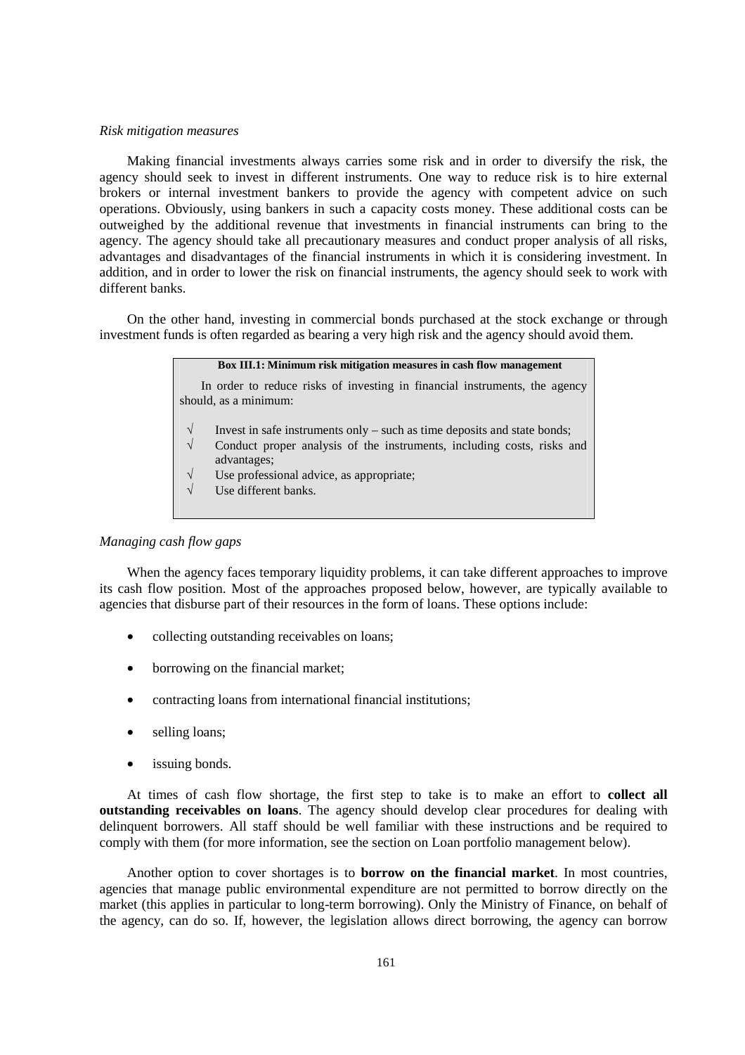*Risk mitigation measures*

Making financial investments always carries some risk and in order to diversify the risk, the agency should seek to invest in different instruments. One way to reduce risk is to hire external brokers or internal investment bankers to provide the agency with competent advice on such operations. Obviously, using bankers in such a capacity costs money. These additional costs can be outweighed by the additional revenue that investments in financial instruments can bring to the agency. The agency should take all precautionary measures and conduct proper analysis of all risks, advantages and disadvantages of the financial instruments in which it is considering investment. In addition, and in order to lower the risk on financial instruments, the agency should seek to work with different banks.

On the other hand, investing in commercial bonds purchased at the stock exchange or through investment funds is often regarded as bearing a very high risk and the agency should avoid them.

> **Box III.1: Minimum risk mitigation measures in cash flow management**
>
> In order to reduce risks of investing in financial instruments, the agency should, as a minimum:
>
> - √ Invest in safe instruments only – such as time deposits and state bonds;
> - √ Conduct proper analysis of the instruments, including costs, risks and advantages;
> - √ Use professional advice, as appropriate;
> - √ Use different banks.

*Managing cash flow gaps*

When the agency faces temporary liquidity problems, it can take different approaches to improve its cash flow position. Most of the approaches proposed below, however, are typically available to agencies that disburse part of their resources in the form of loans. These options include:

- collecting outstanding receivables on loans;
- borrowing on the financial market;
- contracting loans from international financial institutions;
- selling loans;
- issuing bonds.

At times of cash flow shortage, the first step to take is to make an effort to **collect all outstanding receivables on loans**. The agency should develop clear procedures for dealing with delinquent borrowers. All staff should be well familiar with these instructions and be required to comply with them (for more information, see the section on Loan portfolio management below).

Another option to cover shortages is to **borrow on the financial market**. In most countries, agencies that manage public environmental expenditure are not permitted to borrow directly on the market (this applies in particular to long-term borrowing). Only the Ministry of Finance, on behalf of the agency, can do so. If, however, the legislation allows direct borrowing, the agency can borrow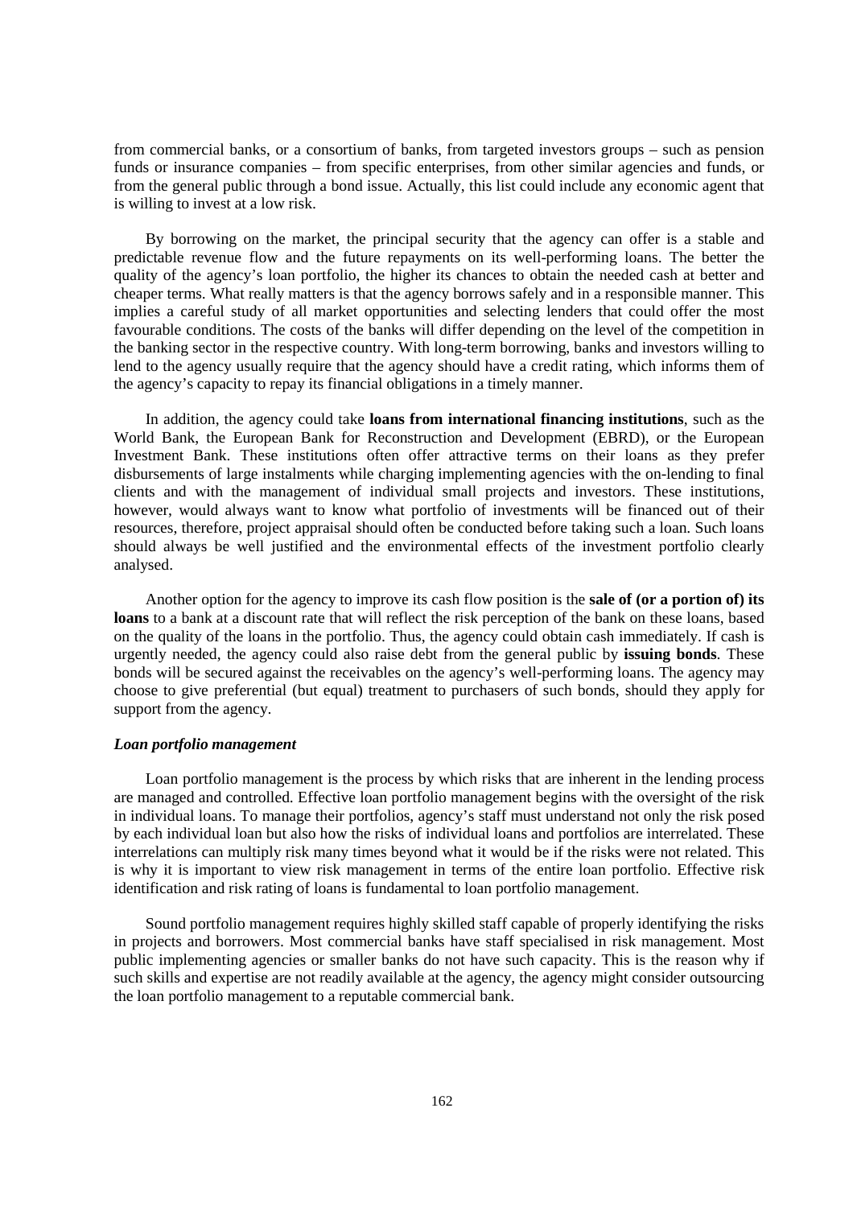from commercial banks, or a consortium of banks, from targeted investors groups – such as pension funds or insurance companies – from specific enterprises, from other similar agencies and funds, or from the general public through a bond issue. Actually, this list could include any economic agent that is willing to invest at a low risk.

By borrowing on the market, the principal security that the agency can offer is a stable and predictable revenue flow and the future repayments on its well-performing loans. The better the quality of the agency's loan portfolio, the higher its chances to obtain the needed cash at better and cheaper terms. What really matters is that the agency borrows safely and in a responsible manner. This implies a careful study of all market opportunities and selecting lenders that could offer the most favourable conditions. The costs of the banks will differ depending on the level of the competition in the banking sector in the respective country. With long-term borrowing, banks and investors willing to lend to the agency usually require that the agency should have a credit rating, which informs them of the agency's capacity to repay its financial obligations in a timely manner.

In addition, the agency could take **loans from international financing institutions**, such as the World Bank, the European Bank for Reconstruction and Development (EBRD), or the European Investment Bank. These institutions often offer attractive terms on their loans as they prefer disbursements of large instalments while charging implementing agencies with the on-lending to final clients and with the management of individual small projects and investors. These institutions, however, would always want to know what portfolio of investments will be financed out of their resources, therefore, project appraisal should often be conducted before taking such a loan. Such loans should always be well justified and the environmental effects of the investment portfolio clearly analysed.

Another option for the agency to improve its cash flow position is the **sale of (or a portion of) its loans** to a bank at a discount rate that will reflect the risk perception of the bank on these loans, based on the quality of the loans in the portfolio. Thus, the agency could obtain cash immediately. If cash is urgently needed, the agency could also raise debt from the general public by **issuing bonds**. These bonds will be secured against the receivables on the agency's well-performing loans. The agency may choose to give preferential (but equal) treatment to purchasers of such bonds, should they apply for support from the agency.

***Loan portfolio management***

Loan portfolio management is the process by which risks that are inherent in the lending process are managed and controlled. Effective loan portfolio management begins with the oversight of the risk in individual loans. To manage their portfolios, agency's staff must understand not only the risk posed by each individual loan but also how the risks of individual loans and portfolios are interrelated. These interrelations can multiply risk many times beyond what it would be if the risks were not related. This is why it is important to view risk management in terms of the entire loan portfolio. Effective risk identification and risk rating of loans is fundamental to loan portfolio management.

Sound portfolio management requires highly skilled staff capable of properly identifying the risks in projects and borrowers. Most commercial banks have staff specialised in risk management. Most public implementing agencies or smaller banks do not have such capacity. This is the reason why if such skills and expertise are not readily available at the agency, the agency might consider outsourcing the loan portfolio management to a reputable commercial bank.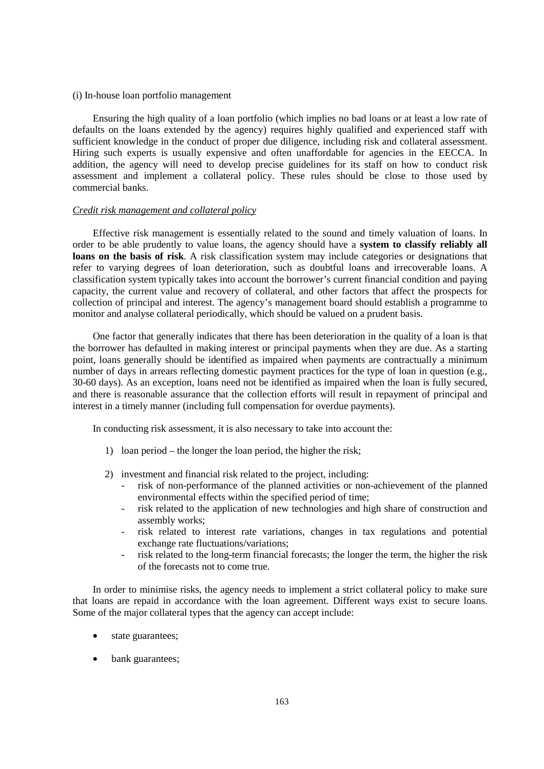(i) In-house loan portfolio management

Ensuring the high quality of a loan portfolio (which implies no bad loans or at least a low rate of defaults on the loans extended by the agency) requires highly qualified and experienced staff with sufficient knowledge in the conduct of proper due diligence, including risk and collateral assessment. Hiring such experts is usually expensive and often unaffordable for agencies in the EECCA. In addition, the agency will need to develop precise guidelines for its staff on how to conduct risk assessment and implement a collateral policy. These rules should be close to those used by commercial banks.

*Credit risk management and collateral policy*

Effective risk management is essentially related to the sound and timely valuation of loans. In order to be able prudently to value loans, the agency should have a **system to classify reliably all loans on the basis of risk**. A risk classification system may include categories or designations that refer to varying degrees of loan deterioration, such as doubtful loans and irrecoverable loans. A classification system typically takes into account the borrower's current financial condition and paying capacity, the current value and recovery of collateral, and other factors that affect the prospects for collection of principal and interest. The agency's management board should establish a programme to monitor and analyse collateral periodically, which should be valued on a prudent basis.

One factor that generally indicates that there has been deterioration in the quality of a loan is that the borrower has defaulted in making interest or principal payments when they are due. As a starting point, loans generally should be identified as impaired when payments are contractually a minimum number of days in arrears reflecting domestic payment practices for the type of loan in question (e.g., 30-60 days). As an exception, loans need not be identified as impaired when the loan is fully secured, and there is reasonable assurance that the collection efforts will result in repayment of principal and interest in a timely manner (including full compensation for overdue payments).

In conducting risk assessment, it is also necessary to take into account the:

1) loan period – the longer the loan period, the higher the risk;

2) investment and financial risk related to the project, including:
    - risk of non-performance of the planned activities or non-achievement of the planned environmental effects within the specified period of time;
    - risk related to the application of new technologies and high share of construction and assembly works;
    - risk related to interest rate variations, changes in tax regulations and potential exchange rate fluctuations/variations;
    - risk related to the long-term financial forecasts; the longer the term, the higher the risk of the forecasts not to come true.

In order to minimise risks, the agency needs to implement a strict collateral policy to make sure that loans are repaid in accordance with the loan agreement. Different ways exist to secure loans. Some of the major collateral types that the agency can accept include:

- state guarantees;

- bank guarantees;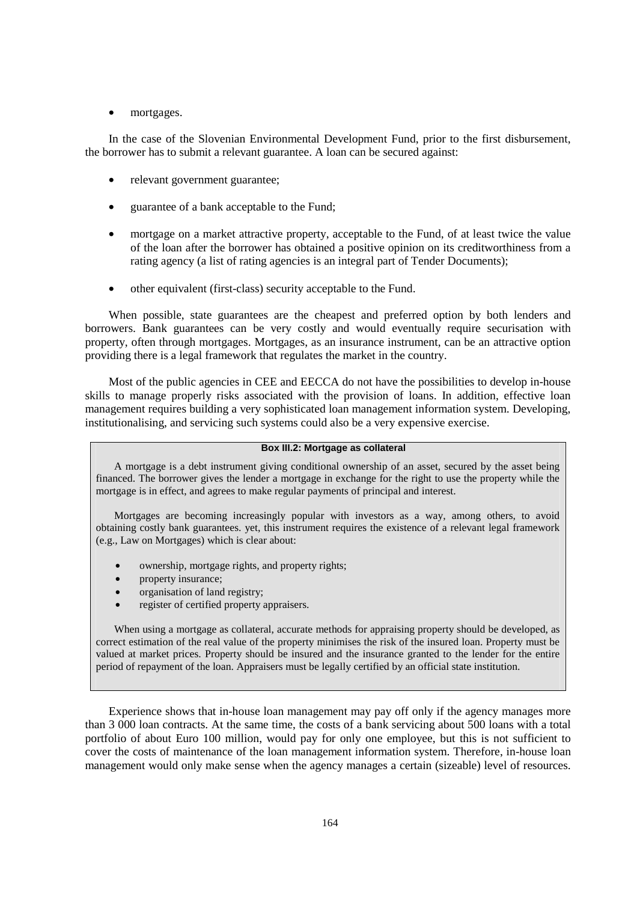- mortgages.

In the case of the Slovenian Environmental Development Fund, prior to the first disbursement, the borrower has to submit a relevant guarantee. A loan can be secured against:

- relevant government guarantee;
- guarantee of a bank acceptable to the Fund;
- mortgage on a market attractive property, acceptable to the Fund, of at least twice the value of the loan after the borrower has obtained a positive opinion on its creditworthiness from a rating agency (a list of rating agencies is an integral part of Tender Documents);
- other equivalent (first-class) security acceptable to the Fund.

When possible, state guarantees are the cheapest and preferred option by both lenders and borrowers. Bank guarantees can be very costly and would eventually require securisation with property, often through mortgages. Mortgages, as an insurance instrument, can be an attractive option providing there is a legal framework that regulates the market in the country.

Most of the public agencies in CEE and EECCA do not have the possibilities to develop in-house skills to manage properly risks associated with the provision of loans. In addition, effective loan management requires building a very sophisticated loan management information system. Developing, institutionalising, and servicing such systems could also be a very expensive exercise.

**Box III.2: Mortgage as collateral**

A mortgage is a debt instrument giving conditional ownership of an asset, secured by the asset being financed. The borrower gives the lender a mortgage in exchange for the right to use the property while the mortgage is in effect, and agrees to make regular payments of principal and interest.

Mortgages are becoming increasingly popular with investors as a way, among others, to avoid obtaining costly bank guarantees. yet, this instrument requires the existence of a relevant legal framework (e.g., Law on Mortgages) which is clear about:

- ownership, mortgage rights, and property rights;
- property insurance;
- organisation of land registry;
- register of certified property appraisers.

When using a mortgage as collateral, accurate methods for appraising property should be developed, as correct estimation of the real value of the property minimises the risk of the insured loan. Property must be valued at market prices. Property should be insured and the insurance granted to the lender for the entire period of repayment of the loan. Appraisers must be legally certified by an official state institution.

Experience shows that in-house loan management may pay off only if the agency manages more than 3 000 loan contracts. At the same time, the costs of a bank servicing about 500 loans with a total portfolio of about Euro 100 million, would pay for only one employee, but this is not sufficient to cover the costs of maintenance of the loan management information system. Therefore, in-house loan management would only make sense when the agency manages a certain (sizeable) level of resources.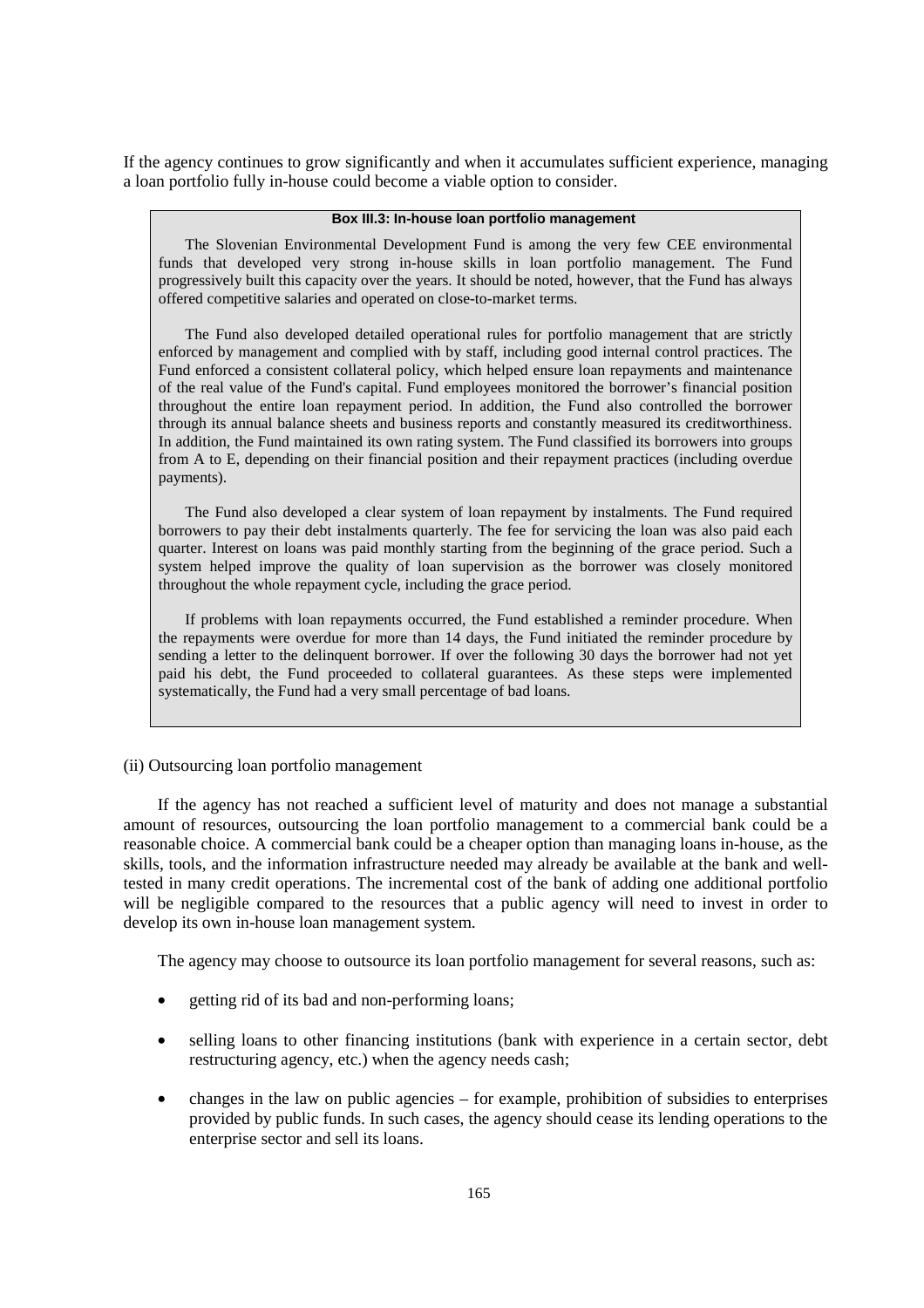If the agency continues to grow significantly and when it accumulates sufficient experience, managing a loan portfolio fully in-house could become a viable option to consider.

> **Box III.3: In-house loan portfolio management**
>
> The Slovenian Environmental Development Fund is among the very few CEE environmental funds that developed very strong in-house skills in loan portfolio management. The Fund progressively built this capacity over the years. It should be noted, however, that the Fund has always offered competitive salaries and operated on close-to-market terms.
>
> The Fund also developed detailed operational rules for portfolio management that are strictly enforced by management and complied with by staff, including good internal control practices. The Fund enforced a consistent collateral policy, which helped ensure loan repayments and maintenance of the real value of the Fund's capital. Fund employees monitored the borrower's financial position throughout the entire loan repayment period. In addition, the Fund also controlled the borrower through its annual balance sheets and business reports and constantly measured its creditworthiness. In addition, the Fund maintained its own rating system. The Fund classified its borrowers into groups from A to E, depending on their financial position and their repayment practices (including overdue payments).
>
> The Fund also developed a clear system of loan repayment by instalments. The Fund required borrowers to pay their debt instalments quarterly. The fee for servicing the loan was also paid each quarter. Interest on loans was paid monthly starting from the beginning of the grace period. Such a system helped improve the quality of loan supervision as the borrower was closely monitored throughout the whole repayment cycle, including the grace period.
>
> If problems with loan repayments occurred, the Fund established a reminder procedure. When the repayments were overdue for more than 14 days, the Fund initiated the reminder procedure by sending a letter to the delinquent borrower. If over the following 30 days the borrower had not yet paid his debt, the Fund proceeded to collateral guarantees. As these steps were implemented systematically, the Fund had a very small percentage of bad loans.

(ii) Outsourcing loan portfolio management

If the agency has not reached a sufficient level of maturity and does not manage a substantial amount of resources, outsourcing the loan portfolio management to a commercial bank could be a reasonable choice. A commercial bank could be a cheaper option than managing loans in-house, as the skills, tools, and the information infrastructure needed may already be available at the bank and well-tested in many credit operations. The incremental cost of the bank of adding one additional portfolio will be negligible compared to the resources that a public agency will need to invest in order to develop its own in-house loan management system.

The agency may choose to outsource its loan portfolio management for several reasons, such as:

- getting rid of its bad and non-performing loans;
- selling loans to other financing institutions (bank with experience in a certain sector, debt restructuring agency, etc.) when the agency needs cash;
- changes in the law on public agencies – for example, prohibition of subsidies to enterprises provided by public funds. In such cases, the agency should cease its lending operations to the enterprise sector and sell its loans.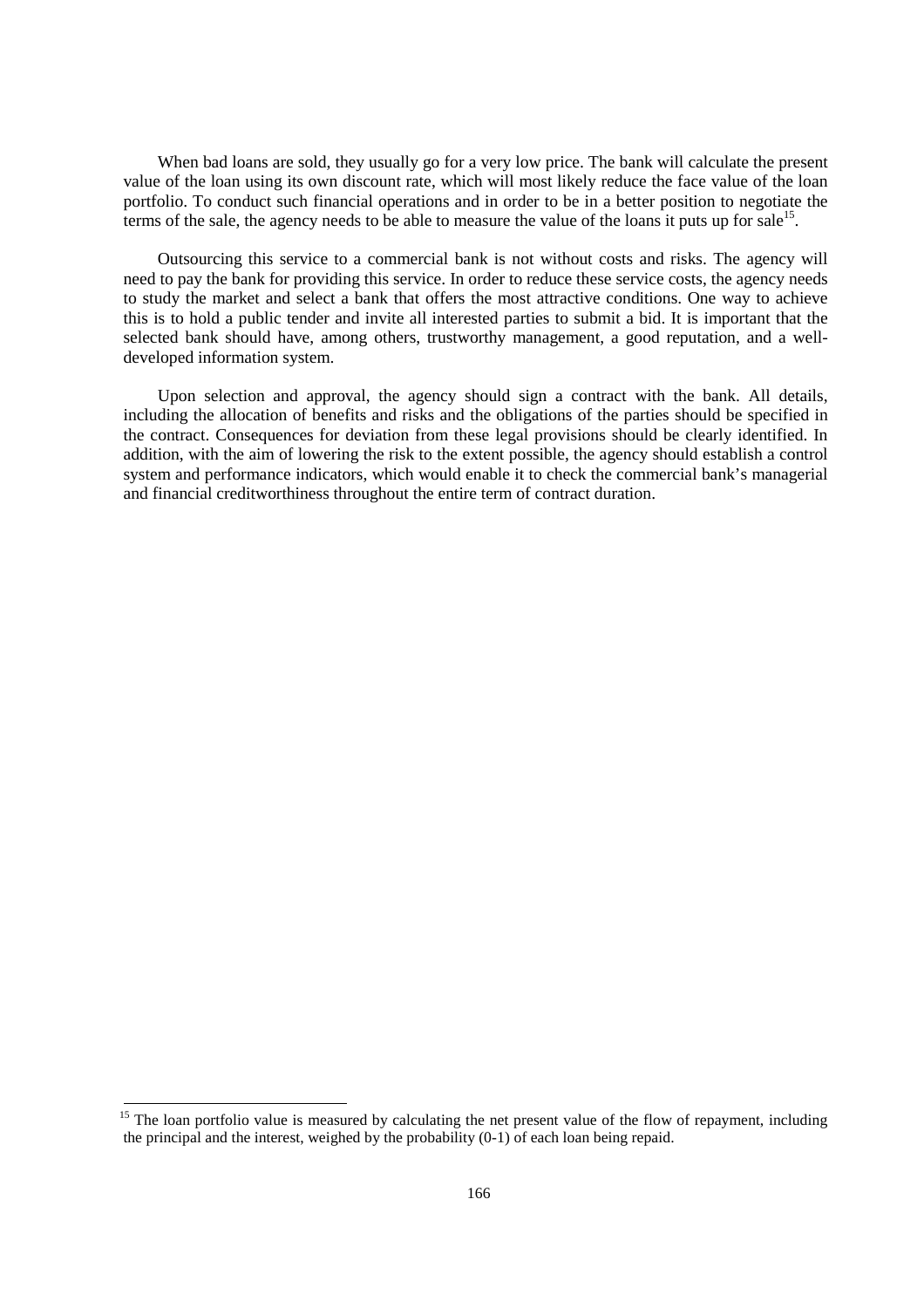When bad loans are sold, they usually go for a very low price. The bank will calculate the present value of the loan using its own discount rate, which will most likely reduce the face value of the loan portfolio. To conduct such financial operations and in order to be in a better position to negotiate the terms of the sale, the agency needs to be able to measure the value of the loans it puts up for sale[15].

Outsourcing this service to a commercial bank is not without costs and risks. The agency will need to pay the bank for providing this service. In order to reduce these service costs, the agency needs to study the market and select a bank that offers the most attractive conditions. One way to achieve this is to hold a public tender and invite all interested parties to submit a bid. It is important that the selected bank should have, among others, trustworthy management, a good reputation, and a well-developed information system.

Upon selection and approval, the agency should sign a contract with the bank. All details, including the allocation of benefits and risks and the obligations of the parties should be specified in the contract. Consequences for deviation from these legal provisions should be clearly identified. In addition, with the aim of lowering the risk to the extent possible, the agency should establish a control system and performance indicators, which would enable it to check the commercial bank's managerial and financial creditworthiness throughout the entire term of contract duration.

[15] The loan portfolio value is measured by calculating the net present value of the flow of repayment, including the principal and the interest, weighed by the probability (0-1) of each loan being repaid.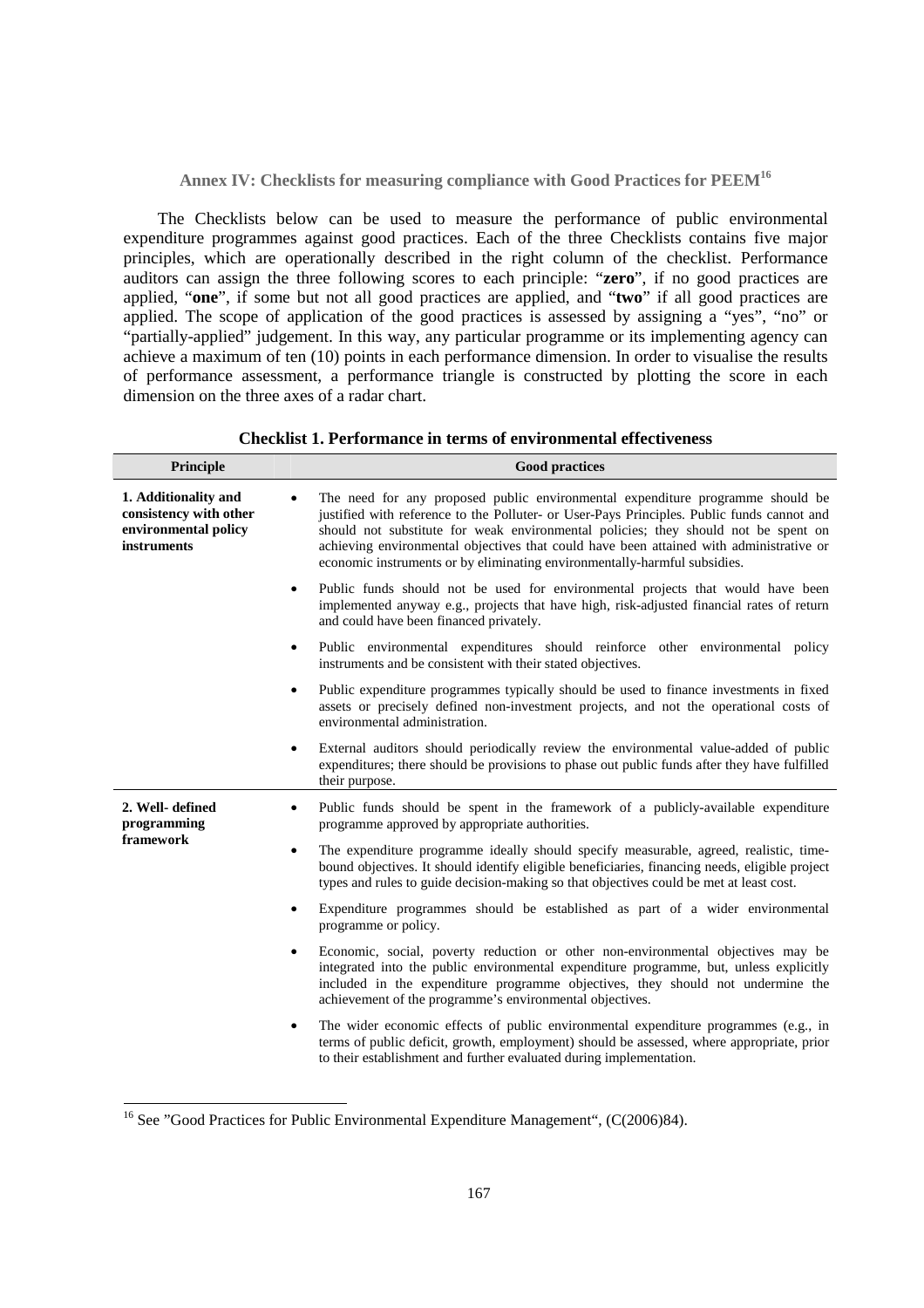### Annex IV: Checklists for measuring compliance with Good Practices for PEEM[16]

The Checklists below can be used to measure the performance of public environmental expenditure programmes against good practices. Each of the three Checklists contains five major principles, which are operationally described in the right column of the checklist. Performance auditors can assign the three following scores to each principle: "**zero**", if no good practices are applied, "**one**", if some but not all good practices are applied, and "**two**" if all good practices are applied. The scope of application of the good practices is assessed by assigning a "yes", "no" or "partially-applied" judgement. In this way, any particular programme or its implementing agency can achieve a maximum of ten (10) points in each performance dimension. In order to visualise the results of performance assessment, a performance triangle is constructed by plotting the score in each dimension on the three axes of a radar chart.

**Checklist 1. Performance in terms of environmental effectiveness**

| Principle | Good practices |
|---|---|
| **1. Additionality and consistency with other environmental policy instruments** | • The need for any proposed public environmental expenditure programme should be justified with reference to the Polluter- or User-Pays Principles. Public funds cannot and should not substitute for weak environmental policies; they should not be spent on achieving environmental objectives that could have been attained with administrative or economic instruments or by eliminating environmentally-harmful subsidies.<br>• Public funds should not be used for environmental projects that would have been implemented anyway e.g., projects that have high, risk-adjusted financial rates of return and could have been financed privately.<br>• Public environmental expenditures should reinforce other environmental policy instruments and be consistent with their stated objectives.<br>• Public expenditure programmes typically should be used to finance investments in fixed assets or precisely defined non-investment projects, and not the operational costs of environmental administration.<br>• External auditors should periodically review the environmental value-added of public expenditures; there should be provisions to phase out public funds after they have fulfilled their purpose. |
| **2. Well- defined programming framework** | • Public funds should be spent in the framework of a publicly-available expenditure programme approved by appropriate authorities.<br>• The expenditure programme ideally should specify measurable, agreed, realistic, time-bound objectives. It should identify eligible beneficiaries, financing needs, eligible project types and rules to guide decision-making so that objectives could be met at least cost.<br>• Expenditure programmes should be established as part of a wider environmental programme or policy.<br>• Economic, social, poverty reduction or other non-environmental objectives may be integrated into the public environmental expenditure programme, but, unless explicitly included in the expenditure programme objectives, they should not undermine the achievement of the programme's environmental objectives.<br>• The wider economic effects of public environmental expenditure programmes (e.g., in terms of public deficit, growth, employment) should be assessed, where appropriate, prior to their establishment and further evaluated during implementation. |

[16] See "Good Practices for Public Environmental Expenditure Management", (C(2006)84).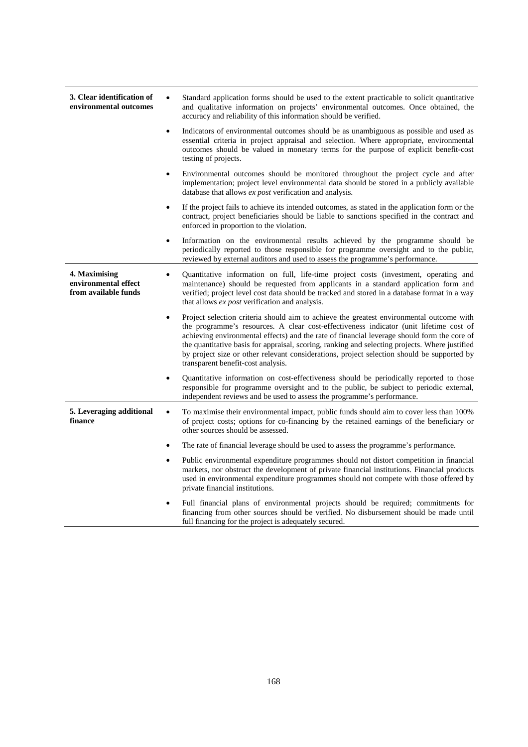| | |
|---|---|
| **3. Clear identification of environmental outcomes** | • Standard application forms should be used to the extent practicable to solicit quantitative and qualitative information on projects' environmental outcomes. Once obtained, the accuracy and reliability of this information should be verified.<br><br>• Indicators of environmental outcomes should be as unambiguous as possible and used as essential criteria in project appraisal and selection. Where appropriate, environmental outcomes should be valued in monetary terms for the purpose of explicit benefit-cost testing of projects.<br><br>• Environmental outcomes should be monitored throughout the project cycle and after implementation; project level environmental data should be stored in a publicly available database that allows *ex post* verification and analysis.<br><br>• If the project fails to achieve its intended outcomes, as stated in the application form or the contract, project beneficiaries should be liable to sanctions specified in the contract and enforced in proportion to the violation.<br><br>• Information on the environmental results achieved by the programme should be periodically reported to those responsible for programme oversight and to the public, reviewed by external auditors and used to assess the programme's performance. |
| **4. Maximising environmental effect from available funds** | • Quantitative information on full, life-time project costs (investment, operating and maintenance) should be requested from applicants in a standard application form and verified; project level cost data should be tracked and stored in a database format in a way that allows *ex post* verification and analysis.<br><br>• Project selection criteria should aim to achieve the greatest environmental outcome with the programme's resources. A clear cost-effectiveness indicator (unit lifetime cost of achieving environmental effects) and the rate of financial leverage should form the core of the quantitative basis for appraisal, scoring, ranking and selecting projects. Where justified by project size or other relevant considerations, project selection should be supported by transparent benefit-cost analysis.<br><br>• Quantitative information on cost-effectiveness should be periodically reported to those responsible for programme oversight and to the public, be subject to periodic external, independent reviews and be used to assess the programme's performance. |
| **5. Leveraging additional finance** | • To maximise their environmental impact, public funds should aim to cover less than 100% of project costs; options for co-financing by the retained earnings of the beneficiary or other sources should be assessed.<br><br>• The rate of financial leverage should be used to assess the programme's performance.<br><br>• Public environmental expenditure programmes should not distort competition in financial markets, nor obstruct the development of private financial institutions. Financial products used in environmental expenditure programmes should not compete with those offered by private financial institutions.<br><br>• Full financial plans of environmental projects should be required; commitments for financing from other sources should be verified. No disbursement should be made until full financing for the project is adequately secured. |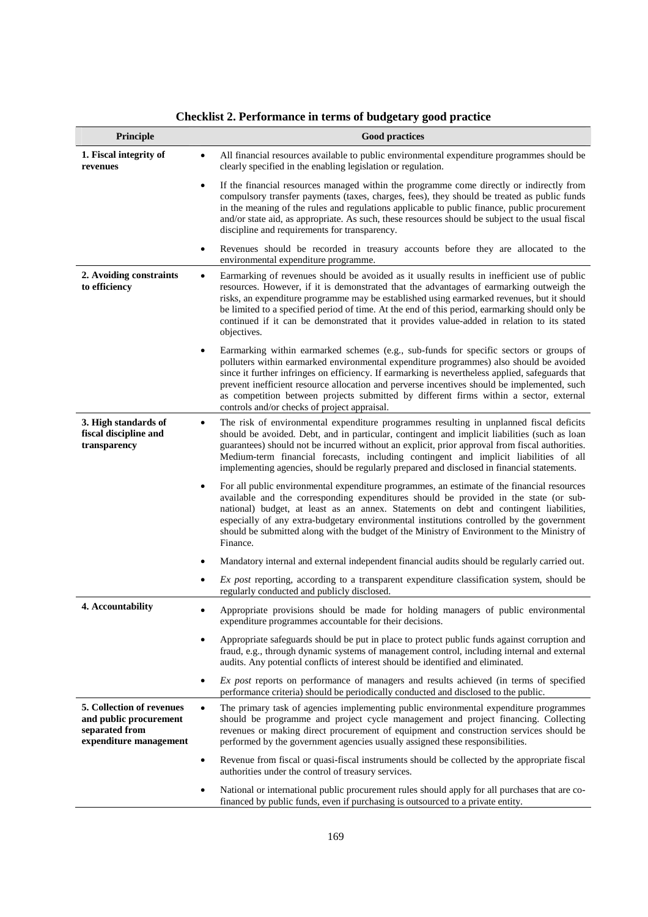**Checklist 2. Performance in terms of budgetary good practice**

| Principle | Good practices |
|---|---|
| **1. Fiscal integrity of revenues** | • All financial resources available to public environmental expenditure programmes should be clearly specified in the enabling legislation or regulation.<br>• If the financial resources managed within the programme come directly or indirectly from compulsory transfer payments (taxes, charges, fees), they should be treated as public funds in the meaning of the rules and regulations applicable to public finance, public procurement and/or state aid, as appropriate. As such, these resources should be subject to the usual fiscal discipline and requirements for transparency.<br>• Revenues should be recorded in treasury accounts before they are allocated to the environmental expenditure programme. |
| **2. Avoiding constraints to efficiency** | • Earmarking of revenues should be avoided as it usually results in inefficient use of public resources. However, if it is demonstrated that the advantages of earmarking outweigh the risks, an expenditure programme may be established using earmarked revenues, but it should be limited to a specified period of time. At the end of this period, earmarking should only be continued if it can be demonstrated that it provides value-added in relation to its stated objectives.<br>• Earmarking within earmarked schemes (e.g., sub-funds for specific sectors or groups of polluters within earmarked environmental expenditure programmes) also should be avoided since it further infringes on efficiency. If earmarking is nevertheless applied, safeguards that prevent inefficient resource allocation and perverse incentives should be implemented, such as competition between projects submitted by different firms within a sector, external controls and/or checks of project appraisal. |
| **3. High standards of fiscal discipline and transparency** | • The risk of environmental expenditure programmes resulting in unplanned fiscal deficits should be avoided. Debt, and in particular, contingent and implicit liabilities (such as loan guarantees) should not be incurred without an explicit, prior approval from fiscal authorities. Medium-term financial forecasts, including contingent and implicit liabilities of all implementing agencies, should be regularly prepared and disclosed in financial statements.<br>• For all public environmental expenditure programmes, an estimate of the financial resources available and the corresponding expenditures should be provided in the state (or sub-national) budget, at least as an annex. Statements on debt and contingent liabilities, especially of any extra-budgetary environmental institutions controlled by the government should be submitted along with the budget of the Ministry of Environment to the Ministry of Finance.<br>• Mandatory internal and external independent financial audits should be regularly carried out.<br>• *Ex post* reporting, according to a transparent expenditure classification system, should be regularly conducted and publicly disclosed. |
| **4. Accountability** | • Appropriate provisions should be made for holding managers of public environmental expenditure programmes accountable for their decisions.<br>• Appropriate safeguards should be put in place to protect public funds against corruption and fraud, e.g., through dynamic systems of management control, including internal and external audits. Any potential conflicts of interest should be identified and eliminated.<br>• *Ex post* reports on performance of managers and results achieved (in terms of specified performance criteria) should be periodically conducted and disclosed to the public. |
| **5. Collection of revenues and public procurement separated from expenditure management** | • The primary task of agencies implementing public environmental expenditure programmes should be programme and project cycle management and project financing. Collecting revenues or making direct procurement of equipment and construction services should be performed by the government agencies usually assigned these responsibilities.<br>• Revenue from fiscal or quasi-fiscal instruments should be collected by the appropriate fiscal authorities under the control of treasury services.<br>• National or international public procurement rules should apply for all purchases that are co-financed by public funds, even if purchasing is outsourced to a private entity. |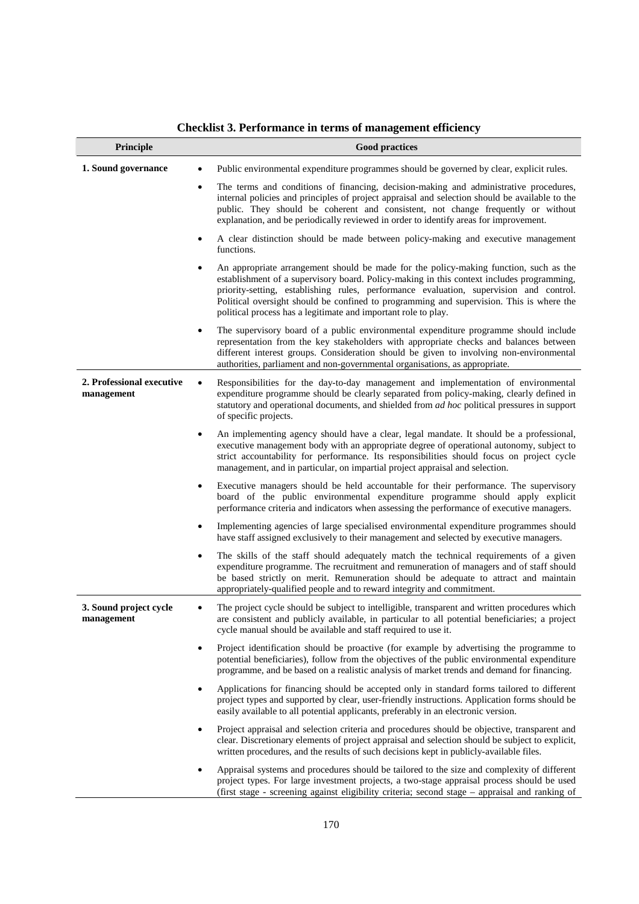**Checklist 3. Performance in terms of management efficiency**

| Principle | Good practices |
|---|---|
| **1. Sound governance** | • Public environmental expenditure programmes should be governed by clear, explicit rules.<br>• The terms and conditions of financing, decision-making and administrative procedures, internal policies and principles of project appraisal and selection should be available to the public. They should be coherent and consistent, not change frequently or without explanation, and be periodically reviewed in order to identify areas for improvement.<br>• A clear distinction should be made between policy-making and executive management functions.<br>• An appropriate arrangement should be made for the policy-making function, such as the establishment of a supervisory board. Policy-making in this context includes programming, priority-setting, establishing rules, performance evaluation, supervision and control. Political oversight should be confined to programming and supervision. This is where the political process has a legitimate and important role to play.<br>• The supervisory board of a public environmental expenditure programme should include representation from the key stakeholders with appropriate checks and balances between different interest groups. Consideration should be given to involving non-environmental authorities, parliament and non-governmental organisations, as appropriate. |
| **2. Professional executive management** | • Responsibilities for the day-to-day management and implementation of environmental expenditure programme should be clearly separated from policy-making, clearly defined in statutory and operational documents, and shielded from *ad hoc* political pressures in support of specific projects.<br>• An implementing agency should have a clear, legal mandate. It should be a professional, executive management body with an appropriate degree of operational autonomy, subject to strict accountability for performance. Its responsibilities should focus on project cycle management, and in particular, on impartial project appraisal and selection.<br>• Executive managers should be held accountable for their performance. The supervisory board of the public environmental expenditure programme should apply explicit performance criteria and indicators when assessing the performance of executive managers.<br>• Implementing agencies of large specialised environmental expenditure programmes should have staff assigned exclusively to their management and selected by executive managers.<br>• The skills of the staff should adequately match the technical requirements of a given expenditure programme. The recruitment and remuneration of managers and of staff should be based strictly on merit. Remuneration should be adequate to attract and maintain appropriately-qualified people and to reward integrity and commitment. |
| **3. Sound project cycle management** | • The project cycle should be subject to intelligible, transparent and written procedures which are consistent and publicly available, in particular to all potential beneficiaries; a project cycle manual should be available and staff required to use it.<br>• Project identification should be proactive (for example by advertising the programme to potential beneficiaries), follow from the objectives of the public environmental expenditure programme, and be based on a realistic analysis of market trends and demand for financing.<br>• Applications for financing should be accepted only in standard forms tailored to different project types and supported by clear, user-friendly instructions. Application forms should be easily available to all potential applicants, preferably in an electronic version.<br>• Project appraisal and selection criteria and procedures should be objective, transparent and clear. Discretionary elements of project appraisal and selection should be subject to explicit, written procedures, and the results of such decisions kept in publicly-available files.<br>• Appraisal systems and procedures should be tailored to the size and complexity of different project types. For large investment projects, a two-stage appraisal process should be used (first stage - screening against eligibility criteria; second stage – appraisal and ranking of |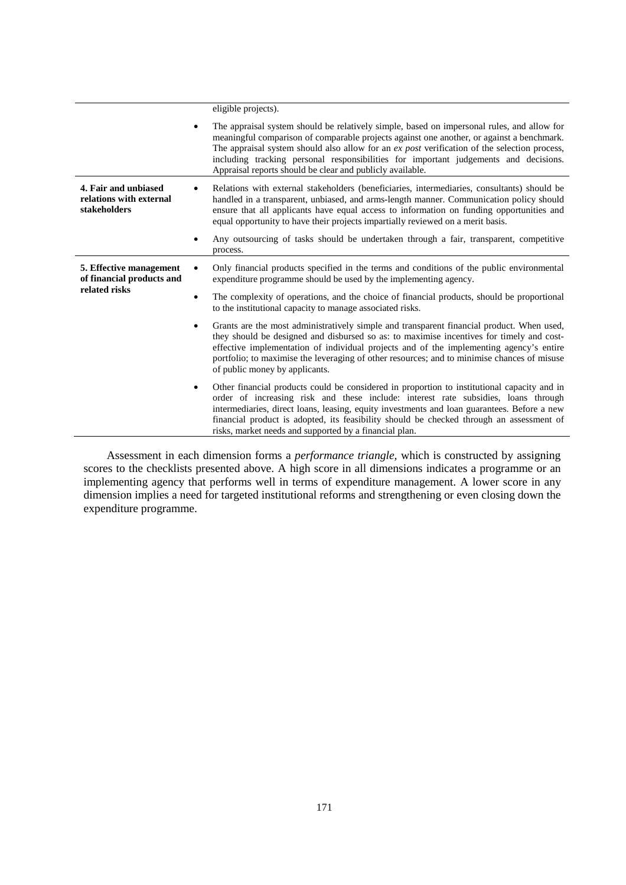| | |
|---|---|
| | eligible projects). |
| | • The appraisal system should be relatively simple, based on impersonal rules, and allow for meaningful comparison of comparable projects against one another, or against a benchmark. The appraisal system should also allow for an *ex post* verification of the selection process, including tracking personal responsibilities for important judgements and decisions. Appraisal reports should be clear and publicly available. |
| **4. Fair and unbiased relations with external stakeholders** | • Relations with external stakeholders (beneficiaries, intermediaries, consultants) should be handled in a transparent, unbiased, and arms-length manner. Communication policy should ensure that all applicants have equal access to information on funding opportunities and equal opportunity to have their projects impartially reviewed on a merit basis. |
| | • Any outsourcing of tasks should be undertaken through a fair, transparent, competitive process. |
| **5. Effective management of financial products and related risks** | • Only financial products specified in the terms and conditions of the public environmental expenditure programme should be used by the implementing agency. |
| | • The complexity of operations, and the choice of financial products, should be proportional to the institutional capacity to manage associated risks. |
| | • Grants are the most administratively simple and transparent financial product. When used, they should be designed and disbursed so as: to maximise incentives for timely and cost-effective implementation of individual projects and of the implementing agency's entire portfolio; to maximise the leveraging of other resources; and to minimise chances of misuse of public money by applicants. |
| | • Other financial products could be considered in proportion to institutional capacity and in order of increasing risk and these include: interest rate subsidies, loans through intermediaries, direct loans, leasing, equity investments and loan guarantees. Before a new financial product is adopted, its feasibility should be checked through an assessment of risks, market needs and supported by a financial plan. |

Assessment in each dimension forms a *performance triangle,* which is constructed by assigning scores to the checklists presented above. A high score in all dimensions indicates a programme or an implementing agency that performs well in terms of expenditure management. A lower score in any dimension implies a need for targeted institutional reforms and strengthening or even closing down the expenditure programme.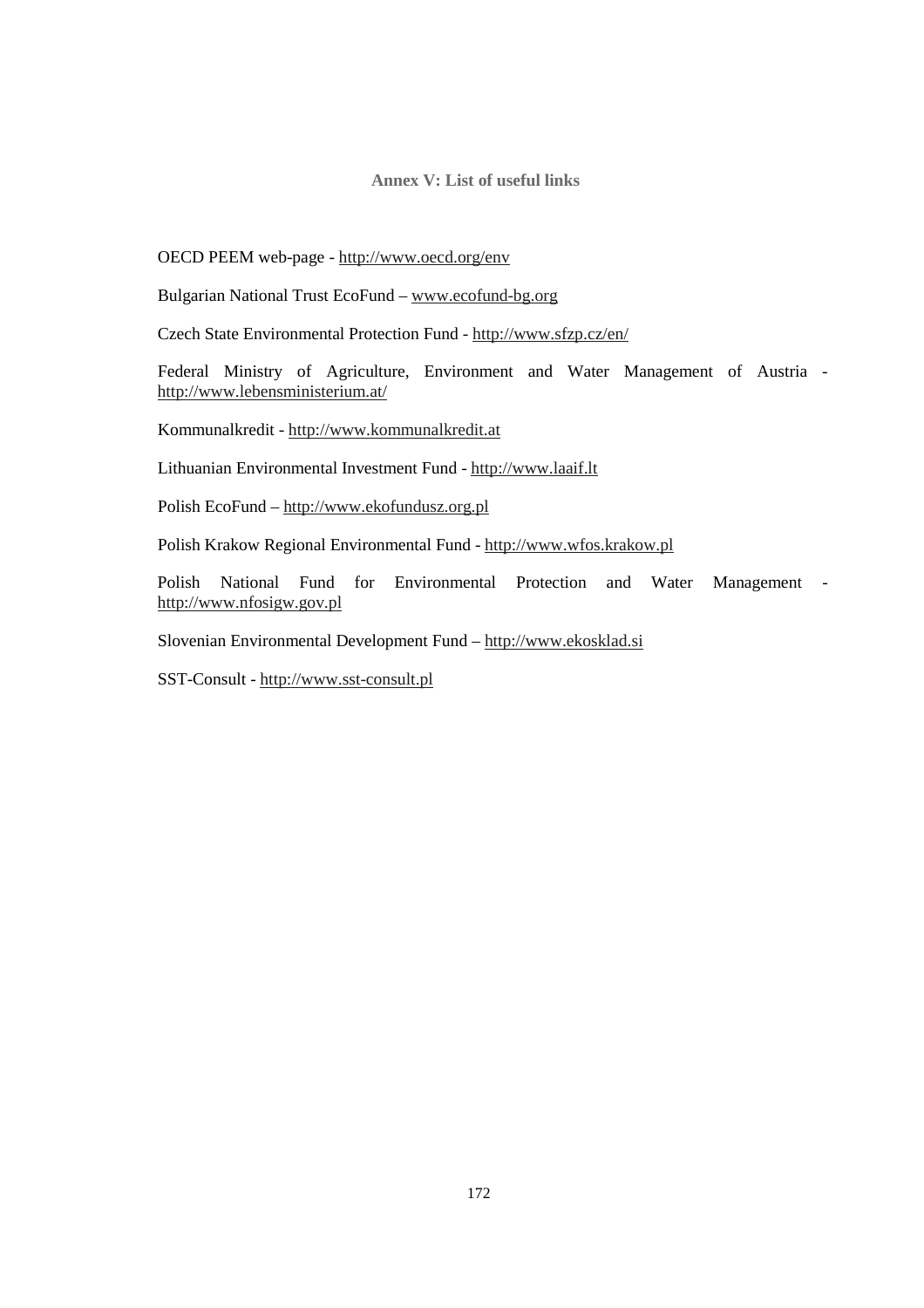## Annex V: List of useful links

OECD PEEM web-page - http://www.oecd.org/env

Bulgarian National Trust EcoFund – www.ecofund-bg.org

Czech State Environmental Protection Fund - http://www.sfzp.cz/en/

Federal Ministry of Agriculture, Environment and Water Management of Austria - http://www.lebensministerium.at/

Kommunalkredit - http://www.kommunalkredit.at

Lithuanian Environmental Investment Fund - http://www.laaif.lt

Polish EcoFund – http://www.ekofundusz.org.pl

Polish Krakow Regional Environmental Fund - http://www.wfos.krakow.pl

Polish National Fund for Environmental Protection and Water Management - http://www.nfosigw.gov.pl

Slovenian Environmental Development Fund – http://www.ekosklad.si

SST-Consult - http://www.sst-consult.pl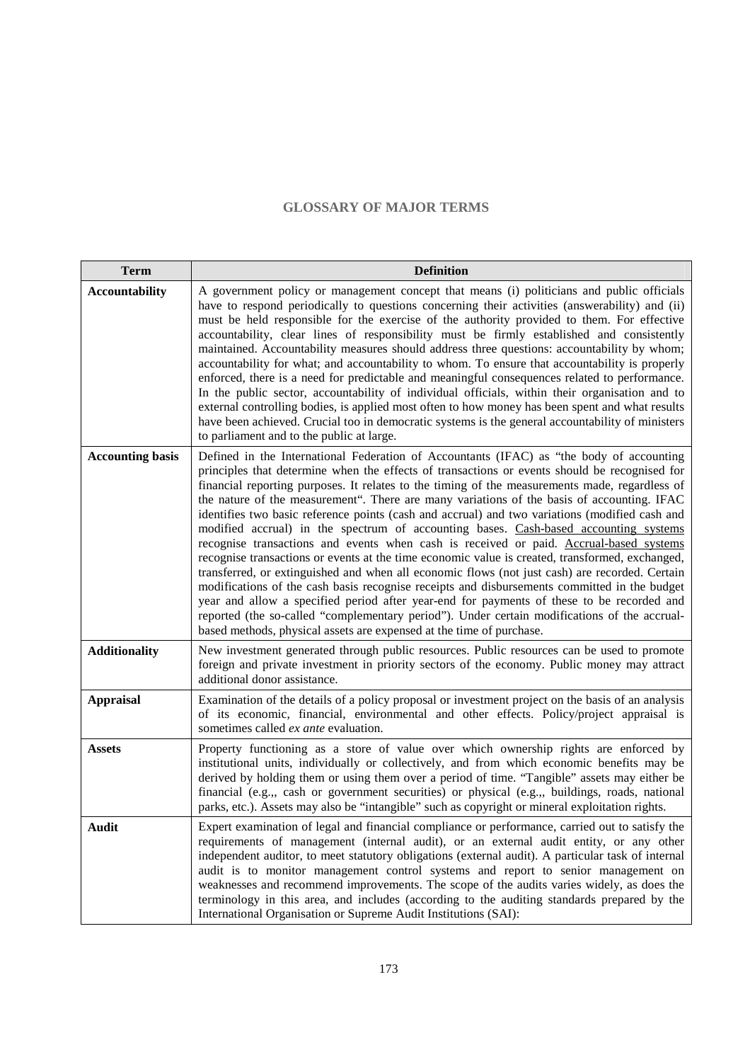## GLOSSARY OF MAJOR TERMS

| Term | Definition |
|---|---|
| **Accountability** | A government policy or management concept that means (i) politicians and public officials have to respond periodically to questions concerning their activities (answerability) and (ii) must be held responsible for the exercise of the authority provided to them. For effective accountability, clear lines of responsibility must be firmly established and consistently maintained. Accountability measures should address three questions: accountability by whom; accountability for what; and accountability to whom. To ensure that accountability is properly enforced, there is a need for predictable and meaningful consequences related to performance. In the public sector, accountability of individual officials, within their organisation and to external controlling bodies, is applied most often to how money has been spent and what results have been achieved. Crucial too in democratic systems is the general accountability of ministers to parliament and to the public at large. |
| **Accounting basis** | Defined in the International Federation of Accountants (IFAC) as "the body of accounting principles that determine when the effects of transactions or events should be recognised for financial reporting purposes. It relates to the timing of the measurements made, regardless of the nature of the measurement". There are many variations of the basis of accounting. IFAC identifies two basic reference points (cash and accrual) and two variations (modified cash and modified accrual) in the spectrum of accounting bases. Cash-based accounting systems recognise transactions and events when cash is received or paid. Accrual-based systems recognise transactions or events at the time economic value is created, transformed, exchanged, transferred, or extinguished and when all economic flows (not just cash) are recorded. Certain modifications of the cash basis recognise receipts and disbursements committed in the budget year and allow a specified period after year-end for payments of these to be recorded and reported (the so-called "complementary period"). Under certain modifications of the accrual-based methods, physical assets are expensed at the time of purchase. |
| **Additionality** | New investment generated through public resources. Public resources can be used to promote foreign and private investment in priority sectors of the economy. Public money may attract additional donor assistance. |
| **Appraisal** | Examination of the details of a policy proposal or investment project on the basis of an analysis of its economic, financial, environmental and other effects. Policy/project appraisal is sometimes called *ex ante* evaluation. |
| **Assets** | Property functioning as a store of value over which ownership rights are enforced by institutional units, individually or collectively, and from which economic benefits may be derived by holding them or using them over a period of time. "Tangible" assets may either be financial (e.g.,, cash or government securities) or physical (e.g.,, buildings, roads, national parks, etc.). Assets may also be "intangible" such as copyright or mineral exploitation rights. |
| **Audit** | Expert examination of legal and financial compliance or performance, carried out to satisfy the requirements of management (internal audit), or an external audit entity, or any other independent auditor, to meet statutory obligations (external audit). A particular task of internal audit is to monitor management control systems and report to senior management on weaknesses and recommend improvements. The scope of the audits varies widely, as does the terminology in this area, and includes (according to the auditing standards prepared by the International Organisation or Supreme Audit Institutions (SAI): |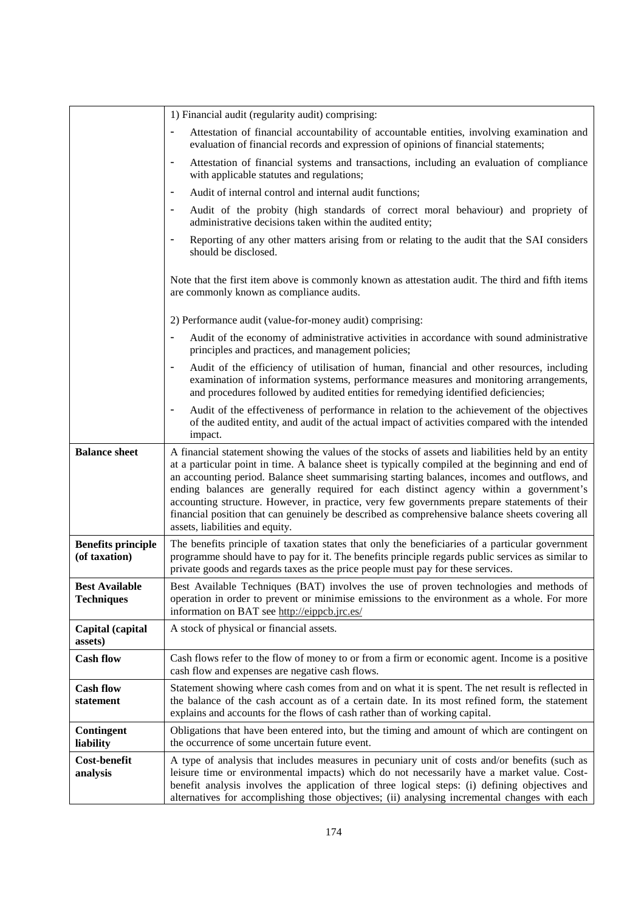| | |
|---|---|
| | 1) Financial audit (regularity audit) comprising:<br>- Attestation of financial accountability of accountable entities, involving examination and evaluation of financial records and expression of opinions of financial statements;<br>- Attestation of financial systems and transactions, including an evaluation of compliance with applicable statutes and regulations;<br>- Audit of internal control and internal audit functions;<br>- Audit of the probity (high standards of correct moral behaviour) and propriety of administrative decisions taken within the audited entity;<br>- Reporting of any other matters arising from or relating to the audit that the SAI considers should be disclosed.<br><br>Note that the first item above is commonly known as attestation audit. The third and fifth items are commonly known as compliance audits.<br><br>2) Performance audit (value-for-money audit) comprising:<br>- Audit of the economy of administrative activities in accordance with sound administrative principles and practices, and management policies;<br>- Audit of the efficiency of utilisation of human, financial and other resources, including examination of information systems, performance measures and monitoring arrangements, and procedures followed by audited entities for remedying identified deficiencies;<br>- Audit of the effectiveness of performance in relation to the achievement of the objectives of the audited entity, and audit of the actual impact of activities compared with the intended impact. |
| **Balance sheet** | A financial statement showing the values of the stocks of assets and liabilities held by an entity at a particular point in time. A balance sheet is typically compiled at the beginning and end of an accounting period. Balance sheet summarising starting balances, incomes and outflows, and ending balances are generally required for each distinct agency within a government's accounting structure. However, in practice, very few governments prepare statements of their financial position that can genuinely be described as comprehensive balance sheets covering all assets, liabilities and equity. |
| **Benefits principle (of taxation)** | The benefits principle of taxation states that only the beneficiaries of a particular government programme should have to pay for it. The benefits principle regards public services as similar to private goods and regards taxes as the price people must pay for these services. |
| **Best Available Techniques** | Best Available Techniques (BAT) involves the use of proven technologies and methods of operation in order to prevent or minimise emissions to the environment as a whole. For more information on BAT see http://eippcb.jrc.es/ |
| **Capital (capital assets)** | A stock of physical or financial assets. |
| **Cash flow** | Cash flows refer to the flow of money to or from a firm or economic agent. Income is a positive cash flow and expenses are negative cash flows. |
| **Cash flow statement** | Statement showing where cash comes from and on what it is spent. The net result is reflected in the balance of the cash account as of a certain date. In its most refined form, the statement explains and accounts for the flows of cash rather than of working capital. |
| **Contingent liability** | Obligations that have been entered into, but the timing and amount of which are contingent on the occurrence of some uncertain future event. |
| **Cost-benefit analysis** | A type of analysis that includes measures in pecuniary unit of costs and/or benefits (such as leisure time or environmental impacts) which do not necessarily have a market value. Cost-benefit analysis involves the application of three logical steps: (i) defining objectives and alternatives for accomplishing those objectives; (ii) analysing incremental changes with each |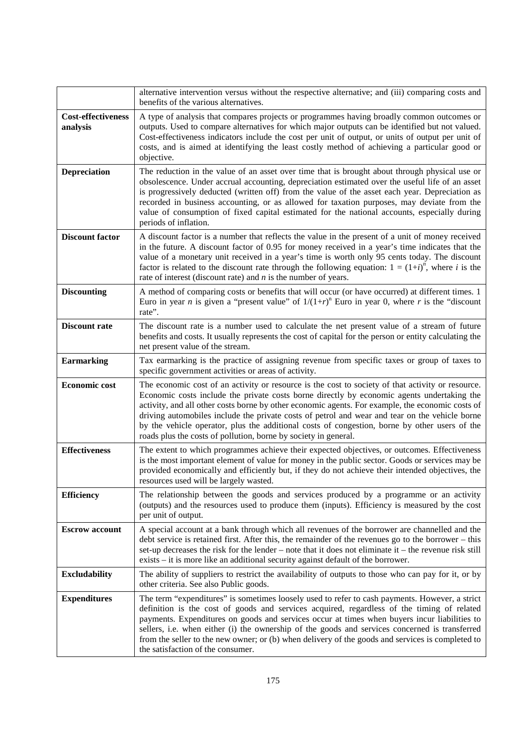| | |
|---|---|
| | alternative intervention versus without the respective alternative; and (iii) comparing costs and benefits of the various alternatives. |
| **Cost-effectiveness analysis** | A type of analysis that compares projects or programmes having broadly common outcomes or outputs. Used to compare alternatives for which major outputs can be identified but not valued. Cost-effectiveness indicators include the cost per unit of output, or units of output per unit of costs, and is aimed at identifying the least costly method of achieving a particular good or objective. |
| **Depreciation** | The reduction in the value of an asset over time that is brought about through physical use or obsolescence. Under accrual accounting, depreciation estimated over the useful life of an asset is progressively deducted (written off) from the value of the asset each year. Depreciation as recorded in business accounting, or as allowed for taxation purposes, may deviate from the value of consumption of fixed capital estimated for the national accounts, especially during periods of inflation. |
| **Discount factor** | A discount factor is a number that reflects the value in the present of a unit of money received in the future. A discount factor of 0.95 for money received in a year's time indicates that the value of a monetary unit received in a year's time is worth only 95 cents today. The discount factor is related to the discount rate through the following equation: $1 = (1+i)^n$, where *i* is the rate of interest (discount rate) and *n* is the number of years. |
| **Discounting** | A method of comparing costs or benefits that will occur (or have occurred) at different times. 1 Euro in year *n* is given a "present value" of $1/(1+r)^n$ Euro in year 0, where *r* is the "discount rate". |
| **Discount rate** | The discount rate is a number used to calculate the net present value of a stream of future benefits and costs. It usually represents the cost of capital for the person or entity calculating the net present value of the stream. |
| **Earmarking** | Tax earmarking is the practice of assigning revenue from specific taxes or group of taxes to specific government activities or areas of activity. |
| **Economic cost** | The economic cost of an activity or resource is the cost to society of that activity or resource. Economic costs include the private costs borne directly by economic agents undertaking the activity, and all other costs borne by other economic agents. For example, the economic costs of driving automobiles include the private costs of petrol and wear and tear on the vehicle borne by the vehicle operator, plus the additional costs of congestion, borne by other users of the roads plus the costs of pollution, borne by society in general. |
| **Effectiveness** | The extent to which programmes achieve their expected objectives, or outcomes. Effectiveness is the most important element of value for money in the public sector. Goods or services may be provided economically and efficiently but, if they do not achieve their intended objectives, the resources used will be largely wasted. |
| **Efficiency** | The relationship between the goods and services produced by a programme or an activity (outputs) and the resources used to produce them (inputs). Efficiency is measured by the cost per unit of output. |
| **Escrow account** | A special account at a bank through which all revenues of the borrower are channelled and the debt service is retained first. After this, the remainder of the revenues go to the borrower – this set-up decreases the risk for the lender – note that it does not eliminate it – the revenue risk still exists – it is more like an additional security against default of the borrower. |
| **Excludability** | The ability of suppliers to restrict the availability of outputs to those who can pay for it, or by other criteria. See also Public goods. |
| **Expenditures** | The term "expenditures" is sometimes loosely used to refer to cash payments. However, a strict definition is the cost of goods and services acquired, regardless of the timing of related payments. Expenditures on goods and services occur at times when buyers incur liabilities to sellers, i.e. when either (i) the ownership of the goods and services concerned is transferred from the seller to the new owner; or (b) when delivery of the goods and services is completed to the satisfaction of the consumer. |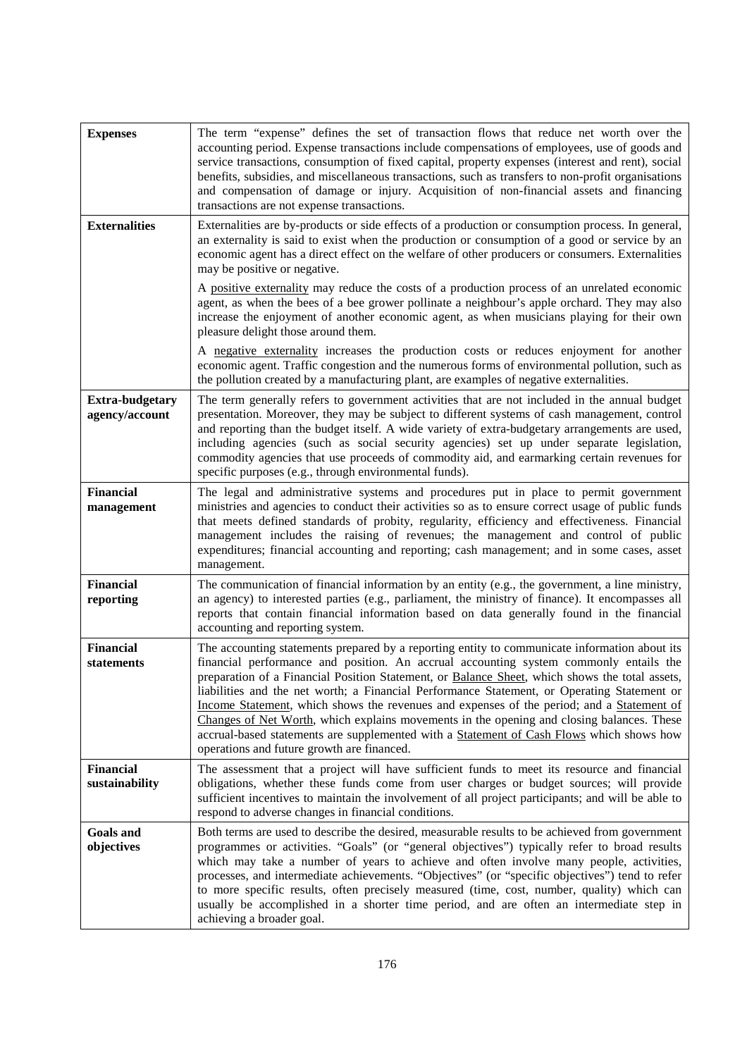| | |
|---|---|
| **Expenses** | The term "expense" defines the set of transaction flows that reduce net worth over the accounting period. Expense transactions include compensations of employees, use of goods and service transactions, consumption of fixed capital, property expenses (interest and rent), social benefits, subsidies, and miscellaneous transactions, such as transfers to non-profit organisations and compensation of damage or injury. Acquisition of non-financial assets and financing transactions are not expense transactions. |
| **Externalities** | Externalities are by-products or side effects of a production or consumption process. In general, an externality is said to exist when the production or consumption of a good or service by an economic agent has a direct effect on the welfare of other producers or consumers. Externalities may be positive or negative.<br><br>A positive externality may reduce the costs of a production process of an unrelated economic agent, as when the bees of a bee grower pollinate a neighbour's apple orchard. They may also increase the enjoyment of another economic agent, as when musicians playing for their own pleasure delight those around them.<br><br>A negative externality increases the production costs or reduces enjoyment for another economic agent. Traffic congestion and the numerous forms of environmental pollution, such as the pollution created by a manufacturing plant, are examples of negative externalities. |
| **Extra-budgetary agency/account** | The term generally refers to government activities that are not included in the annual budget presentation. Moreover, they may be subject to different systems of cash management, control and reporting than the budget itself. A wide variety of extra-budgetary arrangements are used, including agencies (such as social security agencies) set up under separate legislation, commodity agencies that use proceeds of commodity aid, and earmarking certain revenues for specific purposes (e.g., through environmental funds). |
| **Financial management** | The legal and administrative systems and procedures put in place to permit government ministries and agencies to conduct their activities so as to ensure correct usage of public funds that meets defined standards of probity, regularity, efficiency and effectiveness. Financial management includes the raising of revenues; the management and control of public expenditures; financial accounting and reporting; cash management; and in some cases, asset management. |
| **Financial reporting** | The communication of financial information by an entity (e.g., the government, a line ministry, an agency) to interested parties (e.g., parliament, the ministry of finance). It encompasses all reports that contain financial information based on data generally found in the financial accounting and reporting system. |
| **Financial statements** | The accounting statements prepared by a reporting entity to communicate information about its financial performance and position. An accrual accounting system commonly entails the preparation of a Financial Position Statement, or Balance Sheet, which shows the total assets, liabilities and the net worth; a Financial Performance Statement, or Operating Statement or Income Statement, which shows the revenues and expenses of the period; and a Statement of Changes of Net Worth, which explains movements in the opening and closing balances. These accrual-based statements are supplemented with a Statement of Cash Flows which shows how operations and future growth are financed. |
| **Financial sustainability** | The assessment that a project will have sufficient funds to meet its resource and financial obligations, whether these funds come from user charges or budget sources; will provide sufficient incentives to maintain the involvement of all project participants; and will be able to respond to adverse changes in financial conditions. |
| **Goals and objectives** | Both terms are used to describe the desired, measurable results to be achieved from government programmes or activities. "Goals" (or "general objectives") typically refer to broad results which may take a number of years to achieve and often involve many people, activities, processes, and intermediate achievements. "Objectives" (or "specific objectives") tend to refer to more specific results, often precisely measured (time, cost, number, quality) which can usually be accomplished in a shorter time period, and are often an intermediate step in achieving a broader goal. |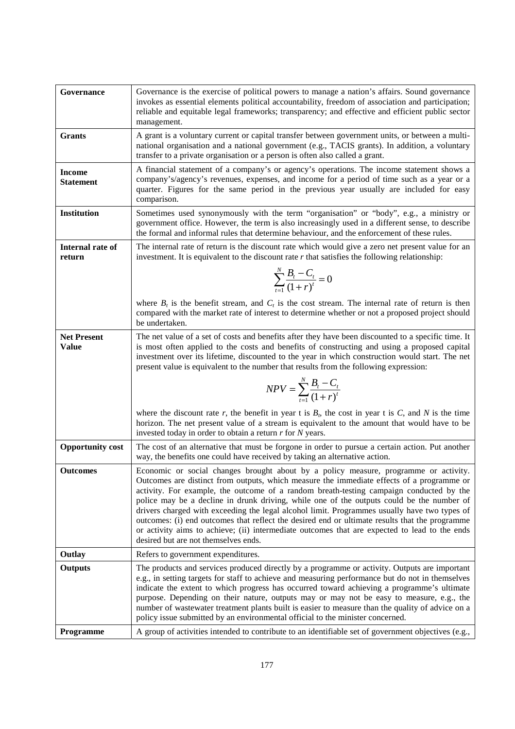| | |
|---|---|
| **Governance** | Governance is the exercise of political powers to manage a nation's affairs. Sound governance invokes as essential elements political accountability, freedom of association and participation; reliable and equitable legal frameworks; transparency; and effective and efficient public sector management. |
| **Grants** | A grant is a voluntary current or capital transfer between government units, or between a multi-national organisation and a national government (e.g., TACIS grants). In addition, a voluntary transfer to a private organisation or a person is often also called a grant. |
| **Income Statement** | A financial statement of a company's or agency's operations. The income statement shows a company's/agency's revenues, expenses, and income for a period of time such as a year or a quarter. Figures for the same period in the previous year usually are included for easy comparison. |
| **Institution** | Sometimes used synonymously with the term "organisation" or "body", e.g., a ministry or government office. However, the term is also increasingly used in a different sense, to describe the formal and informal rules that determine behaviour, and the enforcement of these rules. |
| **Internal rate of return** | The internal rate of return is the discount rate which would give a zero net present value for an investment. It is equivalent to the discount rate *r* that satisfies the following relationship: $$\sum_{t=1}^{N} \frac{B_t - C_t}{(1+r)^t} = 0$$ where $B_t$ is the benefit stream, and $C_t$ is the cost stream. The internal rate of return is then compared with the market rate of interest to determine whether or not a proposed project should be undertaken. |
| **Net Present Value** | The net value of a set of costs and benefits after they have been discounted to a specific time. It is most often applied to the costs and benefits of constructing and using a proposed capital investment over its lifetime, discounted to the year in which construction would start. The net present value is equivalent to the number that results from the following expression: $$NPV = \sum_{t=1}^{N} \frac{B_t - C_t}{(1+r)^t}$$ where the discount rate $r$, the benefit in year t is $B_t$, the cost in year t is $C$, and $N$ is the time horizon. The net present value of a stream is equivalent to the amount that would have to be invested today in order to obtain a return $r$ for $N$ years. |
| **Opportunity cost** | The cost of an alternative that must be forgone in order to pursue a certain action. Put another way, the benefits one could have received by taking an alternative action. |
| **Outcomes** | Economic or social changes brought about by a policy measure, programme or activity. Outcomes are distinct from outputs, which measure the immediate effects of a programme or activity. For example, the outcome of a random breath-testing campaign conducted by the police may be a decline in drunk driving, while one of the outputs could be the number of drivers charged with exceeding the legal alcohol limit. Programmes usually have two types of outcomes: (i) end outcomes that reflect the desired end or ultimate results that the programme or activity aims to achieve; (ii) intermediate outcomes that are expected to lead to the ends desired but are not themselves ends. |
| **Outlay** | Refers to government expenditures. |
| **Outputs** | The products and services produced directly by a programme or activity. Outputs are important e.g., in setting targets for staff to achieve and measuring performance but do not in themselves indicate the extent to which progress has occurred toward achieving a programme's ultimate purpose. Depending on their nature, outputs may or may not be easy to measure, e.g., the number of wastewater treatment plants built is easier to measure than the quality of advice on a policy issue submitted by an environmental official to the minister concerned. |
| **Programme** | A group of activities intended to contribute to an identifiable set of government objectives (e.g., |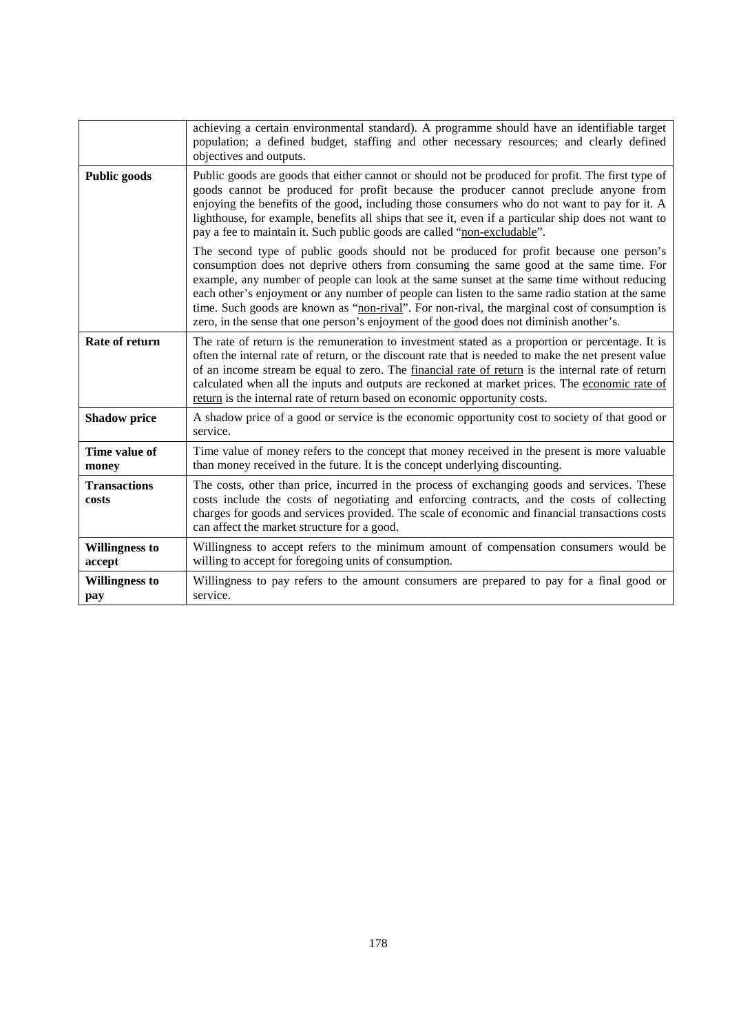| | |
|---|---|
| | achieving a certain environmental standard). A programme should have an identifiable target population; a defined budget, staffing and other necessary resources; and clearly defined objectives and outputs. |
| **Public goods** | Public goods are goods that either cannot or should not be produced for profit. The first type of goods cannot be produced for profit because the producer cannot preclude anyone from enjoying the benefits of the good, including those consumers who do not want to pay for it. A lighthouse, for example, benefits all ships that see it, even if a particular ship does not want to pay a fee to maintain it. Such public goods are called "non-excludable".<br><br>The second type of public goods should not be produced for profit because one person's consumption does not deprive others from consuming the same good at the same time. For example, any number of people can look at the same sunset at the same time without reducing each other's enjoyment or any number of people can listen to the same radio station at the same time. Such goods are known as "non-rival". For non-rival, the marginal cost of consumption is zero, in the sense that one person's enjoyment of the good does not diminish another's. |
| **Rate of return** | The rate of return is the remuneration to investment stated as a proportion or percentage. It is often the internal rate of return, or the discount rate that is needed to make the net present value of an income stream be equal to zero. The financial rate of return is the internal rate of return calculated when all the inputs and outputs are reckoned at market prices. The economic rate of return is the internal rate of return based on economic opportunity costs. |
| **Shadow price** | A shadow price of a good or service is the economic opportunity cost to society of that good or service. |
| **Time value of money** | Time value of money refers to the concept that money received in the present is more valuable than money received in the future. It is the concept underlying discounting. |
| **Transactions costs** | The costs, other than price, incurred in the process of exchanging goods and services. These costs include the costs of negotiating and enforcing contracts, and the costs of collecting charges for goods and services provided. The scale of economic and financial transactions costs can affect the market structure for a good. |
| **Willingness to accept** | Willingness to accept refers to the minimum amount of compensation consumers would be willing to accept for foregoing units of consumption. |
| **Willingness to pay** | Willingness to pay refers to the amount consumers are prepared to pay for a final good or service. |